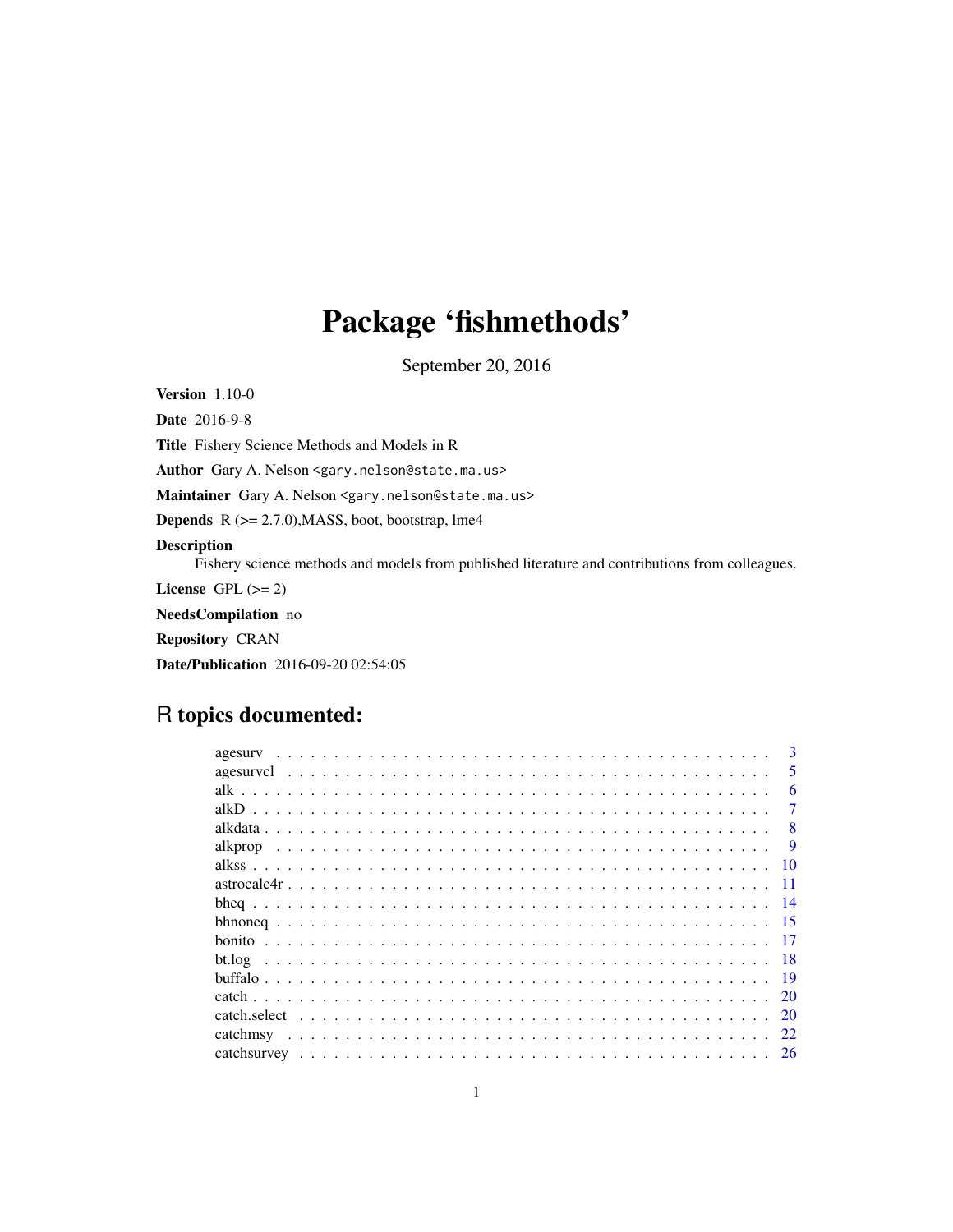# Package ‘fishmethods’

September 20, 2016

**Version** 1.10-0

**Date** 2016-9-8

**Title** Fishery Science Methods and Models in R

**Author** Gary A. Nelson <gary.nelson@state.ma.us>

**Maintainer** Gary A. Nelson <gary.nelson@state.ma.us>

**Depends** R (>= 2.7.0),MASS, boot, bootstrap, lme4

**Description**
Fishery science methods and models from published literature and contributions from colleagues.

**License** GPL (>= 2)

**NeedsCompilation** no

**Repository** CRAN

**Date/Publication** 2016-09-20 02:54:05

## R topics documented:

| | |
|---|---|
| agesurv | 3 |
| agesurvcl | 5 |
| alk | 6 |
| alkD | 7 |
| alkdata | 8 |
| alkprop | 9 |
| alkss | 10 |
| astrocalc4r | 11 |
| bheq | 14 |
| bhnoneq | 15 |
| bonito | 17 |
| bt.log | 18 |
| buffalo | 19 |
| catch | 20 |
| catch.select | 20 |
| catchmsy | 22 |
| catchsurvey | 26 |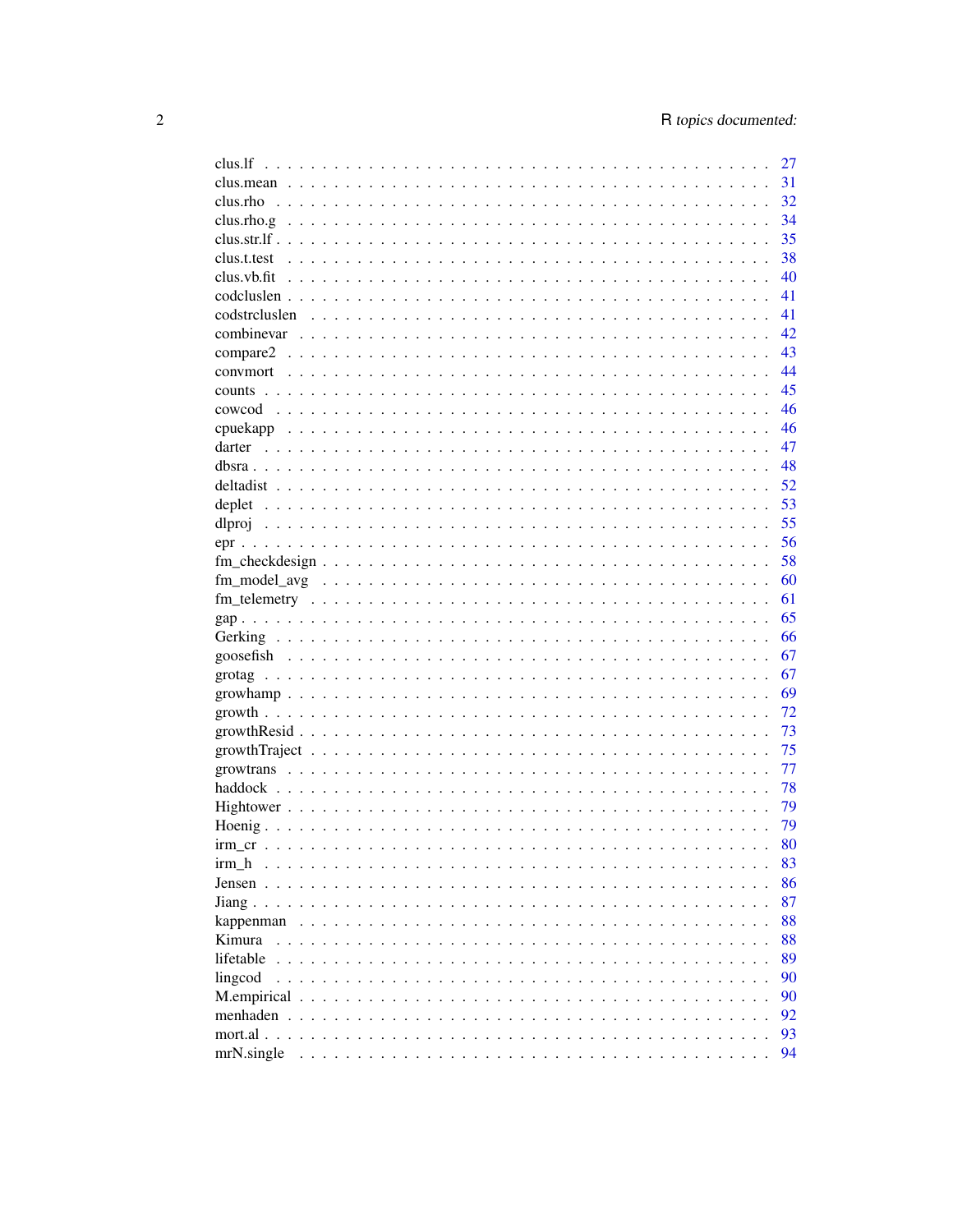clus.lf . . . . . . . . . . . . . . . . . . . . . . . . . . . . . . . . . . . . . . . . . 27
clus.mean . . . . . . . . . . . . . . . . . . . . . . . . . . . . . . . . . . . . . . . . 31
clus.rho . . . . . . . . . . . . . . . . . . . . . . . . . . . . . . . . . . . . . . . . . 32
clus.rho.g . . . . . . . . . . . . . . . . . . . . . . . . . . . . . . . . . . . . . . . . 34
clus.str.lf . . . . . . . . . . . . . . . . . . . . . . . . . . . . . . . . . . . . . . . . 35
clus.t.test . . . . . . . . . . . . . . . . . . . . . . . . . . . . . . . . . . . . . . . . 38
clus.vb.fit . . . . . . . . . . . . . . . . . . . . . . . . . . . . . . . . . . . . . . . . 40
codcluslen . . . . . . . . . . . . . . . . . . . . . . . . . . . . . . . . . . . . . . . . 41
codstrcluslen . . . . . . . . . . . . . . . . . . . . . . . . . . . . . . . . . . . . . . 41
combinevar . . . . . . . . . . . . . . . . . . . . . . . . . . . . . . . . . . . . . . . . 42
compare2 . . . . . . . . . . . . . . . . . . . . . . . . . . . . . . . . . . . . . . . . . 43
convmort . . . . . . . . . . . . . . . . . . . . . . . . . . . . . . . . . . . . . . . . . 44
counts . . . . . . . . . . . . . . . . . . . . . . . . . . . . . . . . . . . . . . . . . . 45
cowcod . . . . . . . . . . . . . . . . . . . . . . . . . . . . . . . . . . . . . . . . . . 46
cpuekapp . . . . . . . . . . . . . . . . . . . . . . . . . . . . . . . . . . . . . . . . . 46
darter . . . . . . . . . . . . . . . . . . . . . . . . . . . . . . . . . . . . . . . . . . 47
dbsra . . . . . . . . . . . . . . . . . . . . . . . . . . . . . . . . . . . . . . . . . . . 48
deltadist . . . . . . . . . . . . . . . . . . . . . . . . . . . . . . . . . . . . . . . . . 52
deplet . . . . . . . . . . . . . . . . . . . . . . . . . . . . . . . . . . . . . . . . . . 53
dlproj . . . . . . . . . . . . . . . . . . . . . . . . . . . . . . . . . . . . . . . . . . 55
epr . . . . . . . . . . . . . . . . . . . . . . . . . . . . . . . . . . . . . . . . . . . . 56
fm_checkdesign . . . . . . . . . . . . . . . . . . . . . . . . . . . . . . . . . . . . . 58
fm_model_avg . . . . . . . . . . . . . . . . . . . . . . . . . . . . . . . . . . . . . . 60
fm_telemetry . . . . . . . . . . . . . . . . . . . . . . . . . . . . . . . . . . . . . . . 61
gap . . . . . . . . . . . . . . . . . . . . . . . . . . . . . . . . . . . . . . . . . . . . 65
Gerking . . . . . . . . . . . . . . . . . . . . . . . . . . . . . . . . . . . . . . . . . . 66
goosefish . . . . . . . . . . . . . . . . . . . . . . . . . . . . . . . . . . . . . . . . . 67
grotag . . . . . . . . . . . . . . . . . . . . . . . . . . . . . . . . . . . . . . . . . . . 67
growhamp . . . . . . . . . . . . . . . . . . . . . . . . . . . . . . . . . . . . . . . . . 69
growth . . . . . . . . . . . . . . . . . . . . . . . . . . . . . . . . . . . . . . . . . . . 72
growthResid . . . . . . . . . . . . . . . . . . . . . . . . . . . . . . . . . . . . . . . . 73
growthTraject . . . . . . . . . . . . . . . . . . . . . . . . . . . . . . . . . . . . . . . 75
growtrans . . . . . . . . . . . . . . . . . . . . . . . . . . . . . . . . . . . . . . . . . 77
haddock . . . . . . . . . . . . . . . . . . . . . . . . . . . . . . . . . . . . . . . . . . 78
Hightower . . . . . . . . . . . . . . . . . . . . . . . . . . . . . . . . . . . . . . . . . 79
Hoenig . . . . . . . . . . . . . . . . . . . . . . . . . . . . . . . . . . . . . . . . . . . 79
irm_cr . . . . . . . . . . . . . . . . . . . . . . . . . . . . . . . . . . . . . . . . . . . 80
irm_h . . . . . . . . . . . . . . . . . . . . . . . . . . . . . . . . . . . . . . . . . . . . 83
Jensen . . . . . . . . . . . . . . . . . . . . . . . . . . . . . . . . . . . . . . . . . . . 86
Jiang . . . . . . . . . . . . . . . . . . . . . . . . . . . . . . . . . . . . . . . . . . . . 87
kappenman . . . . . . . . . . . . . . . . . . . . . . . . . . . . . . . . . . . . . . . . . 88
Kimura . . . . . . . . . . . . . . . . . . . . . . . . . . . . . . . . . . . . . . . . . . . 88
lifetable . . . . . . . . . . . . . . . . . . . . . . . . . . . . . . . . . . . . . . . . . . 89
lingcod . . . . . . . . . . . . . . . . . . . . . . . . . . . . . . . . . . . . . . . . . . . 90
M.empirical . . . . . . . . . . . . . . . . . . . . . . . . . . . . . . . . . . . . . . . . 90
menhaden . . . . . . . . . . . . . . . . . . . . . . . . . . . . . . . . . . . . . . . . . . 92
mort.al . . . . . . . . . . . . . . . . . . . . . . . . . . . . . . . . . . . . . . . . . . . 93
mrN.single . . . . . . . . . . . . . . . . . . . . . . . . . . . . . . . . . . . . . . . . . 94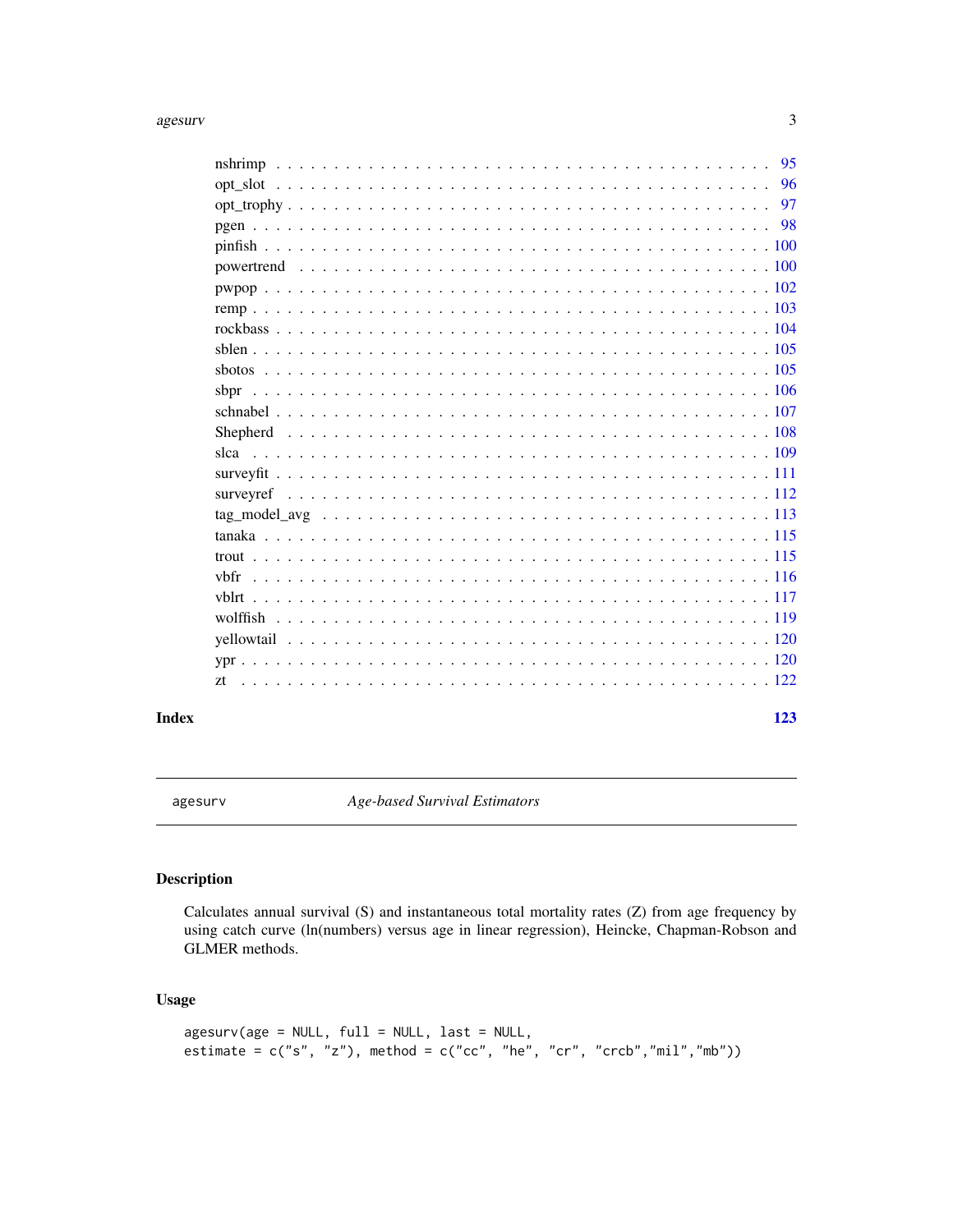nshrimp . . . . . . . . . . . . . . . . . . . . . . . . . . . . . . . . . . . . . . . . 95
opt_slot . . . . . . . . . . . . . . . . . . . . . . . . . . . . . . . . . . . . . . . . 96
opt_trophy . . . . . . . . . . . . . . . . . . . . . . . . . . . . . . . . . . . . . . . 97
pgen . . . . . . . . . . . . . . . . . . . . . . . . . . . . . . . . . . . . . . . . . . 98
pinfish . . . . . . . . . . . . . . . . . . . . . . . . . . . . . . . . . . . . . . . . 100
powertrend . . . . . . . . . . . . . . . . . . . . . . . . . . . . . . . . . . . . . . 100
pwpop . . . . . . . . . . . . . . . . . . . . . . . . . . . . . . . . . . . . . . . . . 102
remp . . . . . . . . . . . . . . . . . . . . . . . . . . . . . . . . . . . . . . . . . . 103
rockbass . . . . . . . . . . . . . . . . . . . . . . . . . . . . . . . . . . . . . . . 104
sblen . . . . . . . . . . . . . . . . . . . . . . . . . . . . . . . . . . . . . . . . . 105
sbotos . . . . . . . . . . . . . . . . . . . . . . . . . . . . . . . . . . . . . . . . 105
sbpr . . . . . . . . . . . . . . . . . . . . . . . . . . . . . . . . . . . . . . . . . . 106
schnabel . . . . . . . . . . . . . . . . . . . . . . . . . . . . . . . . . . . . . . . 107
Shepherd . . . . . . . . . . . . . . . . . . . . . . . . . . . . . . . . . . . . . . . 108
slca . . . . . . . . . . . . . . . . . . . . . . . . . . . . . . . . . . . . . . . . . . 109
surveyfit . . . . . . . . . . . . . . . . . . . . . . . . . . . . . . . . . . . . . . . 111
surveyref . . . . . . . . . . . . . . . . . . . . . . . . . . . . . . . . . . . . . . . 112
tag_model_avg . . . . . . . . . . . . . . . . . . . . . . . . . . . . . . . . . . . . 113
tanaka . . . . . . . . . . . . . . . . . . . . . . . . . . . . . . . . . . . . . . . . 115
trout . . . . . . . . . . . . . . . . . . . . . . . . . . . . . . . . . . . . . . . . . 115
vbfr . . . . . . . . . . . . . . . . . . . . . . . . . . . . . . . . . . . . . . . . . . 116
vblrt . . . . . . . . . . . . . . . . . . . . . . . . . . . . . . . . . . . . . . . . . 117
wolffish . . . . . . . . . . . . . . . . . . . . . . . . . . . . . . . . . . . . . . . . 119
yellowtail . . . . . . . . . . . . . . . . . . . . . . . . . . . . . . . . . . . . . . . 120
ypr . . . . . . . . . . . . . . . . . . . . . . . . . . . . . . . . . . . . . . . . . . . 120
zt . . . . . . . . . . . . . . . . . . . . . . . . . . . . . . . . . . . . . . . . . . . 122

**Index** 123

---

agesurv *Age-based Survival Estimators*

---

## Description

Calculates annual survival (S) and instantaneous total mortality rates (Z) from age frequency by using catch curve (ln(numbers) versus age in linear regression), Heincke, Chapman-Robson and GLMER methods.

## Usage

```
agesurv(age = NULL, full = NULL, last = NULL,
estimate = c("s", "z"), method = c("cc", "he", "cr", "crcb","mil","mb"))
```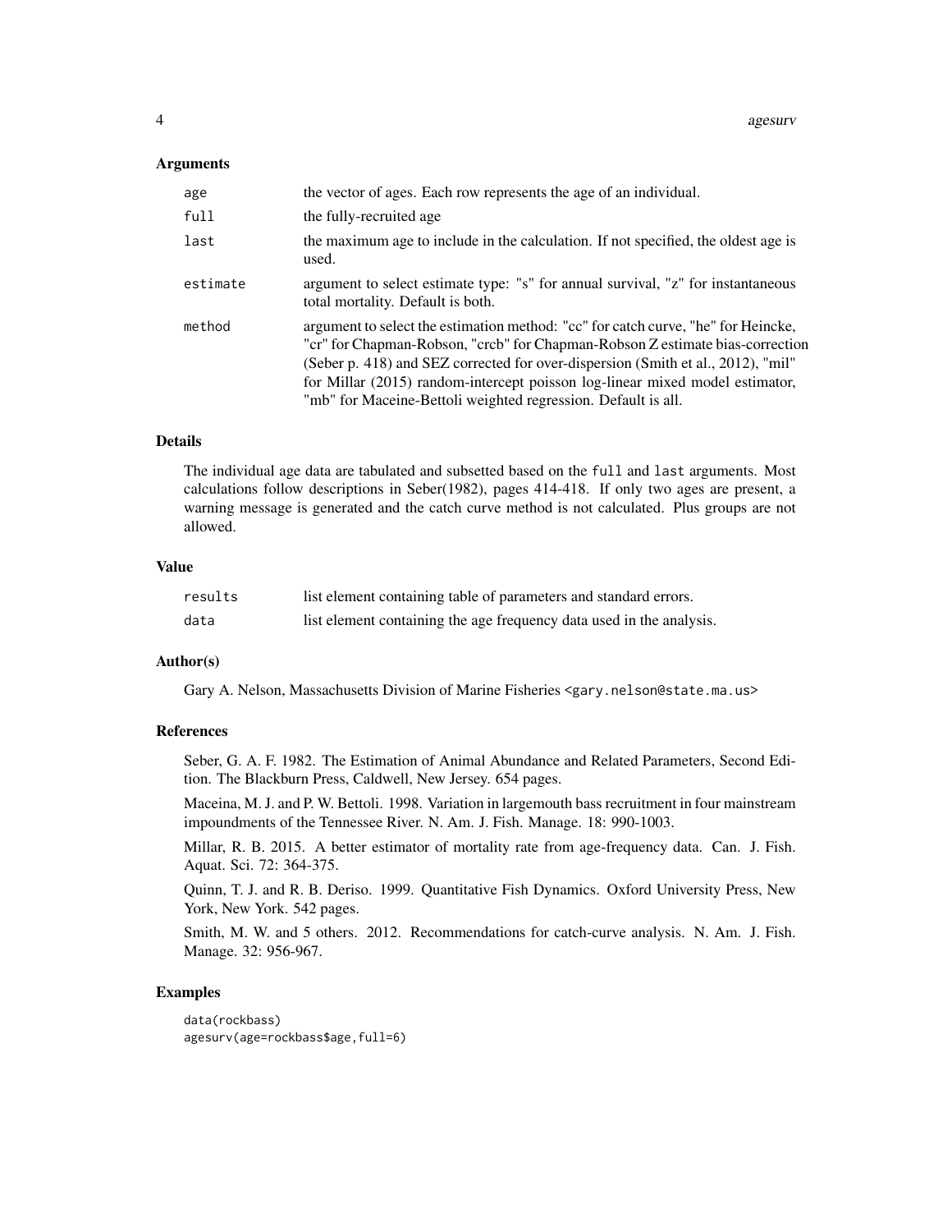## Arguments

| | |
|---|---|
| `age` | the vector of ages. Each row represents the age of an individual. |
| `full` | the fully-recruited age |
| `last` | the maximum age to include in the calculation. If not specified, the oldest age is used. |
| `estimate` | argument to select estimate type: "s" for annual survival, "z" for instantaneous total mortality. Default is both. |
| `method` | argument to select the estimation method: "cc" for catch curve, "he" for Heincke, "cr" for Chapman-Robson, "crcb" for Chapman-Robson Z estimate bias-correction (Seber p. 418) and SEZ corrected for over-dispersion (Smith et al., 2012), "mil" for Millar (2015) random-intercept poisson log-linear mixed model estimator, "mb" for Maceine-Bettoli weighted regression. Default is all. |

## Details

The individual age data are tabulated and subsetted based on the `full` and `last` arguments. Most calculations follow descriptions in Seber(1982), pages 414-418. If only two ages are present, a warning message is generated and the catch curve method is not calculated. Plus groups are not allowed.

## Value

| | |
|---|---|
| `results` | list element containing table of parameters and standard errors. |
| `data` | list element containing the age frequency data used in the analysis. |

## Author(s)

Gary A. Nelson, Massachusetts Division of Marine Fisheries <gary.nelson@state.ma.us>

## References

Seber, G. A. F. 1982. The Estimation of Animal Abundance and Related Parameters, Second Edition. The Blackburn Press, Caldwell, New Jersey. 654 pages.

Maceina, M. J. and P. W. Bettoli. 1998. Variation in largemouth bass recruitment in four mainstream impoundments of the Tennessee River. N. Am. J. Fish. Manage. 18: 990-1003.

Millar, R. B. 2015. A better estimator of mortality rate from age-frequency data. Can. J. Fish. Aquat. Sci. 72: 364-375.

Quinn, T. J. and R. B. Deriso. 1999. Quantitative Fish Dynamics. Oxford University Press, New York, New York. 542 pages.

Smith, M. W. and 5 others. 2012. Recommendations for catch-curve analysis. N. Am. J. Fish. Manage. 32: 956-967.

## Examples

```
data(rockbass)
agesurv(age=rockbass$age,full=6)
```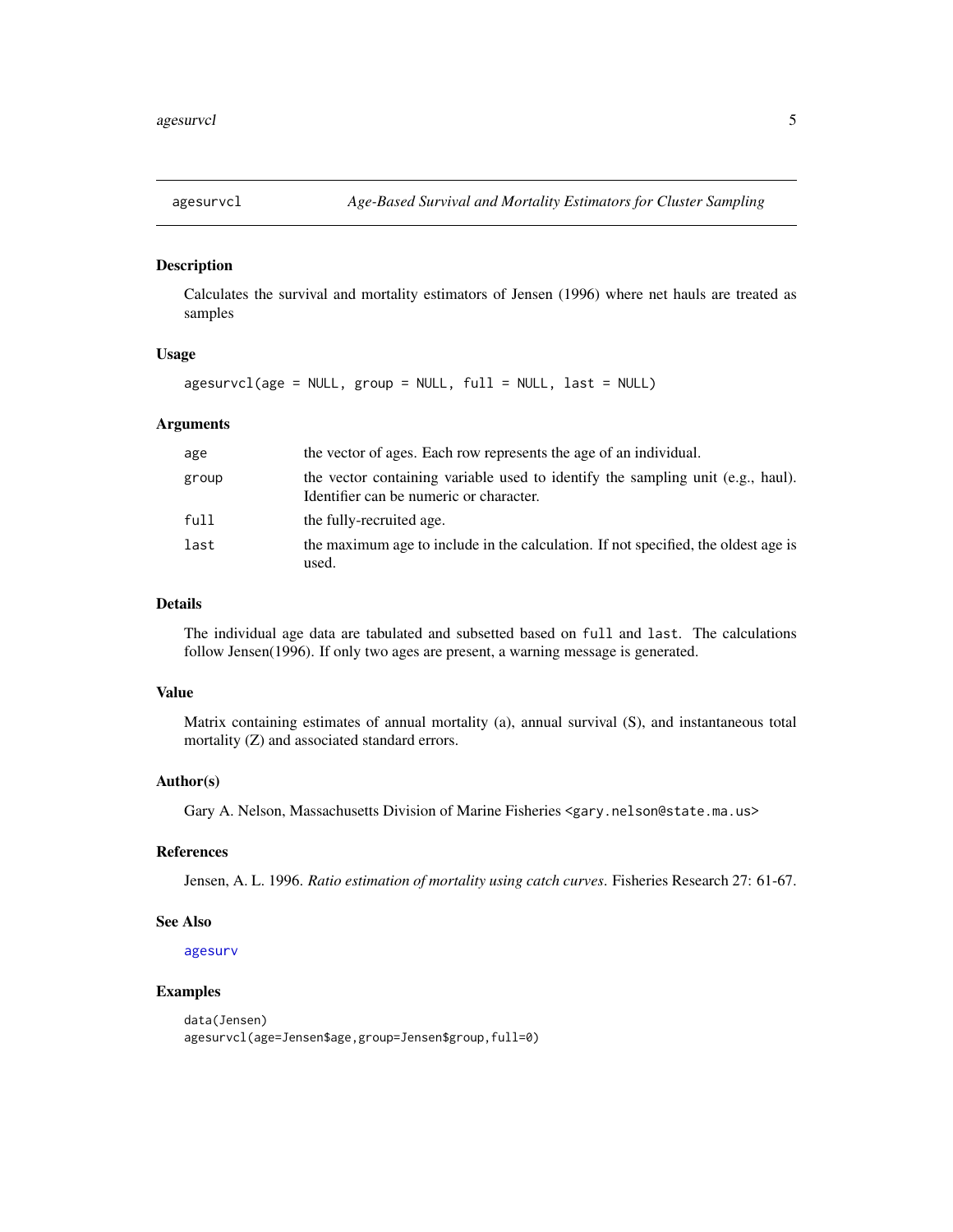`agesurvcl` *Age-Based Survival and Mortality Estimators for Cluster Sampling*

## Description

Calculates the survival and mortality estimators of Jensen (1996) where net hauls are treated as samples

## Usage

```
agesurvcl(age = NULL, group = NULL, full = NULL, last = NULL)
```

## Arguments

| | |
|---|---|
| `age` | the vector of ages. Each row represents the age of an individual. |
| `group` | the vector containing variable used to identify the sampling unit (e.g., haul). Identifier can be numeric or character. |
| `full` | the fully-recruited age. |
| `last` | the maximum age to include in the calculation. If not specified, the oldest age is used. |

## Details

The individual age data are tabulated and subsetted based on `full` and `last`. The calculations follow Jensen(1996). If only two ages are present, a warning message is generated.

## Value

Matrix containing estimates of annual mortality (a), annual survival (S), and instantaneous total mortality (Z) and associated standard errors.

## Author(s)

Gary A. Nelson, Massachusetts Division of Marine Fisheries <gary.nelson@state.ma.us>

## References

Jensen, A. L. 1996. *Ratio estimation of mortality using catch curves*. Fisheries Research 27: 61-67.

## See Also

`agesurv`

## Examples

```
data(Jensen)
agesurvcl(age=Jensen$age,group=Jensen$group,full=0)
```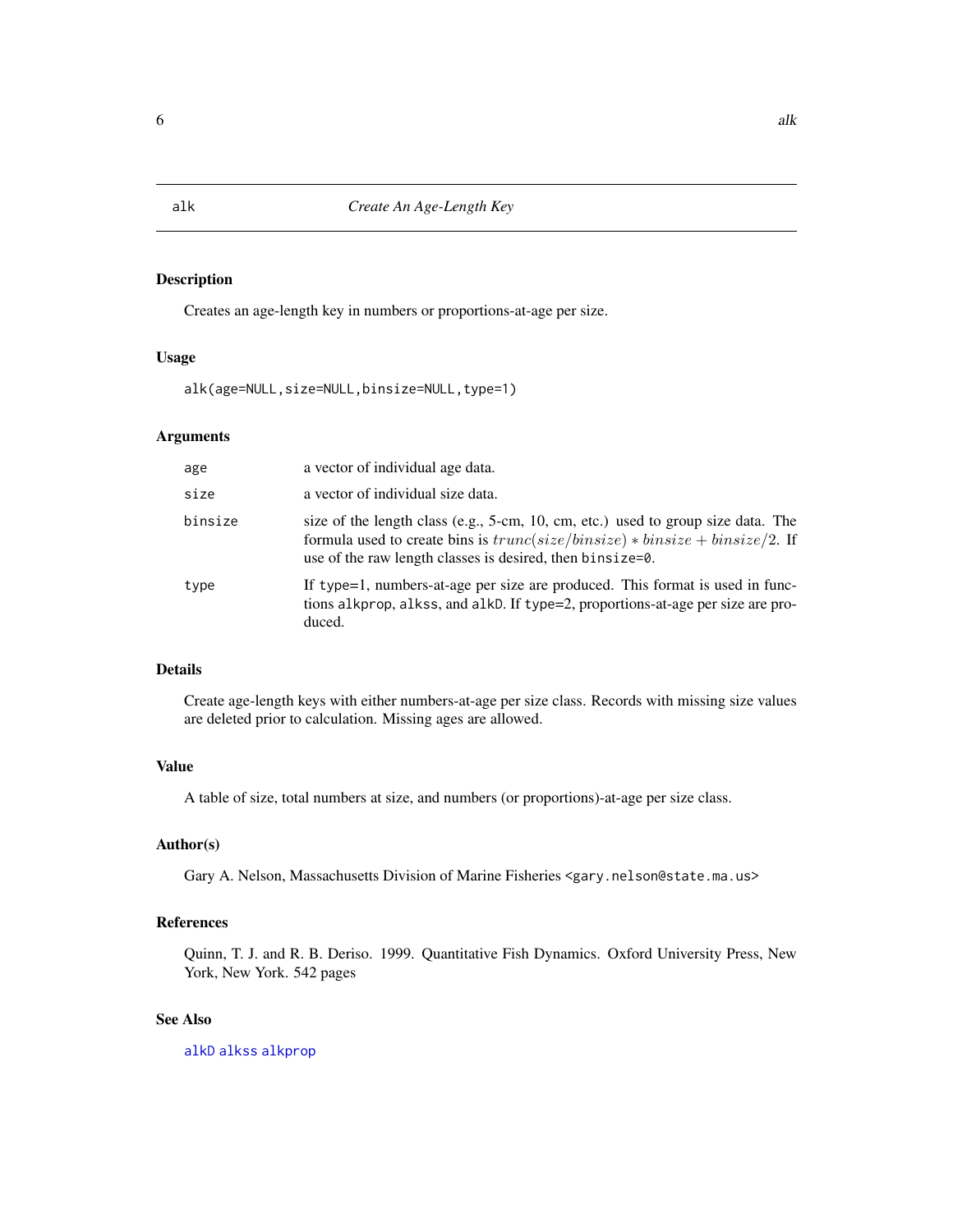# alk — Create An Age-Length Key

## Description

Creates an age-length key in numbers or proportions-at-age per size.

## Usage

```
alk(age=NULL,size=NULL,binsize=NULL,type=1)
```

## Arguments

| | |
|---|---|
| age | a vector of individual age data. |
| size | a vector of individual size data. |
| binsize | size of the length class (e.g., 5-cm, 10, cm, etc.) used to group size data. The formula used to create bins is $trunc(size/binsize) * binsize + binsize/2$. If use of the raw length classes is desired, then binsize=0. |
| type | If type=1, numbers-at-age per size are produced. This format is used in functions alkprop, alkss, and alkD. If type=2, proportions-at-age per size are produced. |

## Details

Create age-length keys with either numbers-at-age per size class. Records with missing size values are deleted prior to calculation. Missing ages are allowed.

## Value

A table of size, total numbers at size, and numbers (or proportions)-at-age per size class.

## Author(s)

Gary A. Nelson, Massachusetts Division of Marine Fisheries <gary.nelson@state.ma.us>

## References

Quinn, T. J. and R. B. Deriso. 1999. Quantitative Fish Dynamics. Oxford University Press, New York, New York. 542 pages

## See Also

alkD alkss alkprop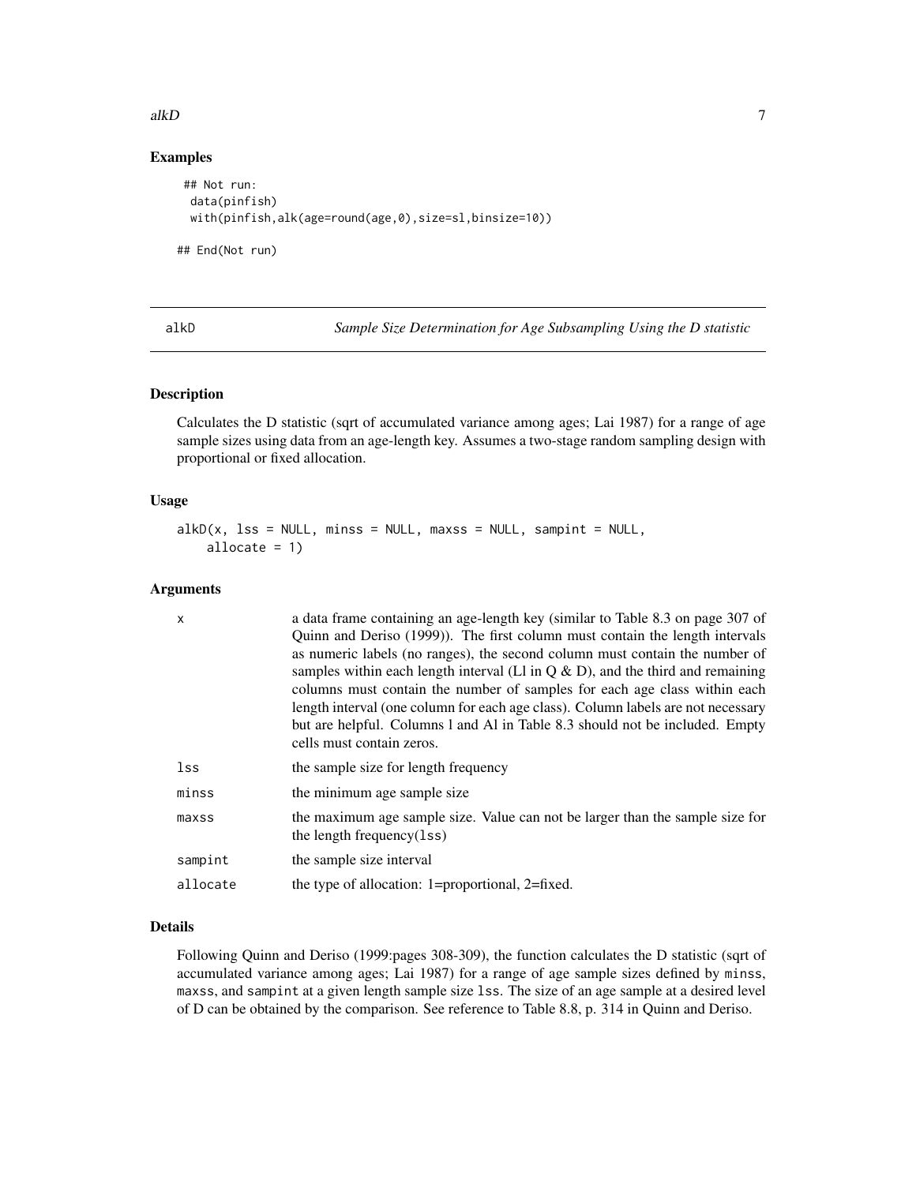## Examples

```
 ## Not run:
  data(pinfish)
  with(pinfish,alk(age=round(age,0),size=sl,binsize=10))

## End(Not run)
```

---

# alkD — *Sample Size Determination for Age Subsampling Using the D statistic*

---

## Description

Calculates the D statistic (sqrt of accumulated variance among ages; Lai 1987) for a range of age sample sizes using data from an age-length key. Assumes a two-stage random sampling design with proportional or fixed allocation.

## Usage

```
alkD(x, lss = NULL, minss = NULL, maxss = NULL, sampint = NULL,
    allocate = 1)
```

## Arguments

| | |
|---|---|
| `x` | a data frame containing an age-length key (similar to Table 8.3 on page 307 of Quinn and Deriso (1999)). The first column must contain the length intervals as numeric labels (no ranges), the second column must contain the number of samples within each length interval (Ll in Q & D), and the third and remaining columns must contain the number of samples for each age class within each length interval (one column for each age class). Column labels are not necessary but are helpful. Columns l and Al in Table 8.3 should not be included. Empty cells must contain zeros. |
| `lss` | the sample size for length frequency |
| `minss` | the minimum age sample size |
| `maxss` | the maximum age sample size. Value can not be larger than the sample size for the length frequency(`lss`) |
| `sampint` | the sample size interval |
| `allocate` | the type of allocation: 1=proportional, 2=fixed. |

## Details

Following Quinn and Deriso (1999:pages 308-309), the function calculates the D statistic (sqrt of accumulated variance among ages; Lai 1987) for a range of age sample sizes defined by `minss`, `maxss`, and `sampint` at a given length sample size `lss`. The size of an age sample at a desired level of D can be obtained by the comparison. See reference to Table 8.8, p. 314 in Quinn and Deriso.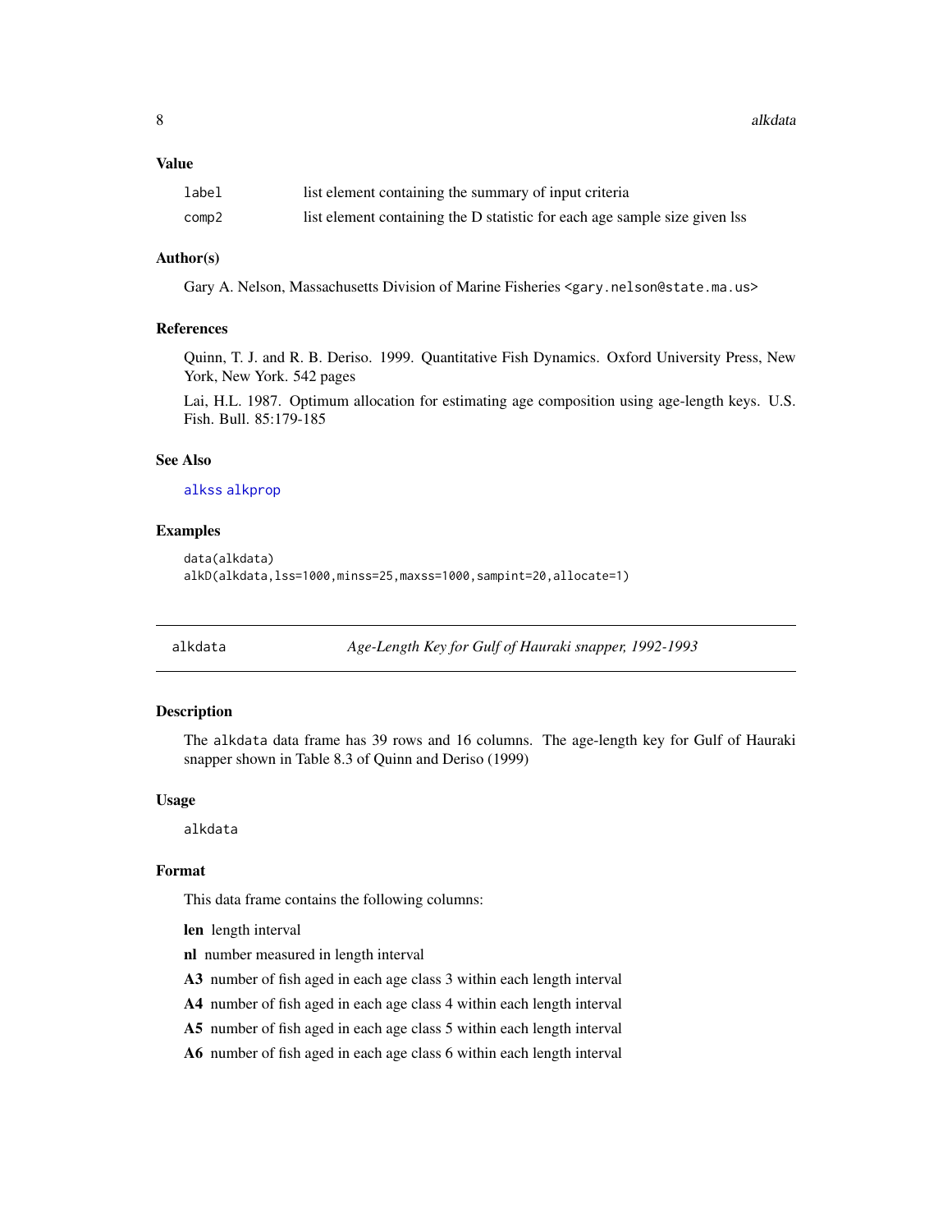### Value

| | |
|---|---|
| label | list element containing the summary of input criteria |
| comp2 | list element containing the D statistic for each age sample size given lss |

### Author(s)

Gary A. Nelson, Massachusetts Division of Marine Fisheries <gary.nelson@state.ma.us>

### References

Quinn, T. J. and R. B. Deriso. 1999. Quantitative Fish Dynamics. Oxford University Press, New York, New York. 542 pages

Lai, H.L. 1987. Optimum allocation for estimating age composition using age-length keys. U.S. Fish. Bull. 85:179-185

### See Also

alkss alkprop

### Examples

```
data(alkdata)
alkD(alkdata,lss=1000,minss=25,maxss=1000,sampint=20,allocate=1)
```

---

## alkdata — *Age-Length Key for Gulf of Hauraki snapper, 1992-1993*

### Description

The alkdata data frame has 39 rows and 16 columns. The age-length key for Gulf of Hauraki snapper shown in Table 8.3 of Quinn and Deriso (1999)

### Usage

```
alkdata
```

### Format

This data frame contains the following columns:

**len** length interval

**nl** number measured in length interval

**A3** number of fish aged in each age class 3 within each length interval

**A4** number of fish aged in each age class 4 within each length interval

**A5** number of fish aged in each age class 5 within each length interval

**A6** number of fish aged in each age class 6 within each length interval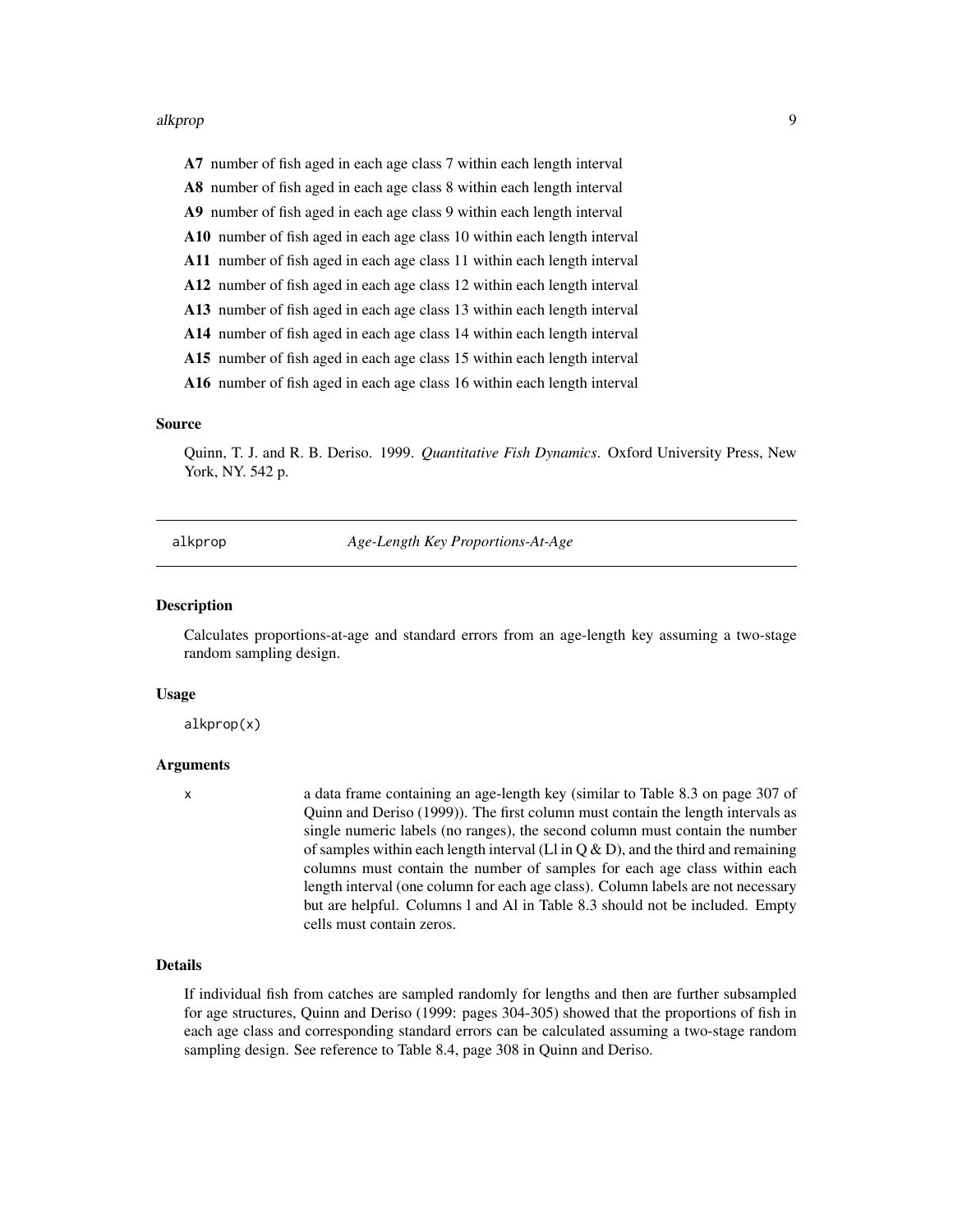**A7** number of fish aged in each age class 7 within each length interval

**A8** number of fish aged in each age class 8 within each length interval

**A9** number of fish aged in each age class 9 within each length interval

**A10** number of fish aged in each age class 10 within each length interval

**A11** number of fish aged in each age class 11 within each length interval

**A12** number of fish aged in each age class 12 within each length interval

**A13** number of fish aged in each age class 13 within each length interval

**A14** number of fish aged in each age class 14 within each length interval

**A15** number of fish aged in each age class 15 within each length interval

**A16** number of fish aged in each age class 16 within each length interval

### Source

Quinn, T. J. and R. B. Deriso. 1999. *Quantitative Fish Dynamics*. Oxford University Press, New York, NY. 542 p.

---

## alkprop — *Age-Length Key Proportions-At-Age*

### Description

Calculates proportions-at-age and standard errors from an age-length key assuming a two-stage random sampling design.

### Usage

```
alkprop(x)
```

### Arguments

`x` a data frame containing an age-length key (similar to Table 8.3 on page 307 of Quinn and Deriso (1999)). The first column must contain the length intervals as single numeric labels (no ranges), the second column must contain the number of samples within each length interval (Ll in Q & D), and the third and remaining columns must contain the number of samples for each age class within each length interval (one column for each age class). Column labels are not necessary but are helpful. Columns l and Al in Table 8.3 should not be included. Empty cells must contain zeros.

### Details

If individual fish from catches are sampled randomly for lengths and then are further subsampled for age structures, Quinn and Deriso (1999: pages 304-305) showed that the proportions of fish in each age class and corresponding standard errors can be calculated assuming a two-stage random sampling design. See reference to Table 8.4, page 308 in Quinn and Deriso.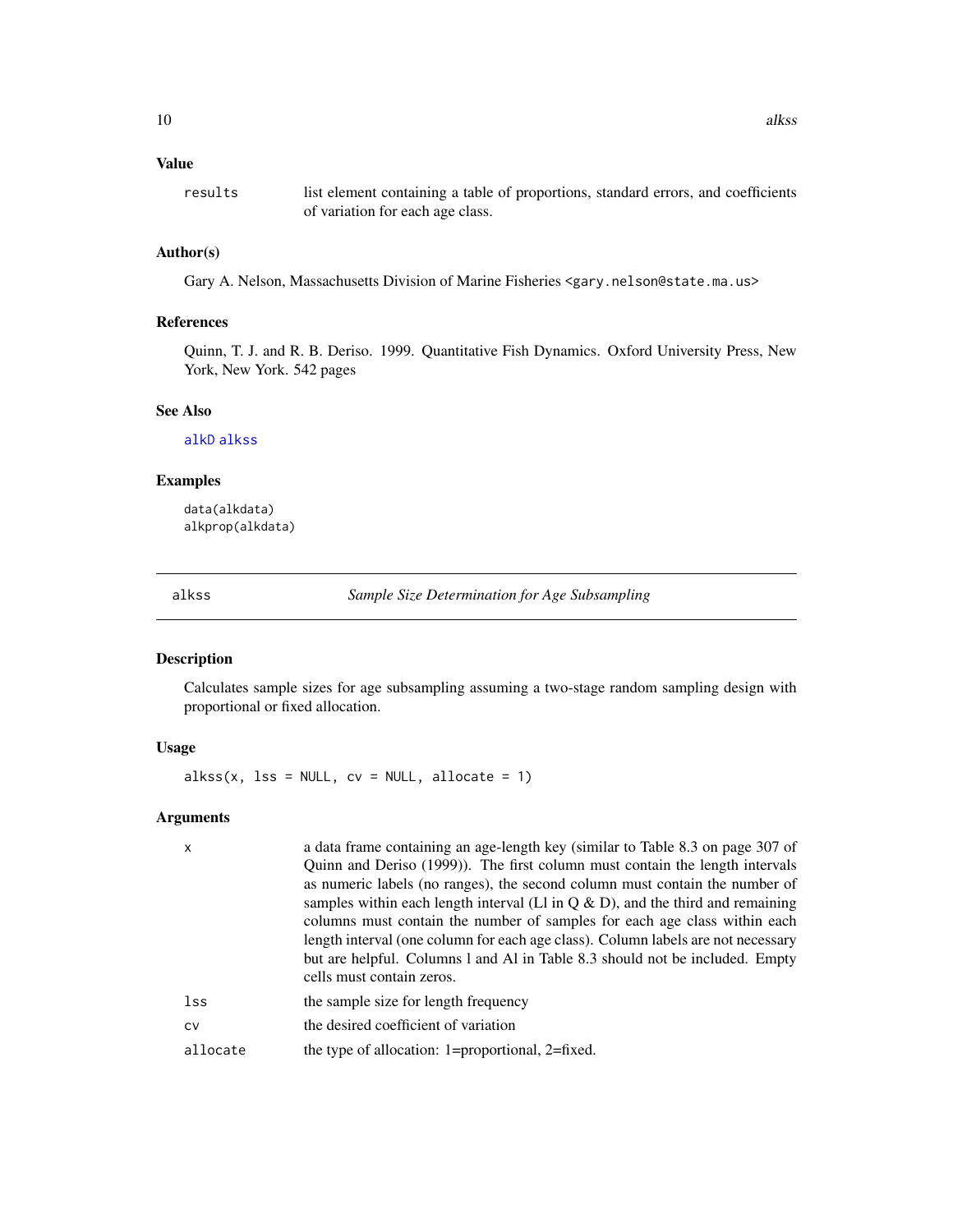### Value

`results` list element containing a table of proportions, standard errors, and coefficients of variation for each age class.

### Author(s)

Gary A. Nelson, Massachusetts Division of Marine Fisheries <gary.nelson@state.ma.us>

### References

Quinn, T. J. and R. B. Deriso. 1999. Quantitative Fish Dynamics. Oxford University Press, New York, New York. 542 pages

### See Also

alkD alkss

### Examples

```
data(alkdata)
alkprop(alkdata)
```

---

## alkss — *Sample Size Determination for Age Subsampling*

### Description

Calculates sample sizes for age subsampling assuming a two-stage random sampling design with proportional or fixed allocation.

### Usage

```
alkss(x, lss = NULL, cv = NULL, allocate = 1)
```

### Arguments

| | |
|---|---|
| `x` | a data frame containing an age-length key (similar to Table 8.3 on page 307 of Quinn and Deriso (1999)). The first column must contain the length intervals as numeric labels (no ranges), the second column must contain the number of samples within each length interval (Ll in Q & D), and the third and remaining columns must contain the number of samples for each age class within each length interval (one column for each age class). Column labels are not necessary but are helpful. Columns l and Al in Table 8.3 should not be included. Empty cells must contain zeros. |
| `lss` | the sample size for length frequency |
| `cv` | the desired coefficient of variation |
| `allocate` | the type of allocation: 1=proportional, 2=fixed. |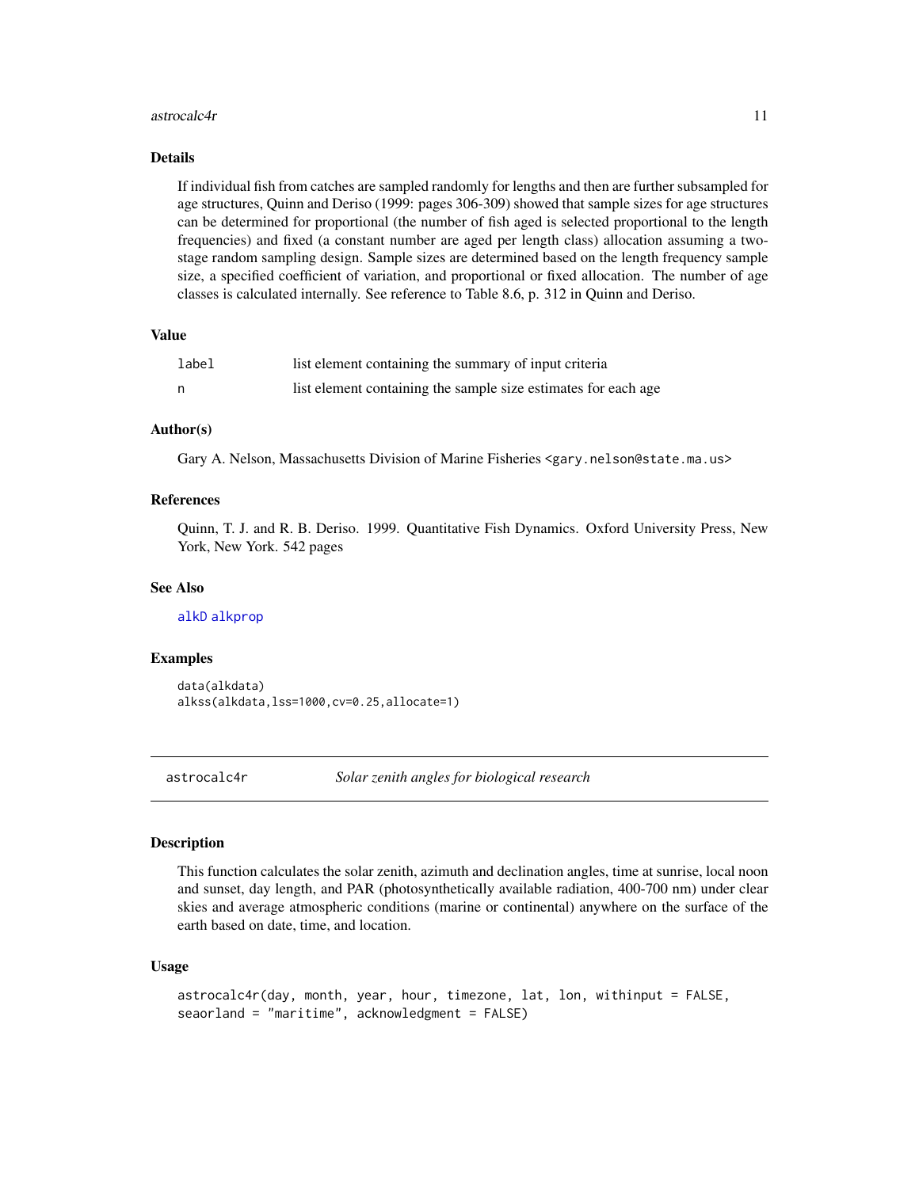## Details

If individual fish from catches are sampled randomly for lengths and then are further subsampled for age structures, Quinn and Deriso (1999: pages 306-309) showed that sample sizes for age structures can be determined for proportional (the number of fish aged is selected proportional to the length frequencies) and fixed (a constant number are aged per length class) allocation assuming a two-stage random sampling design. Sample sizes are determined based on the length frequency sample size, a specified coefficient of variation, and proportional or fixed allocation. The number of age classes is calculated internally. See reference to Table 8.6, p. 312 in Quinn and Deriso.

## Value

| | |
|---|---|
| label | list element containing the summary of input criteria |
| n | list element containing the sample size estimates for each age |

## Author(s)

Gary A. Nelson, Massachusetts Division of Marine Fisheries <gary.nelson@state.ma.us>

## References

Quinn, T. J. and R. B. Deriso. 1999. Quantitative Fish Dynamics. Oxford University Press, New York, New York. 542 pages

## See Also

alkD alkprop

## Examples

```
data(alkdata)
alkss(alkdata,lss=1000,cv=0.25,allocate=1)
```

---

# astrocalc4r — *Solar zenith angles for biological research*

## Description

This function calculates the solar zenith, azimuth and declination angles, time at sunrise, local noon and sunset, day length, and PAR (photosynthetically available radiation, 400-700 nm) under clear skies and average atmospheric conditions (marine or continental) anywhere on the surface of the earth based on date, time, and location.

## Usage

```
astrocalc4r(day, month, year, hour, timezone, lat, lon, withinput = FALSE,
seaorland = "maritime", acknowledgment = FALSE)
```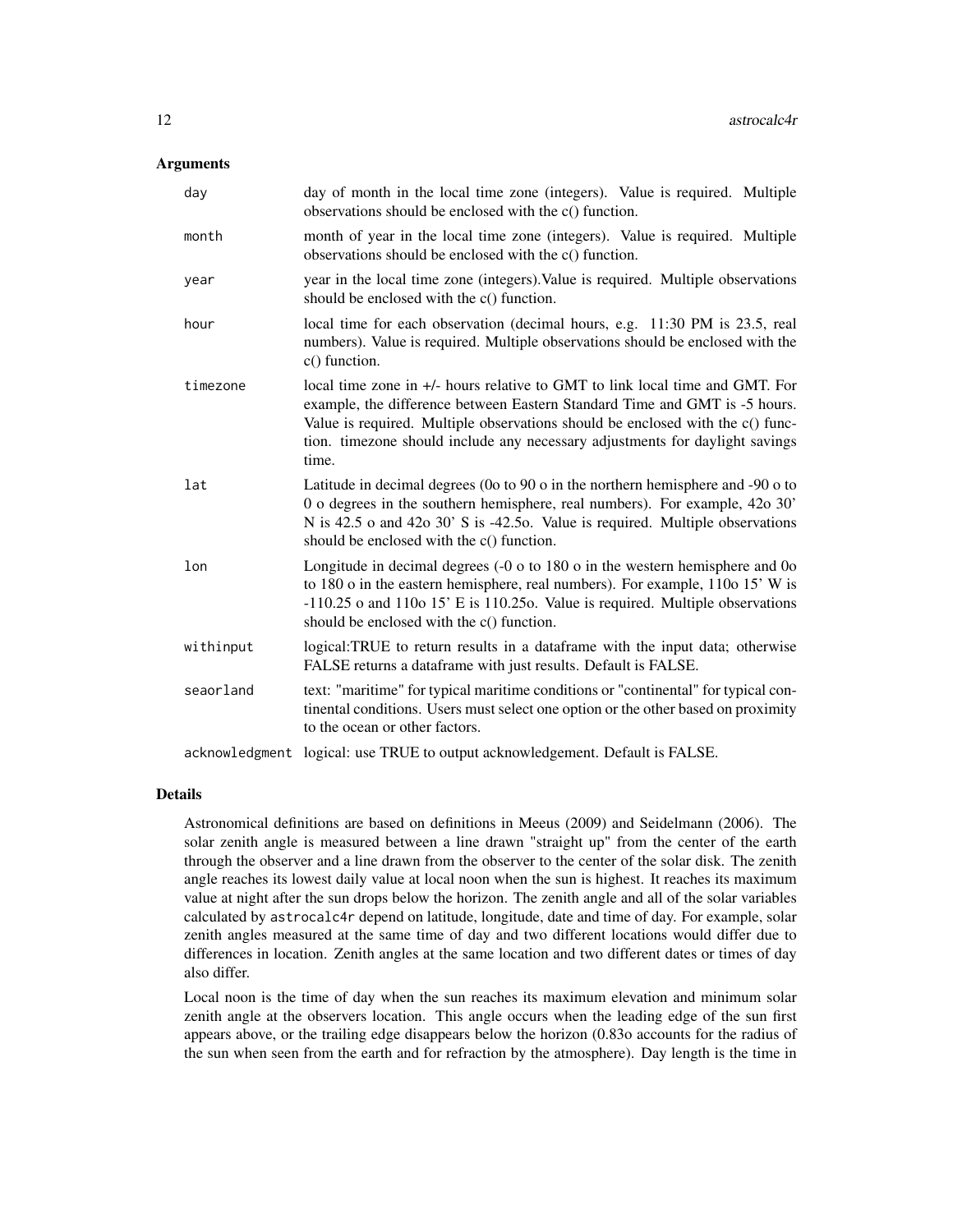## Arguments

| | |
|---|---|
| `day` | day of month in the local time zone (integers). Value is required. Multiple observations should be enclosed with the c() function. |
| `month` | month of year in the local time zone (integers). Value is required. Multiple observations should be enclosed with the c() function. |
| `year` | year in the local time zone (integers).Value is required. Multiple observations should be enclosed with the c() function. |
| `hour` | local time for each observation (decimal hours, e.g. 11:30 PM is 23.5, real numbers). Value is required. Multiple observations should be enclosed with the c() function. |
| `timezone` | local time zone in +/- hours relative to GMT to link local time and GMT. For example, the difference between Eastern Standard Time and GMT is -5 hours. Value is required. Multiple observations should be enclosed with the c() function. timezone should include any necessary adjustments for daylight savings time. |
| `lat` | Latitude in decimal degrees (0o to 90 o in the northern hemisphere and -90 o to 0 o degrees in the southern hemisphere, real numbers). For example, 42o 30' N is 42.5 o and 42o 30' S is -42.5o. Value is required. Multiple observations should be enclosed with the c() function. |
| `lon` | Longitude in decimal degrees (-0 o to 180 o in the western hemisphere and 0o to 180 o in the eastern hemisphere, real numbers). For example, 110o 15' W is -110.25 o and 110o 15' E is 110.25o. Value is required. Multiple observations should be enclosed with the c() function. |
| `withinput` | logical:TRUE to return results in a dataframe with the input data; otherwise FALSE returns a dataframe with just results. Default is FALSE. |
| `seaorland` | text: "maritime" for typical maritime conditions or "continental" for typical continental conditions. Users must select one option or the other based on proximity to the ocean or other factors. |
| `acknowledgment` | logical: use TRUE to output acknowledgement. Default is FALSE. |

## Details

Astronomical definitions are based on definitions in Meeus (2009) and Seidelmann (2006). The solar zenith angle is measured between a line drawn "straight up" from the center of the earth through the observer and a line drawn from the observer to the center of the solar disk. The zenith angle reaches its lowest daily value at local noon when the sun is highest. It reaches its maximum value at night after the sun drops below the horizon. The zenith angle and all of the solar variables calculated by `astrocalc4r` depend on latitude, longitude, date and time of day. For example, solar zenith angles measured at the same time of day and two different locations would differ due to differences in location. Zenith angles at the same location and two different dates or times of day also differ.

Local noon is the time of day when the sun reaches its maximum elevation and minimum solar zenith angle at the observers location. This angle occurs when the leading edge of the sun first appears above, or the trailing edge disappears below the horizon (0.83o accounts for the radius of the sun when seen from the earth and for refraction by the atmosphere). Day length is the time in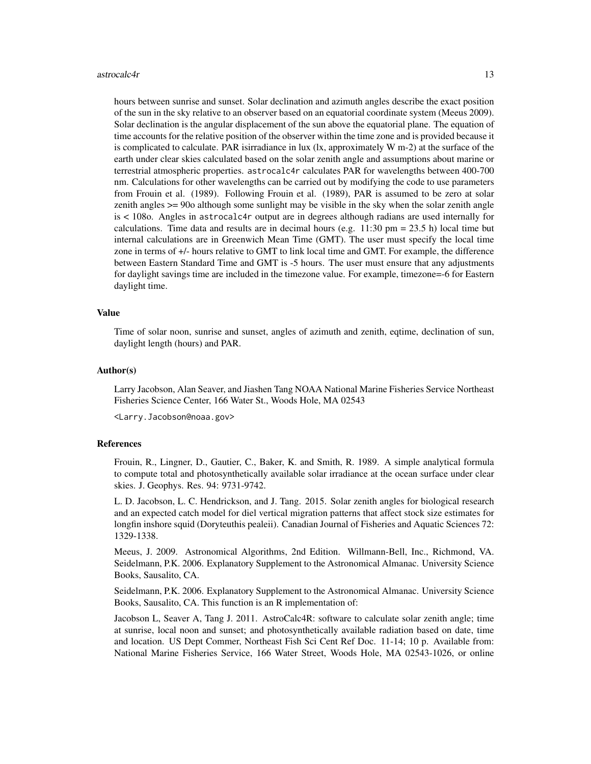hours between sunrise and sunset. Solar declination and azimuth angles describe the exact position of the sun in the sky relative to an observer based on an equatorial coordinate system (Meeus 2009). Solar declination is the angular displacement of the sun above the equatorial plane. The equation of time accounts for the relative position of the observer within the time zone and is provided because it is complicated to calculate. PAR isirradiance in lux (lx, approximately W m-2) at the surface of the earth under clear skies calculated based on the solar zenith angle and assumptions about marine or terrestrial atmospheric properties. `astrocalc4r` calculates PAR for wavelengths between 400-700 nm. Calculations for other wavelengths can be carried out by modifying the code to use parameters from Frouin et al. (1989). Following Frouin et al. (1989), PAR is assumed to be zero at solar zenith angles >= 90o although some sunlight may be visible in the sky when the solar zenith angle is < 108o. Angles in `astrocalc4r` output are in degrees although radians are used internally for calculations. Time data and results are in decimal hours (e.g. 11:30 pm = 23.5 h) local time but internal calculations are in Greenwich Mean Time (GMT). The user must specify the local time zone in terms of +/- hours relative to GMT to link local time and GMT. For example, the difference between Eastern Standard Time and GMT is -5 hours. The user must ensure that any adjustments for daylight savings time are included in the timezone value. For example, timezone=-6 for Eastern daylight time.

### Value

Time of solar noon, sunrise and sunset, angles of azimuth and zenith, eqtime, declination of sun, daylight length (hours) and PAR.

### Author(s)

Larry Jacobson, Alan Seaver, and Jiashen Tang NOAA National Marine Fisheries Service Northeast Fisheries Science Center, 166 Water St., Woods Hole, MA 02543

<Larry.Jacobson@noaa.gov>

### References

Frouin, R., Lingner, D., Gautier, C., Baker, K. and Smith, R. 1989. A simple analytical formula to compute total and photosynthetically available solar irradiance at the ocean surface under clear skies. J. Geophys. Res. 94: 9731-9742.

L. D. Jacobson, L. C. Hendrickson, and J. Tang. 2015. Solar zenith angles for biological research and an expected catch model for diel vertical migration patterns that affect stock size estimates for longfin inshore squid (Doryteuthis pealeii). Canadian Journal of Fisheries and Aquatic Sciences 72: 1329-1338.

Meeus, J. 2009. Astronomical Algorithms, 2nd Edition. Willmann-Bell, Inc., Richmond, VA. Seidelmann, P.K. 2006. Explanatory Supplement to the Astronomical Almanac. University Science Books, Sausalito, CA.

Seidelmann, P.K. 2006. Explanatory Supplement to the Astronomical Almanac. University Science Books, Sausalito, CA. This function is an R implementation of:

Jacobson L, Seaver A, Tang J. 2011. AstroCalc4R: software to calculate solar zenith angle; time at sunrise, local noon and sunset; and photosynthetically available radiation based on date, time and location. US Dept Commer, Northeast Fish Sci Cent Ref Doc. 11-14; 10 p. Available from: National Marine Fisheries Service, 166 Water Street, Woods Hole, MA 02543-1026, or online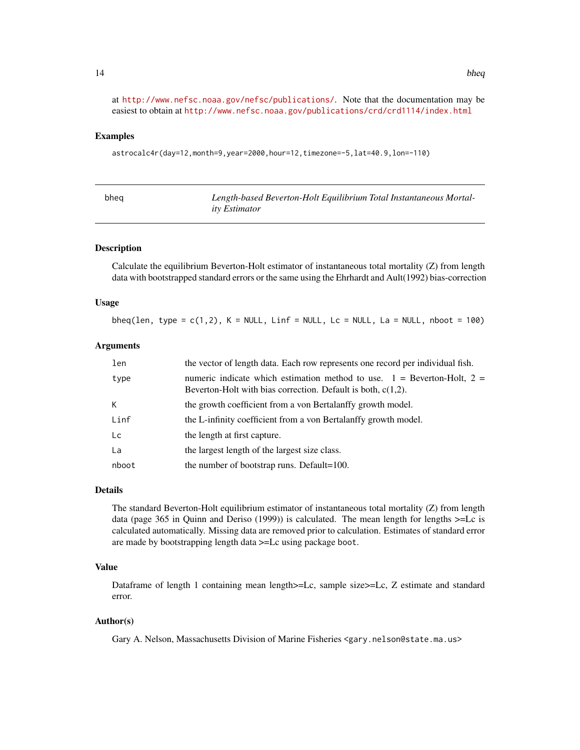at http://www.nefsc.noaa.gov/nefsc/publications/. Note that the documentation may be easiest to obtain at http://www.nefsc.noaa.gov/publications/crd/crd1114/index.html

## Examples

```
astrocalc4r(day=12,month=9,year=2000,hour=12,timezone=-5,lat=40.9,lon=-110)
```

---

# bheq — *Length-based Beverton-Holt Equilibrium Total Instantaneous Mortality Estimator*

---

## Description

Calculate the equilibrium Beverton-Holt estimator of instantaneous total mortality (Z) from length data with bootstrapped standard errors or the same using the Ehrhardt and Ault(1992) bias-correction

## Usage

```
bheq(len, type = c(1,2), K = NULL, Linf = NULL, Lc = NULL, La = NULL, nboot = 100)
```

## Arguments

| | |
|---|---|
| `len` | the vector of length data. Each row represents one record per individual fish. |
| `type` | numeric indicate which estimation method to use. 1 = Beverton-Holt, 2 = Beverton-Holt with bias correction. Default is both, c(1,2). |
| `K` | the growth coefficient from a von Bertalanffy growth model. |
| `Linf` | the L-infinity coefficient from a von Bertalanffy growth model. |
| `Lc` | the length at first capture. |
| `La` | the largest length of the largest size class. |
| `nboot` | the number of bootstrap runs. Default=100. |

## Details

The standard Beverton-Holt equilibrium estimator of instantaneous total mortality (Z) from length data (page 365 in Quinn and Deriso (1999)) is calculated. The mean length for lengths >=Lc is calculated automatically. Missing data are removed prior to calculation. Estimates of standard error are made by bootstrapping length data >=Lc using package `boot`.

## Value

Dataframe of length 1 containing mean length>=Lc, sample size>=Lc, Z estimate and standard error.

## Author(s)

Gary A. Nelson, Massachusetts Division of Marine Fisheries <gary.nelson@state.ma.us>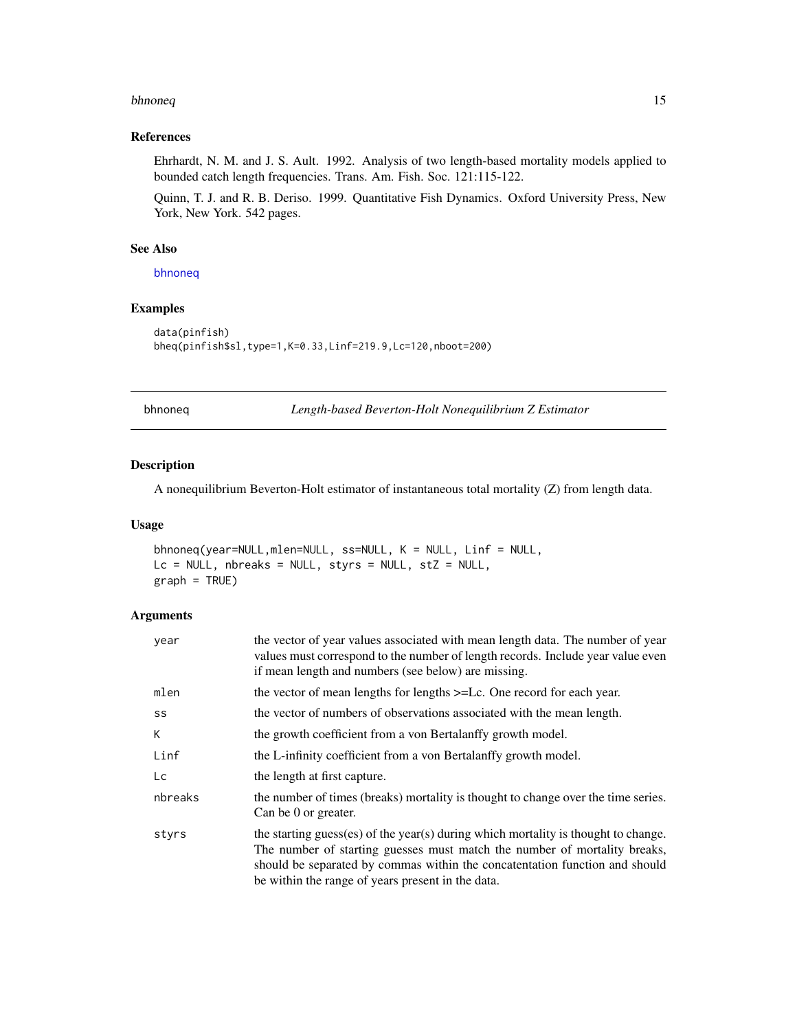### References

Ehrhardt, N. M. and J. S. Ault. 1992. Analysis of two length-based mortality models applied to bounded catch length frequencies. Trans. Am. Fish. Soc. 121:115-122.

Quinn, T. J. and R. B. Deriso. 1999. Quantitative Fish Dynamics. Oxford University Press, New York, New York. 542 pages.

### See Also

bhnoneq

### Examples

```
data(pinfish)
bheq(pinfish$sl,type=1,K=0.33,Linf=219.9,Lc=120,nboot=200)
```

---

## bhnoneq — *Length-based Beverton-Holt Nonequilibrium Z Estimator*

### Description

A nonequilibrium Beverton-Holt estimator of instantaneous total mortality (Z) from length data.

### Usage

```
bhnoneq(year=NULL,mlen=NULL, ss=NULL, K = NULL, Linf = NULL,
Lc = NULL, nbreaks = NULL, styrs = NULL, stZ = NULL,
graph = TRUE)
```

### Arguments

| | |
|---|---|
| year | the vector of year values associated with mean length data. The number of year values must correspond to the number of length records. Include year value even if mean length and numbers (see below) are missing. |
| mlen | the vector of mean lengths for lengths >=Lc. One record for each year. |
| ss | the vector of numbers of observations associated with the mean length. |
| K | the growth coefficient from a von Bertalanffy growth model. |
| Linf | the L-infinity coefficient from a von Bertalanffy growth model. |
| Lc | the length at first capture. |
| nbreaks | the number of times (breaks) mortality is thought to change over the time series. Can be 0 or greater. |
| styrs | the starting guess(es) of the year(s) during which mortality is thought to change. The number of starting guesses must match the number of mortality breaks, should be separated by commas within the concatentation function and should be within the range of years present in the data. |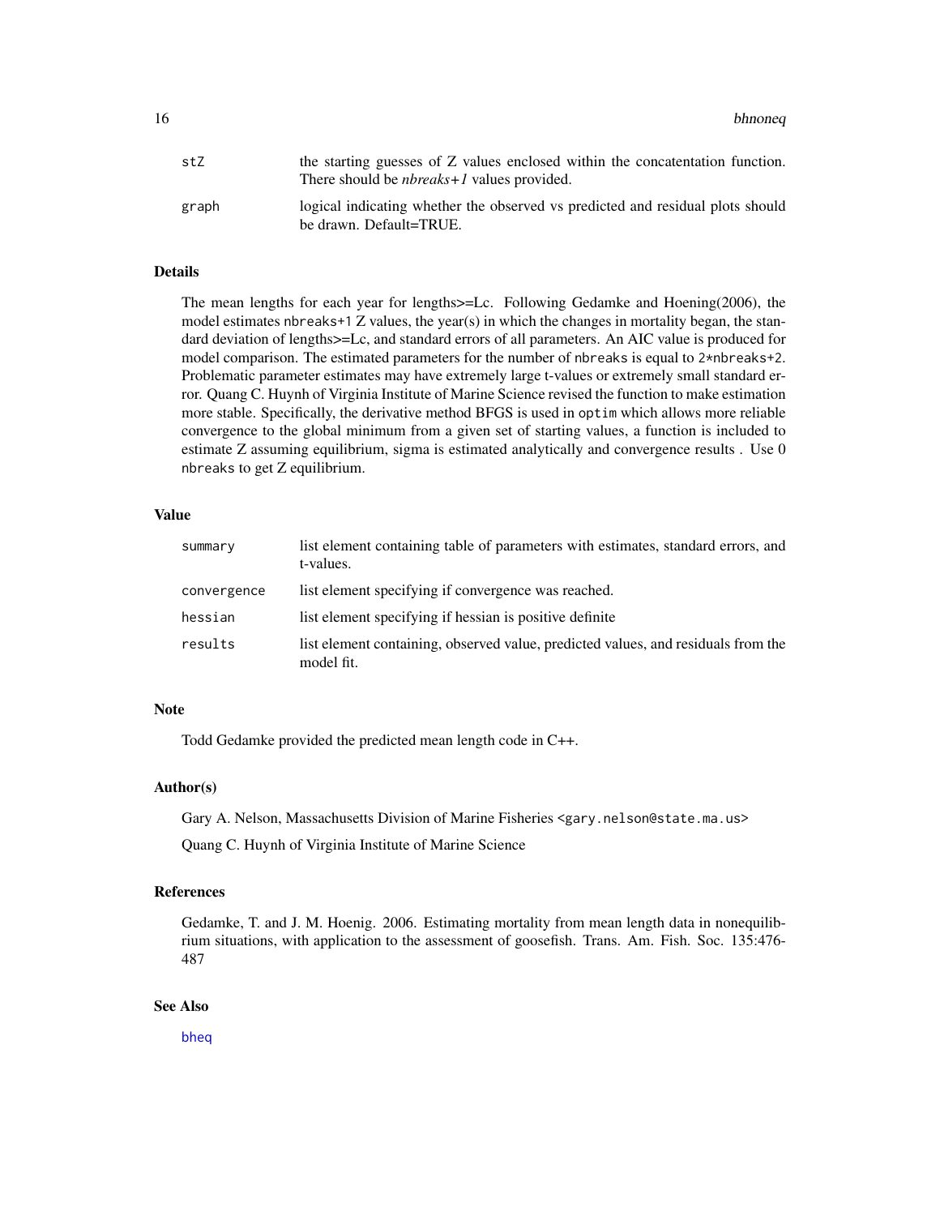| | |
|---|---|
| stZ | the starting guesses of Z values enclosed within the concatentation function. There should be *nbreaks+1* values provided. |
| graph | logical indicating whether the observed vs predicted and residual plots should be drawn. Default=TRUE. |

## Details

The mean lengths for each year for lengths>=Lc. Following Gedamke and Hoening(2006), the model estimates `nbreaks+1` Z values, the year(s) in which the changes in mortality began, the standard deviation of lengths>=Lc, and standard errors of all parameters. An AIC value is produced for model comparison. The estimated parameters for the number of `nbreaks` is equal to `2*nbreaks+2`. Problematic parameter estimates may have extremely large t-values or extremely small standard error. Quang C. Huynh of Virginia Institute of Marine Science revised the function to make estimation more stable. Specifically, the derivative method BFGS is used in `optim` which allows more reliable convergence to the global minimum from a given set of starting values, a function is included to estimate Z assuming equilibrium, sigma is estimated analytically and convergence results . Use 0 `nbreaks` to get Z equilibrium.

## Value

| | |
|---|---|
| summary | list element containing table of parameters with estimates, standard errors, and t-values. |
| convergence | list element specifying if convergence was reached. |
| hessian | list element specifying if hessian is positive definite |
| results | list element containing, observed value, predicted values, and residuals from the model fit. |

## Note

Todd Gedamke provided the predicted mean length code in C++.

## Author(s)

Gary A. Nelson, Massachusetts Division of Marine Fisheries <gary.nelson@state.ma.us>

Quang C. Huynh of Virginia Institute of Marine Science

## References

Gedamke, T. and J. M. Hoenig. 2006. Estimating mortality from mean length data in nonequilibrium situations, with application to the assessment of goosefish. Trans. Am. Fish. Soc. 135:476-487

## See Also

bheq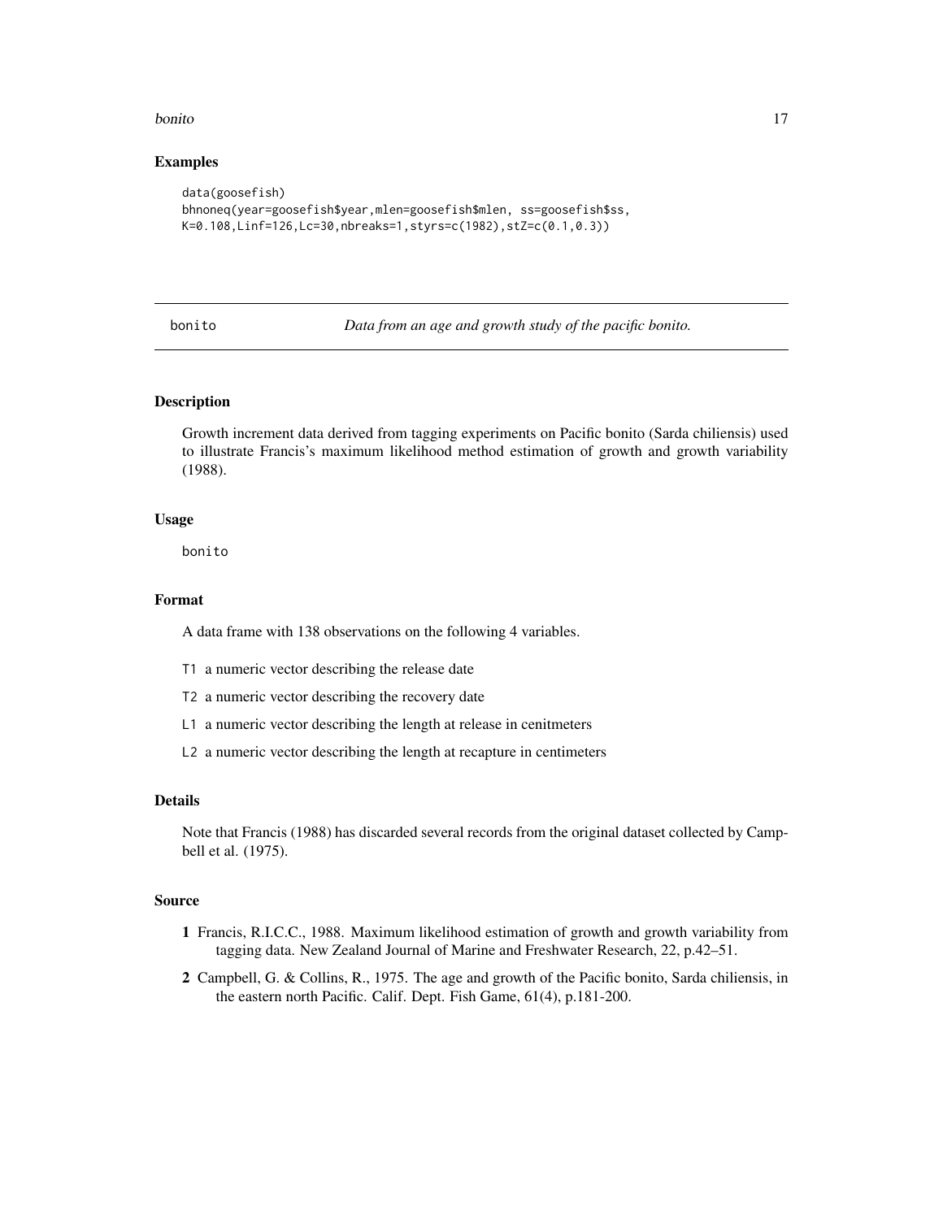## Examples

```
data(goosefish)
bhnoneq(year=goosefish$year,mlen=goosefish$mlen, ss=goosefish$ss,
K=0.108,Linf=126,Lc=30,nbreaks=1,styrs=c(1982),stZ=c(0.1,0.3))
```

---

# bonito *Data from an age and growth study of the pacific bonito.*

---

## Description

Growth increment data derived from tagging experiments on Pacific bonito (Sarda chiliensis) used to illustrate Francis's maximum likelihood method estimation of growth and growth variability (1988).

## Usage

```
bonito
```

## Format

A data frame with 138 observations on the following 4 variables.

- `T1` a numeric vector describing the release date
- `T2` a numeric vector describing the recovery date
- `L1` a numeric vector describing the length at release in cenitmeters
- `L2` a numeric vector describing the length at recapture in centimeters

## Details

Note that Francis (1988) has discarded several records from the original dataset collected by Campbell et al. (1975).

## Source

1. Francis, R.I.C.C., 1988. Maximum likelihood estimation of growth and growth variability from tagging data. New Zealand Journal of Marine and Freshwater Research, 22, p.42–51.
2. Campbell, G. & Collins, R., 1975. The age and growth of the Pacific bonito, Sarda chiliensis, in the eastern north Pacific. Calif. Dept. Fish Game, 61(4), p.181-200.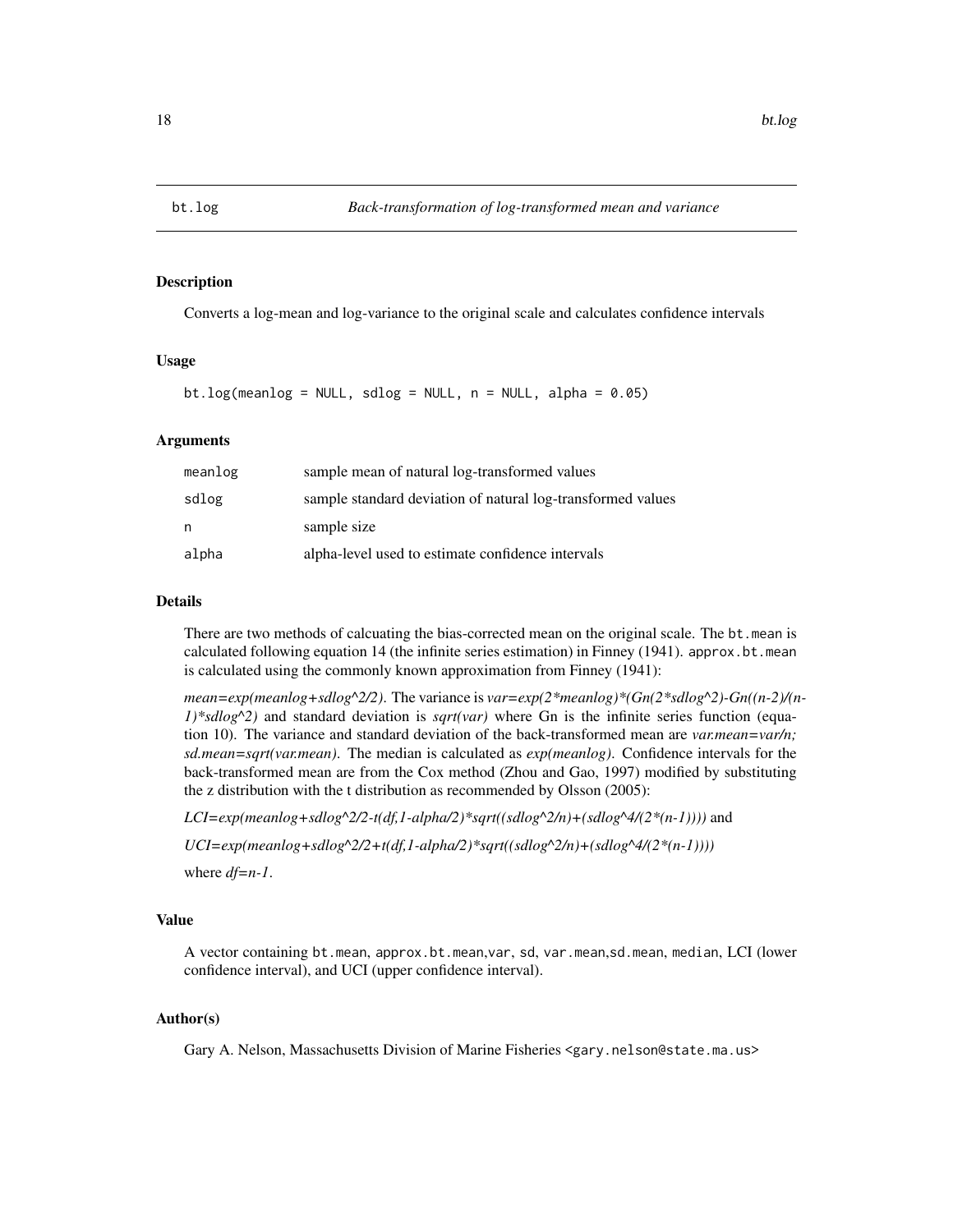# bt.log — *Back-transformation of log-transformed mean and variance*

## Description

Converts a log-mean and log-variance to the original scale and calculates confidence intervals

## Usage

```
bt.log(meanlog = NULL, sdlog = NULL, n = NULL, alpha = 0.05)
```

## Arguments

| | |
|---|---|
| meanlog | sample mean of natural log-transformed values |
| sdlog | sample standard deviation of natural log-transformed values |
| n | sample size |
| alpha | alpha-level used to estimate confidence intervals |

## Details

There are two methods of calcuating the bias-corrected mean on the original scale. The `bt.mean` is calculated following equation 14 (the infinite series estimation) in Finney (1941). `approx.bt.mean` is calculated using the commonly known approximation from Finney (1941):

*mean=exp(meanlog+sdlog^2/2)*. The variance is *var=exp(2*meanlog)*(Gn(2*sdlog^2)-Gn((n-2)/(n-1)*sdlog^2)* and standard deviation is *sqrt(var)* where Gn is the infinite series function (equation 10). The variance and standard deviation of the back-transformed mean are *var.mean=var/n; sd.mean=sqrt(var.mean)*. The median is calculated as *exp(meanlog)*. Confidence intervals for the back-transformed mean are from the Cox method (Zhou and Gao, 1997) modified by substituting the z distribution with the t distribution as recommended by Olsson (2005):

*LCI=exp(meanlog+sdlog^2/2-t(df,1-alpha/2)*sqrt((sdlog^2/n)+(sdlog^4/(2*(n-1))))* and

*UCI=exp(meanlog+sdlog^2/2+t(df,1-alpha/2)*sqrt((sdlog^2/n)+(sdlog^4/(2*(n-1))))*

where *df=n-1*.

## Value

A vector containing `bt.mean`, `approx.bt.mean`,`var`, `sd`, `var.mean`,`sd.mean`, `median`, LCI (lower confidence interval), and UCI (upper confidence interval).

## Author(s)

Gary A. Nelson, Massachusetts Division of Marine Fisheries <gary.nelson@state.ma.us>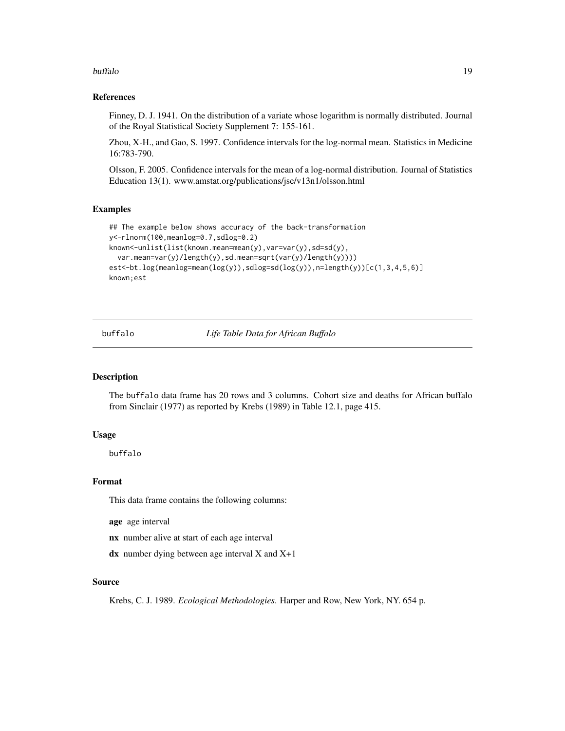### References

Finney, D. J. 1941. On the distribution of a variate whose logarithm is normally distributed. Journal of the Royal Statistical Society Supplement 7: 155-161.

Zhou, X-H., and Gao, S. 1997. Confidence intervals for the log-normal mean. Statistics in Medicine 16:783-790.

Olsson, F. 2005. Confidence intervals for the mean of a log-normal distribution. Journal of Statistics Education 13(1). www.amstat.org/publications/jse/v13n1/olsson.html

### Examples

```
## The example below shows accuracy of the back-transformation
y<-rlnorm(100,meanlog=0.7,sdlog=0.2)
known<-unlist(list(known.mean=mean(y),var=var(y),sd=sd(y),
  var.mean=var(y)/length(y),sd.mean=sqrt(var(y)/length(y))))
est<-bt.log(meanlog=mean(log(y)),sdlog=sd(log(y)),n=length(y))[c(1,3,4,5,6)]
known;est
```

## buffalo *Life Table Data for African Buffalo*

### Description

The buffalo data frame has 20 rows and 3 columns. Cohort size and deaths for African buffalo from Sinclair (1977) as reported by Krebs (1989) in Table 12.1, page 415.

### Usage

buffalo

### Format

This data frame contains the following columns:

**age** age interval

**nx** number alive at start of each age interval

**dx** number dying between age interval X and X+1

### Source

Krebs, C. J. 1989. *Ecological Methodologies*. Harper and Row, New York, NY. 654 p.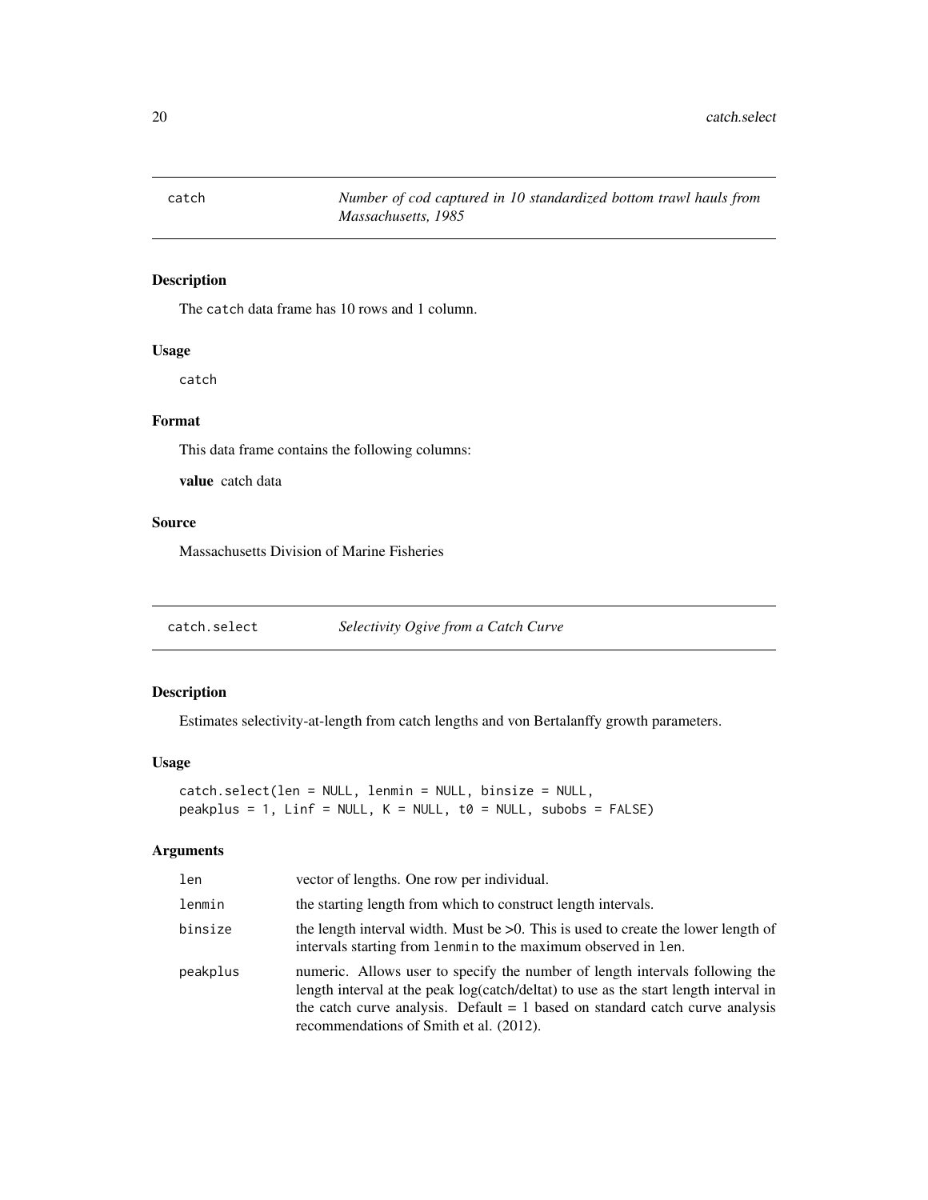## catch — *Number of cod captured in 10 standardized bottom trawl hauls from Massachusetts, 1985*

### Description

The `catch` data frame has 10 rows and 1 column.

### Usage

```
catch
```

### Format

This data frame contains the following columns:

**value** catch data

### Source

Massachusetts Division of Marine Fisheries

## catch.select — *Selectivity Ogive from a Catch Curve*

### Description

Estimates selectivity-at-length from catch lengths and von Bertalanffy growth parameters.

### Usage

```
catch.select(len = NULL, lenmin = NULL, binsize = NULL,
peakplus = 1, Linf = NULL, K = NULL, t0 = NULL, subobs = FALSE)
```

### Arguments

| | |
|---|---|
| `len` | vector of lengths. One row per individual. |
| `lenmin` | the starting length from which to construct length intervals. |
| `binsize` | the length interval width. Must be >0. This is used to create the lower length of intervals starting from `lenmin` to the maximum observed in `len`. |
| `peakplus` | numeric. Allows user to specify the number of length intervals following the length interval at the peak log(catch/deltat) to use as the start length interval in the catch curve analysis. Default = 1 based on standard catch curve analysis recommendations of Smith et al. (2012). |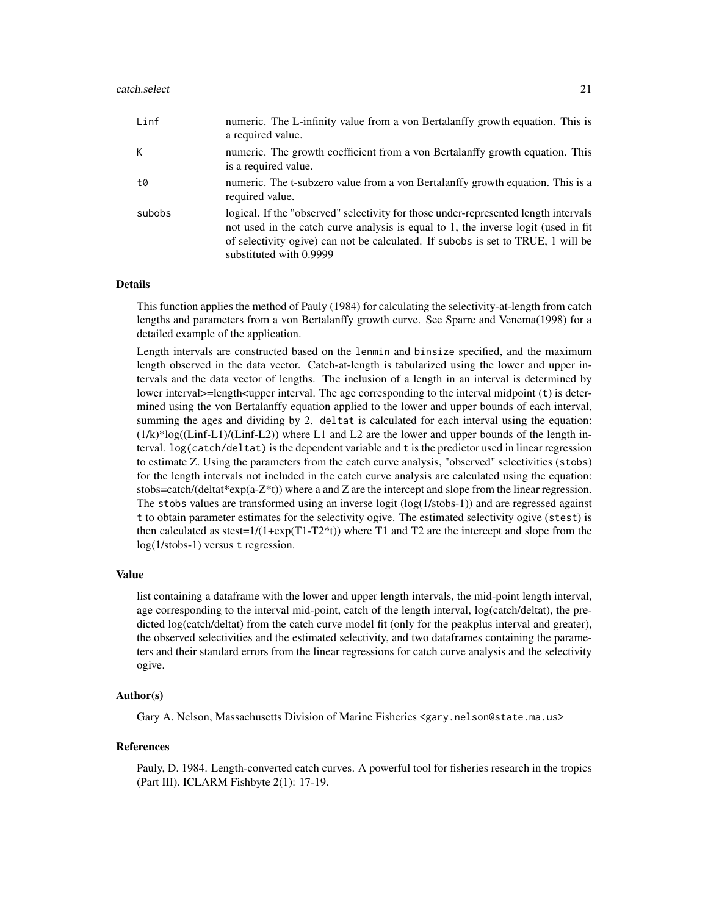| | |
|---|---|
| Linf | numeric. The L-infinity value from a von Bertalanffy growth equation. This is a required value. |
| K | numeric. The growth coefficient from a von Bertalanffy growth equation. This is a required value. |
| t0 | numeric. The t-subzero value from a von Bertalanffy growth equation. This is a required value. |
| subobs | logical. If the "observed" selectivity for those under-represented length intervals not used in the catch curve analysis is equal to 1, the inverse logit (used in fit of selectivity ogive) can not be calculated. If subobs is set to TRUE, 1 will be substituted with 0.9999 |

## Details

This function applies the method of Pauly (1984) for calculating the selectivity-at-length from catch lengths and parameters from a von Bertalanffy growth curve. See Sparre and Venema(1998) for a detailed example of the application.

Length intervals are constructed based on the `lenmin` and `binsize` specified, and the maximum length observed in the data vector. Catch-at-length is tabularized using the lower and upper intervals and the data vector of lengths. The inclusion of a length in an interval is determined by lower interval>=length<upper interval. The age corresponding to the interval midpoint (`t`) is determined using the von Bertalanffy equation applied to the lower and upper bounds of each interval, summing the ages and dividing by 2. `deltat` is calculated for each interval using the equation: (1/k)*log((Linf-L1)/(Linf-L2)) where L1 and L2 are the lower and upper bounds of the length interval. `log(catch/deltat)` is the dependent variable and `t` is the predictor used in linear regression to estimate Z. Using the parameters from the catch curve analysis, "observed" selectivities (`stobs`) for the length intervals not included in the catch curve analysis are calculated using the equation: stobs=catch/(deltat*exp(a-Z*t)) where a and Z are the intercept and slope from the linear regression. The `stobs` values are transformed using an inverse logit (log(1/stobs-1)) and are regressed against `t` to obtain parameter estimates for the selectivity ogive. The estimated selectivity ogive (`stest`) is then calculated as stest=1/(1+exp(T1-T2*t)) where T1 and T2 are the intercept and slope from the log(1/stobs-1) versus `t` regression.

## Value

list containing a dataframe with the lower and upper length intervals, the mid-point length interval, age corresponding to the interval mid-point, catch of the length interval, log(catch/deltat), the predicted log(catch/deltat) from the catch curve model fit (only for the peakplus interval and greater), the observed selectivities and the estimated selectivity, and two dataframes containing the parameters and their standard errors from the linear regressions for catch curve analysis and the selectivity ogive.

## Author(s)

Gary A. Nelson, Massachusetts Division of Marine Fisheries <gary.nelson@state.ma.us>

## References

Pauly, D. 1984. Length-converted catch curves. A powerful tool for fisheries research in the tropics (Part III). ICLARM Fishbyte 2(1): 17-19.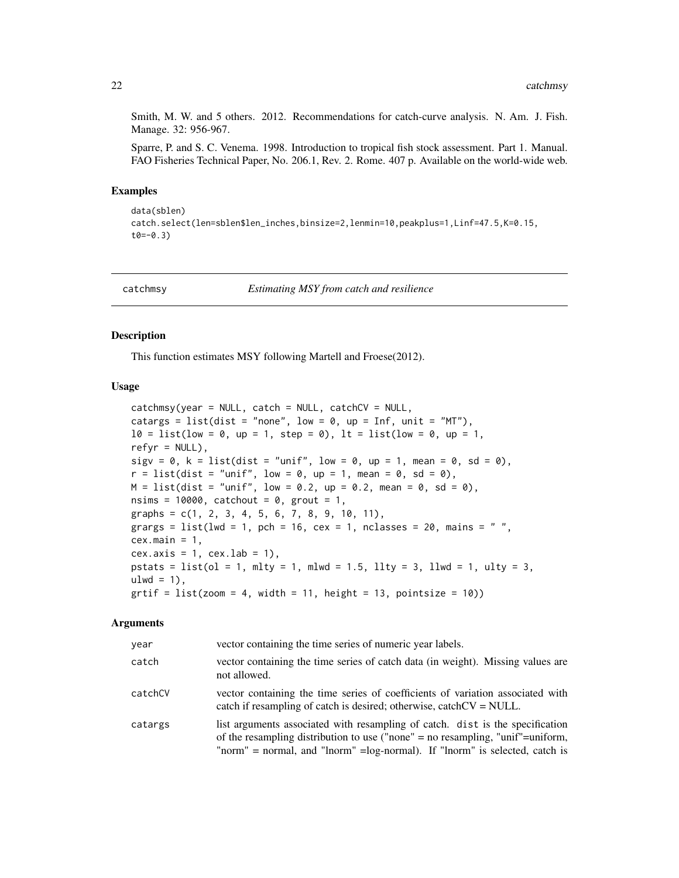Smith, M. W. and 5 others. 2012. Recommendations for catch-curve analysis. N. Am. J. Fish. Manage. 32: 956-967.

Sparre, P. and S. C. Venema. 1998. Introduction to tropical fish stock assessment. Part 1. Manual. FAO Fisheries Technical Paper, No. 206.1, Rev. 2. Rome. 407 p. Available on the world-wide web.

## Examples

```
data(sblen)
catch.select(len=sblen$len_inches,binsize=2,lenmin=10,peakplus=1,Linf=47.5,K=0.15,
t0=-0.3)
```

---

# catchmsy — *Estimating MSY from catch and resilience*

## Description

This function estimates MSY following Martell and Froese(2012).

## Usage

```
catchmsy(year = NULL, catch = NULL, catchCV = NULL,
catargs = list(dist = "none", low = 0, up = Inf, unit = "MT"),
l0 = list(low = 0, up = 1, step = 0), lt = list(low = 0, up = 1,
refyr = NULL),
sigv = 0, k = list(dist = "unif", low = 0, up = 1, mean = 0, sd = 0),
r = list(dist = "unif", low = 0, up = 1, mean = 0, sd = 0),
M = list(dist = "unif", low = 0.2, up = 0.2, mean = 0, sd = 0),
nsims = 10000, catchout = 0, grout = 1,
graphs = c(1, 2, 3, 4, 5, 6, 7, 8, 9, 10, 11),
grargs = list(lwd = 1, pch = 16, cex = 1, nclasses = 20, mains = " ",
cex.main = 1,
cex.axis = 1, cex.lab = 1),
pstats = list(ol = 1, mlty = 1, mlwd = 1.5, llty = 3, llwd = 1, ulty = 3,
ulwd = 1),
grtif = list(zoom = 4, width = 11, height = 13, pointsize = 10))
```

## Arguments

| | |
|---|---|
| `year` | vector containing the time series of numeric year labels. |
| `catch` | vector containing the time series of catch data (in weight). Missing values are not allowed. |
| `catchCV` | vector containing the time series of coefficients of variation associated with catch if resampling of catch is desired; otherwise, catchCV = NULL. |
| `catargs` | list arguments associated with resampling of catch. `dist` is the specification of the resampling distribution to use ("none" = no resampling, "unif"=uniform, "norm" = normal, and "lnorm" =log-normal). If "lnorm" is selected, catch is |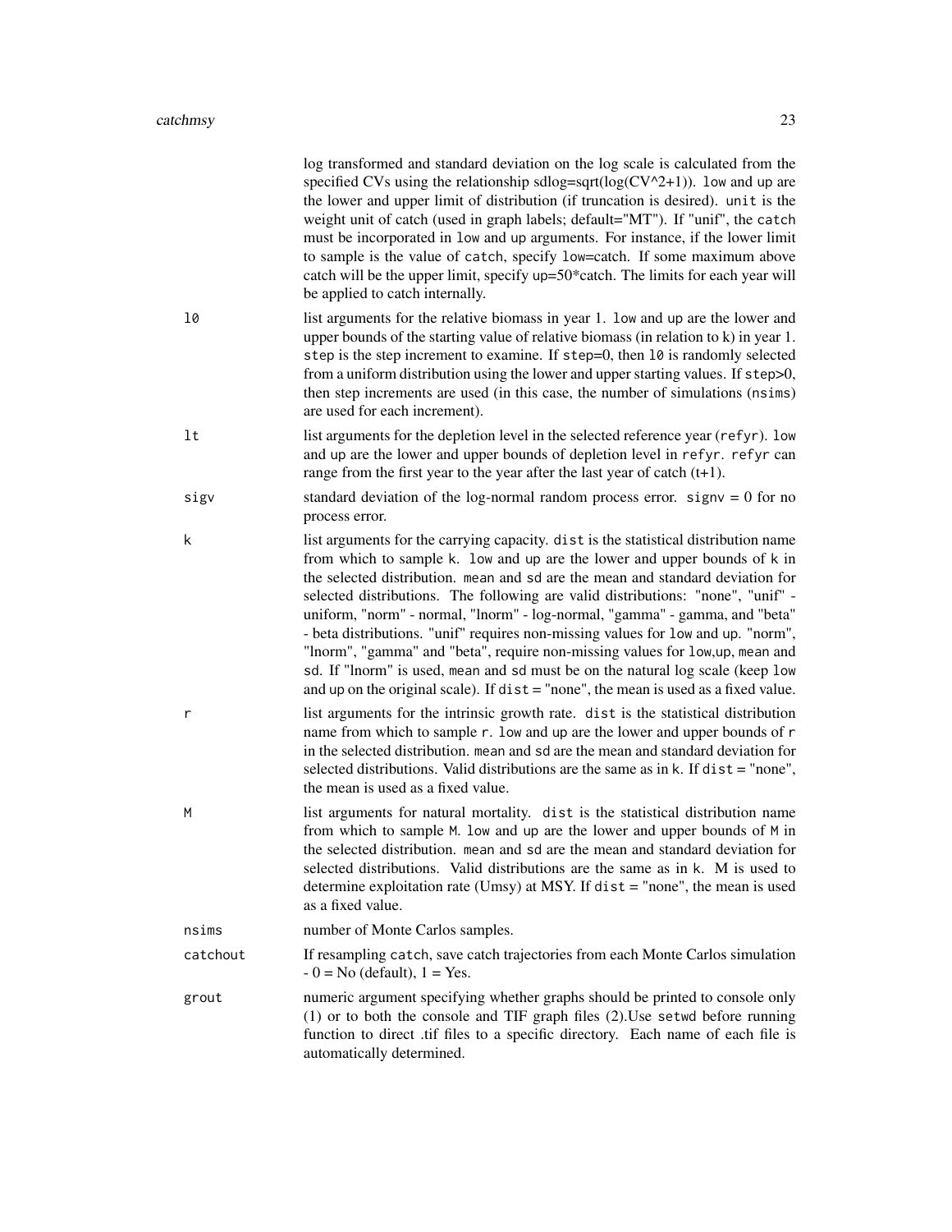log transformed and standard deviation on the log scale is calculated from the specified CVs using the relationship sdlog=sqrt(log(CV^2+1)). `low` and `up` are the lower and upper limit of distribution (if truncation is desired). `unit` is the weight unit of catch (used in graph labels; default="MT"). If "unif", the `catch` must be incorporated in `low` and `up` arguments. For instance, if the lower limit to sample is the value of `catch`, specify `low=catch`. If some maximum above catch will be the upper limit, specify up=50*catch. The limits for each year will be applied to catch internally.

`l0`
: list arguments for the relative biomass in year 1. `low` and `up` are the lower and upper bounds of the starting value of relative biomass (in relation to k) in year 1. `step` is the step increment to examine. If `step=0`, then `l0` is randomly selected from a uniform distribution using the lower and upper starting values. If `step>0`, then step increments are used (in this case, the number of simulations (`nsims`) are used for each increment).

`lt`
: list arguments for the depletion level in the selected reference year (`refyr`). `low` and `up` are the lower and upper bounds of depletion level in `refyr`. `refyr` can range from the first year to the year after the last year of catch (t+1).

`sigv`
: standard deviation of the log-normal random process error. `signv = 0` for no process error.

`k`
: list arguments for the carrying capacity. `dist` is the statistical distribution name from which to sample `k`. `low` and `up` are the lower and upper bounds of `k` in the selected distribution. `mean` and `sd` are the mean and standard deviation for selected distributions. The following are valid distributions: "none", "unif" - uniform, "norm" - normal, "lnorm" - log-normal, "gamma" - gamma, and "beta" - beta distributions. "unif" requires non-missing values for `low` and `up`. "norm", "lnorm", "gamma" and "beta", require non-missing values for `low`,`up`, `mean` and `sd`. If "lnorm" is used, `mean` and `sd` must be on the natural log scale (keep `low` and `up` on the original scale). If `dist` = "none", the mean is used as a fixed value.

`r`
: list arguments for the intrinsic growth rate. `dist` is the statistical distribution name from which to sample `r`. `low` and `up` are the lower and upper bounds of `r` in the selected distribution. `mean` and `sd` are the mean and standard deviation for selected distributions. Valid distributions are the same as in `k`. If `dist` = "none", the mean is used as a fixed value.

`M`
: list arguments for natural mortality. `dist` is the statistical distribution name from which to sample `M`. `low` and `up` are the lower and upper bounds of `M` in the selected distribution. `mean` and `sd` are the mean and standard deviation for selected distributions. Valid distributions are the same as in `k`. `M` is used to determine exploitation rate (Umsy) at MSY. If `dist` = "none", the mean is used as a fixed value.

`nsims`
: number of Monte Carlos samples.

`catchout`
: If resampling `catch`, save catch trajectories from each Monte Carlos simulation - 0 = No (default), 1 = Yes.

`grout`
: numeric argument specifying whether graphs should be printed to console only (1) or to both the console and TIF graph files (2).Use `setwd` before running function to direct .tif files to a specific directory. Each name of each file is automatically determined.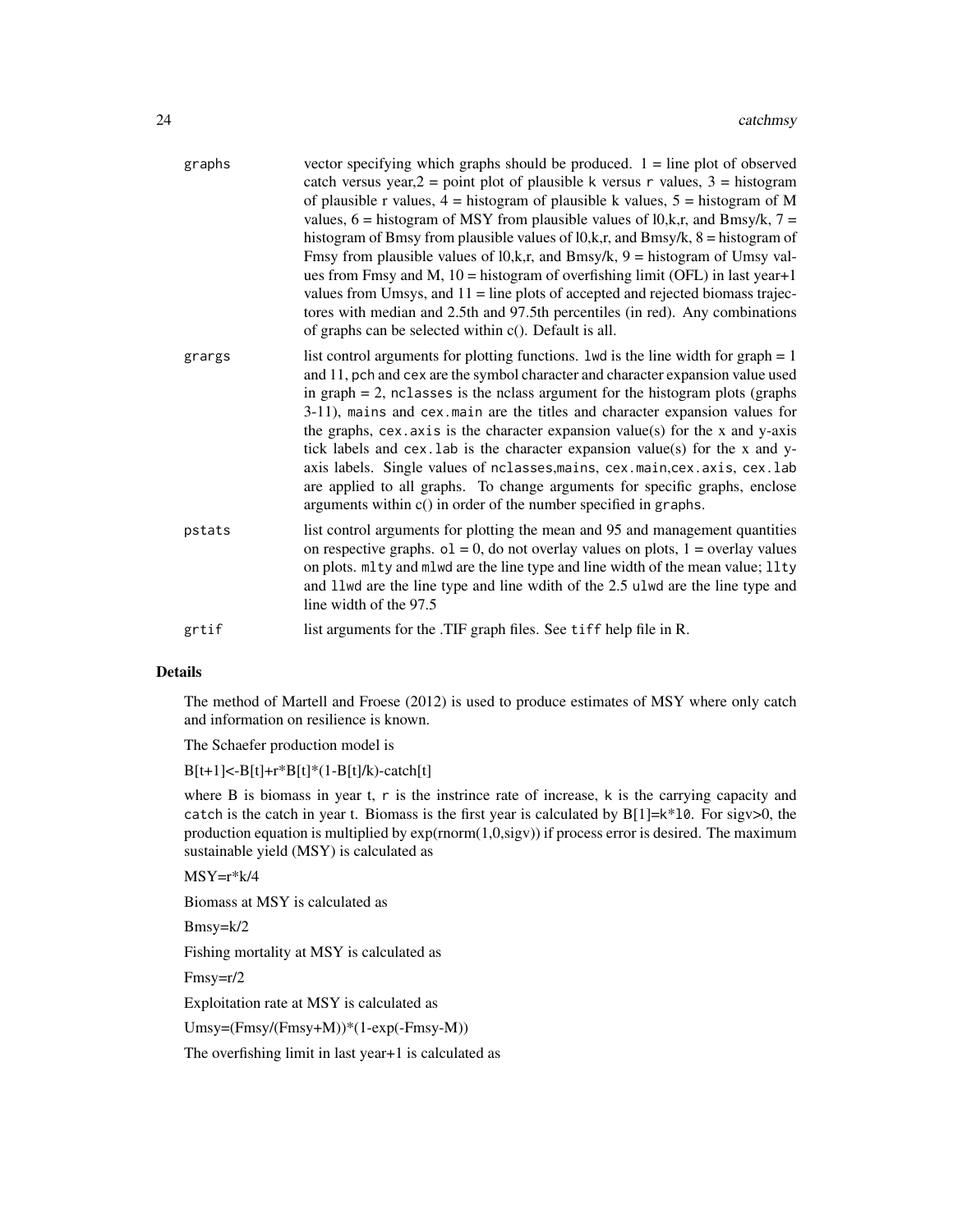| | |
|---|---|
| graphs | vector specifying which graphs should be produced. 1 = line plot of observed catch versus year,2 = point plot of plausible k versus r values, 3 = histogram of plausible r values, 4 = histogram of plausible k values, 5 = histogram of M values, 6 = histogram of MSY from plausible values of l0,k,r, and Bmsy/k, 7 = histogram of Bmsy from plausible values of l0,k,r, and Bmsy/k, 8 = histogram of Fmsy from plausible values of l0,k,r, and Bmsy/k, 9 = histogram of Umsy values from Fmsy and M, 10 = histogram of overfishing limit (OFL) in last year+1 values from Umsys, and 11 = line plots of accepted and rejected biomass trajectores with median and 2.5th and 97.5th percentiles (in red). Any combinations of graphs can be selected within c(). Default is all. |
| grargs | list control arguments for plotting functions. `lwd` is the line width for graph = 1 and 11, `pch` and `cex` are the symbol character and character expansion value used in graph = 2, `nclasses` is the nclass argument for the histogram plots (graphs 3-11), `mains` and `cex.main` are the titles and character expansion values for the graphs, `cex.axis` is the character expansion value(s) for the x and y-axis tick labels and `cex.lab` is the character expansion value(s) for the x and y-axis labels. Single values of `nclasses`,`mains`, `cex.main`,`cex.axis`, `cex.lab` are applied to all graphs. To change arguments for specific graphs, enclose arguments within c() in order of the number specified in `graphs`. |
| pstats | list control arguments for plotting the mean and 95 and management quantities on respective graphs. `ol` = 0, do not overlay values on plots, 1 = overlay values on plots. `mlty` and `mlwd` are the line type and line width of the mean value; `llty` and `llwd` are the line type and line wdith of the 2.5 `ulwd` are the line type and line width of the 97.5 |
| grtif | list arguments for the .TIF graph files. See `tiff` help file in R. |

## Details

The method of Martell and Froese (2012) is used to produce estimates of MSY where only catch and information on resilience is known.

The Schaefer production model is

B[t+1]<-B[t]+r*B[t]*(1-B[t]/k)-catch[t]

where B is biomass in year t, `r` is the instrince rate of increase, `k` is the carrying capacity and `catch` is the catch in year t. Biomass is the first year is calculated by B[1]=`k*l0`. For sigv>0, the production equation is multiplied by exp(rnorm(1,0,sigv)) if process error is desired. The maximum sustainable yield (MSY) is calculated as

MSY=r*k/4

Biomass at MSY is calculated as

Bmsy=k/2

Fishing mortality at MSY is calculated as

Fmsy=r/2

Exploitation rate at MSY is calculated as

Umsy=(Fmsy/(Fmsy+M))*(1-exp(-Fmsy-M))

The overfishing limit in last year+1 is calculated as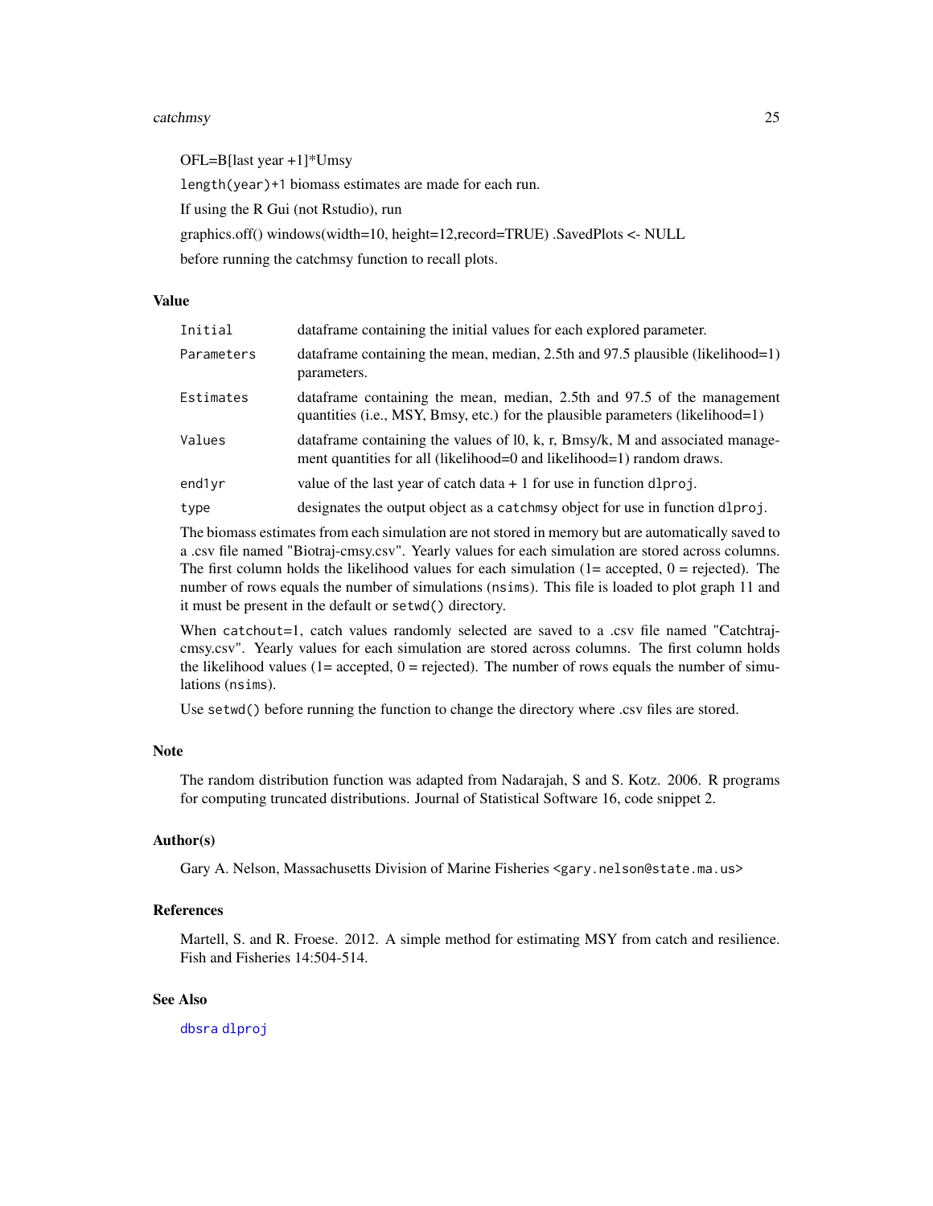OFL=B[last year +1]*Umsy

`length(year)+1` biomass estimates are made for each run.

If using the R Gui (not Rstudio), run

graphics.off() windows(width=10, height=12,record=TRUE) .SavedPlots <- NULL

before running the catchmsy function to recall plots.

## Value

| | |
|---|---|
| `Initial` | dataframe containing the initial values for each explored parameter. |
| `Parameters` | dataframe containing the mean, median, 2.5th and 97.5 plausible (likelihood=1) parameters. |
| `Estimates` | dataframe containing the mean, median, 2.5th and 97.5 of the management quantities (i.e., MSY, Bmsy, etc.) for the plausible parameters (likelihood=1) |
| `Values` | dataframe containing the values of l0, k, r, Bmsy/k, M and associated management quantities for all (likelihood=0 and likelihood=1) random draws. |
| `end1yr` | value of the last year of catch data + 1 for use in function `dlproj`. |
| `type` | designates the output object as a `catchmsy` object for use in function `dlproj`. |

The biomass estimates from each simulation are not stored in memory but are automatically saved to a .csv file named "Biotraj-cmsy.csv". Yearly values for each simulation are stored across columns. The first column holds the likelihood values for each simulation (1= accepted, 0 = rejected). The number of rows equals the number of simulations (`nsims`). This file is loaded to plot graph 11 and it must be present in the default or `setwd()` directory.

When `catchout=1`, catch values randomly selected are saved to a .csv file named "Catchtraj-cmsy.csv". Yearly values for each simulation are stored across columns. The first column holds the likelihood values (1= accepted, 0 = rejected). The number of rows equals the number of simulations (`nsims`).

Use `setwd()` before running the function to change the directory where .csv files are stored.

## Note

The random distribution function was adapted from Nadarajah, S and S. Kotz. 2006. R programs for computing truncated distributions. Journal of Statistical Software 16, code snippet 2.

## Author(s)

Gary A. Nelson, Massachusetts Division of Marine Fisheries <gary.nelson@state.ma.us>

## References

Martell, S. and R. Froese. 2012. A simple method for estimating MSY from catch and resilience. Fish and Fisheries 14:504-514.

## See Also

`dbsra` `dlproj`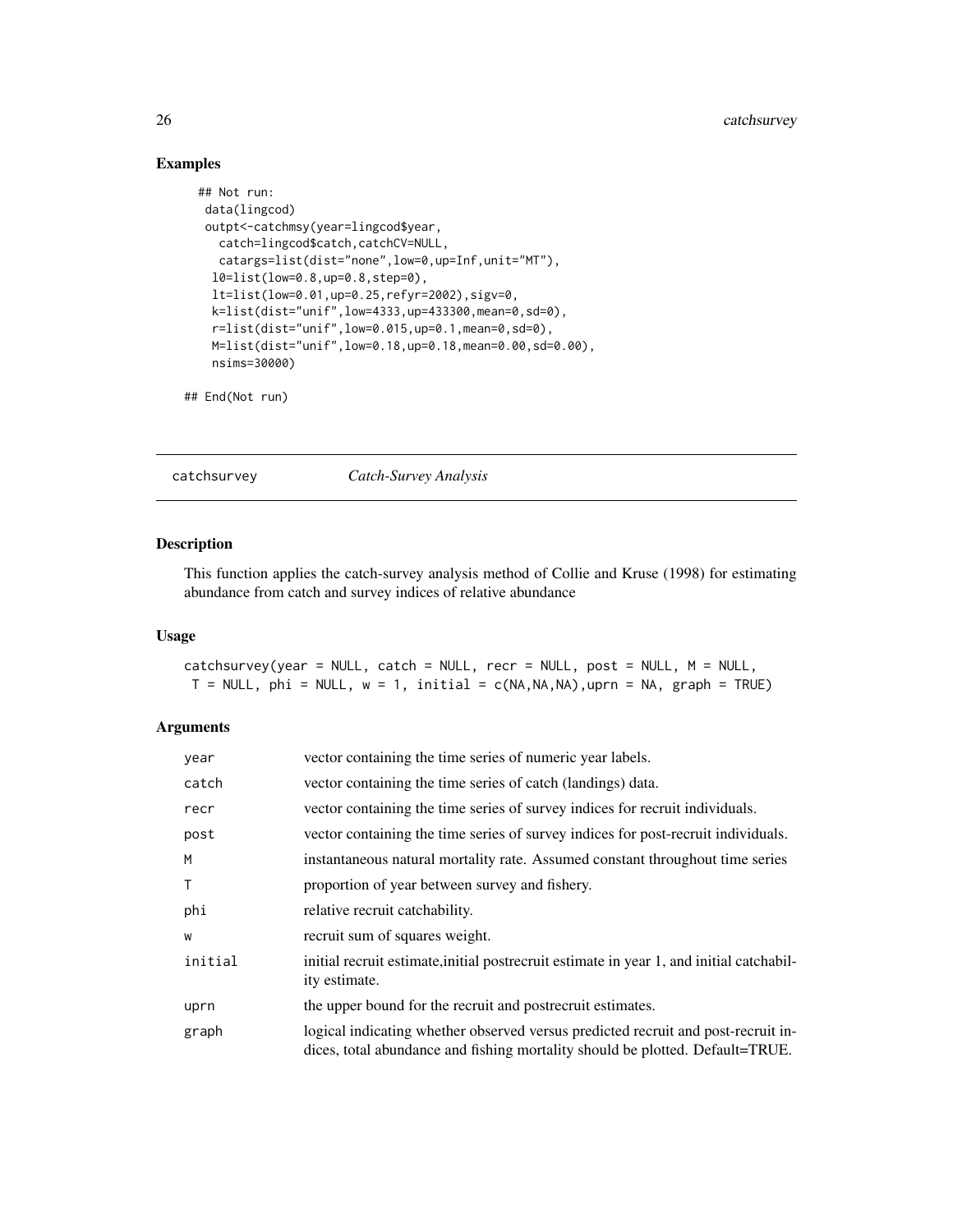## Examples

```
## Not run:
data(lingcod)
outpt<-catchmsy(year=lingcod$year,
  catch=lingcod$catch,catchCV=NULL,
  catargs=list(dist="none",low=0,up=Inf,unit="MT"),
 l0=list(low=0.8,up=0.8,step=0),
 lt=list(low=0.01,up=0.25,refyr=2002),sigv=0,
 k=list(dist="unif",low=4333,up=433300,mean=0,sd=0),
 r=list(dist="unif",low=0.015,up=0.1,mean=0,sd=0),
 M=list(dist="unif",low=0.18,up=0.18,mean=0.00,sd=0.00),
 nsims=30000)

## End(Not run)
```

---

catchsurvey *Catch-Survey Analysis*

---

## Description

This function applies the catch-survey analysis method of Collie and Kruse (1998) for estimating abundance from catch and survey indices of relative abundance

## Usage

```
catchsurvey(year = NULL, catch = NULL, recr = NULL, post = NULL, M = NULL,
 T = NULL, phi = NULL, w = 1, initial = c(NA,NA,NA),uprn = NA, graph = TRUE)
```

## Arguments

| | |
|---|---|
| year | vector containing the time series of numeric year labels. |
| catch | vector containing the time series of catch (landings) data. |
| recr | vector containing the time series of survey indices for recruit individuals. |
| post | vector containing the time series of survey indices for post-recruit individuals. |
| M | instantaneous natural mortality rate. Assumed constant throughout time series |
| T | proportion of year between survey and fishery. |
| phi | relative recruit catchability. |
| w | recruit sum of squares weight. |
| initial | initial recruit estimate,initial postrecruit estimate in year 1, and initial catchability estimate. |
| uprn | the upper bound for the recruit and postrecruit estimates. |
| graph | logical indicating whether observed versus predicted recruit and post-recruit indices, total abundance and fishing mortality should be plotted. Default=TRUE. |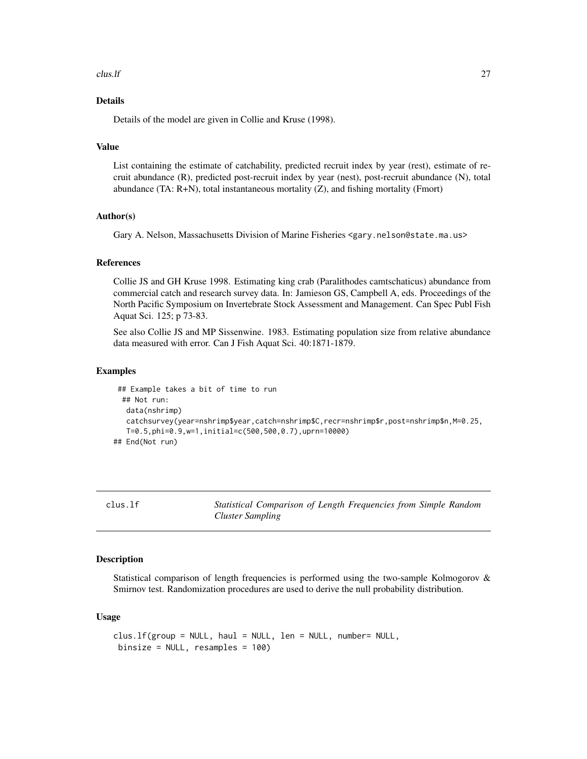### Details

Details of the model are given in Collie and Kruse (1998).

### Value

List containing the estimate of catchability, predicted recruit index by year (rest), estimate of recruit abundance (R), predicted post-recruit index by year (nest), post-recruit abundance (N), total abundance (TA: R+N), total instantaneous mortality (Z), and fishing mortality (Fmort)

### Author(s)

Gary A. Nelson, Massachusetts Division of Marine Fisheries <gary.nelson@state.ma.us>

### References

Collie JS and GH Kruse 1998. Estimating king crab (Paralithodes camtschaticus) abundance from commercial catch and research survey data. In: Jamieson GS, Campbell A, eds. Proceedings of the North Pacific Symposium on Invertebrate Stock Assessment and Management. Can Spec Publ Fish Aquat Sci. 125; p 73-83.

See also Collie JS and MP Sissenwine. 1983. Estimating population size from relative abundance data measured with error. Can J Fish Aquat Sci. 40:1871-1879.

### Examples

```
 ## Example takes a bit of time to run
  ## Not run:
   data(nshrimp)
   catchsurvey(year=nshrimp$year,catch=nshrimp$C,recr=nshrimp$r,post=nshrimp$n,M=0.25,
   T=0.5,phi=0.9,w=1,initial=c(500,500,0.7),uprn=10000)
## End(Not run)
```

---

## clus.lf — *Statistical Comparison of Length Frequencies from Simple Random Cluster Sampling*

### Description

Statistical comparison of length frequencies is performed using the two-sample Kolmogorov & Smirnov test. Randomization procedures are used to derive the null probability distribution.

### Usage

```
clus.lf(group = NULL, haul = NULL, len = NULL, number= NULL,
 binsize = NULL, resamples = 100)
```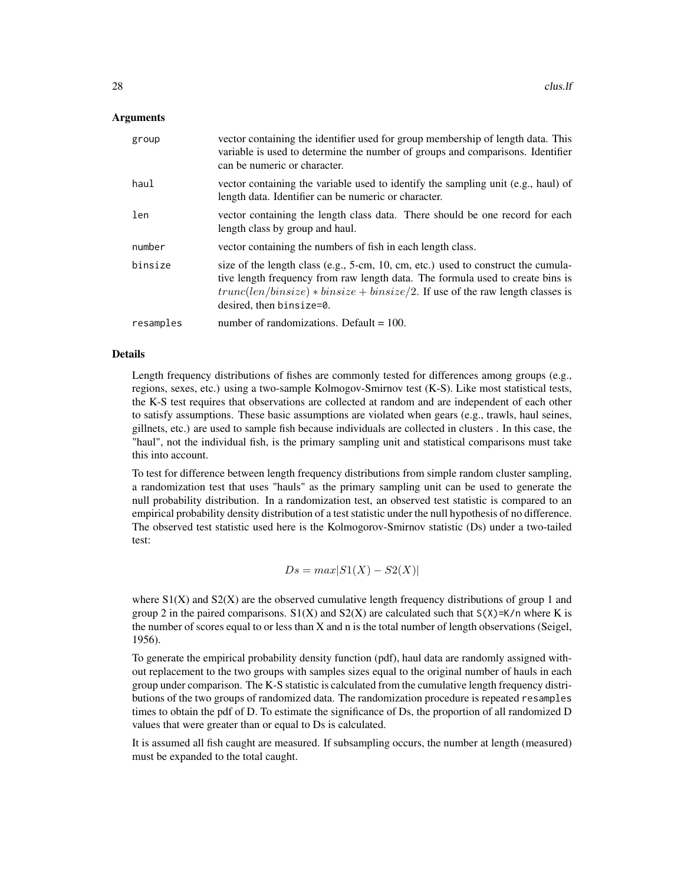## Arguments

| | |
|---|---|
| group | vector containing the identifier used for group membership of length data. This variable is used to determine the number of groups and comparisons. Identifier can be numeric or character. |
| haul | vector containing the variable used to identify the sampling unit (e.g., haul) of length data. Identifier can be numeric or character. |
| len | vector containing the length class data. There should be one record for each length class by group and haul. |
| number | vector containing the numbers of fish in each length class. |
| binsize | size of the length class (e.g., 5-cm, 10, cm, etc.) used to construct the cumulative length frequency from raw length data. The formula used to create bins is $trunc(len/binsize) * binsize + binsize/2$. If use of the raw length classes is desired, then `binsize=0`. |
| resamples | number of randomizations. Default = 100. |

## Details

Length frequency distributions of fishes are commonly tested for differences among groups (e.g., regions, sexes, etc.) using a two-sample Kolmogov-Smirnov test (K-S). Like most statistical tests, the K-S test requires that observations are collected at random and are independent of each other to satisfy assumptions. These basic assumptions are violated when gears (e.g., trawls, haul seines, gillnets, etc.) are used to sample fish because individuals are collected in clusters . In this case, the "haul", not the individual fish, is the primary sampling unit and statistical comparisons must take this into account.

To test for difference between length frequency distributions from simple random cluster sampling, a randomization test that uses "hauls" as the primary sampling unit can be used to generate the null probability distribution. In a randomization test, an observed test statistic is compared to an empirical probability density distribution of a test statistic under the null hypothesis of no difference. The observed test statistic used here is the Kolmogorov-Smirnov statistic (Ds) under a two-tailed test:

$$Ds = max|S1(X) - S2(X)|$$

where S1(X) and S2(X) are the observed cumulative length frequency distributions of group 1 and group 2 in the paired comparisons. S1(X) and S2(X) are calculated such that `S(X)=K/n` where K is the number of scores equal to or less than X and n is the total number of length observations (Seigel, 1956).

To generate the empirical probability density function (pdf), haul data are randomly assigned without replacement to the two groups with samples sizes equal to the original number of hauls in each group under comparison. The K-S statistic is calculated from the cumulative length frequency distributions of the two groups of randomized data. The randomization procedure is repeated `resamples` times to obtain the pdf of D. To estimate the significance of Ds, the proportion of all randomized D values that were greater than or equal to Ds is calculated.

It is assumed all fish caught are measured. If subsampling occurs, the number at length (measured) must be expanded to the total caught.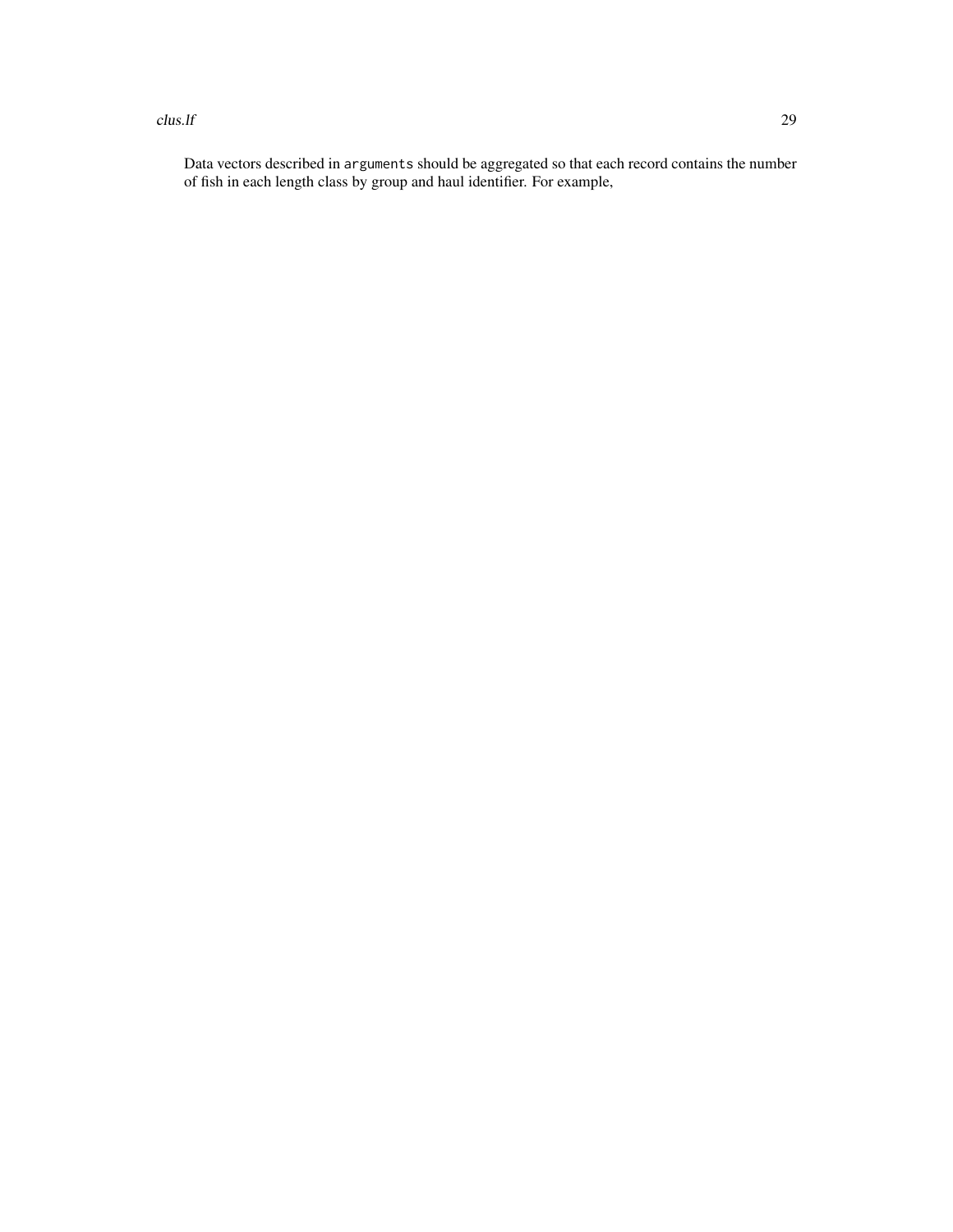Data vectors described in `arguments` should be aggregated so that each record contains the number of fish in each length class by group and haul identifier. For example,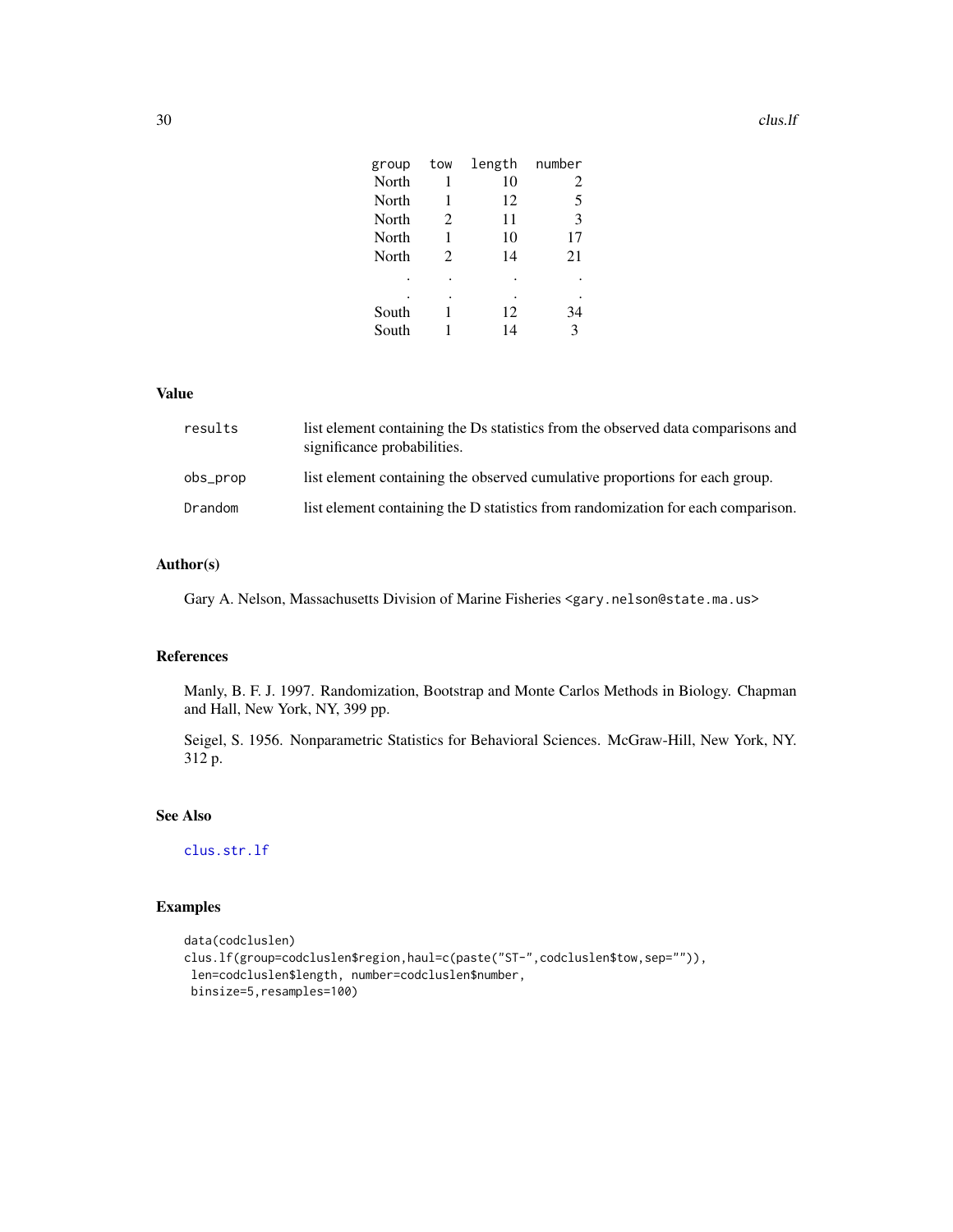| group | tow | length | number |
|---|---|---|---|
| North | 1 | 10 | 2 |
| North | 1 | 12 | 5 |
| North | 2 | 11 | 3 |
| North | 1 | 10 | 17 |
| North | 2 | 14 | 21 |
| . | . | . | . |
| . | . | . | . |
| South | 1 | 12 | 34 |
| South | 1 | 14 | 3 |

## Value

| | |
|---|---|
| results | list element containing the Ds statistics from the observed data comparisons and significance probabilities. |
| obs_prop | list element containing the observed cumulative proportions for each group. |
| Drandom | list element containing the D statistics from randomization for each comparison. |

## Author(s)

Gary A. Nelson, Massachusetts Division of Marine Fisheries <gary.nelson@state.ma.us>

## References

Manly, B. F. J. 1997. Randomization, Bootstrap and Monte Carlos Methods in Biology. Chapman and Hall, New York, NY, 399 pp.

Seigel, S. 1956. Nonparametric Statistics for Behavioral Sciences. McGraw-Hill, New York, NY. 312 p.

## See Also

clus.str.lf

## Examples

```
data(codcluslen)
clus.lf(group=codcluslen$region,haul=c(paste("ST-",codcluslen$tow,sep="")),
 len=codcluslen$length, number=codcluslen$number,
 binsize=5,resamples=100)
```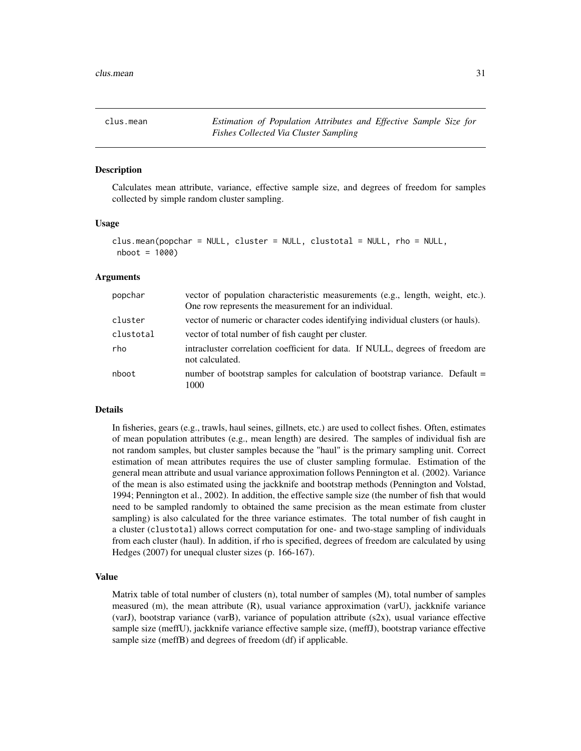clus.mean    *Estimation of Population Attributes and Effective Sample Size for Fishes Collected Via Cluster Sampling*

## Description

Calculates mean attribute, variance, effective sample size, and degrees of freedom for samples collected by simple random cluster sampling.

## Usage

```
clus.mean(popchar = NULL, cluster = NULL, clustotal = NULL, rho = NULL,
 nboot = 1000)
```

## Arguments

| | |
|---|---|
| popchar | vector of population characteristic measurements (e.g., length, weight, etc.). One row represents the measurement for an individual. |
| cluster | vector of numeric or character codes identifying individual clusters (or hauls). |
| clustotal | vector of total number of fish caught per cluster. |
| rho | intracluster correlation coefficient for data. If NULL, degrees of freedom are not calculated. |
| nboot | number of bootstrap samples for calculation of bootstrap variance. Default = 1000 |

## Details

In fisheries, gears (e.g., trawls, haul seines, gillnets, etc.) are used to collect fishes. Often, estimates of mean population attributes (e.g., mean length) are desired. The samples of individual fish are not random samples, but cluster samples because the "haul" is the primary sampling unit. Correct estimation of mean attributes requires the use of cluster sampling formulae. Estimation of the general mean attribute and usual variance approximation follows Pennington et al. (2002). Variance of the mean is also estimated using the jackknife and bootstrap methods (Pennington and Volstad, 1994; Pennington et al., 2002). In addition, the effective sample size (the number of fish that would need to be sampled randomly to obtained the same precision as the mean estimate from cluster sampling) is also calculated for the three variance estimates. The total number of fish caught in a cluster (`clustotal`) allows correct computation for one- and two-stage sampling of individuals from each cluster (haul). In addition, if rho is specified, degrees of freedom are calculated by using Hedges (2007) for unequal cluster sizes (p. 166-167).

## Value

Matrix table of total number of clusters (n), total number of samples (M), total number of samples measured (m), the mean attribute (R), usual variance approximation (varU), jackknife variance (varJ), bootstrap variance (varB), variance of population attribute (s2x), usual variance effective sample size (meffU), jackknife variance effective sample size, (meffJ), bootstrap variance effective sample size (meffB) and degrees of freedom (df) if applicable.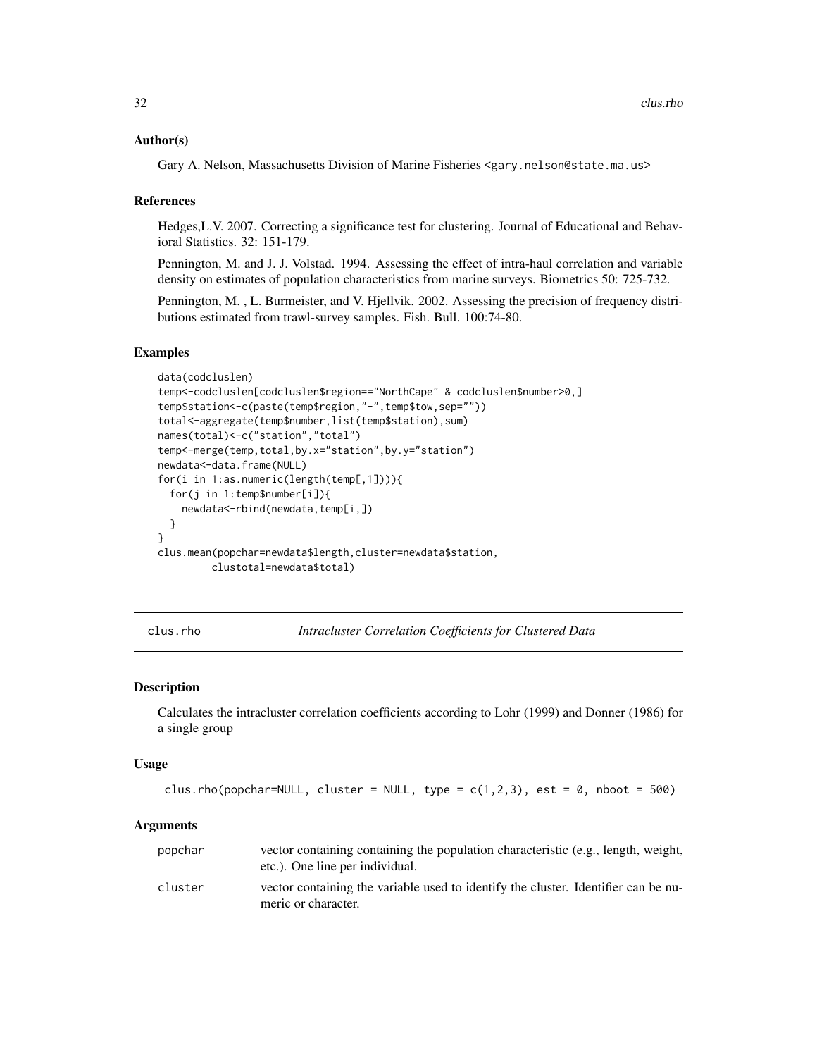## Author(s)

Gary A. Nelson, Massachusetts Division of Marine Fisheries <gary.nelson@state.ma.us>

## References

Hedges,L.V. 2007. Correcting a significance test for clustering. Journal of Educational and Behavioral Statistics. 32: 151-179.

Pennington, M. and J. J. Volstad. 1994. Assessing the effect of intra-haul correlation and variable density on estimates of population characteristics from marine surveys. Biometrics 50: 725-732.

Pennington, M. , L. Burmeister, and V. Hjellvik. 2002. Assessing the precision of frequency distributions estimated from trawl-survey samples. Fish. Bull. 100:74-80.

## Examples

```
data(codcluslen)
temp<-codcluslen[codcluslen$region=="NorthCape" & codcluslen$number>0,]
temp$station<-c(paste(temp$region,"-",temp$tow,sep=""))
total<-aggregate(temp$number,list(temp$station),sum)
names(total)<-c("station","total")
temp<-merge(temp,total,by.x="station",by.y="station")
newdata<-data.frame(NULL)
for(i in 1:as.numeric(length(temp[,1]))){
  for(j in 1:temp$number[i]){
    newdata<-rbind(newdata,temp[i,])
  }
}
clus.mean(popchar=newdata$length,cluster=newdata$station,
         clustotal=newdata$total)
```

---

# clus.rho — *Intracluster Correlation Coefficients for Clustered Data*

---

## Description

Calculates the intracluster correlation coefficients according to Lohr (1999) and Donner (1986) for a single group

## Usage

```
clus.rho(popchar=NULL, cluster = NULL, type = c(1,2,3), est = 0, nboot = 500)
```

## Arguments

| | |
|---|---|
| popchar | vector containing containing the population characteristic (e.g., length, weight, etc.). One line per individual. |
| cluster | vector containing the variable used to identify the cluster. Identifier can be numeric or character. |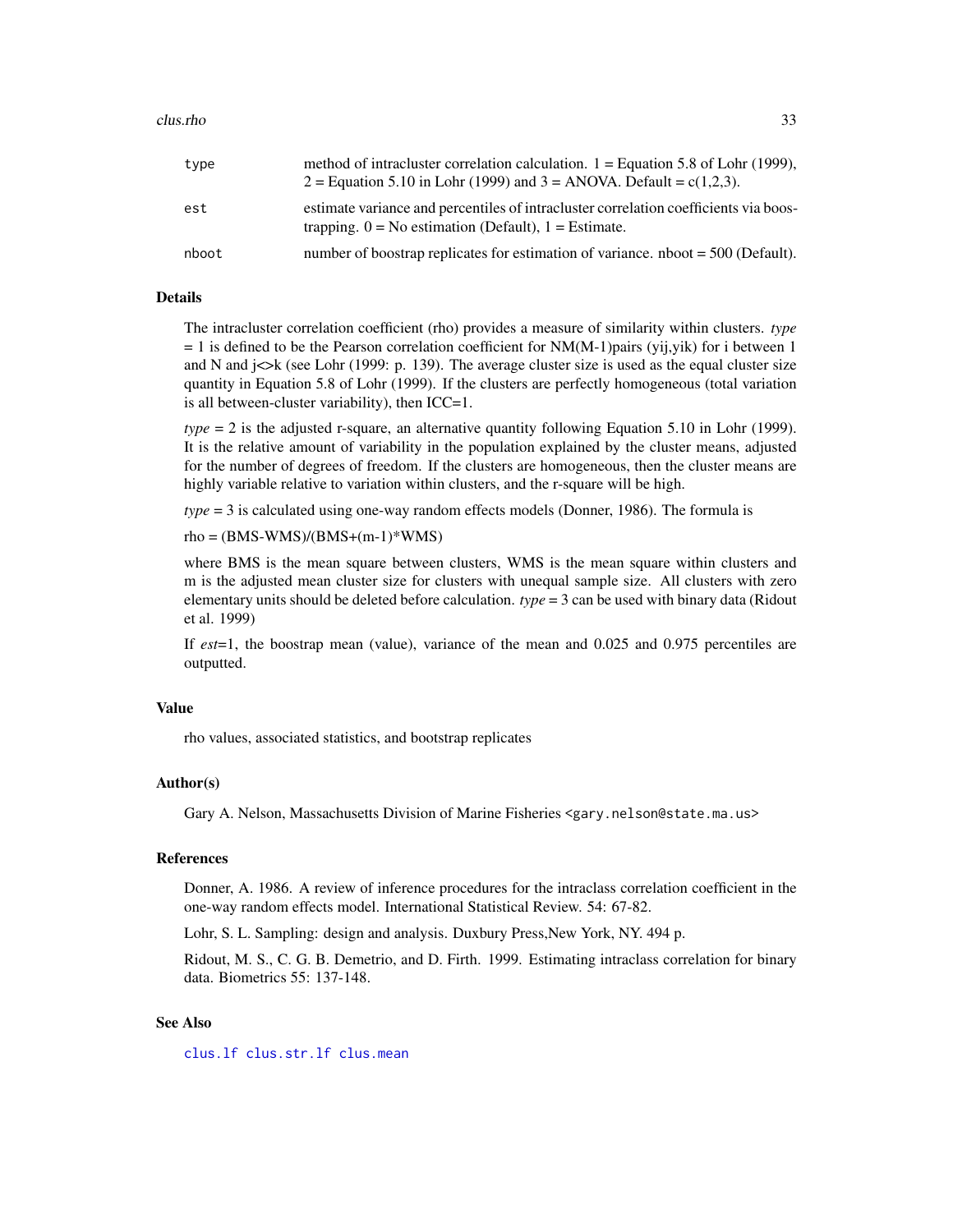| | |
|---|---|
| type | method of intracluster correlation calculation. 1 = Equation 5.8 of Lohr (1999), 2 = Equation 5.10 in Lohr (1999) and 3 = ANOVA. Default = c(1,2,3). |
| est | estimate variance and percentiles of intracluster correlation coefficients via boostrapping. 0 = No estimation (Default), 1 = Estimate. |
| nboot | number of boostrap replicates for estimation of variance. nboot = 500 (Default). |

## Details

The intracluster correlation coefficient (rho) provides a measure of similarity within clusters. *type* = 1 is defined to be the Pearson correlation coefficient for NM(M-1)pairs (yij,yik) for i between 1 and N and j<>k (see Lohr (1999: p. 139). The average cluster size is used as the equal cluster size quantity in Equation 5.8 of Lohr (1999). If the clusters are perfectly homogeneous (total variation is all between-cluster variability), then ICC=1.

*type* = 2 is the adjusted r-square, an alternative quantity following Equation 5.10 in Lohr (1999). It is the relative amount of variability in the population explained by the cluster means, adjusted for the number of degrees of freedom. If the clusters are homogeneous, then the cluster means are highly variable relative to variation within clusters, and the r-square will be high.

*type* = 3 is calculated using one-way random effects models (Donner, 1986). The formula is

rho = (BMS-WMS)/(BMS+(m-1)*WMS)

where BMS is the mean square between clusters, WMS is the mean square within clusters and m is the adjusted mean cluster size for clusters with unequal sample size. All clusters with zero elementary units should be deleted before calculation. *type* = 3 can be used with binary data (Ridout et al. 1999)

If *est*=1, the boostrap mean (value), variance of the mean and 0.025 and 0.975 percentiles are outputted.

## Value

rho values, associated statistics, and bootstrap replicates

## Author(s)

Gary A. Nelson, Massachusetts Division of Marine Fisheries <gary.nelson@state.ma.us>

## References

Donner, A. 1986. A review of inference procedures for the intraclass correlation coefficient in the one-way random effects model. International Statistical Review. 54: 67-82.

Lohr, S. L. Sampling: design and analysis. Duxbury Press,New York, NY. 494 p.

Ridout, M. S., C. G. B. Demetrio, and D. Firth. 1999. Estimating intraclass correlation for binary data. Biometrics 55: 137-148.

## See Also

clus.lf clus.str.lf clus.mean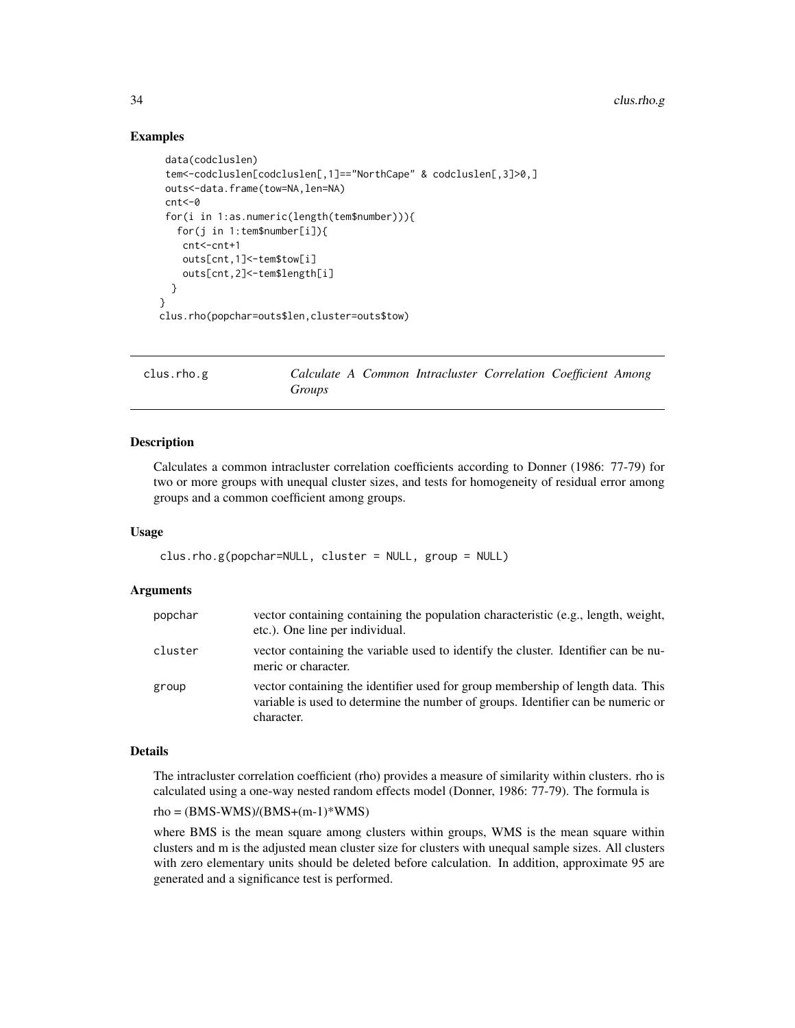## Examples

```
data(codcluslen)
tem<-codcluslen[codcluslen[,1]=="NorthCape" & codcluslen[,3]>0,]
outs<-data.frame(tow=NA,len=NA)
cnt<-0
for(i in 1:as.numeric(length(tem$number))){
  for(j in 1:tem$number[i]){
   cnt<-cnt+1
   outs[cnt,1]<-tem$tow[i]
   outs[cnt,2]<-tem$length[i]
 }
}
clus.rho(popchar=outs$len,cluster=outs$tow)
```

---

| clus.rho.g | *Calculate A Common Intracluster Correlation Coefficient Among Groups* |
|---|---|

## Description

Calculates a common intracluster correlation coefficients according to Donner (1986: 77-79) for two or more groups with unequal cluster sizes, and tests for homogeneity of residual error among groups and a common coefficient among groups.

## Usage

```
clus.rho.g(popchar=NULL, cluster = NULL, group = NULL)
```

## Arguments

| | |
|---|---|
| popchar | vector containing containing the population characteristic (e.g., length, weight, etc.). One line per individual. |
| cluster | vector containing the variable used to identify the cluster. Identifier can be numeric or character. |
| group | vector containing the identifier used for group membership of length data. This variable is used to determine the number of groups. Identifier can be numeric or character. |

## Details

The intracluster correlation coefficient (rho) provides a measure of similarity within clusters. rho is calculated using a one-way nested random effects model (Donner, 1986: 77-79). The formula is

rho = (BMS-WMS)/(BMS+(m-1)*WMS)

where BMS is the mean square among clusters within groups, WMS is the mean square within clusters and m is the adjusted mean cluster size for clusters with unequal sample sizes. All clusters with zero elementary units should be deleted before calculation. In addition, approximate 95 are generated and a significance test is performed.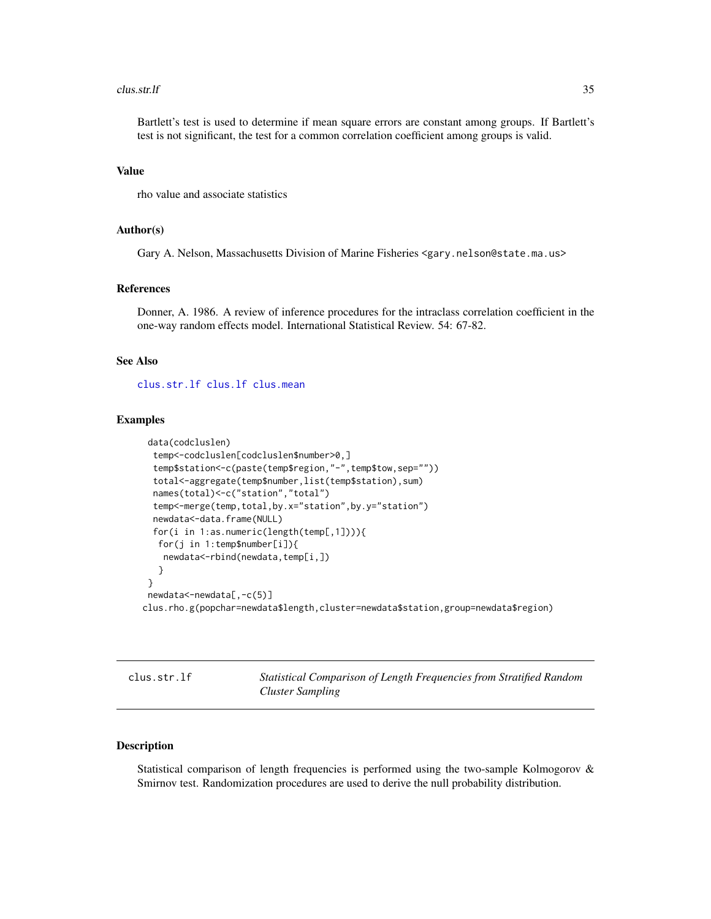Bartlett's test is used to determine if mean square errors are constant among groups. If Bartlett's test is not significant, the test for a common correlation coefficient among groups is valid.

### Value

rho value and associate statistics

### Author(s)

Gary A. Nelson, Massachusetts Division of Marine Fisheries <gary.nelson@state.ma.us>

### References

Donner, A. 1986. A review of inference procedures for the intraclass correlation coefficient in the one-way random effects model. International Statistical Review. 54: 67-82.

### See Also

clus.str.lf clus.lf clus.mean

### Examples

```
data(codcluslen)
 temp<-codcluslen[codcluslen$number>0,]
 temp$station<-c(paste(temp$region,"-",temp$tow,sep=""))
 total<-aggregate(temp$number,list(temp$station),sum)
 names(total)<-c("station","total")
 temp<-merge(temp,total,by.x="station",by.y="station")
 newdata<-data.frame(NULL)
 for(i in 1:as.numeric(length(temp[,1]))){
  for(j in 1:temp$number[i]){
   newdata<-rbind(newdata,temp[i,])
  }
}
newdata<-newdata[,-c(5)]
clus.rho.g(popchar=newdata$length,cluster=newdata$station,group=newdata$region)
```

---

## clus.str.lf — *Statistical Comparison of Length Frequencies from Stratified Random Cluster Sampling*

### Description

Statistical comparison of length frequencies is performed using the two-sample Kolmogorov & Smirnov test. Randomization procedures are used to derive the null probability distribution.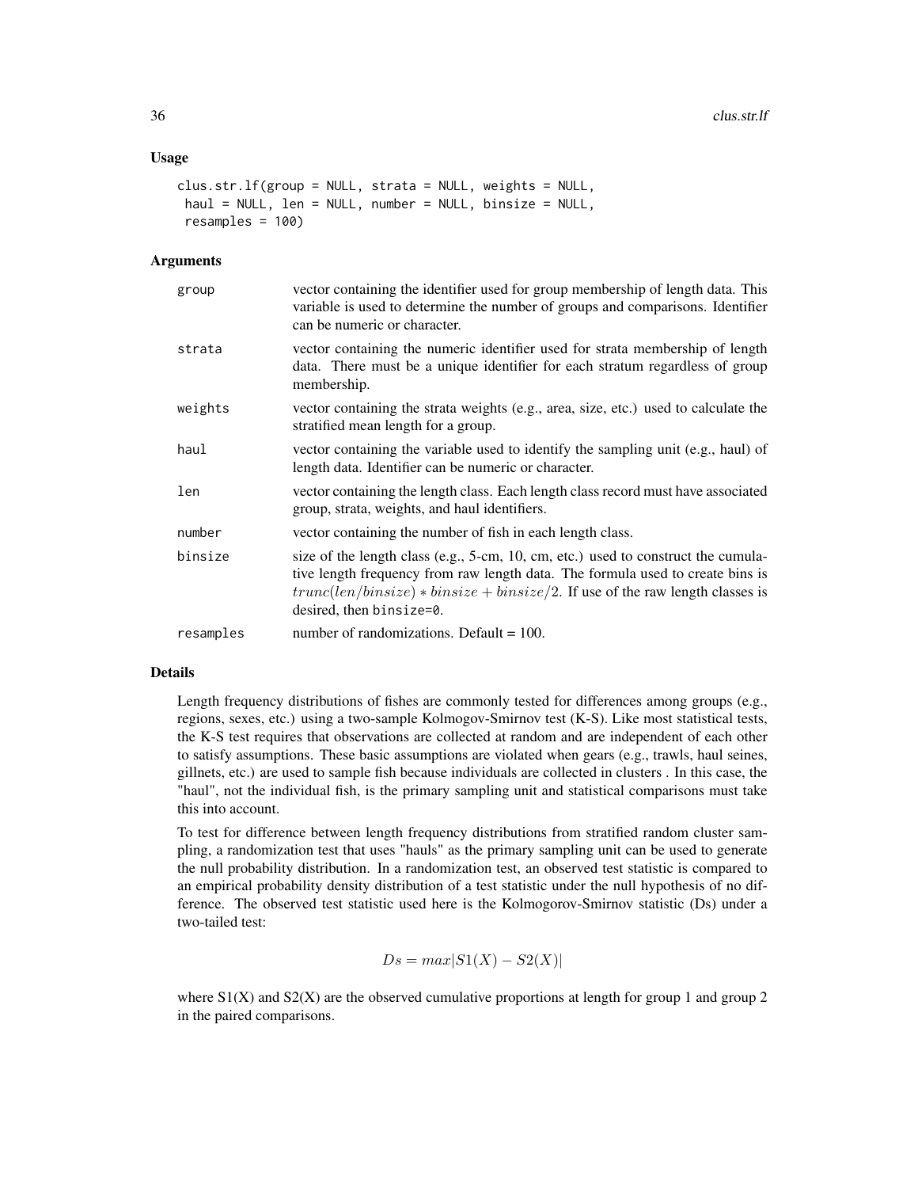### Usage

```
clus.str.lf(group = NULL, strata = NULL, weights = NULL,
 haul = NULL, len = NULL, number = NULL, binsize = NULL,
 resamples = 100)
```

### Arguments

| | |
|---|---|
| group | vector containing the identifier used for group membership of length data. This variable is used to determine the number of groups and comparisons. Identifier can be numeric or character. |
| strata | vector containing the numeric identifier used for strata membership of length data. There must be a unique identifier for each stratum regardless of group membership. |
| weights | vector containing the strata weights (e.g., area, size, etc.) used to calculate the stratified mean length for a group. |
| haul | vector containing the variable used to identify the sampling unit (e.g., haul) of length data. Identifier can be numeric or character. |
| len | vector containing the length class. Each length class record must have associated group, strata, weights, and haul identifiers. |
| number | vector containing the number of fish in each length class. |
| binsize | size of the length class (e.g., 5-cm, 10, cm, etc.) used to construct the cumulative length frequency from raw length data. The formula used to create bins is $trunc(len/binsize) * binsize + binsize/2$. If use of the raw length classes is desired, then binsize=0. |
| resamples | number of randomizations. Default = 100. |

### Details

Length frequency distributions of fishes are commonly tested for differences among groups (e.g., regions, sexes, etc.) using a two-sample Kolmogov-Smirnov test (K-S). Like most statistical tests, the K-S test requires that observations are collected at random and are independent of each other to satisfy assumptions. These basic assumptions are violated when gears (e.g., trawls, haul seines, gillnets, etc.) are used to sample fish because individuals are collected in clusters . In this case, the "haul", not the individual fish, is the primary sampling unit and statistical comparisons must take this into account.

To test for difference between length frequency distributions from stratified random cluster sampling, a randomization test that uses "hauls" as the primary sampling unit can be used to generate the null probability distribution. In a randomization test, an observed test statistic is compared to an empirical probability density distribution of a test statistic under the null hypothesis of no difference. The observed test statistic used here is the Kolmogorov-Smirnov statistic (Ds) under a two-tailed test:

$$Ds = max|S1(X) - S2(X)|$$

where S1(X) and S2(X) are the observed cumulative proportions at length for group 1 and group 2 in the paired comparisons.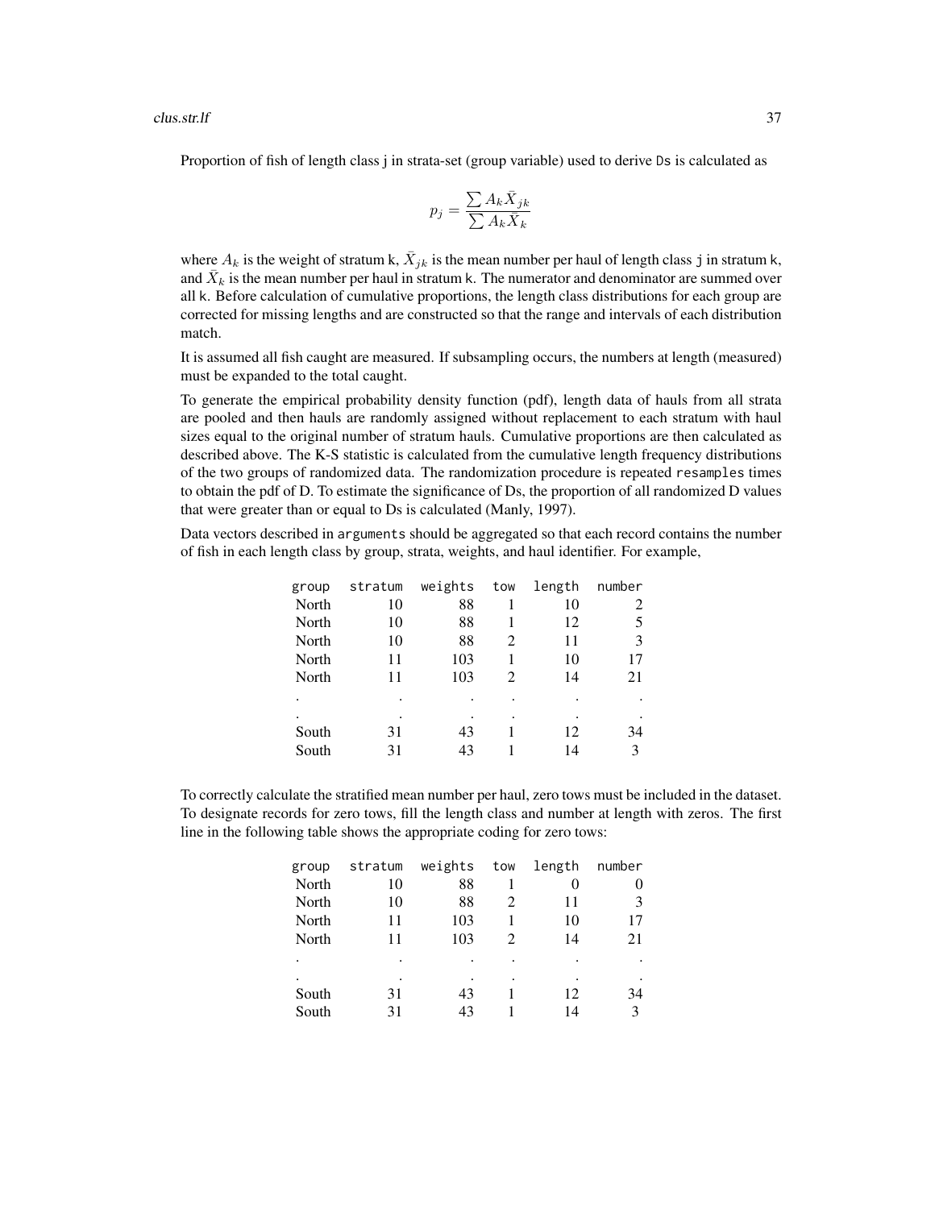Proportion of fish of length class j in strata-set (group variable) used to derive Ds is calculated as

$$p_j = \frac{\sum A_k \bar{X}_{jk}}{\sum A_k \bar{X}_k}$$

where $A_k$ is the weight of stratum k, $\bar{X}_{jk}$ is the mean number per haul of length class j in stratum k, and $\bar{X}_k$ is the mean number per haul in stratum k. The numerator and denominator are summed over all k. Before calculation of cumulative proportions, the length class distributions for each group are corrected for missing lengths and are constructed so that the range and intervals of each distribution match.

It is assumed all fish caught are measured. If subsampling occurs, the numbers at length (measured) must be expanded to the total caught.

To generate the empirical probability density function (pdf), length data of hauls from all strata are pooled and then hauls are randomly assigned without replacement to each stratum with haul sizes equal to the original number of stratum hauls. Cumulative proportions are then calculated as described above. The K-S statistic is calculated from the cumulative length frequency distributions of the two groups of randomized data. The randomization procedure is repeated `resamples` times to obtain the pdf of D. To estimate the significance of Ds, the proportion of all randomized D values that were greater than or equal to Ds is calculated (Manly, 1997).

Data vectors described in `arguments` should be aggregated so that each record contains the number of fish in each length class by group, strata, weights, and haul identifier. For example,

| group | stratum | weights | tow | length | number |
|---|---|---|---|---|---|
| North | 10 | 88 | 1 | 10 | 2 |
| North | 10 | 88 | 1 | 12 | 5 |
| North | 10 | 88 | 2 | 11 | 3 |
| North | 11 | 103 | 1 | 10 | 17 |
| North | 11 | 103 | 2 | 14 | 21 |
| . | . | . | . | . | . |
| . | . | . | . | . | . |
| South | 31 | 43 | 1 | 12 | 34 |
| South | 31 | 43 | 1 | 14 | 3 |

To correctly calculate the stratified mean number per haul, zero tows must be included in the dataset. To designate records for zero tows, fill the length class and number at length with zeros. The first line in the following table shows the appropriate coding for zero tows:

| group | stratum | weights | tow | length | number |
|---|---|---|---|---|---|
| North | 10 | 88 | 1 | 0 | 0 |
| North | 10 | 88 | 2 | 11 | 3 |
| North | 11 | 103 | 1 | 10 | 17 |
| North | 11 | 103 | 2 | 14 | 21 |
| . | . | . | . | . | . |
| . | . | . | . | . | . |
| South | 31 | 43 | 1 | 12 | 34 |
| South | 31 | 43 | 1 | 14 | 3 |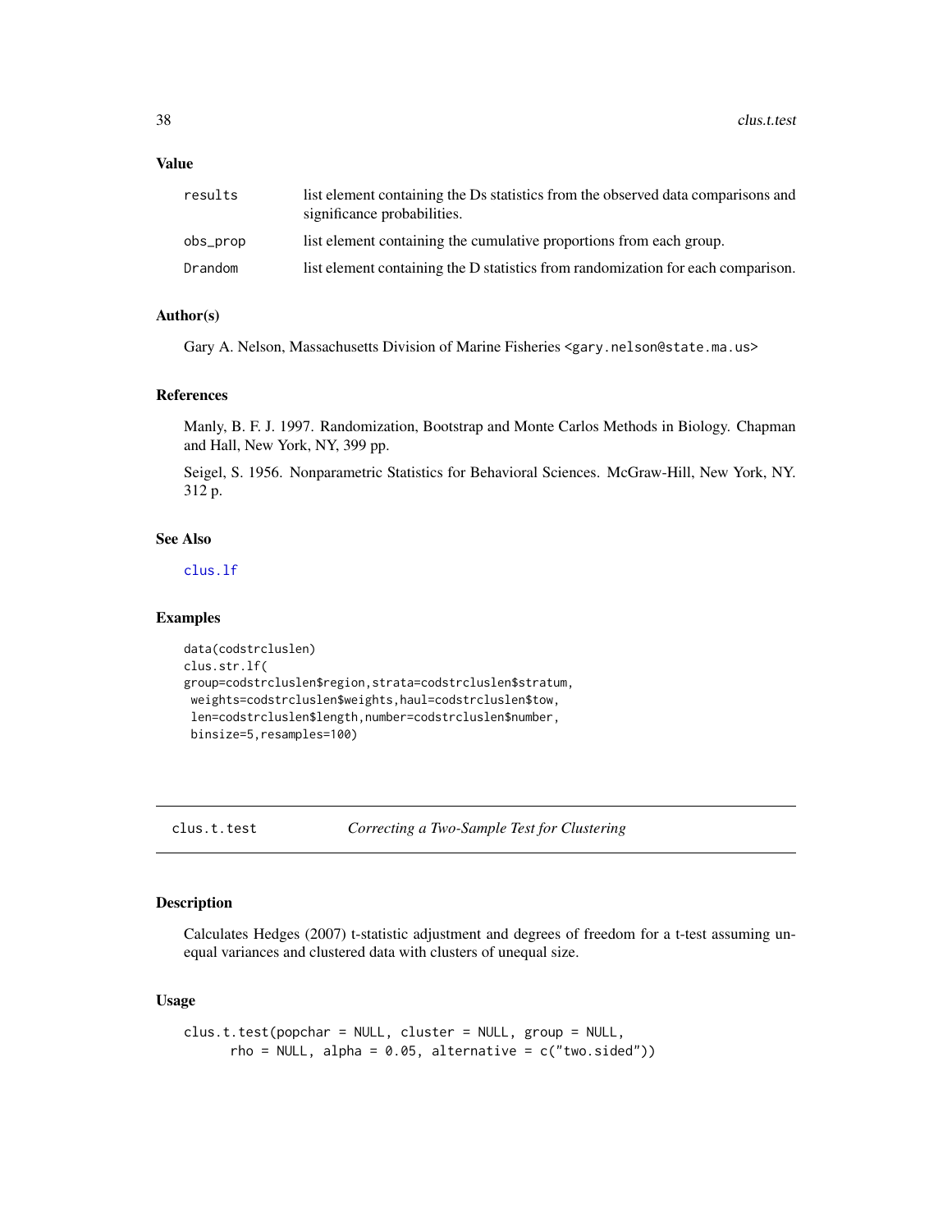### Value

| | |
|---|---|
| results | list element containing the Ds statistics from the observed data comparisons and significance probabilities. |
| obs_prop | list element containing the cumulative proportions from each group. |
| Drandom | list element containing the D statistics from randomization for each comparison. |

### Author(s)

Gary A. Nelson, Massachusetts Division of Marine Fisheries <gary.nelson@state.ma.us>

### References

Manly, B. F. J. 1997. Randomization, Bootstrap and Monte Carlos Methods in Biology. Chapman and Hall, New York, NY, 399 pp.

Seigel, S. 1956. Nonparametric Statistics for Behavioral Sciences. McGraw-Hill, New York, NY. 312 p.

### See Also

clus.lf

### Examples

```
data(codstrcluslen)
clus.str.lf(
group=codstrcluslen$region,strata=codstrcluslen$stratum,
 weights=codstrcluslen$weights,haul=codstrcluslen$tow,
 len=codstrcluslen$length,number=codstrcluslen$number,
 binsize=5,resamples=100)
```

---

## clus.t.test    *Correcting a Two-Sample Test for Clustering*

---

### Description

Calculates Hedges (2007) t-statistic adjustment and degrees of freedom for a t-test assuming unequal variances and clustered data with clusters of unequal size.

### Usage

```
clus.t.test(popchar = NULL, cluster = NULL, group = NULL,
      rho = NULL, alpha = 0.05, alternative = c("two.sided"))
```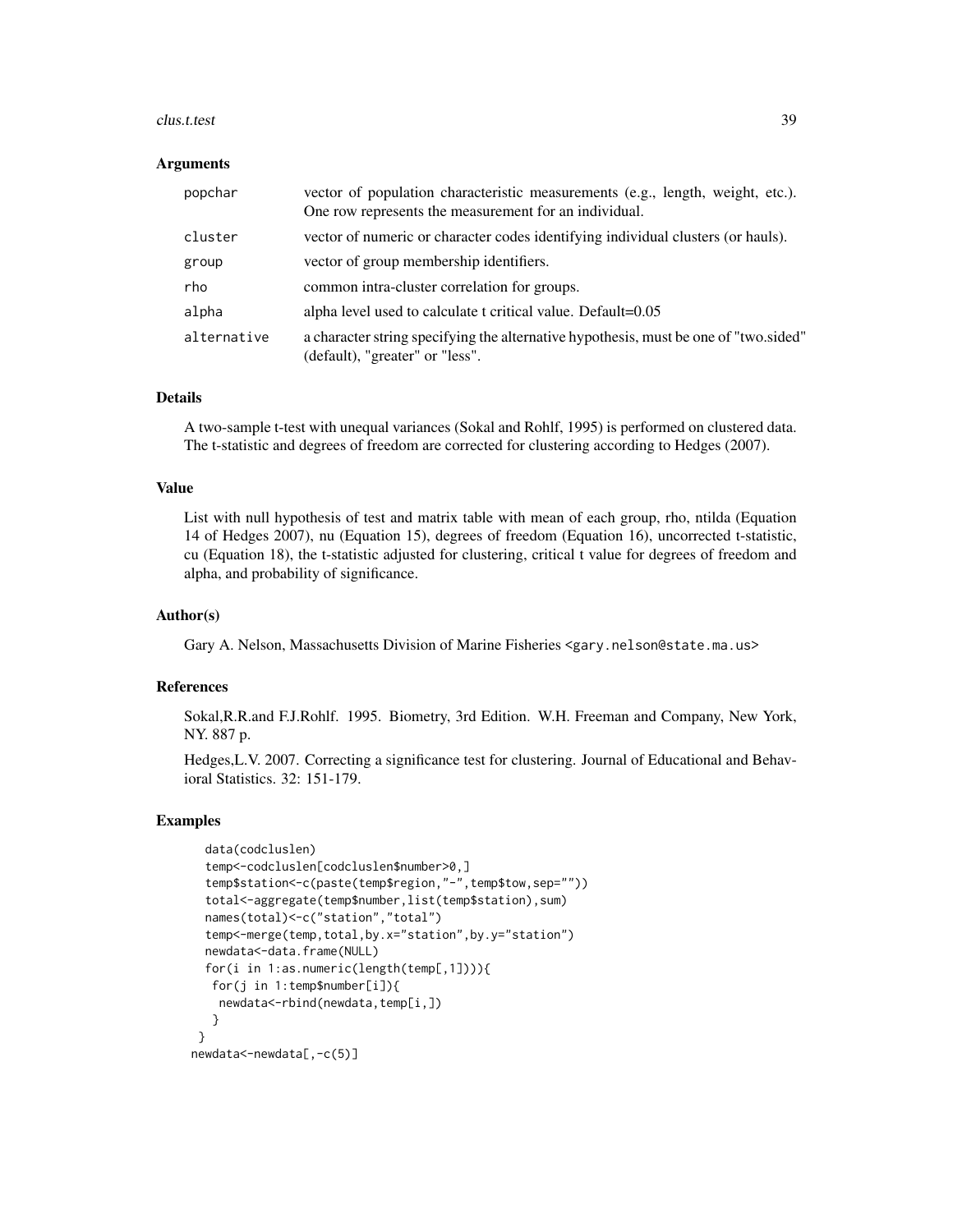### Arguments

| | |
|---|---|
| popchar | vector of population characteristic measurements (e.g., length, weight, etc.). One row represents the measurement for an individual. |
| cluster | vector of numeric or character codes identifying individual clusters (or hauls). |
| group | vector of group membership identifiers. |
| rho | common intra-cluster correlation for groups. |
| alpha | alpha level used to calculate t critical value. Default=0.05 |
| alternative | a character string specifying the alternative hypothesis, must be one of "two.sided" (default), "greater" or "less". |

### Details

A two-sample t-test with unequal variances (Sokal and Rohlf, 1995) is performed on clustered data. The t-statistic and degrees of freedom are corrected for clustering according to Hedges (2007).

### Value

List with null hypothesis of test and matrix table with mean of each group, rho, ntilda (Equation 14 of Hedges 2007), nu (Equation 15), degrees of freedom (Equation 16), uncorrected t-statistic, cu (Equation 18), the t-statistic adjusted for clustering, critical t value for degrees of freedom and alpha, and probability of significance.

### Author(s)

Gary A. Nelson, Massachusetts Division of Marine Fisheries <gary.nelson@state.ma.us>

### References

Sokal,R.R.and F.J.Rohlf. 1995. Biometry, 3rd Edition. W.H. Freeman and Company, New York, NY. 887 p.

Hedges,L.V. 2007. Correcting a significance test for clustering. Journal of Educational and Behavioral Statistics. 32: 151-179.

### Examples

```
  data(codcluslen)
  temp<-codcluslen[codcluslen$number>0,]
  temp$station<-c(paste(temp$region,"-",temp$tow,sep=""))
  total<-aggregate(temp$number,list(temp$station),sum)
  names(total)<-c("station","total")
  temp<-merge(temp,total,by.x="station",by.y="station")
  newdata<-data.frame(NULL)
  for(i in 1:as.numeric(length(temp[,1]))){
   for(j in 1:temp$number[i]){
    newdata<-rbind(newdata,temp[i,])
   }
 }
newdata<-newdata[,-c(5)]
```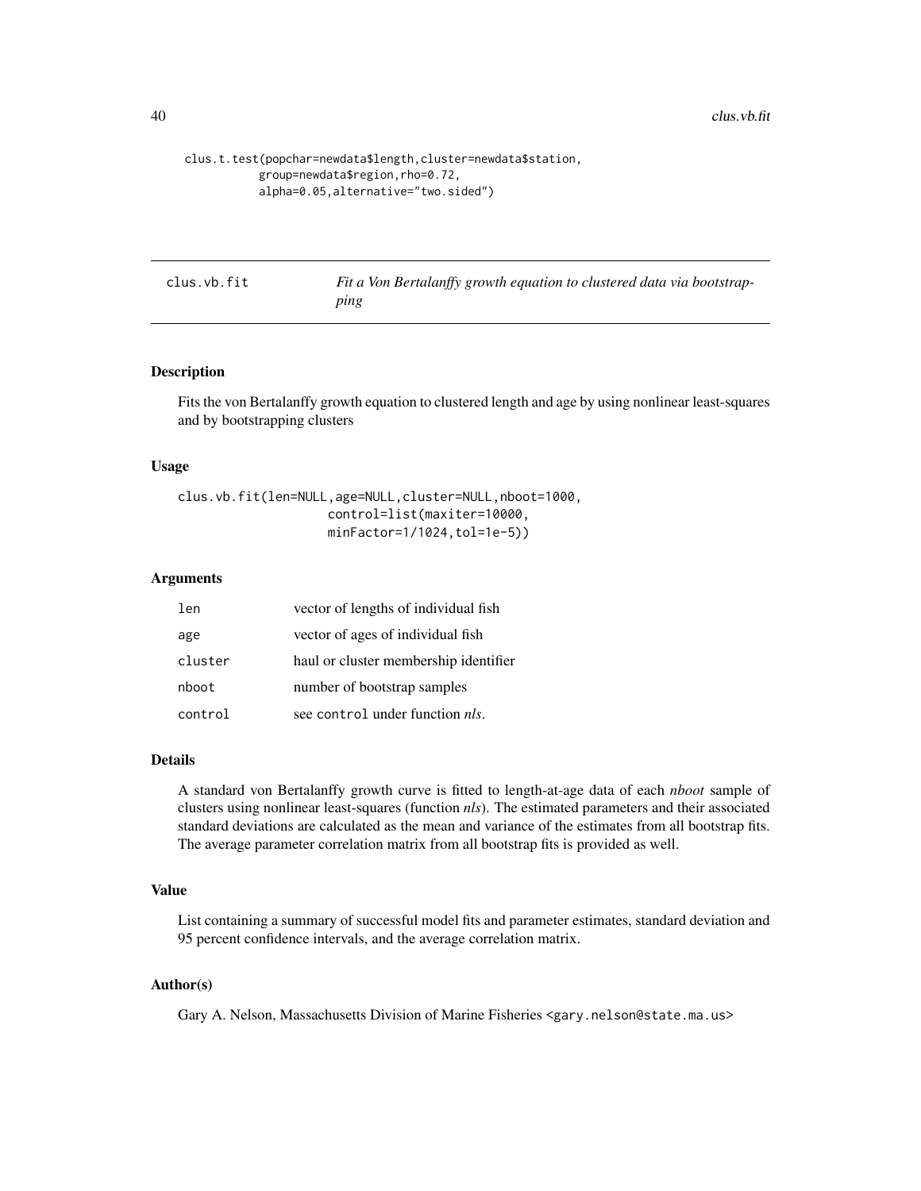```
clus.t.test(popchar=newdata$length,cluster=newdata$station,
          group=newdata$region,rho=0.72,
          alpha=0.05,alternative="two.sided")
```

---

clus.vb.fit        *Fit a Von Bertalanffy growth equation to clustered data via bootstrapping*

---

### Description

Fits the von Bertalanffy growth equation to clustered length and age by using nonlinear least-squares and by bootstrapping clusters

### Usage

```
clus.vb.fit(len=NULL,age=NULL,cluster=NULL,nboot=1000,
                   control=list(maxiter=10000,
                   minFactor=1/1024,tol=1e-5))
```

### Arguments

| | |
|---|---|
| len | vector of lengths of individual fish |
| age | vector of ages of individual fish |
| cluster | haul or cluster membership identifier |
| nboot | number of bootstrap samples |
| control | see control under function *nls*. |

### Details

A standard von Bertalanffy growth curve is fitted to length-at-age data of each *nboot* sample of clusters using nonlinear least-squares (function *nls*). The estimated parameters and their associated standard deviations are calculated as the mean and variance of the estimates from all bootstrap fits. The average parameter correlation matrix from all bootstrap fits is provided as well.

### Value

List containing a summary of successful model fits and parameter estimates, standard deviation and 95 percent confidence intervals, and the average correlation matrix.

### Author(s)

Gary A. Nelson, Massachusetts Division of Marine Fisheries <gary.nelson@state.ma.us>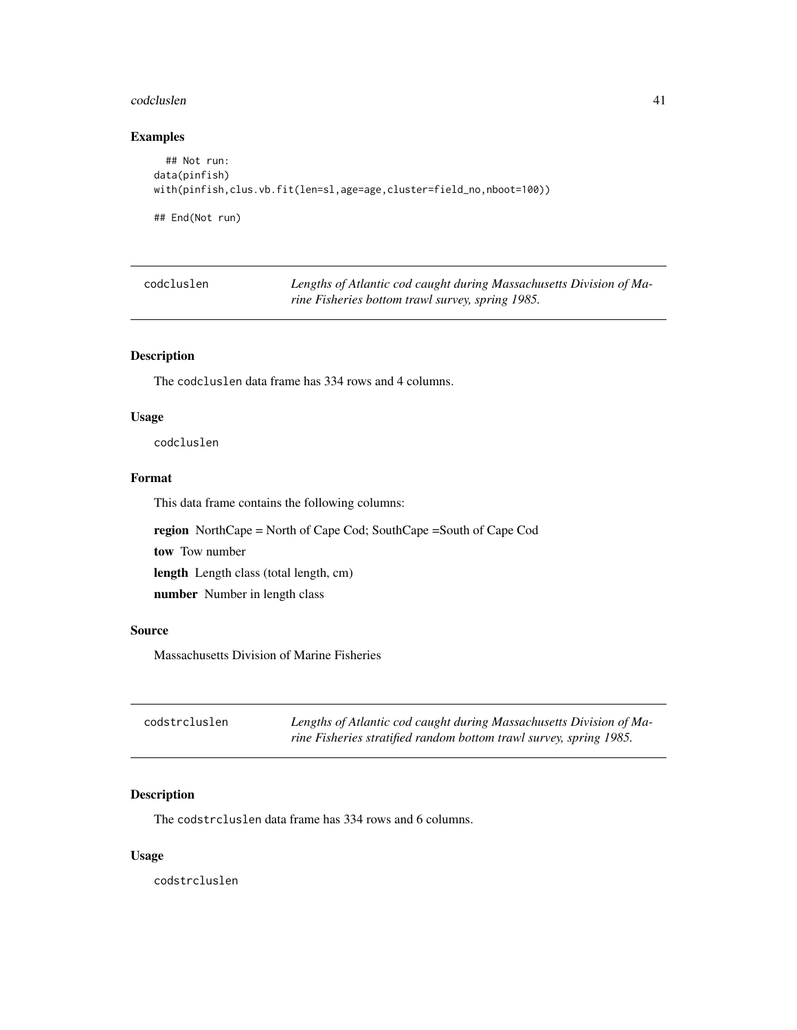### Examples

```
  ## Not run:
data(pinfish)
with(pinfish,clus.vb.fit(len=sl,age=age,cluster=field_no,nboot=100))

## End(Not run)
```

---

## codcluslen — *Lengths of Atlantic cod caught during Massachusetts Division of Marine Fisheries bottom trawl survey, spring 1985.*

### Description

The codcluslen data frame has 334 rows and 4 columns.

### Usage

```
codcluslen
```

### Format

This data frame contains the following columns:

**region** NorthCape = North of Cape Cod; SouthCape =South of Cape Cod

**tow** Tow number

**length** Length class (total length, cm)

**number** Number in length class

### Source

Massachusetts Division of Marine Fisheries

---

## codstrcluslen — *Lengths of Atlantic cod caught during Massachusetts Division of Marine Fisheries stratified random bottom trawl survey, spring 1985.*

### Description

The codstrcluslen data frame has 334 rows and 6 columns.

### Usage

```
codstrcluslen
```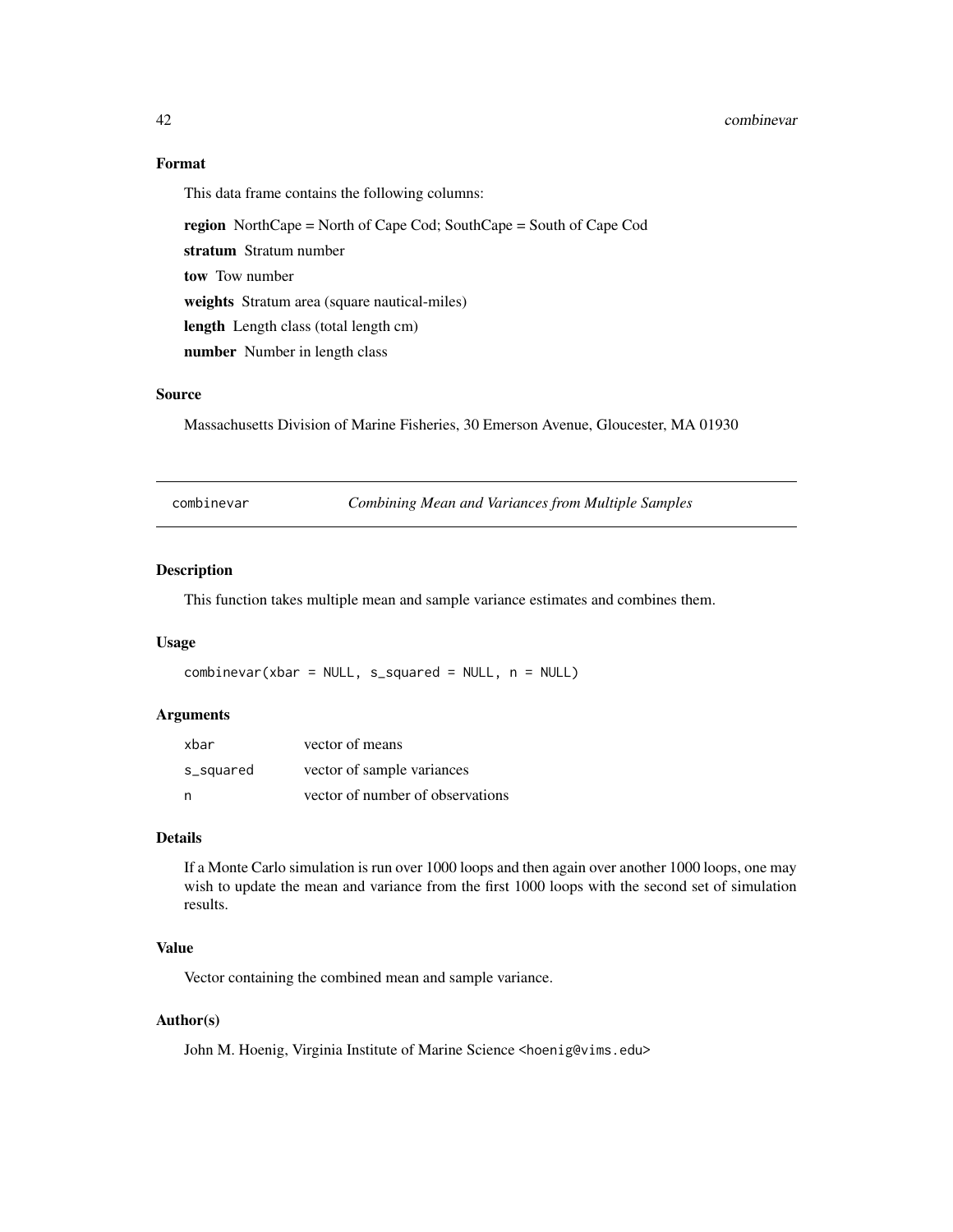## Format

This data frame contains the following columns:

**region** NorthCape = North of Cape Cod; SouthCape = South of Cape Cod

**stratum** Stratum number

**tow** Tow number

**weights** Stratum area (square nautical-miles)

**length** Length class (total length cm)

**number** Number in length class

## Source

Massachusetts Division of Marine Fisheries, 30 Emerson Avenue, Gloucester, MA 01930

---

# combinevar — *Combining Mean and Variances from Multiple Samples*

---

## Description

This function takes multiple mean and sample variance estimates and combines them.

## Usage

```
combinevar(xbar = NULL, s_squared = NULL, n = NULL)
```

## Arguments

| | |
|---|---|
| xbar | vector of means |
| s_squared | vector of sample variances |
| n | vector of number of observations |

## Details

If a Monte Carlo simulation is run over 1000 loops and then again over another 1000 loops, one may wish to update the mean and variance from the first 1000 loops with the second set of simulation results.

## Value

Vector containing the combined mean and sample variance.

## Author(s)

John M. Hoenig, Virginia Institute of Marine Science <hoenig@vims.edu>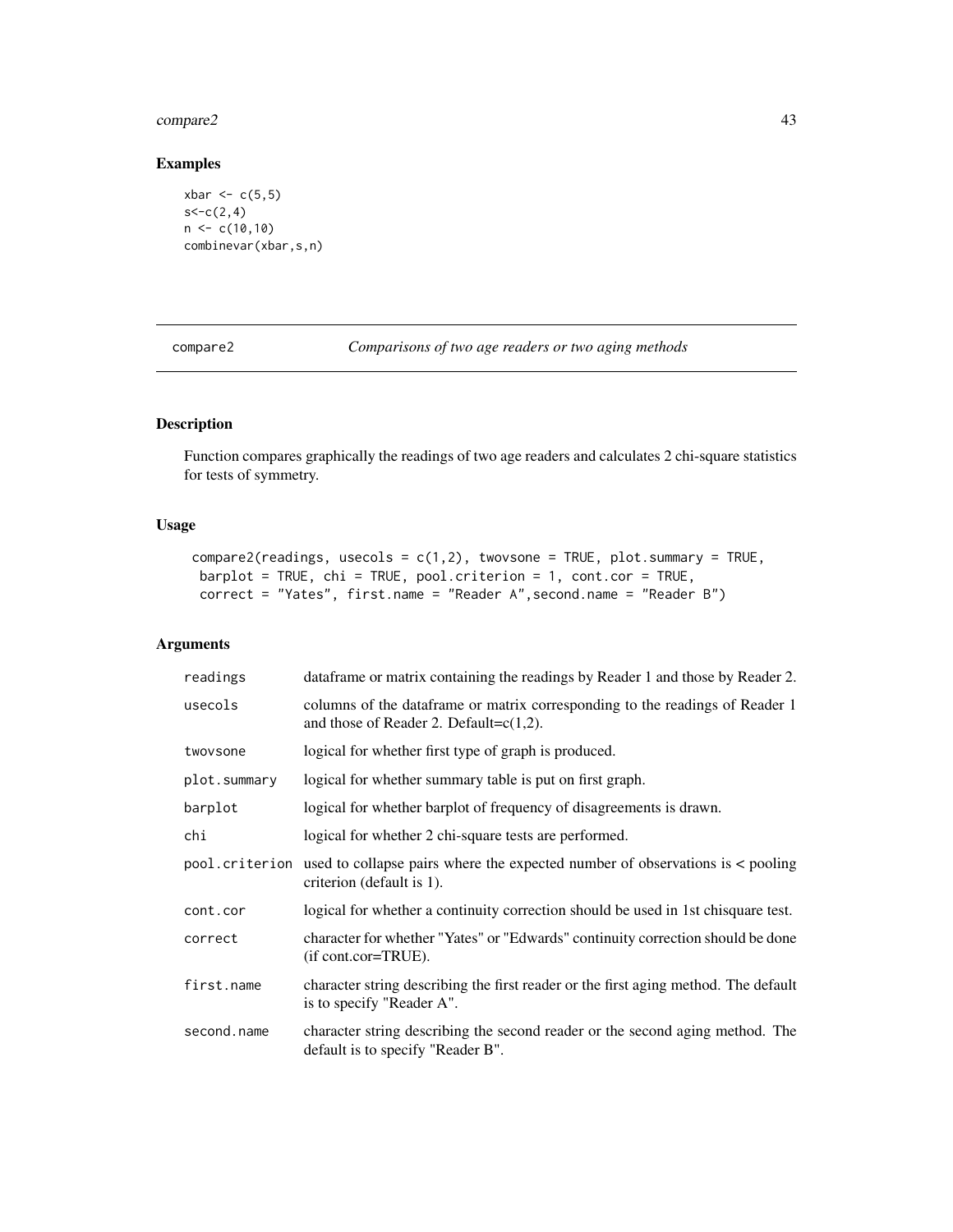## Examples

```
xbar <- c(5,5)
s<-c(2,4)
n <- c(10,10)
combinevar(xbar,s,n)
```

---

# compare2 — *Comparisons of two age readers or two aging methods*

## Description

Function compares graphically the readings of two age readers and calculates 2 chi-square statistics for tests of symmetry.

## Usage

```
compare2(readings, usecols = c(1,2), twovsone = TRUE, plot.summary = TRUE,
 barplot = TRUE, chi = TRUE, pool.criterion = 1, cont.cor = TRUE,
 correct = "Yates", first.name = "Reader A",second.name = "Reader B")
```

## Arguments

| | |
|---|---|
| `readings` | dataframe or matrix containing the readings by Reader 1 and those by Reader 2. |
| `usecols` | columns of the dataframe or matrix corresponding to the readings of Reader 1 and those of Reader 2. Default=c(1,2). |
| `twovsone` | logical for whether first type of graph is produced. |
| `plot.summary` | logical for whether summary table is put on first graph. |
| `barplot` | logical for whether barplot of frequency of disagreements is drawn. |
| `chi` | logical for whether 2 chi-square tests are performed. |
| `pool.criterion` | used to collapse pairs where the expected number of observations is < pooling criterion (default is 1). |
| `cont.cor` | logical for whether a continuity correction should be used in 1st chisquare test. |
| `correct` | character for whether "Yates" or "Edwards" continuity correction should be done (if cont.cor=TRUE). |
| `first.name` | character string describing the first reader or the first aging method. The default is to specify "Reader A". |
| `second.name` | character string describing the second reader or the second aging method. The default is to specify "Reader B". |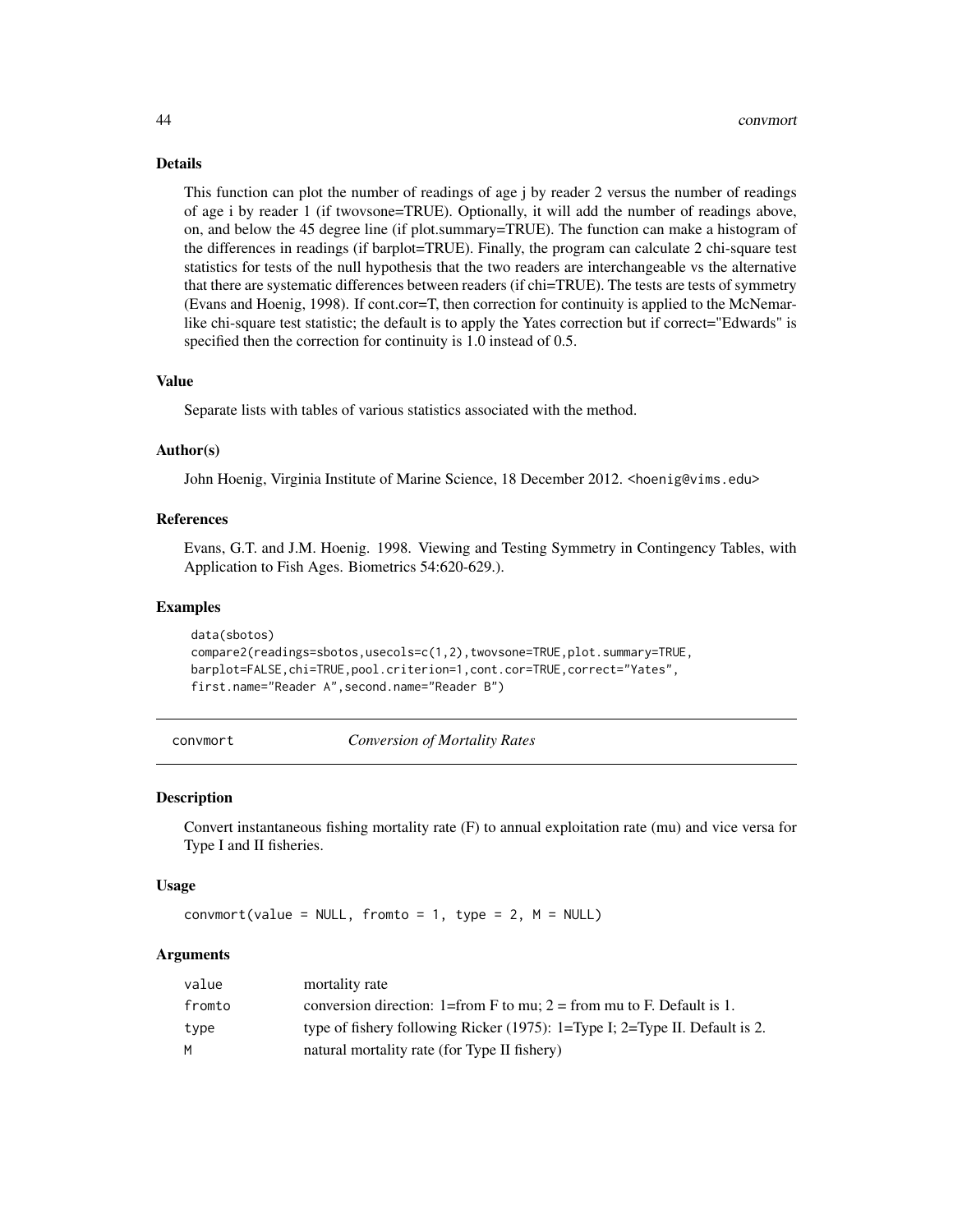### Details

This function can plot the number of readings of age j by reader 2 versus the number of readings of age i by reader 1 (if twovsone=TRUE). Optionally, it will add the number of readings above, on, and below the 45 degree line (if plot.summary=TRUE). The function can make a histogram of the differences in readings (if barplot=TRUE). Finally, the program can calculate 2 chi-square test statistics for tests of the null hypothesis that the two readers are interchangeable vs the alternative that there are systematic differences between readers (if chi=TRUE). The tests are tests of symmetry (Evans and Hoenig, 1998). If cont.cor=T, then correction for continuity is applied to the McNemar-like chi-square test statistic; the default is to apply the Yates correction but if correct="Edwards" is specified then the correction for continuity is 1.0 instead of 0.5.

### Value

Separate lists with tables of various statistics associated with the method.

### Author(s)

John Hoenig, Virginia Institute of Marine Science, 18 December 2012. <hoenig@vims.edu>

### References

Evans, G.T. and J.M. Hoenig. 1998. Viewing and Testing Symmetry in Contingency Tables, with Application to Fish Ages. Biometrics 54:620-629.).

### Examples

```
data(sbotos)
compare2(readings=sbotos,usecols=c(1,2),twovsone=TRUE,plot.summary=TRUE,
barplot=FALSE,chi=TRUE,pool.criterion=1,cont.cor=TRUE,correct="Yates",
first.name="Reader A",second.name="Reader B")
```

---

## convmort *Conversion of Mortality Rates*

### Description

Convert instantaneous fishing mortality rate (F) to annual exploitation rate (mu) and vice versa for Type I and II fisheries.

### Usage

```
convmort(value = NULL, fromto = 1, type = 2, M = NULL)
```

### Arguments

| | |
|---|---|
| value | mortality rate |
| fromto | conversion direction: 1=from F to mu; 2 = from mu to F. Default is 1. |
| type | type of fishery following Ricker (1975): 1=Type I; 2=Type II. Default is 2. |
| M | natural mortality rate (for Type II fishery) |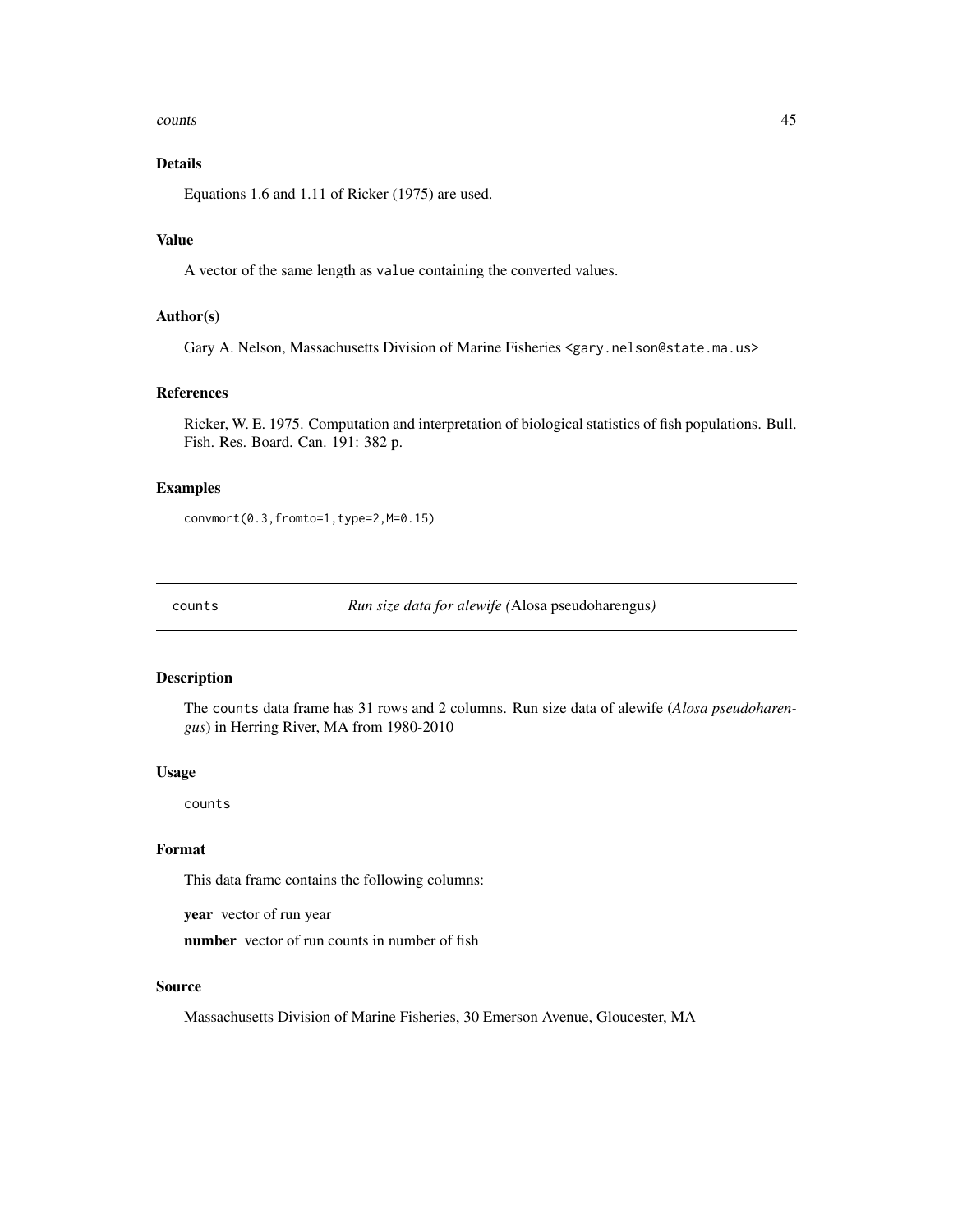### Details

Equations 1.6 and 1.11 of Ricker (1975) are used.

### Value

A vector of the same length as `value` containing the converted values.

### Author(s)

Gary A. Nelson, Massachusetts Division of Marine Fisheries <gary.nelson@state.ma.us>

### References

Ricker, W. E. 1975. Computation and interpretation of biological statistics of fish populations. Bull. Fish. Res. Board. Can. 191: 382 p.

### Examples

```
convmort(0.3,fromto=1,type=2,M=0.15)
```

---

## counts — *Run size data for alewife (*Alosa pseudoharengus*)*

---

### Description

The `counts` data frame has 31 rows and 2 columns. Run size data of alewife (*Alosa pseudoharengus*) in Herring River, MA from 1980-2010

### Usage

```
counts
```

### Format

This data frame contains the following columns:

**year** vector of run year

**number** vector of run counts in number of fish

### Source

Massachusetts Division of Marine Fisheries, 30 Emerson Avenue, Gloucester, MA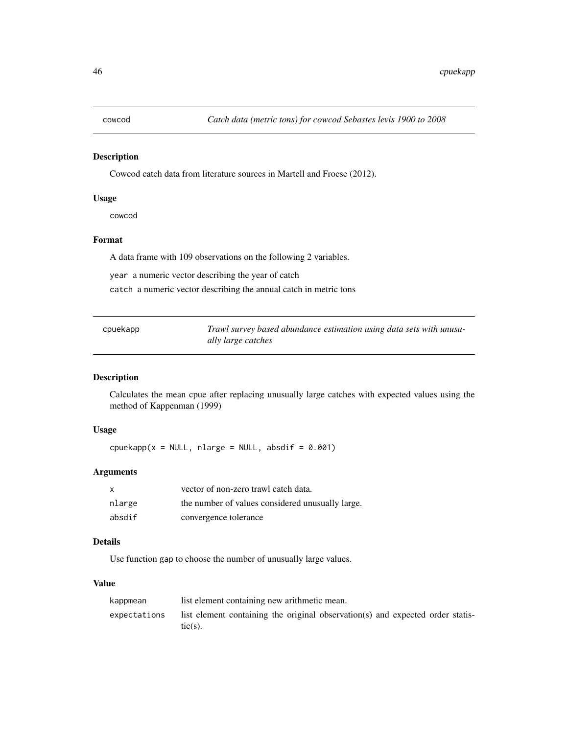## cowcod — *Catch data (metric tons) for cowcod Sebastes levis 1900 to 2008*

### Description

Cowcod catch data from literature sources in Martell and Froese (2012).

### Usage

```
cowcod
```

### Format

A data frame with 109 observations on the following 2 variables.

`year` a numeric vector describing the year of catch

`catch` a numeric vector describing the annual catch in metric tons

## cpuekapp — *Trawl survey based abundance estimation using data sets with unusually large catches*

### Description

Calculates the mean cpue after replacing unusually large catches with expected values using the method of Kappenman (1999)

### Usage

```
cpuekapp(x = NULL, nlarge = NULL, absdif = 0.001)
```

### Arguments

| | |
|---|---|
| x | vector of non-zero trawl catch data. |
| nlarge | the number of values considered unusually large. |
| absdif | convergence tolerance |

### Details

Use function gap to choose the number of unusually large values.

### Value

| | |
|---|---|
| kappmean | list element containing new arithmetic mean. |
| expectations | list element containing the original observation(s) and expected order statistic(s). |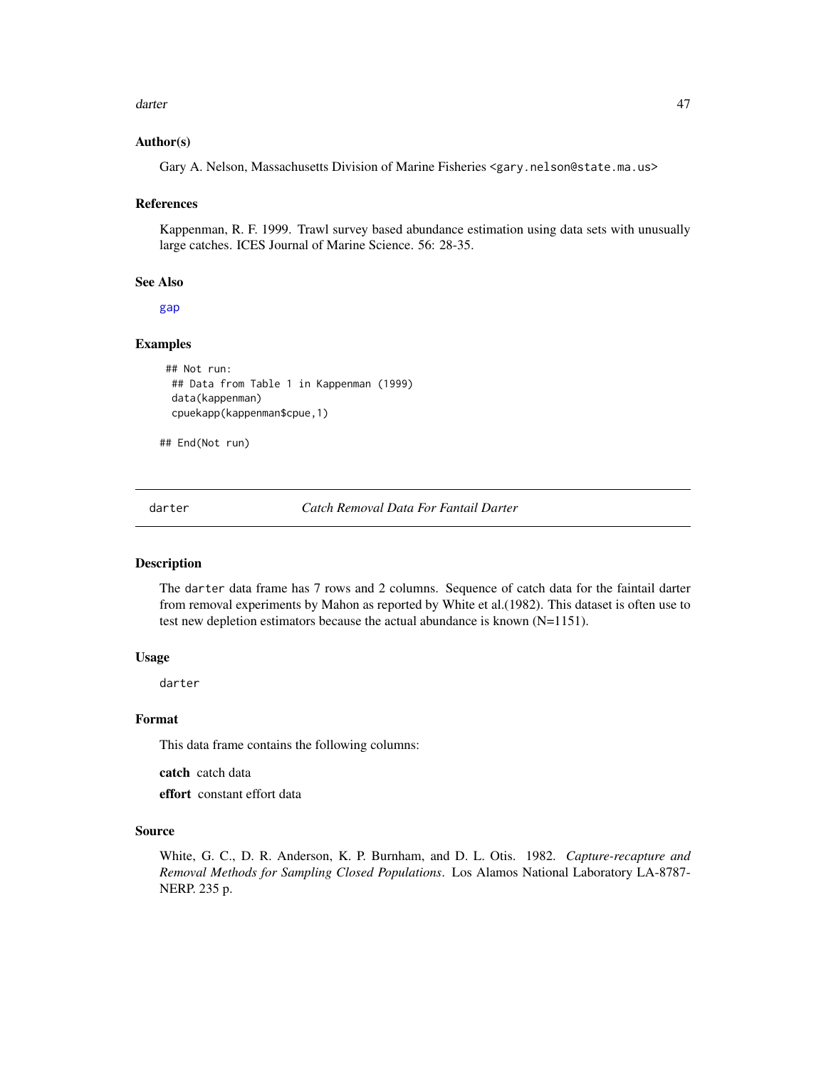### Author(s)

Gary A. Nelson, Massachusetts Division of Marine Fisheries <gary.nelson@state.ma.us>

### References

Kappenman, R. F. 1999. Trawl survey based abundance estimation using data sets with unusually large catches. ICES Journal of Marine Science. 56: 28-35.

### See Also

gap

### Examples

```
## Not run:
 ## Data from Table 1 in Kappenman (1999)
 data(kappenman)
 cpuekapp(kappenman$cpue,1)

## End(Not run)
```

---

## darter *Catch Removal Data For Fantail Darter*

### Description

The darter data frame has 7 rows and 2 columns. Sequence of catch data for the faintail darter from removal experiments by Mahon as reported by White et al.(1982). This dataset is often use to test new depletion estimators because the actual abundance is known (N=1151).

### Usage

darter

### Format

This data frame contains the following columns:

**catch** catch data

**effort** constant effort data

### Source

White, G. C., D. R. Anderson, K. P. Burnham, and D. L. Otis. 1982. *Capture-recapture and Removal Methods for Sampling Closed Populations*. Los Alamos National Laboratory LA-8787-NERP. 235 p.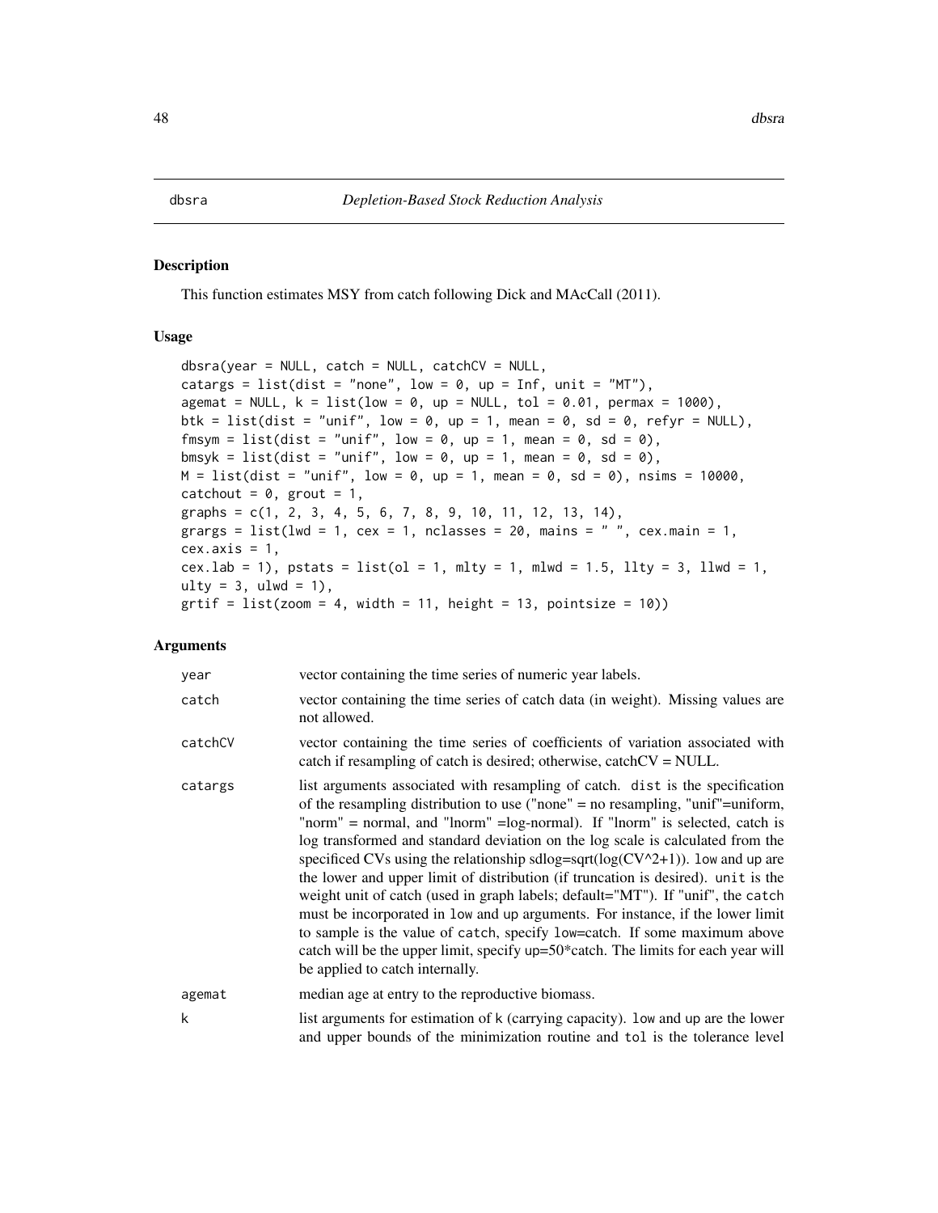# dbsra — *Depletion-Based Stock Reduction Analysis*

## Description

This function estimates MSY from catch following Dick and MAcCall (2011).

## Usage

```
dbsra(year = NULL, catch = NULL, catchCV = NULL,
catargs = list(dist = "none", low = 0, up = Inf, unit = "MT"),
agemat = NULL, k = list(low = 0, up = NULL, tol = 0.01, permax = 1000),
btk = list(dist = "unif", low = 0, up = 1, mean = 0, sd = 0, refyr = NULL),
fmsym = list(dist = "unif", low = 0, up = 1, mean = 0, sd = 0),
bmsyk = list(dist = "unif", low = 0, up = 1, mean = 0, sd = 0),
M = list(dist = "unif", low = 0, up = 1, mean = 0, sd = 0), nsims = 10000,
catchout = 0, grout = 1,
graphs = c(1, 2, 3, 4, 5, 6, 7, 8, 9, 10, 11, 12, 13, 14),
grargs = list(lwd = 1, cex = 1, nclasses = 20, mains = " ", cex.main = 1,
cex.axis = 1,
cex.lab = 1), pstats = list(ol = 1, mlty = 1, mlwd = 1.5, llty = 3, llwd = 1,
ulty = 3, ulwd = 1),
grtif = list(zoom = 4, width = 11, height = 13, pointsize = 10))
```

## Arguments

| | |
|---|---|
| year | vector containing the time series of numeric year labels. |
| catch | vector containing the time series of catch data (in weight). Missing values are not allowed. |
| catchCV | vector containing the time series of coefficients of variation associated with catch if resampling of catch is desired; otherwise, catchCV = NULL. |
| catargs | list arguments associated with resampling of catch. dist is the specification of the resampling distribution to use ("none" = no resampling, "unif"=uniform, "norm" = normal, and "lnorm" =log-normal). If "lnorm" is selected, catch is log transformed and standard deviation on the log scale is calculated from the specificed CVs using the relationship sdlog=sqrt(log(CV^2+1)). low and up are the lower and upper limit of distribution (if truncation is desired). unit is the weight unit of catch (used in graph labels; default="MT"). If "unif", the catch must be incorporated in low and up arguments. For instance, if the lower limit to sample is the value of catch, specify low=catch. If some maximum above catch will be the upper limit, specify up=50*catch. The limits for each year will be applied to catch internally. |
| agemat | median age at entry to the reproductive biomass. |
| k | list arguments for estimation of k (carrying capacity). low and up are the lower and upper bounds of the minimization routine and tol is the tolerance level |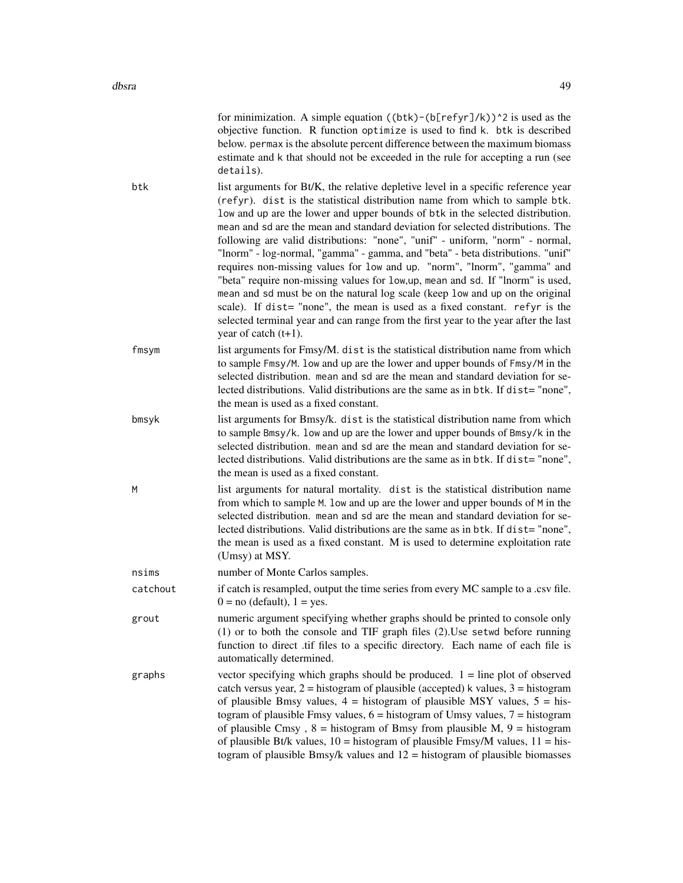for minimization. A simple equation `((btk)-(b[refyr]/k))^2` is used as the objective function. R function `optimize` is used to find `k`. `btk` is described below. `permax` is the absolute percent difference between the maximum biomass estimate and `k` that should not be exceeded in the rule for accepting a run (see `details`).

`btk`
: list arguments for Bt/K, the relative depletive level in a specific reference year (`refyr`). `dist` is the statistical distribution name from which to sample `btk`. `low` and `up` are the lower and upper bounds of `btk` in the selected distribution. `mean` and `sd` are the mean and standard deviation for selected distributions. The following are valid distributions: "none", "unif" - uniform, "norm" - normal, "lnorm" - log-normal, "gamma" - gamma, and "beta" - beta distributions. "unif" requires non-missing values for `low` and `up`. "norm", "lnorm", "gamma" and "beta" require non-missing values for `low`,`up`, `mean` and `sd`. If "lnorm" is used, `mean` and `sd` must be on the natural log scale (keep `low` and `up` on the original scale). If `dist`= "none", the mean is used as a fixed constant. `refyr` is the selected terminal year and can range from the first year to the year after the last year of catch (t+1).

`fmsym`
: list arguments for Fmsy/M. `dist` is the statistical distribution name from which to sample `Fmsy/M`. `low` and `up` are the lower and upper bounds of `Fmsy/M` in the selected distribution. `mean` and `sd` are the mean and standard deviation for selected distributions. Valid distributions are the same as in `btk`. If `dist`= "none", the mean is used as a fixed constant.

`bmsyk`
: list arguments for Bmsy/k. `dist` is the statistical distribution name from which to sample `Bmsy/k`. `low` and `up` are the lower and upper bounds of `Bmsy/k` in the selected distribution. `mean` and `sd` are the mean and standard deviation for selected distributions. Valid distributions are the same as in `btk`. If `dist`= "none", the mean is used as a fixed constant.

`M`
: list arguments for natural mortality. `dist` is the statistical distribution name from which to sample `M`. `low` and `up` are the lower and upper bounds of `M` in the selected distribution. `mean` and `sd` are the mean and standard deviation for selected distributions. Valid distributions are the same as in `btk`. If `dist`= "none", the mean is used as a fixed constant. M is used to determine exploitation rate (Umsy) at MSY.

`nsims`
: number of Monte Carlos samples.

`catchout`
: if catch is resampled, output the time series from every MC sample to a .csv file. 0 = no (default), 1 = yes.

`grout`
: numeric argument specifying whether graphs should be printed to console only (1) or to both the console and TIF graph files (2).Use `setwd` before running function to direct .tif files to a specific directory. Each name of each file is automatically determined.

`graphs`
: vector specifying which graphs should be produced. 1 = line plot of observed catch versus year, 2 = histogram of plausible (accepted) `k` values, 3 = histogram of plausible Bmsy values, 4 = histogram of plausible MSY values, 5 = histogram of plausible Fmsy values, 6 = histogram of Umsy values, 7 = histogram of plausible Cmsy , 8 = histogram of Bmsy from plausible M, 9 = histogram of plausible Bt/k values, 10 = histogram of plausible Fmsy/M values, 11 = histogram of plausible Bmsy/k values and 12 = histogram of plausible biomasses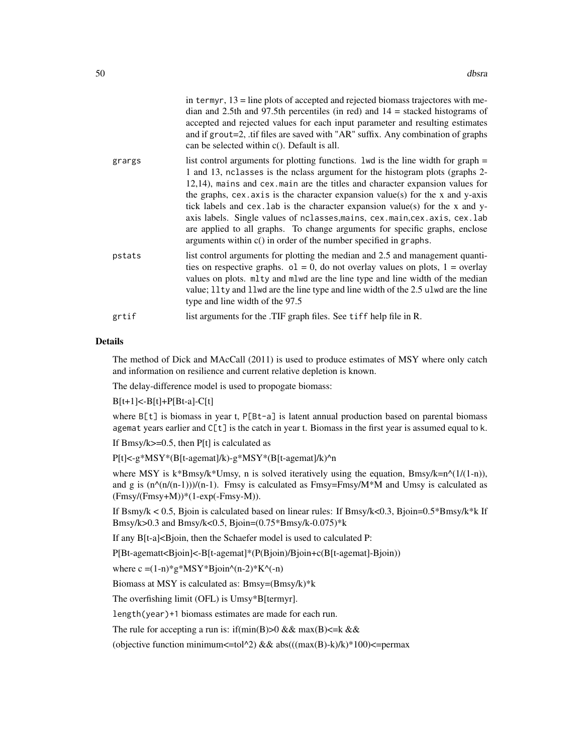| | |
|---|---|
| | in `termyr`, 13 = line plots of accepted and rejected biomass trajectores with median and 2.5th and 97.5th percentiles (in red) and 14 = stacked histograms of accepted and rejected values for each input parameter and resulting estimates and if `grout`=2, .tif files are saved with "AR" suffix. Any combination of graphs can be selected within c(). Default is all. |
| grargs | list control arguments for plotting functions. `lwd` is the line width for graph = 1 and 13, `nclasses` is the nclass argument for the histogram plots (graphs 2-12,14), `mains` and `cex.main` are the titles and character expansion values for the graphs, `cex.axis` is the character expansion value(s) for the x and y-axis tick labels and `cex.lab` is the character expansion value(s) for the x and y-axis labels. Single values of `nclasses`,`mains`, `cex.main`,`cex.axis`, `cex.lab` are applied to all graphs. To change arguments for specific graphs, enclose arguments within c() in order of the number specified in `graphs`. |
| pstats | list control arguments for plotting the median and 2.5 and management quantities on respective graphs. `ol` = 0, do not overlay values on plots, 1 = overlay values on plots. `mlty` and `mlwd` are the line type and line width of the median value; `llty` and `llwd` are the line type and line width of the 2.5 `ulwd` are the line type and line width of the 97.5 |
| grtif | list arguments for the .TIF graph files. See `tiff` help file in R. |

## Details

The method of Dick and MAcCall (2011) is used to produce estimates of MSY where only catch and information on resilience and current relative depletion is known.

The delay-difference model is used to propogate biomass:

B[t+1]<-B[t]+P[Bt-a]-C[t]

where `B[t]` is biomass in year t, `P[Bt-a]` is latent annual production based on parental biomass `agemat` years earlier and `C[t]` is the catch in year t. Biomass in the first year is assumed equal to `k`.

If Bmsy/k>=0.5, then P[t] is calculated as

P[t]<-g*MSY*(B[t-agemat]/k)-g*MSY*(B[t-agemat]/k)^n

where MSY is k*Bmsy/k*Umsy, n is solved iteratively using the equation, Bmsy/k=n^(1/(1-n)), and g is (n^(n/(n-1)))/(n-1). Fmsy is calculated as Fmsy=Fmsy/M*M and Umsy is calculated as (Fmsy/(Fmsy+M))*(1-exp(-Fmsy-M)).

If Bsmy/k < 0.5, Bjoin is calculated based on linear rules: If Bmsy/k<0.3, Bjoin=0.5*Bmsy/k*k If Bmsy/k>0.3 and Bmsy/k<0.5, Bjoin=(0.75*Bmsy/k-0.075)*k

If any B[t-a]<Bjoin, then the Schaefer model is used to calculated P:

P[Bt-agematt<Bjoin]<-B[t-agemat]*(P(Bjoin)/Bjoin+c(B[t-agemat]-Bjoin))

where c =(1-n)*g*MSY*Bjoin^(n-2)*K^(-n)

Biomass at MSY is calculated as: Bmsy=(Bmsy/k)*k

The overfishing limit (OFL) is Umsy*B[termyr].

`length(year)+1` biomass estimates are made for each run.

The rule for accepting a run is: if(min(B)>0 && max(B)<=k &&

(objective function minimum<=tol^2) && abs(((max(B)-k)/k)*100)<=permax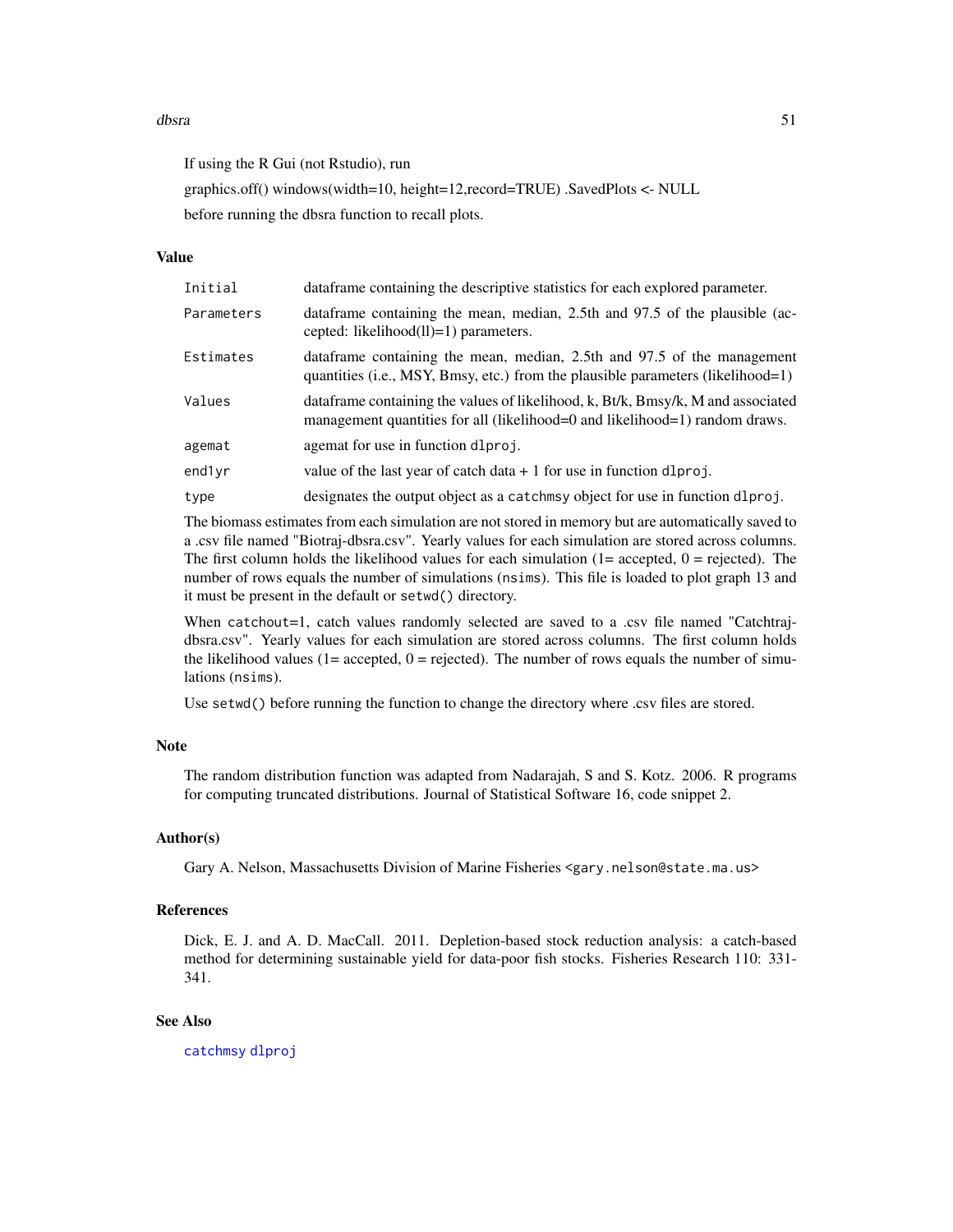If using the R Gui (not Rstudio), run

graphics.off() windows(width=10, height=12,record=TRUE) .SavedPlots <- NULL

before running the dbsra function to recall plots.

## Value

| | |
|---|---|
| `Initial` | dataframe containing the descriptive statistics for each explored parameter. |
| `Parameters` | dataframe containing the mean, median, 2.5th and 97.5 of the plausible (accepted: likelihood(ll)=1) parameters. |
| `Estimates` | dataframe containing the mean, median, 2.5th and 97.5 of the management quantities (i.e., MSY, Bmsy, etc.) from the plausible parameters (likelihood=1) |
| `Values` | dataframe containing the values of likelihood, k, Bt/k, Bmsy/k, M and associated management quantities for all (likelihood=0 and likelihood=1) random draws. |
| `agemat` | agemat for use in function `dlproj`. |
| `end1yr` | value of the last year of catch data + 1 for use in function `dlproj`. |
| `type` | designates the output object as a `catchmsy` object for use in function `dlproj`. |

The biomass estimates from each simulation are not stored in memory but are automatically saved to a .csv file named "Biotraj-dbsra.csv". Yearly values for each simulation are stored across columns. The first column holds the likelihood values for each simulation (1= accepted, 0 = rejected). The number of rows equals the number of simulations (`nsims`). This file is loaded to plot graph 13 and it must be present in the default or `setwd()` directory.

When `catchout=1`, catch values randomly selected are saved to a .csv file named "Catchtraj-dbsra.csv". Yearly values for each simulation are stored across columns. The first column holds the likelihood values (1= accepted, 0 = rejected). The number of rows equals the number of simulations (`nsims`).

Use `setwd()` before running the function to change the directory where .csv files are stored.

## Note

The random distribution function was adapted from Nadarajah, S and S. Kotz. 2006. R programs for computing truncated distributions. Journal of Statistical Software 16, code snippet 2.

## Author(s)

Gary A. Nelson, Massachusetts Division of Marine Fisheries <gary.nelson@state.ma.us>

## References

Dick, E. J. and A. D. MacCall. 2011. Depletion-based stock reduction analysis: a catch-based method for determining sustainable yield for data-poor fish stocks. Fisheries Research 110: 331-341.

## See Also

`catchmsy` `dlproj`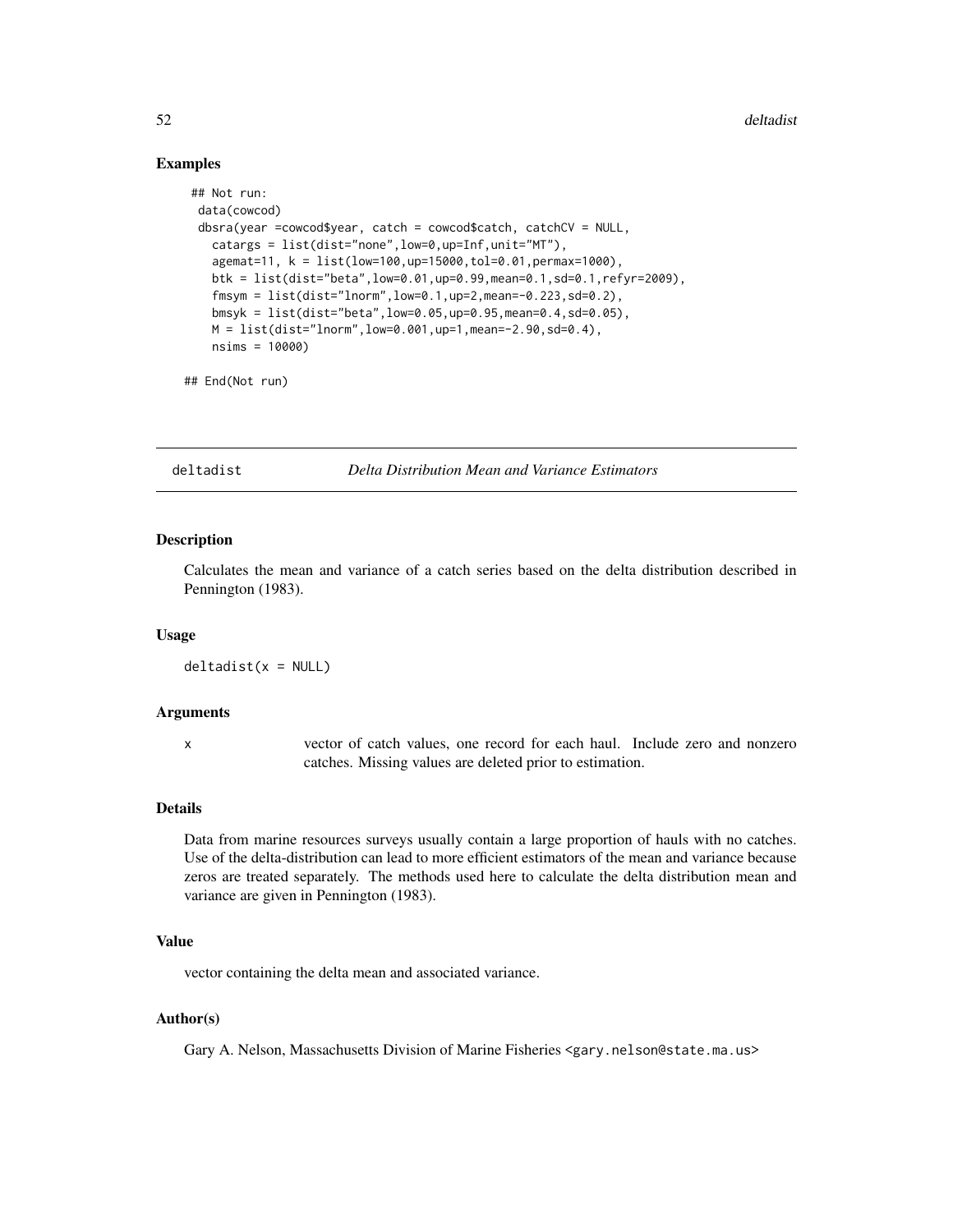### Examples

```
## Not run:
 data(cowcod)
 dbsra(year =cowcod$year, catch = cowcod$catch, catchCV = NULL,
   catargs = list(dist="none",low=0,up=Inf,unit="MT"),
   agemat=11, k = list(low=100,up=15000,tol=0.01,permax=1000),
   btk = list(dist="beta",low=0.01,up=0.99,mean=0.1,sd=0.1,refyr=2009),
   fmsym = list(dist="lnorm",low=0.1,up=2,mean=-0.223,sd=0.2),
   bmsyk = list(dist="beta",low=0.05,up=0.95,mean=0.4,sd=0.05),
   M = list(dist="lnorm",low=0.001,up=1,mean=-2.90,sd=0.4),
   nsims = 10000)

## End(Not run)
```

---

## deltadist    *Delta Distribution Mean and Variance Estimators*

---

### Description

Calculates the mean and variance of a catch series based on the delta distribution described in Pennington (1983).

### Usage

```
deltadist(x = NULL)
```

### Arguments

| | |
|---|---|
| x | vector of catch values, one record for each haul. Include zero and nonzero catches. Missing values are deleted prior to estimation. |

### Details

Data from marine resources surveys usually contain a large proportion of hauls with no catches. Use of the delta-distribution can lead to more efficient estimators of the mean and variance because zeros are treated separately. The methods used here to calculate the delta distribution mean and variance are given in Pennington (1983).

### Value

vector containing the delta mean and associated variance.

### Author(s)

Gary A. Nelson, Massachusetts Division of Marine Fisheries <gary.nelson@state.ma.us>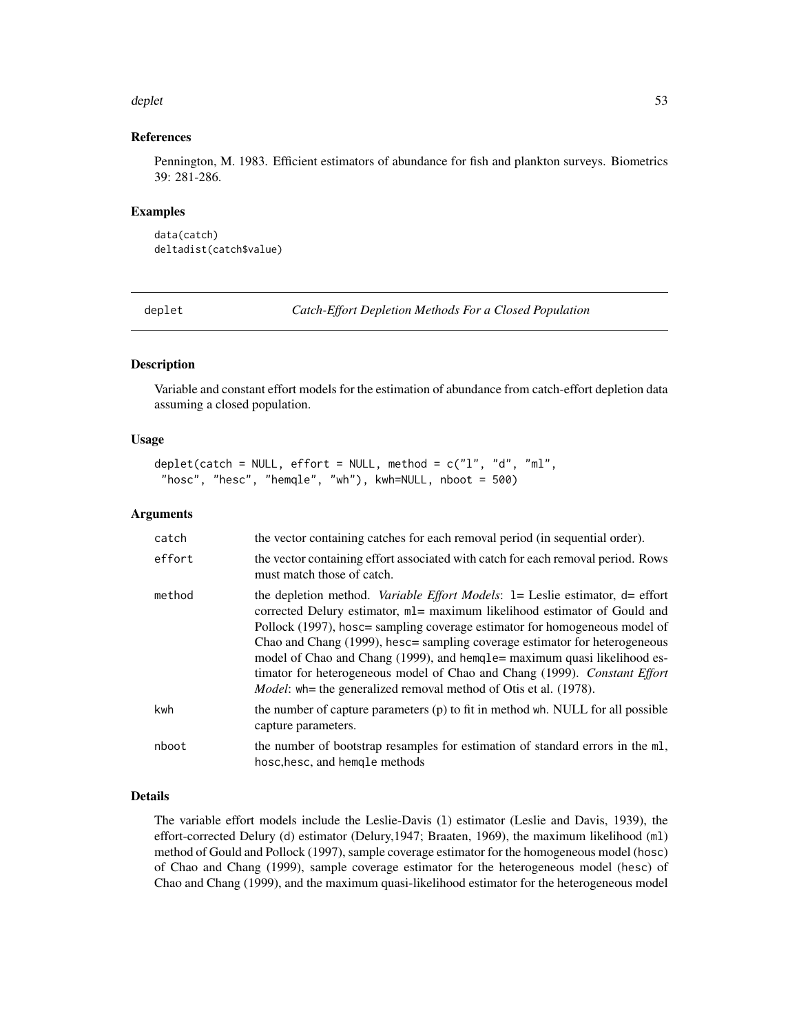### References

Pennington, M. 1983. Efficient estimators of abundance for fish and plankton surveys. Biometrics 39: 281-286.

### Examples

```
data(catch)
deltadist(catch$value)
```

---

## deplet — *Catch-Effort Depletion Methods For a Closed Population*

### Description

Variable and constant effort models for the estimation of abundance from catch-effort depletion data assuming a closed population.

### Usage

```
deplet(catch = NULL, effort = NULL, method = c("l", "d", "ml",
 "hosc", "hesc", "hemqle", "wh"), kwh=NULL, nboot = 500)
```

### Arguments

| | |
|---|---|
| catch | the vector containing catches for each removal period (in sequential order). |
| effort | the vector containing effort associated with catch for each removal period. Rows must match those of catch. |
| method | the depletion method. *Variable Effort Models*: l= Leslie estimator, d= effort corrected Delury estimator, ml= maximum likelihood estimator of Gould and Pollock (1997), hosc= sampling coverage estimator for homogeneous model of Chao and Chang (1999), hesc= sampling coverage estimator for heterogeneous model of Chao and Chang (1999), and hemqle= maximum quasi likelihood estimator for heterogeneous model of Chao and Chang (1999). *Constant Effort Model*: wh= the generalized removal method of Otis et al. (1978). |
| kwh | the number of capture parameters (p) to fit in method wh. NULL for all possible capture parameters. |
| nboot | the number of bootstrap resamples for estimation of standard errors in the ml, hosc,hesc, and hemqle methods |

### Details

The variable effort models include the Leslie-Davis (l) estimator (Leslie and Davis, 1939), the effort-corrected Delury (d) estimator (Delury,1947; Braaten, 1969), the maximum likelihood (ml) method of Gould and Pollock (1997), sample coverage estimator for the homogeneous model (hosc) of Chao and Chang (1999), sample coverage estimator for the heterogeneous model (hesc) of Chao and Chang (1999), and the maximum quasi-likelihood estimator for the heterogeneous model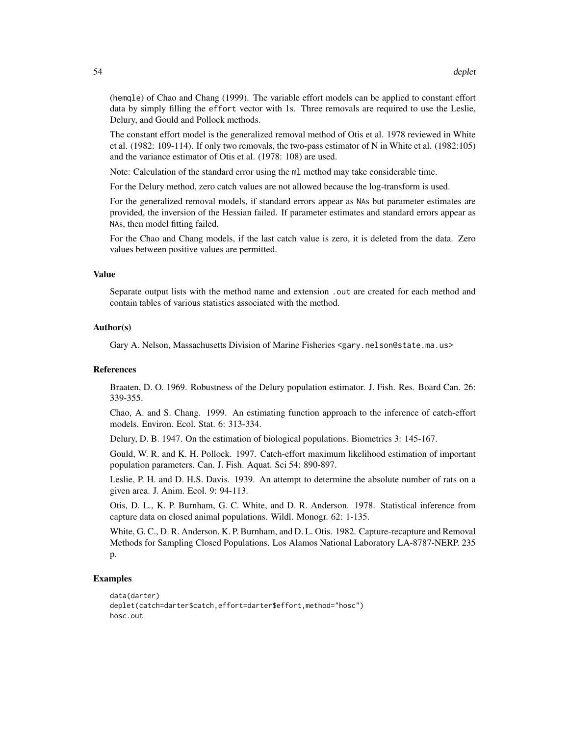(hemqle) of Chao and Chang (1999). The variable effort models can be applied to constant effort data by simply filling the effort vector with 1s. Three removals are required to use the Leslie, Delury, and Gould and Pollock methods.

The constant effort model is the generalized removal method of Otis et al. 1978 reviewed in White et al. (1982: 109-114). If only two removals, the two-pass estimator of N in White et al. (1982:105) and the variance estimator of Otis et al. (1978: 108) are used.

Note: Calculation of the standard error using the ml method may take considerable time.

For the Delury method, zero catch values are not allowed because the log-transform is used.

For the generalized removal models, if standard errors appear as NAs but parameter estimates are provided, the inversion of the Hessian failed. If parameter estimates and standard errors appear as NAs, then model fitting failed.

For the Chao and Chang models, if the last catch value is zero, it is deleted from the data. Zero values between positive values are permitted.

### Value

Separate output lists with the method name and extension .out are created for each method and contain tables of various statistics associated with the method.

### Author(s)

Gary A. Nelson, Massachusetts Division of Marine Fisheries <gary.nelson@state.ma.us>

### References

Braaten, D. O. 1969. Robustness of the Delury population estimator. J. Fish. Res. Board Can. 26: 339-355.

Chao, A. and S. Chang. 1999. An estimating function approach to the inference of catch-effort models. Environ. Ecol. Stat. 6: 313-334.

Delury, D. B. 1947. On the estimation of biological populations. Biometrics 3: 145-167.

Gould, W. R. and K. H. Pollock. 1997. Catch-effort maximum likelihood estimation of important population parameters. Can. J. Fish. Aquat. Sci 54: 890-897.

Leslie, P. H. and D. H.S. Davis. 1939. An attempt to determine the absolute number of rats on a given area. J. Anim. Ecol. 9: 94-113.

Otis, D. L., K. P. Burnham, G. C. White, and D. R. Anderson. 1978. Statistical inference from capture data on closed animal populations. Wildl. Monogr. 62: 1-135.

White, G. C., D. R. Anderson, K. P. Burnham, and D. L. Otis. 1982. Capture-recapture and Removal Methods for Sampling Closed Populations. Los Alamos National Laboratory LA-8787-NERP. 235 p.

### Examples

```
data(darter)
deplet(catch=darter$catch,effort=darter$effort,method="hosc")
hosc.out
```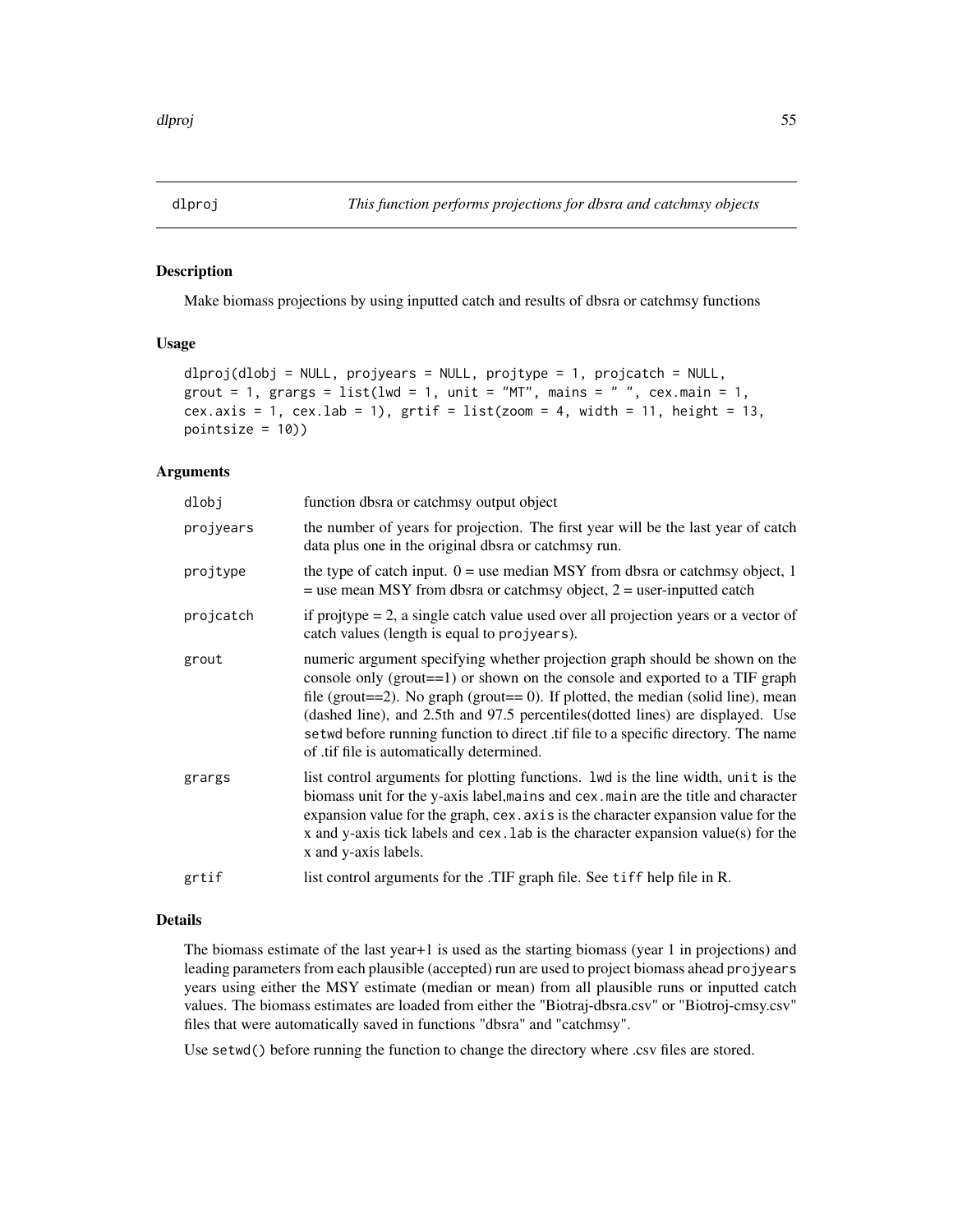# dlproj — *This function performs projections for dbsra and catchmsy objects*

## Description

Make biomass projections by using inputted catch and results of dbsra or catchmsy functions

## Usage

```
dlproj(dlobj = NULL, projyears = NULL, projtype = 1, projcatch = NULL,
grout = 1, grargs = list(lwd = 1, unit = "MT", mains = " ", cex.main = 1,
cex.axis = 1, cex.lab = 1), grtif = list(zoom = 4, width = 11, height = 13,
pointsize = 10))
```

## Arguments

| | |
|---|---|
| dlobj | function dbsra or catchmsy output object |
| projyears | the number of years for projection. The first year will be the last year of catch data plus one in the original dbsra or catchmsy run. |
| projtype | the type of catch input. 0 = use median MSY from dbsra or catchmsy object, 1 = use mean MSY from dbsra or catchmsy object, 2 = user-inputted catch |
| projcatch | if projtype = 2, a single catch value used over all projection years or a vector of catch values (length is equal to `projyears`). |
| grout | numeric argument specifying whether projection graph should be shown on the console only (grout==1) or shown on the console and exported to a TIF graph file (grout==2). No graph (grout== 0). If plotted, the median (solid line), mean (dashed line), and 2.5th and 97.5 percentiles(dotted lines) are displayed. Use `setwd` before running function to direct .tif file to a specific directory. The name of .tif file is automatically determined. |
| grargs | list control arguments for plotting functions. `lwd` is the line width, `unit` is the biomass unit for the y-axis label,`mains` and `cex.main` are the title and character expansion value for the graph, `cex.axis` is the character expansion value for the x and y-axis tick labels and `cex.lab` is the character expansion value(s) for the x and y-axis labels. |
| grtif | list control arguments for the .TIF graph file. See `tiff` help file in R. |

## Details

The biomass estimate of the last year+1 is used as the starting biomass (year 1 in projections) and leading parameters from each plausible (accepted) run are used to project biomass ahead `projyears` years using either the MSY estimate (median or mean) from all plausible runs or inputted catch values. The biomass estimates are loaded from either the "Biotraj-dbsra.csv" or "Biotroj-cmsy.csv" files that were automatically saved in functions "dbsra" and "catchmsy".

Use `setwd()` before running the function to change the directory where .csv files are stored.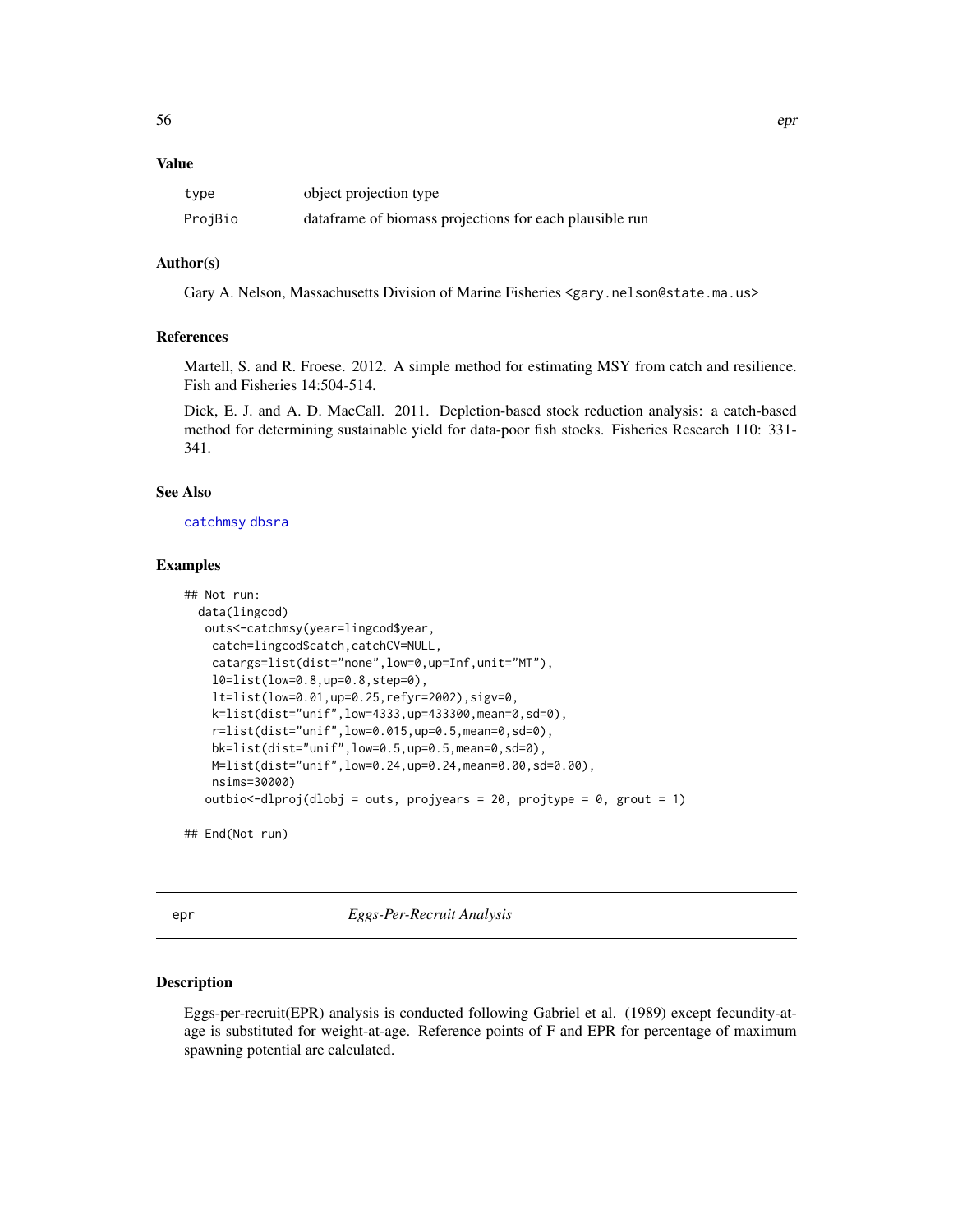### Value

| | |
|---|---|
| type | object projection type |
| ProjBio | dataframe of biomass projections for each plausible run |

### Author(s)

Gary A. Nelson, Massachusetts Division of Marine Fisheries <gary.nelson@state.ma.us>

### References

Martell, S. and R. Froese. 2012. A simple method for estimating MSY from catch and resilience. Fish and Fisheries 14:504-514.

Dick, E. J. and A. D. MacCall. 2011. Depletion-based stock reduction analysis: a catch-based method for determining sustainable yield for data-poor fish stocks. Fisheries Research 110: 331-341.

### See Also

catchmsy dbsra

### Examples

```
## Not run:
  data(lingcod)
   outs<-catchmsy(year=lingcod$year,
    catch=lingcod$catch,catchCV=NULL,
    catargs=list(dist="none",low=0,up=Inf,unit="MT"),
    l0=list(low=0.8,up=0.8,step=0),
    lt=list(low=0.01,up=0.25,refyr=2002),sigv=0,
    k=list(dist="unif",low=4333,up=433300,mean=0,sd=0),
    r=list(dist="unif",low=0.015,up=0.5,mean=0,sd=0),
    bk=list(dist="unif",low=0.5,up=0.5,mean=0,sd=0),
    M=list(dist="unif",low=0.24,up=0.24,mean=0.00,sd=0.00),
    nsims=30000)
   outbio<-dlproj(dlobj = outs, projyears = 20, projtype = 0, grout = 1)

## End(Not run)
```

---

## epr — *Eggs-Per-Recruit Analysis*

### Description

Eggs-per-recruit(EPR) analysis is conducted following Gabriel et al. (1989) except fecundity-at-age is substituted for weight-at-age. Reference points of F and EPR for percentage of maximum spawning potential are calculated.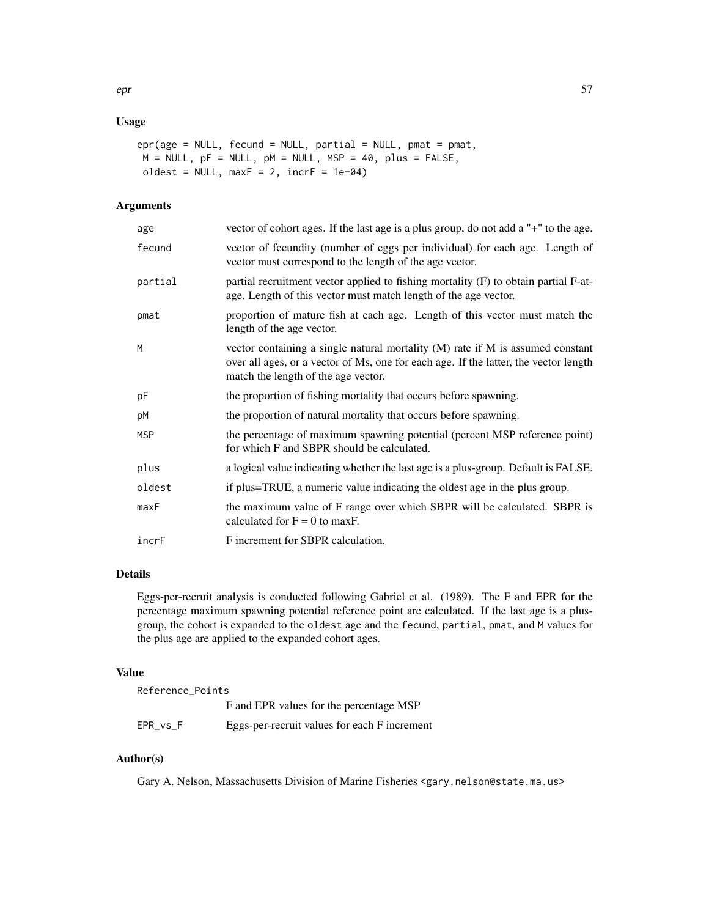## Usage

```
epr(age = NULL, fecund = NULL, partial = NULL, pmat = pmat,
 M = NULL, pF = NULL, pM = NULL, MSP = 40, plus = FALSE,
 oldest = NULL, maxF = 2, incrF = 1e-04)
```

## Arguments

| | |
|---|---|
| age | vector of cohort ages. If the last age is a plus group, do not add a "+" to the age. |
| fecund | vector of fecundity (number of eggs per individual) for each age. Length of vector must correspond to the length of the age vector. |
| partial | partial recruitment vector applied to fishing mortality (F) to obtain partial F-at-age. Length of this vector must match length of the age vector. |
| pmat | proportion of mature fish at each age. Length of this vector must match the length of the age vector. |
| M | vector containing a single natural mortality (M) rate if M is assumed constant over all ages, or a vector of Ms, one for each age. If the latter, the vector length match the length of the age vector. |
| pF | the proportion of fishing mortality that occurs before spawning. |
| pM | the proportion of natural mortality that occurs before spawning. |
| MSP | the percentage of maximum spawning potential (percent MSP reference point) for which F and SBPR should be calculated. |
| plus | a logical value indicating whether the last age is a plus-group. Default is FALSE. |
| oldest | if plus=TRUE, a numeric value indicating the oldest age in the plus group. |
| maxF | the maximum value of F range over which SBPR will be calculated. SBPR is calculated for F = 0 to maxF. |
| incrF | F increment for SBPR calculation. |

## Details

Eggs-per-recruit analysis is conducted following Gabriel et al. (1989). The F and EPR for the percentage maximum spawning potential reference point are calculated. If the last age is a plus-group, the cohort is expanded to the `oldest` age and the `fecund`, `partial`, `pmat`, and `M` values for the plus age are applied to the expanded cohort ages.

## Value

| | |
|---|---|
| Reference_Points | F and EPR values for the percentage MSP |
| EPR_vs_F | Eggs-per-recruit values for each F increment |

## Author(s)

Gary A. Nelson, Massachusetts Division of Marine Fisheries <gary.nelson@state.ma.us>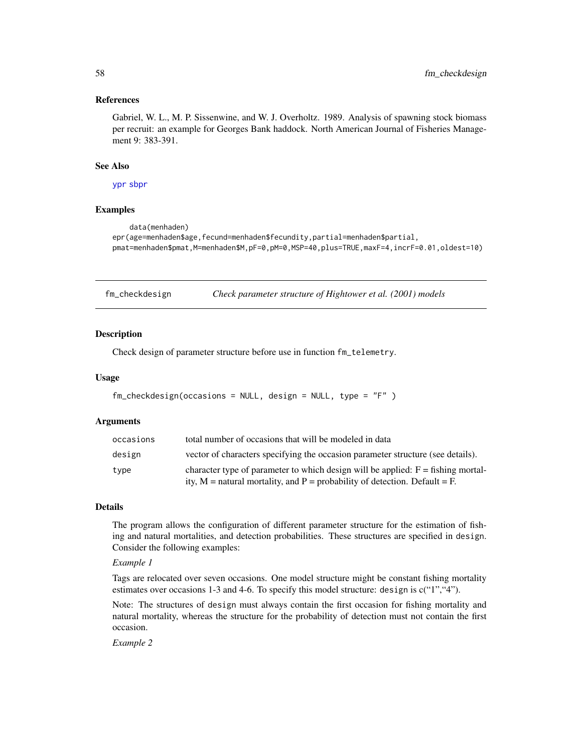### References

Gabriel, W. L., M. P. Sissenwine, and W. J. Overholtz. 1989. Analysis of spawning stock biomass per recruit: an example for Georges Bank haddock. North American Journal of Fisheries Management 9: 383-391.

### See Also

ypr sbpr

### Examples

```
data(menhaden)
epr(age=menhaden$age,fecund=menhaden$fecundity,partial=menhaden$partial,
pmat=menhaden$pmat,M=menhaden$M,pF=0,pM=0,MSP=40,plus=TRUE,maxF=4,incrF=0.01,oldest=10)
```

---

## fm_checkdesign — *Check parameter structure of Hightower et al. (2001) models*

### Description

Check design of parameter structure before use in function `fm_telemetry`.

### Usage

```
fm_checkdesign(occasions = NULL, design = NULL, type = "F" )
```

### Arguments

| | |
|---|---|
| `occasions` | total number of occasions that will be modeled in data |
| `design` | vector of characters specifying the occasion parameter structure (see details). |
| `type` | character type of parameter to which design will be applied: F = fishing mortality, M = natural mortality, and P = probability of detection. Default = F. |

### Details

The program allows the configuration of different parameter structure for the estimation of fishing and natural mortalities, and detection probabilities. These structures are specified in `design`. Consider the following examples:

*Example 1*

Tags are relocated over seven occasions. One model structure might be constant fishing mortality estimates over occasions 1-3 and 4-6. To specify this model structure: `design` is c("1","4").

Note: The structures of `design` must always contain the first occasion for fishing mortality and natural mortality, whereas the structure for the probability of detection must not contain the first occasion.

*Example 2*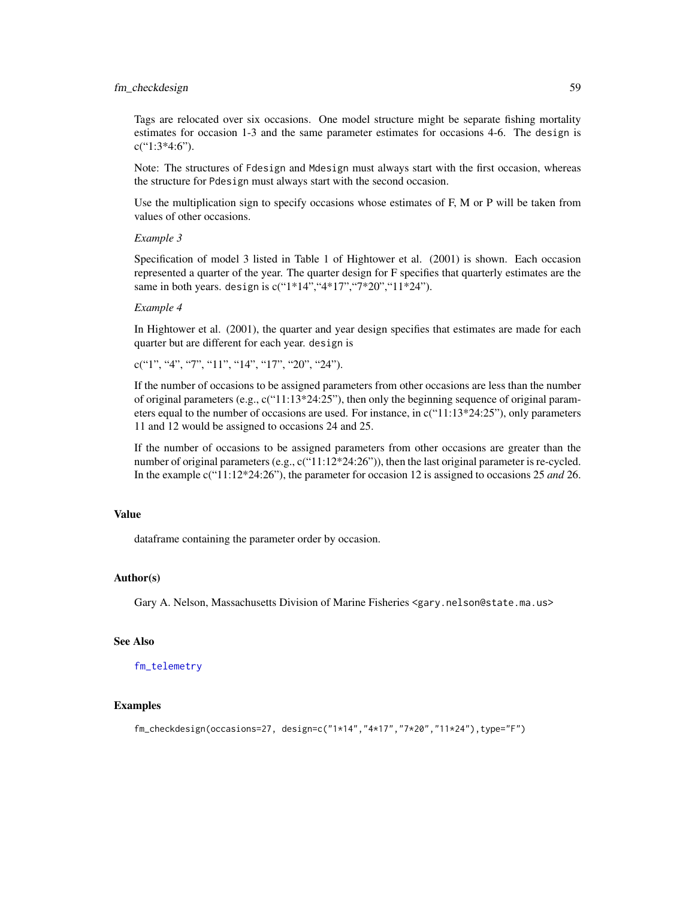Tags are relocated over six occasions. One model structure might be separate fishing mortality estimates for occasion 1-3 and the same parameter estimates for occasions 4-6. The design is c("1:3*4:6").

Note: The structures of Fdesign and Mdesign must always start with the first occasion, whereas the structure for Pdesign must always start with the second occasion.

Use the multiplication sign to specify occasions whose estimates of F, M or P will be taken from values of other occasions.

*Example 3*

Specification of model 3 listed in Table 1 of Hightower et al. (2001) is shown. Each occasion represented a quarter of the year. The quarter design for F specifies that quarterly estimates are the same in both years. design is c("1*14","4*17","7*20","11*24").

*Example 4*

In Hightower et al. (2001), the quarter and year design specifies that estimates are made for each quarter but are different for each year. design is

c("1", "4", "7", "11", "14", "17", "20", "24").

If the number of occasions to be assigned parameters from other occasions are less than the number of original parameters (e.g., c("11:13*24:25"), then only the beginning sequence of original parameters equal to the number of occasions are used. For instance, in c("11:13*24:25"), only parameters 11 and 12 would be assigned to occasions 24 and 25.

If the number of occasions to be assigned parameters from other occasions are greater than the number of original parameters (e.g., c("11:12*24:26")), then the last original parameter is re-cycled. In the example c("11:12*24:26"), the parameter for occasion 12 is assigned to occasions 25 *and* 26.

### Value

dataframe containing the parameter order by occasion.

### Author(s)

Gary A. Nelson, Massachusetts Division of Marine Fisheries <gary.nelson@state.ma.us>

### See Also

fm_telemetry

### Examples

```
fm_checkdesign(occasions=27, design=c("1*14","4*17","7*20","11*24"),type="F")
```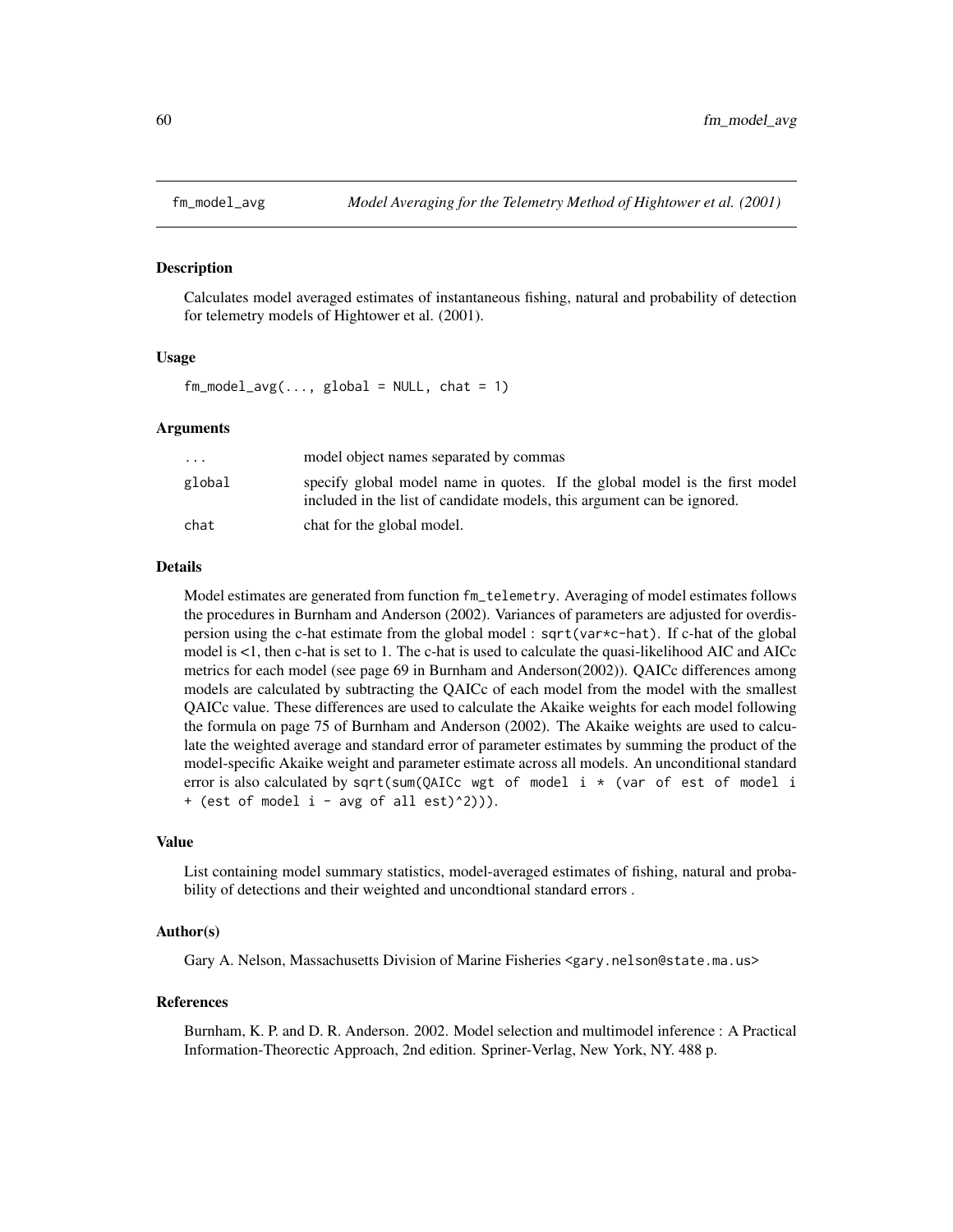fm_model_avg *Model Averaging for the Telemetry Method of Hightower et al. (2001)*

## Description

Calculates model averaged estimates of instantaneous fishing, natural and probability of detection for telemetry models of Hightower et al. (2001).

## Usage

```
fm_model_avg(..., global = NULL, chat = 1)
```

## Arguments

| | |
|---|---|
| ... | model object names separated by commas |
| global | specify global model name in quotes. If the global model is the first model included in the list of candidate models, this argument can be ignored. |
| chat | chat for the global model. |

## Details

Model estimates are generated from function `fm_telemetry`. Averaging of model estimates follows the procedures in Burnham and Anderson (2002). Variances of parameters are adjusted for overdispersion using the c-hat estimate from the global model : `sqrt(var*c-hat)`. If c-hat of the global model is <1, then c-hat is set to 1. The c-hat is used to calculate the quasi-likelihood AIC and AICc metrics for each model (see page 69 in Burnham and Anderson(2002)). QAICc differences among models are calculated by subtracting the QAICc of each model from the model with the smallest QAICc value. These differences are used to calculate the Akaike weights for each model following the formula on page 75 of Burnham and Anderson (2002). The Akaike weights are used to calculate the weighted average and standard error of parameter estimates by summing the product of the model-specific Akaike weight and parameter estimate across all models. An unconditional standard error is also calculated by `sqrt(sum(QAICc wgt of model i * (var of est of model i + (est of model i - avg of all est)^2)))`.

## Value

List containing model summary statistics, model-averaged estimates of fishing, natural and probability of detections and their weighted and uncondtional standard errors .

## Author(s)

Gary A. Nelson, Massachusetts Division of Marine Fisheries <gary.nelson@state.ma.us>

## References

Burnham, K. P. and D. R. Anderson. 2002. Model selection and multimodel inference : A Practical Information-Theorectic Approach, 2nd edition. Spriner-Verlag, New York, NY. 488 p.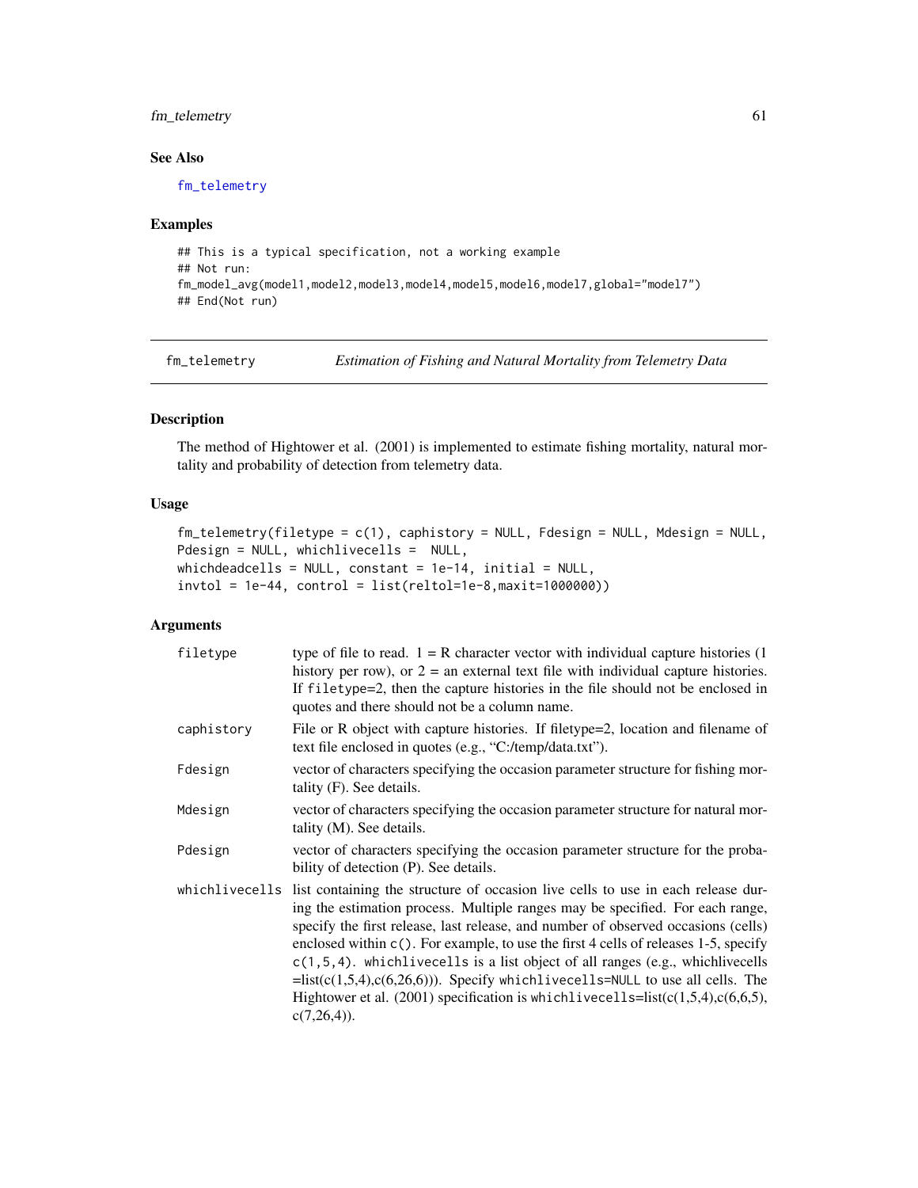## See Also

fm_telemetry

## Examples

```
## This is a typical specification, not a working example
## Not run:
fm_model_avg(model1,model2,model3,model4,model5,model6,model7,global="model7")
## End(Not run)
```

---

fm_telemetry *Estimation of Fishing and Natural Mortality from Telemetry Data*

---

## Description

The method of Hightower et al. (2001) is implemented to estimate fishing mortality, natural mortality and probability of detection from telemetry data.

## Usage

```
fm_telemetry(filetype = c(1), caphistory = NULL, Fdesign = NULL, Mdesign = NULL,
Pdesign = NULL, whichlivecells =  NULL,
whichdeadcells = NULL, constant = 1e-14, initial = NULL,
invtol = 1e-44, control = list(reltol=1e-8,maxit=1000000))
```

## Arguments

| | |
|---|---|
| filetype | type of file to read. 1 = R character vector with individual capture histories (1 history per row), or 2 = an external text file with individual capture histories. If filetype=2, then the capture histories in the file should not be enclosed in quotes and there should not be a column name. |
| caphistory | File or R object with capture histories. If filetype=2, location and filename of text file enclosed in quotes (e.g., "C:/temp/data.txt"). |
| Fdesign | vector of characters specifying the occasion parameter structure for fishing mortality (F). See details. |
| Mdesign | vector of characters specifying the occasion parameter structure for natural mortality (M). See details. |
| Pdesign | vector of characters specifying the occasion parameter structure for the probability of detection (P). See details. |
| whichlivecells | list containing the structure of occasion live cells to use in each release during the estimation process. Multiple ranges may be specified. For each range, specify the first release, last release, and number of observed occasions (cells) enclosed within c(). For example, to use the first 4 cells of releases 1-5, specify c(1,5,4). whichlivecells is a list object of all ranges (e.g., whichlivecells =list(c(1,5,4),c(6,26,6))). Specify whichlivecells=NULL to use all cells. The Hightower et al. (2001) specification is whichlivecells=list(c(1,5,4),c(6,6,5), c(7,26,4)). |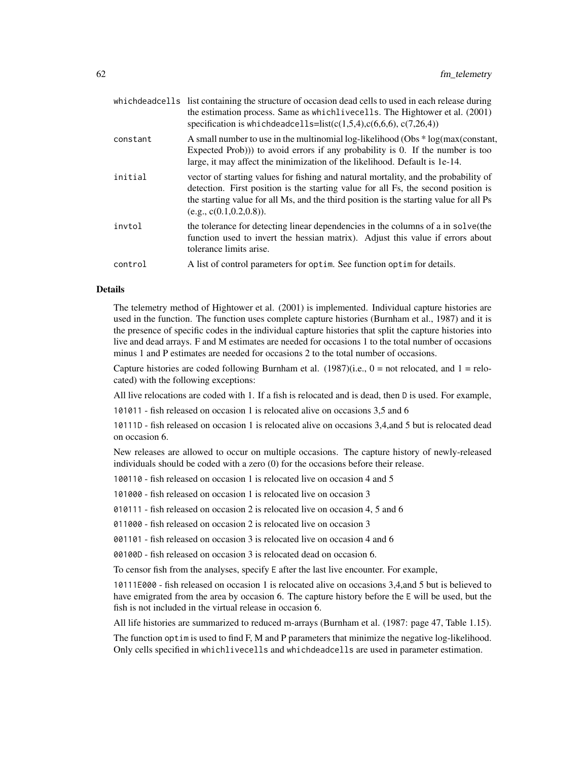| | |
|---|---|
| whichdeadcells | list containing the structure of occasion dead cells to used in each release during the estimation process. Same as whichlivecells. The Hightower et al. (2001) specification is whichdeadcells=list(c(1,5,4),c(6,6,6), c(7,26,4)) |
| constant | A small number to use in the multinomial log-likelihood (Obs * log(max(constant, Expected Prob))) to avoid errors if any probability is 0. If the number is too large, it may affect the minimization of the likelihood. Default is 1e-14. |
| initial | vector of starting values for fishing and natural mortality, and the probability of detection. First position is the starting value for all Fs, the second position is the starting value for all Ms, and the third position is the starting value for all Ps (e.g., c(0.1,0.2,0.8)). |
| invtol | the tolerance for detecting linear dependencies in the columns of a in solve(the function used to invert the hessian matrix). Adjust this value if errors about tolerance limits arise. |
| control | A list of control parameters for optim. See function optim for details. |

## Details

The telemetry method of Hightower et al. (2001) is implemented. Individual capture histories are used in the function. The function uses complete capture histories (Burnham et al., 1987) and it is the presence of specific codes in the individual capture histories that split the capture histories into live and dead arrays. F and M estimates are needed for occasions 1 to the total number of occasions minus 1 and P estimates are needed for occasions 2 to the total number of occasions.

Capture histories are coded following Burnham et al. (1987)(i.e., 0 = not relocated, and 1 = relocated) with the following exceptions:

All live relocations are coded with 1. If a fish is relocated and is dead, then D is used. For example,

101011 - fish released on occasion 1 is relocated alive on occasions 3,5 and 6

10111D - fish released on occasion 1 is relocated alive on occasions 3,4,and 5 but is relocated dead on occasion 6.

New releases are allowed to occur on multiple occasions. The capture history of newly-released individuals should be coded with a zero (0) for the occasions before their release.

100110 - fish released on occasion 1 is relocated live on occasion 4 and 5

101000 - fish released on occasion 1 is relocated live on occasion 3

010111 - fish released on occasion 2 is relocated live on occasion 4, 5 and 6

011000 - fish released on occasion 2 is relocated live on occasion 3

001101 - fish released on occasion 3 is relocated live on occasion 4 and 6

00100D - fish released on occasion 3 is relocated dead on occasion 6.

To censor fish from the analyses, specify E after the last live encounter. For example,

10111E000 - fish released on occasion 1 is relocated alive on occasions 3,4,and 5 but is believed to have emigrated from the area by occasion 6. The capture history before the E will be used, but the fish is not included in the virtual release in occasion 6.

All life histories are summarized to reduced m-arrays (Burnham et al. (1987: page 47, Table 1.15).

The function optim is used to find F, M and P parameters that minimize the negative log-likelihood. Only cells specified in whichlivecells and whichdeadcells are used in parameter estimation.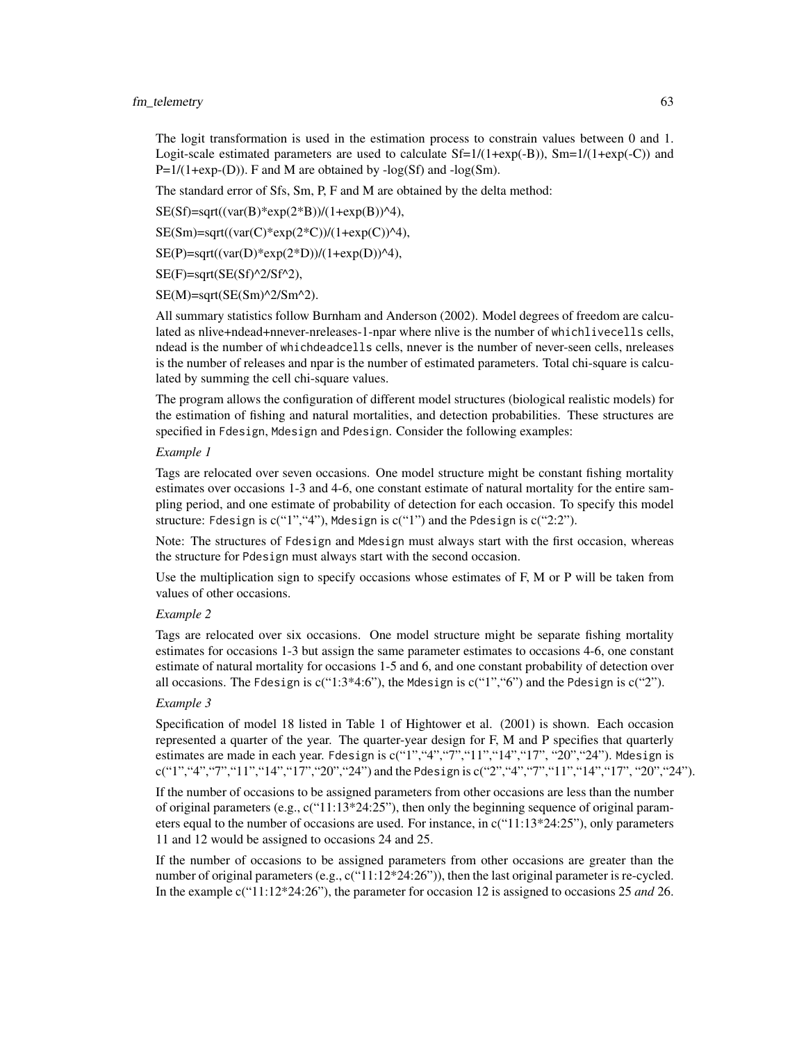The logit transformation is used in the estimation process to constrain values between 0 and 1. Logit-scale estimated parameters are used to calculate Sf=1/(1+exp(-B)), Sm=1/(1+exp(-C)) and P=1/(1+exp-(D)). F and M are obtained by -log(Sf) and -log(Sm).

The standard error of Sfs, Sm, P, F and M are obtained by the delta method:

SE(Sf)=sqrt((var(B)*exp(2*B))/(1+exp(B))^4),

SE(Sm)=sqrt((var(C)*exp(2*C))/(1+exp(C))^4),

SE(P)=sqrt((var(D)*exp(2*D))/(1+exp(D))^4),

SE(F)=sqrt(SE(Sf)^2/Sf^2),

SE(M)=sqrt(SE(Sm)^2/Sm^2).

All summary statistics follow Burnham and Anderson (2002). Model degrees of freedom are calculated as nlive+ndead+nnever-nreleases-1-npar where nlive is the number of `whichlivecells` cells, ndead is the number of `whichdeadcells` cells, nnever is the number of never-seen cells, nreleases is the number of releases and npar is the number of estimated parameters. Total chi-square is calculated by summing the cell chi-square values.

The program allows the configuration of different model structures (biological realistic models) for the estimation of fishing and natural mortalities, and detection probabilities. These structures are specified in `Fdesign`, `Mdesign` and `Pdesign`. Consider the following examples:

*Example 1*

Tags are relocated over seven occasions. One model structure might be constant fishing mortality estimates over occasions 1-3 and 4-6, one constant estimate of natural mortality for the entire sampling period, and one estimate of probability of detection for each occasion. To specify this model structure: `Fdesign` is c("1","4"), `Mdesign` is c("1") and the `Pdesign` is c("2:2").

Note: The structures of `Fdesign` and `Mdesign` must always start with the first occasion, whereas the structure for `Pdesign` must always start with the second occasion.

Use the multiplication sign to specify occasions whose estimates of F, M or P will be taken from values of other occasions.

*Example 2*

Tags are relocated over six occasions. One model structure might be separate fishing mortality estimates for occasions 1-3 but assign the same parameter estimates to occasions 4-6, one constant estimate of natural mortality for occasions 1-5 and 6, and one constant probability of detection over all occasions. The `Fdesign` is c("1:3*4:6"), the `Mdesign` is c("1","6") and the `Pdesign` is c("2").

*Example 3*

Specification of model 18 listed in Table 1 of Hightower et al. (2001) is shown. Each occasion represented a quarter of the year. The quarter-year design for F, M and P specifies that quarterly estimates are made in each year. `Fdesign` is c("1","4","7","11","14","17", "20","24"). `Mdesign` is c("1","4","7","11","14","17","20","24") and the `Pdesign` is c("2","4","7","11","14","17", "20","24").

If the number of occasions to be assigned parameters from other occasions are less than the number of original parameters (e.g., c("11:13*24:25"), then only the beginning sequence of original parameters equal to the number of occasions are used. For instance, in c("11:13*24:25"), only parameters 11 and 12 would be assigned to occasions 24 and 25.

If the number of occasions to be assigned parameters from other occasions are greater than the number of original parameters (e.g., c("11:12*24:26")), then the last original parameter is re-cycled. In the example c("11:12*24:26"), the parameter for occasion 12 is assigned to occasions 25 *and* 26.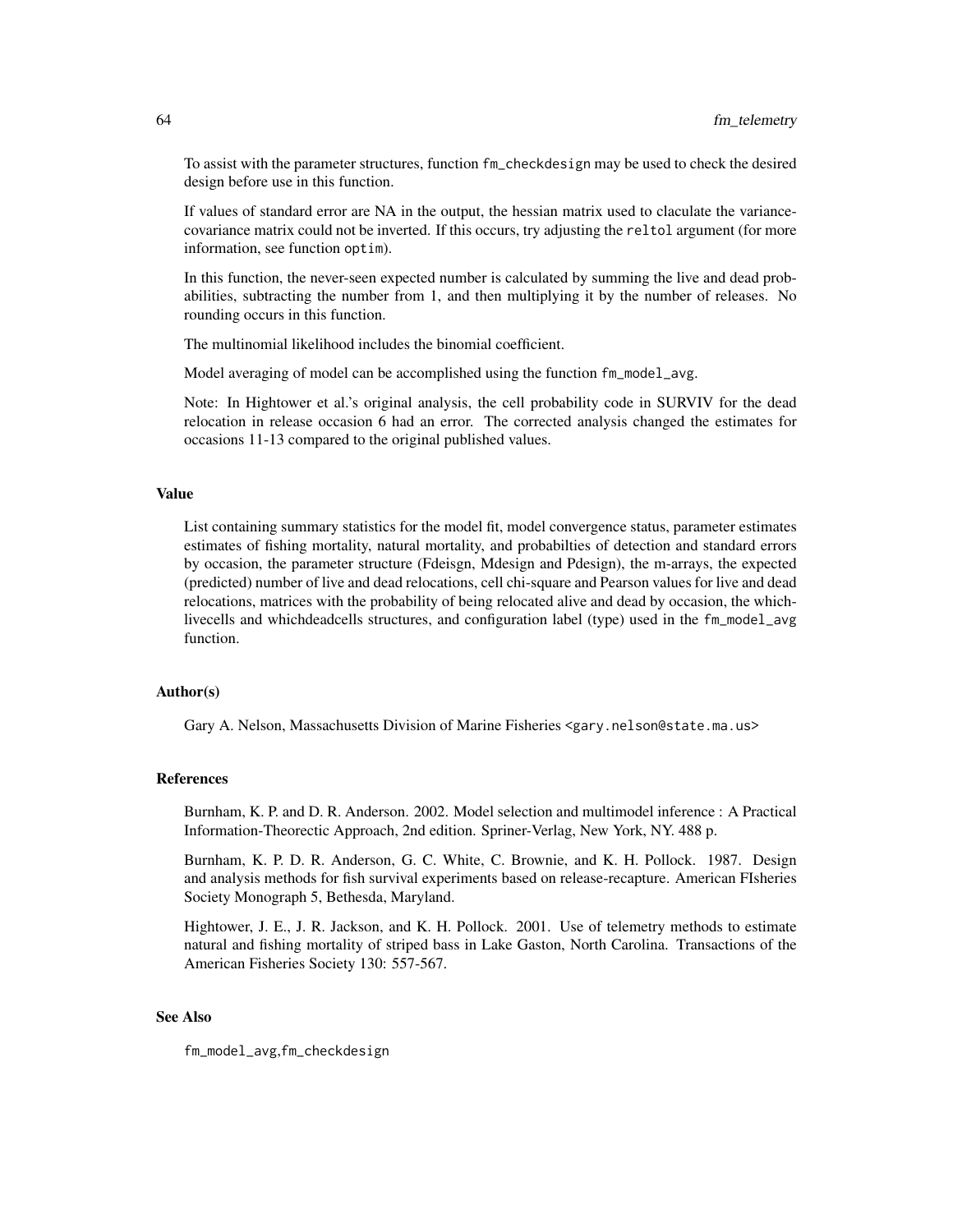To assist with the parameter structures, function `fm_checkdesign` may be used to check the desired design before use in this function.

If values of standard error are NA in the output, the hessian matrix used to claculate the variance-covariance matrix could not be inverted. If this occurs, try adjusting the `reltol` argument (for more information, see function `optim`).

In this function, the never-seen expected number is calculated by summing the live and dead probabilities, subtracting the number from 1, and then multiplying it by the number of releases. No rounding occurs in this function.

The multinomial likelihood includes the binomial coefficient.

Model averaging of model can be accomplished using the function `fm_model_avg`.

Note: In Hightower et al.'s original analysis, the cell probability code in SURVIV for the dead relocation in release occasion 6 had an error. The corrected analysis changed the estimates for occasions 11-13 compared to the original published values.

### Value

List containing summary statistics for the model fit, model convergence status, parameter estimates estimates of fishing mortality, natural mortality, and probabilties of detection and standard errors by occasion, the parameter structure (Fdeisgn, Mdesign and Pdesign), the m-arrays, the expected (predicted) number of live and dead relocations, cell chi-square and Pearson values for live and dead relocations, matrices with the probability of being relocated alive and dead by occasion, the whichlivecells and whichdeadcells structures, and configuration label (type) used in the `fm_model_avg` function.

### Author(s)

Gary A. Nelson, Massachusetts Division of Marine Fisheries <gary.nelson@state.ma.us>

### References

Burnham, K. P. and D. R. Anderson. 2002. Model selection and multimodel inference : A Practical Information-Theorectic Approach, 2nd edition. Spriner-Verlag, New York, NY. 488 p.

Burnham, K. P. D. R. Anderson, G. C. White, C. Brownie, and K. H. Pollock. 1987. Design and analysis methods for fish survival experiments based on release-recapture. American FIsheries Society Monograph 5, Bethesda, Maryland.

Hightower, J. E., J. R. Jackson, and K. H. Pollock. 2001. Use of telemetry methods to estimate natural and fishing mortality of striped bass in Lake Gaston, North Carolina. Transactions of the American Fisheries Society 130: 557-567.

### See Also

`fm_model_avg`,`fm_checkdesign`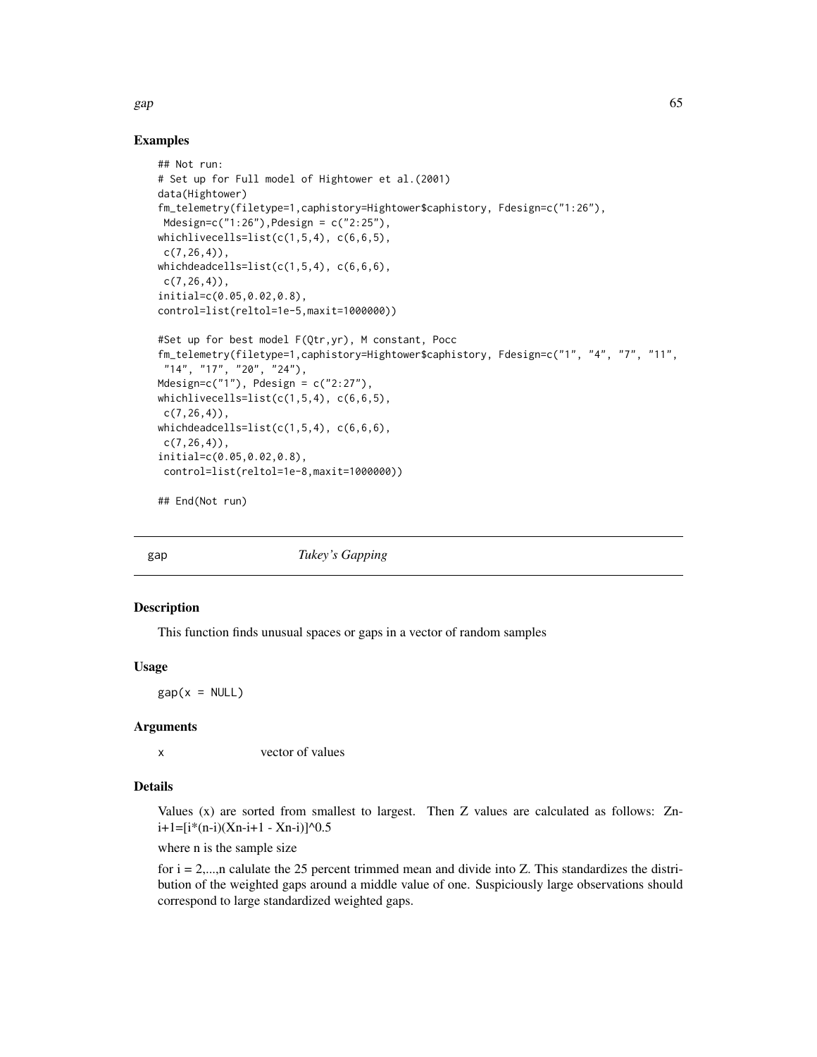## Examples

```
## Not run:
# Set up for Full model of Hightower et al.(2001)
data(Hightower)
fm_telemetry(filetype=1,caphistory=Hightower$caphistory, Fdesign=c("1:26"),
 Mdesign=c("1:26"),Pdesign = c("2:25"),
whichlivecells=list(c(1,5,4), c(6,6,5),
 c(7,26,4)),
whichdeadcells=list(c(1,5,4), c(6,6,6),
 c(7,26,4)),
initial=c(0.05,0.02,0.8),
control=list(reltol=1e-5,maxit=1000000))

#Set up for best model F(Qtr,yr), M constant, Pocc
fm_telemetry(filetype=1,caphistory=Hightower$caphistory, Fdesign=c("1", "4", "7", "11",
 "14", "17", "20", "24"),
Mdesign=c("1"), Pdesign = c("2:27"),
whichlivecells=list(c(1,5,4), c(6,6,5),
 c(7,26,4)),
whichdeadcells=list(c(1,5,4), c(6,6,6),
 c(7,26,4)),
initial=c(0.05,0.02,0.8),
 control=list(reltol=1e-8,maxit=1000000))

## End(Not run)
```

---

# gap *Tukey's Gapping*

## Description

This function finds unusual spaces or gaps in a vector of random samples

## Usage

```
gap(x = NULL)
```

## Arguments

| | |
|---|---|
| x | vector of values |

## Details

Values (x) are sorted from smallest to largest. Then Z values are calculated as follows: Zn-i+1=[i*(n-i)(Xn-i+1 - Xn-i)]^0.5

where n is the sample size

for i = 2,...,n calulate the 25 percent trimmed mean and divide into Z. This standardizes the distribution of the weighted gaps around a middle value of one. Suspiciously large observations should correspond to large standardized weighted gaps.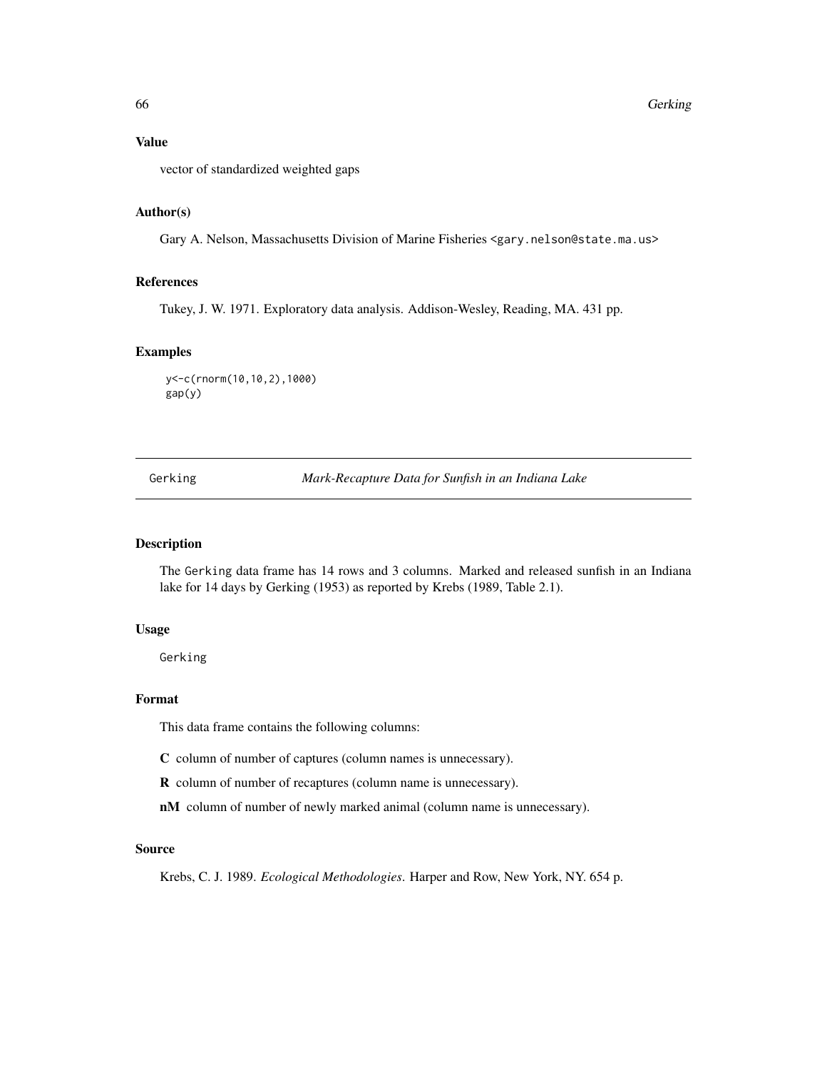### Value

vector of standardized weighted gaps

### Author(s)

Gary A. Nelson, Massachusetts Division of Marine Fisheries <gary.nelson@state.ma.us>

### References

Tukey, J. W. 1971. Exploratory data analysis. Addison-Wesley, Reading, MA. 431 pp.

### Examples

```
y<-c(rnorm(10,10,2),1000)
gap(y)
```

---

## Gerking — *Mark-Recapture Data for Sunfish in an Indiana Lake*

---

### Description

The Gerking data frame has 14 rows and 3 columns. Marked and released sunfish in an Indiana lake for 14 days by Gerking (1953) as reported by Krebs (1989, Table 2.1).

### Usage

Gerking

### Format

This data frame contains the following columns:

**C** column of number of captures (column names is unnecessary).

**R** column of number of recaptures (column name is unnecessary).

**nM** column of number of newly marked animal (column name is unnecessary).

### Source

Krebs, C. J. 1989. *Ecological Methodologies*. Harper and Row, New York, NY. 654 p.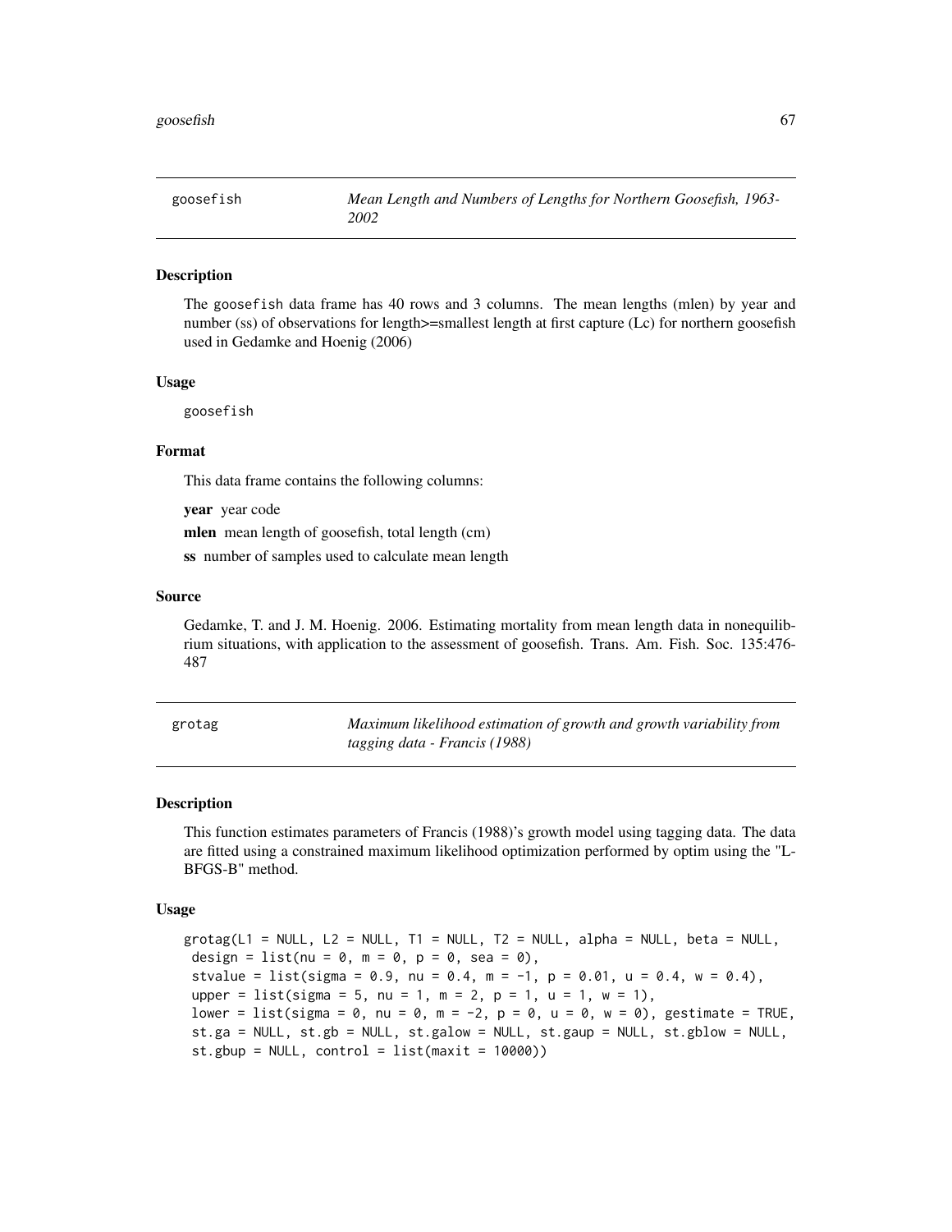## goosefish — *Mean Length and Numbers of Lengths for Northern Goosefish, 1963-2002*

### Description

The goosefish data frame has 40 rows and 3 columns. The mean lengths (mlen) by year and number (ss) of observations for length>=smallest length at first capture (Lc) for northern goosefish used in Gedamke and Hoenig (2006)

### Usage

```
goosefish
```

### Format

This data frame contains the following columns:

**year** year code

**mlen** mean length of goosefish, total length (cm)

**ss** number of samples used to calculate mean length

### Source

Gedamke, T. and J. M. Hoenig. 2006. Estimating mortality from mean length data in nonequilibrium situations, with application to the assessment of goosefish. Trans. Am. Fish. Soc. 135:476-487

## grotag — *Maximum likelihood estimation of growth and growth variability from tagging data - Francis (1988)*

### Description

This function estimates parameters of Francis (1988)'s growth model using tagging data. The data are fitted using a constrained maximum likelihood optimization performed by optim using the "L-BFGS-B" method.

### Usage

```
grotag(L1 = NULL, L2 = NULL, T1 = NULL, T2 = NULL, alpha = NULL, beta = NULL,
 design = list(nu = 0, m = 0, p = 0, sea = 0),
 stvalue = list(sigma = 0.9, nu = 0.4, m = -1, p = 0.01, u = 0.4, w = 0.4),
 upper = list(sigma = 5, nu = 1, m = 2, p = 1, u = 1, w = 1),
 lower = list(sigma = 0, nu = 0, m = -2, p = 0, u = 0, w = 0), gestimate = TRUE,
 st.ga = NULL, st.gb = NULL, st.galow = NULL, st.gaup = NULL, st.gblow = NULL,
 st.gbup = NULL, control = list(maxit = 10000))
```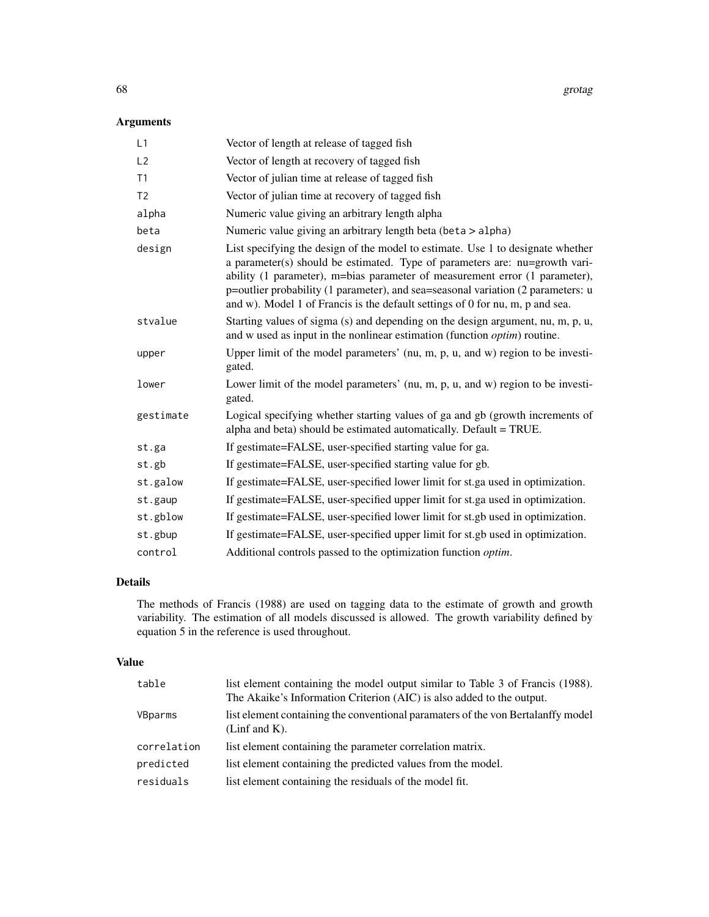## Arguments

| | |
|---|---|
| L1 | Vector of length at release of tagged fish |
| L2 | Vector of length at recovery of tagged fish |
| T1 | Vector of julian time at release of tagged fish |
| T2 | Vector of julian time at recovery of tagged fish |
| alpha | Numeric value giving an arbitrary length alpha |
| beta | Numeric value giving an arbitrary length beta (beta > alpha) |
| design | List specifying the design of the model to estimate. Use 1 to designate whether a parameter(s) should be estimated. Type of parameters are: nu=growth variability (1 parameter), m=bias parameter of measurement error (1 parameter), p=outlier probability (1 parameter), and sea=seasonal variation (2 parameters: u and w). Model 1 of Francis is the default settings of 0 for nu, m, p and sea. |
| stvalue | Starting values of sigma (s) and depending on the design argument, nu, m, p, u, and w used as input in the nonlinear estimation (function *optim*) routine. |
| upper | Upper limit of the model parameters' (nu, m, p, u, and w) region to be investigated. |
| lower | Lower limit of the model parameters' (nu, m, p, u, and w) region to be investigated. |
| gestimate | Logical specifying whether starting values of ga and gb (growth increments of alpha and beta) should be estimated automatically. Default = TRUE. |
| st.ga | If gestimate=FALSE, user-specified starting value for ga. |
| st.gb | If gestimate=FALSE, user-specified starting value for gb. |
| st.galow | If gestimate=FALSE, user-specified lower limit for st.ga used in optimization. |
| st.gaup | If gestimate=FALSE, user-specified upper limit for st.ga used in optimization. |
| st.gblow | If gestimate=FALSE, user-specified lower limit for st.gb used in optimization. |
| st.gbup | If gestimate=FALSE, user-specified upper limit for st.gb used in optimization. |
| control | Additional controls passed to the optimization function *optim*. |

## Details

The methods of Francis (1988) are used on tagging data to the estimate of growth and growth variability. The estimation of all models discussed is allowed. The growth variability defined by equation 5 in the reference is used throughout.

## Value

| | |
|---|---|
| table | list element containing the model output similar to Table 3 of Francis (1988). The Akaike's Information Criterion (AIC) is also added to the output. |
| VBparms | list element containing the conventional paramaters of the von Bertalanffy model (Linf and K). |
| correlation | list element containing the parameter correlation matrix. |
| predicted | list element containing the predicted values from the model. |
| residuals | list element containing the residuals of the model fit. |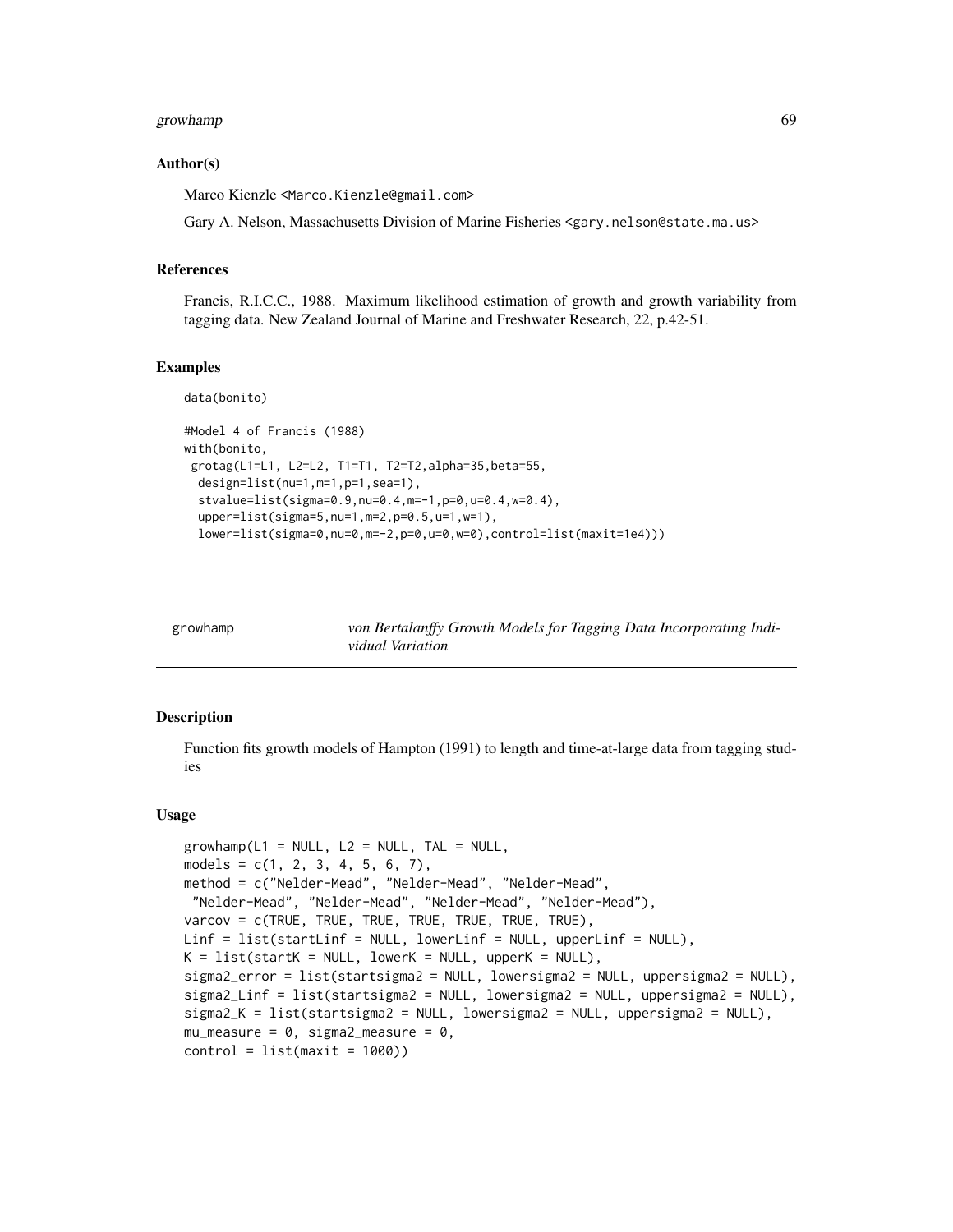### Author(s)

Marco Kienzle <Marco.Kienzle@gmail.com>

Gary A. Nelson, Massachusetts Division of Marine Fisheries <gary.nelson@state.ma.us>

### References

Francis, R.I.C.C., 1988. Maximum likelihood estimation of growth and growth variability from tagging data. New Zealand Journal of Marine and Freshwater Research, 22, p.42-51.

### Examples

```
data(bonito)

#Model 4 of Francis (1988)
with(bonito,
 grotag(L1=L1, L2=L2, T1=T1, T2=T2,alpha=35,beta=55,
  design=list(nu=1,m=1,p=1,sea=1),
  stvalue=list(sigma=0.9,nu=0.4,m=-1,p=0,u=0.4,w=0.4),
  upper=list(sigma=5,nu=1,m=2,p=0.5,u=1,w=1),
  lower=list(sigma=0,nu=0,m=-2,p=0,u=0,w=0),control=list(maxit=1e4)))
```

---

## growhamp — *von Bertalanffy Growth Models for Tagging Data Incorporating Individual Variation*

### Description

Function fits growth models of Hampton (1991) to length and time-at-large data from tagging studies

### Usage

```
growhamp(L1 = NULL, L2 = NULL, TAL = NULL,
models = c(1, 2, 3, 4, 5, 6, 7),
method = c("Nelder-Mead", "Nelder-Mead", "Nelder-Mead",
 "Nelder-Mead", "Nelder-Mead", "Nelder-Mead", "Nelder-Mead"),
varcov = c(TRUE, TRUE, TRUE, TRUE, TRUE, TRUE, TRUE),
Linf = list(startLinf = NULL, lowerLinf = NULL, upperLinf = NULL),
K = list(startK = NULL, lowerK = NULL, upperK = NULL),
sigma2_error = list(startsigma2 = NULL, lowersigma2 = NULL, uppersigma2 = NULL),
sigma2_Linf = list(startsigma2 = NULL, lowersigma2 = NULL, uppersigma2 = NULL),
sigma2_K = list(startsigma2 = NULL, lowersigma2 = NULL, uppersigma2 = NULL),
mu_measure = 0, sigma2_measure = 0,
control = list(maxit = 1000))
```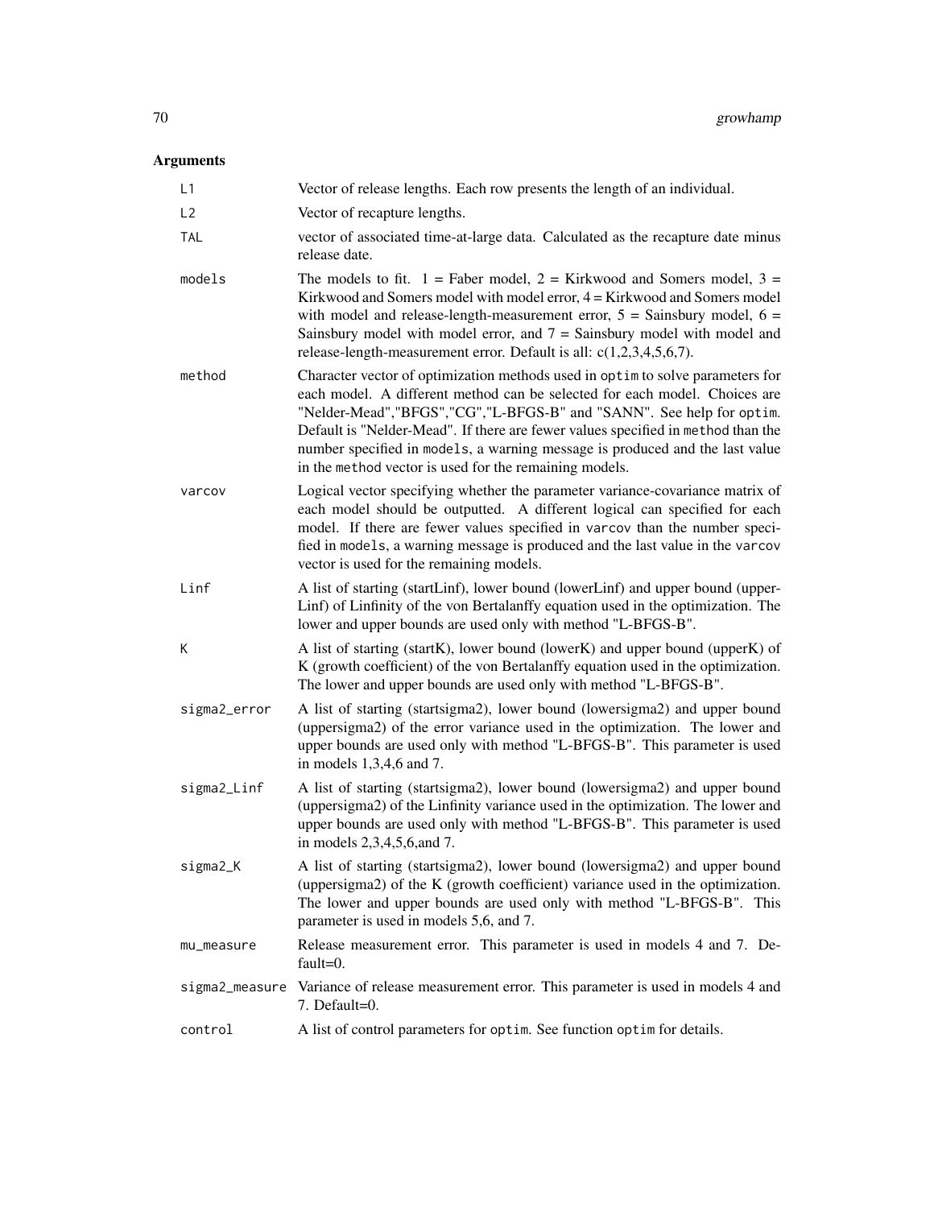## Arguments

| | |
|---|---|
| L1 | Vector of release lengths. Each row presents the length of an individual. |
| L2 | Vector of recapture lengths. |
| TAL | vector of associated time-at-large data. Calculated as the recapture date minus release date. |
| models | The models to fit. 1 = Faber model, 2 = Kirkwood and Somers model, 3 = Kirkwood and Somers model with model error, 4 = Kirkwood and Somers model with model and release-length-measurement error, 5 = Sainsbury model, 6 = Sainsbury model with model error, and 7 = Sainsbury model with model and release-length-measurement error. Default is all: c(1,2,3,4,5,6,7). |
| method | Character vector of optimization methods used in `optim` to solve parameters for each model. A different method can be selected for each model. Choices are "Nelder-Mead","BFGS","CG","L-BFGS-B" and "SANN". See help for `optim`. Default is "Nelder-Mead". If there are fewer values specified in `method` than the number specified in `models`, a warning message is produced and the last value in the `method` vector is used for the remaining models. |
| varcov | Logical vector specifying whether the parameter variance-covariance matrix of each model should be outputted. A different logical can specified for each model. If there are fewer values specified in `varcov` than the number specified in `models`, a warning message is produced and the last value in the `varcov` vector is used for the remaining models. |
| Linf | A list of starting (startLinf), lower bound (lowerLinf) and upper bound (upperLinf) of Linfinity of the von Bertalanffy equation used in the optimization. The lower and upper bounds are used only with method "L-BFGS-B". |
| K | A list of starting (startK), lower bound (lowerK) and upper bound (upperK) of K (growth coefficient) of the von Bertalanffy equation used in the optimization. The lower and upper bounds are used only with method "L-BFGS-B". |
| sigma2_error | A list of starting (startsigma2), lower bound (lowersigma2) and upper bound (uppersigma2) of the error variance used in the optimization. The lower and upper bounds are used only with method "L-BFGS-B". This parameter is used in models 1,3,4,6 and 7. |
| sigma2_Linf | A list of starting (startsigma2), lower bound (lowersigma2) and upper bound (uppersigma2) of the Linfinity variance used in the optimization. The lower and upper bounds are used only with method "L-BFGS-B". This parameter is used in models 2,3,4,5,6,and 7. |
| sigma2_K | A list of starting (startsigma2), lower bound (lowersigma2) and upper bound (uppersigma2) of the K (growth coefficient) variance used in the optimization. The lower and upper bounds are used only with method "L-BFGS-B". This parameter is used in models 5,6, and 7. |
| mu_measure | Release measurement error. This parameter is used in models 4 and 7. Default=0. |
| sigma2_measure | Variance of release measurement error. This parameter is used in models 4 and 7. Default=0. |
| control | A list of control parameters for `optim`. See function `optim` for details. |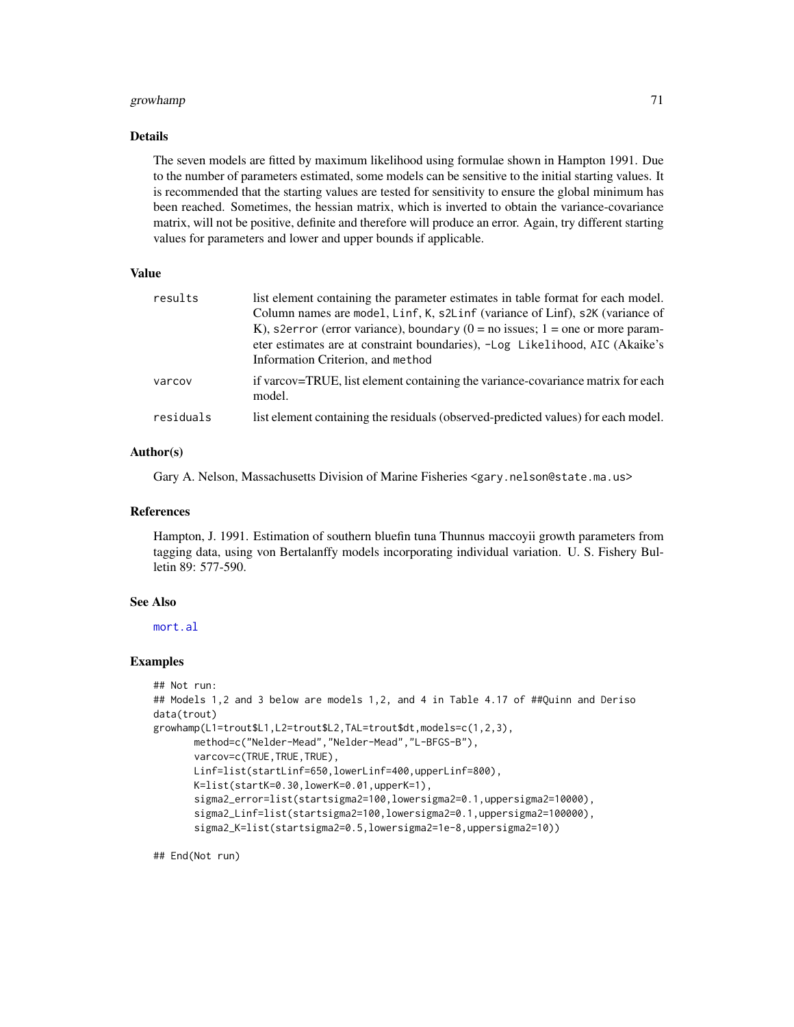## Details

The seven models are fitted by maximum likelihood using formulae shown in Hampton 1991. Due to the number of parameters estimated, some models can be sensitive to the initial starting values. It is recommended that the starting values are tested for sensitivity to ensure the global minimum has been reached. Sometimes, the hessian matrix, which is inverted to obtain the variance-covariance matrix, will not be positive, definite and therefore will produce an error. Again, try different starting values for parameters and lower and upper bounds if applicable.

## Value

| | |
|---|---|
| `results` | list element containing the parameter estimates in table format for each model. Column names are `model`, `Linf`, `K`, `s2Linf` (variance of Linf), `s2K` (variance of K), `s2error` (error variance), `boundary` (0 = no issues; 1 = one or more parameter estimates are at constraint boundaries), `-Log Likelihood`, `AIC` (Akaike's Information Criterion, and `method` |
| `varcov` | if varcov=TRUE, list element containing the variance-covariance matrix for each model. |
| `residuals` | list element containing the residuals (observed-predicted values) for each model. |

## Author(s)

Gary A. Nelson, Massachusetts Division of Marine Fisheries <gary.nelson@state.ma.us>

## References

Hampton, J. 1991. Estimation of southern bluefin tuna Thunnus maccoyii growth parameters from tagging data, using von Bertalanffy models incorporating individual variation. U. S. Fishery Bulletin 89: 577-590.

## See Also

mort.al

## Examples

```
## Not run:
## Models 1,2 and 3 below are models 1,2, and 4 in Table 4.17 of ##Quinn and Deriso
data(trout)
growhamp(L1=trout$L1,L2=trout$L2,TAL=trout$dt,models=c(1,2,3),
       method=c("Nelder-Mead","Nelder-Mead","L-BFGS-B"),
       varcov=c(TRUE,TRUE,TRUE),
       Linf=list(startLinf=650,lowerLinf=400,upperLinf=800),
       K=list(startK=0.30,lowerK=0.01,upperK=1),
       sigma2_error=list(startsigma2=100,lowersigma2=0.1,uppersigma2=10000),
       sigma2_Linf=list(startsigma2=100,lowersigma2=0.1,uppersigma2=100000),
       sigma2_K=list(startsigma2=0.5,lowersigma2=1e-8,uppersigma2=10))

## End(Not run)
```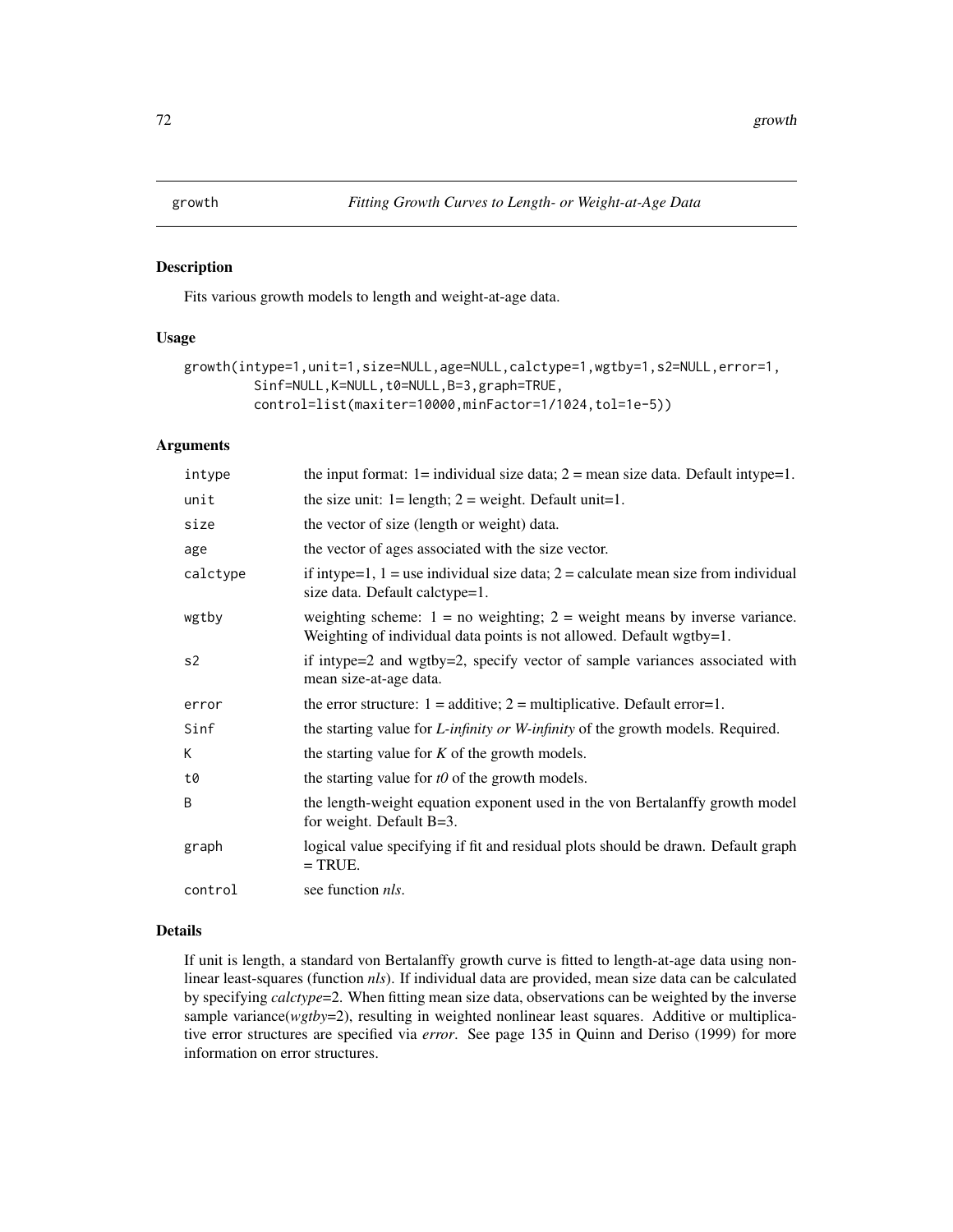# growth — *Fitting Growth Curves to Length- or Weight-at-Age Data*

## Description

Fits various growth models to length and weight-at-age data.

## Usage

```
growth(intype=1,unit=1,size=NULL,age=NULL,calctype=1,wgtby=1,s2=NULL,error=1,
        Sinf=NULL,K=NULL,t0=NULL,B=3,graph=TRUE,
        control=list(maxiter=10000,minFactor=1/1024,tol=1e-5))
```

## Arguments

| | |
|---|---|
| intype | the input format: 1= individual size data; 2 = mean size data. Default intype=1. |
| unit | the size unit: 1= length; 2 = weight. Default unit=1. |
| size | the vector of size (length or weight) data. |
| age | the vector of ages associated with the size vector. |
| calctype | if intype=1, 1 = use individual size data; 2 = calculate mean size from individual size data. Default calctype=1. |
| wgtby | weighting scheme: 1 = no weighting; 2 = weight means by inverse variance. Weighting of individual data points is not allowed. Default wgtby=1. |
| s2 | if intype=2 and wgtby=2, specify vector of sample variances associated with mean size-at-age data. |
| error | the error structure: 1 = additive; 2 = multiplicative. Default error=1. |
| Sinf | the starting value for *L-infinity or W-infinity* of the growth models. Required. |
| K | the starting value for *K* of the growth models. |
| t0 | the starting value for *t0* of the growth models. |
| B | the length-weight equation exponent used in the von Bertalanffy growth model for weight. Default B=3. |
| graph | logical value specifying if fit and residual plots should be drawn. Default graph = TRUE. |
| control | see function *nls*. |

## Details

If unit is length, a standard von Bertalanffy growth curve is fitted to length-at-age data using nonlinear least-squares (function *nls*). If individual data are provided, mean size data can be calculated by specifying *calctype*=2. When fitting mean size data, observations can be weighted by the inverse sample variance(*wgtby*=2), resulting in weighted nonlinear least squares. Additive or multiplicative error structures are specified via *error*. See page 135 in Quinn and Deriso (1999) for more information on error structures.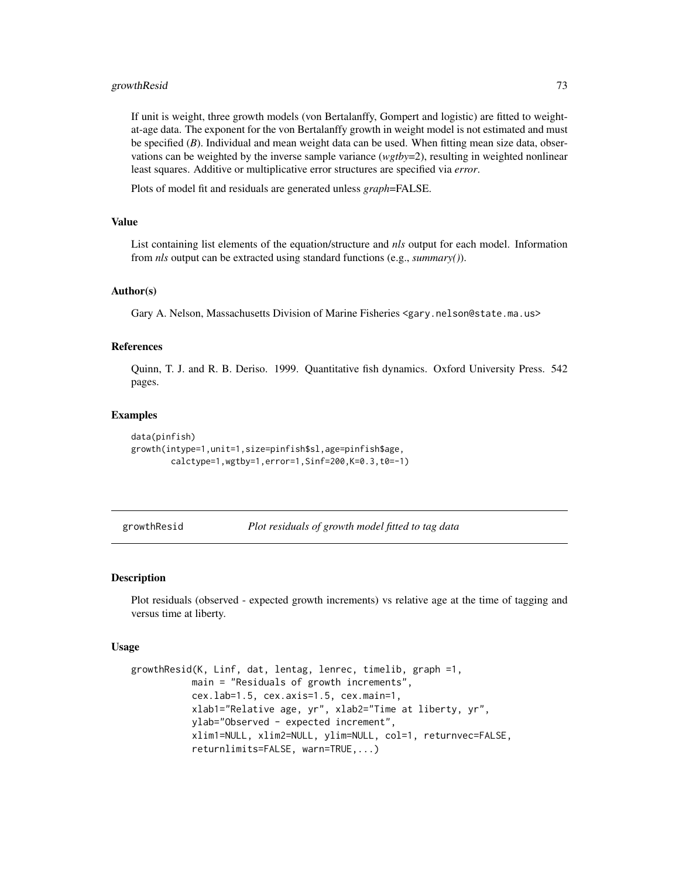If unit is weight, three growth models (von Bertalanffy, Gompert and logistic) are fitted to weight-at-age data. The exponent for the von Bertalanffy growth in weight model is not estimated and must be specified (*B*). Individual and mean weight data can be used. When fitting mean size data, observations can be weighted by the inverse sample variance (*wgtby*=2), resulting in weighted nonlinear least squares. Additive or multiplicative error structures are specified via *error*.

Plots of model fit and residuals are generated unless *graph*=FALSE.

### Value

List containing list elements of the equation/structure and *nls* output for each model. Information from *nls* output can be extracted using standard functions (e.g., *summary()*).

### Author(s)

Gary A. Nelson, Massachusetts Division of Marine Fisheries <gary.nelson@state.ma.us>

### References

Quinn, T. J. and R. B. Deriso. 1999. Quantitative fish dynamics. Oxford University Press. 542 pages.

### Examples

```
data(pinfish)
growth(intype=1,unit=1,size=pinfish$sl,age=pinfish$age,
        calctype=1,wgtby=1,error=1,Sinf=200,K=0.3,t0=-1)
```

---

## growthResid — *Plot residuals of growth model fitted to tag data*

---

### Description

Plot residuals (observed - expected growth increments) vs relative age at the time of tagging and versus time at liberty.

### Usage

```
growthResid(K, Linf, dat, lentag, lenrec, timelib, graph =1,
           main = "Residuals of growth increments",
           cex.lab=1.5, cex.axis=1.5, cex.main=1,
           xlab1="Relative age, yr", xlab2="Time at liberty, yr",
           ylab="Observed - expected increment",
           xlim1=NULL, xlim2=NULL, ylim=NULL, col=1, returnvec=FALSE,
           returnlimits=FALSE, warn=TRUE,...)
```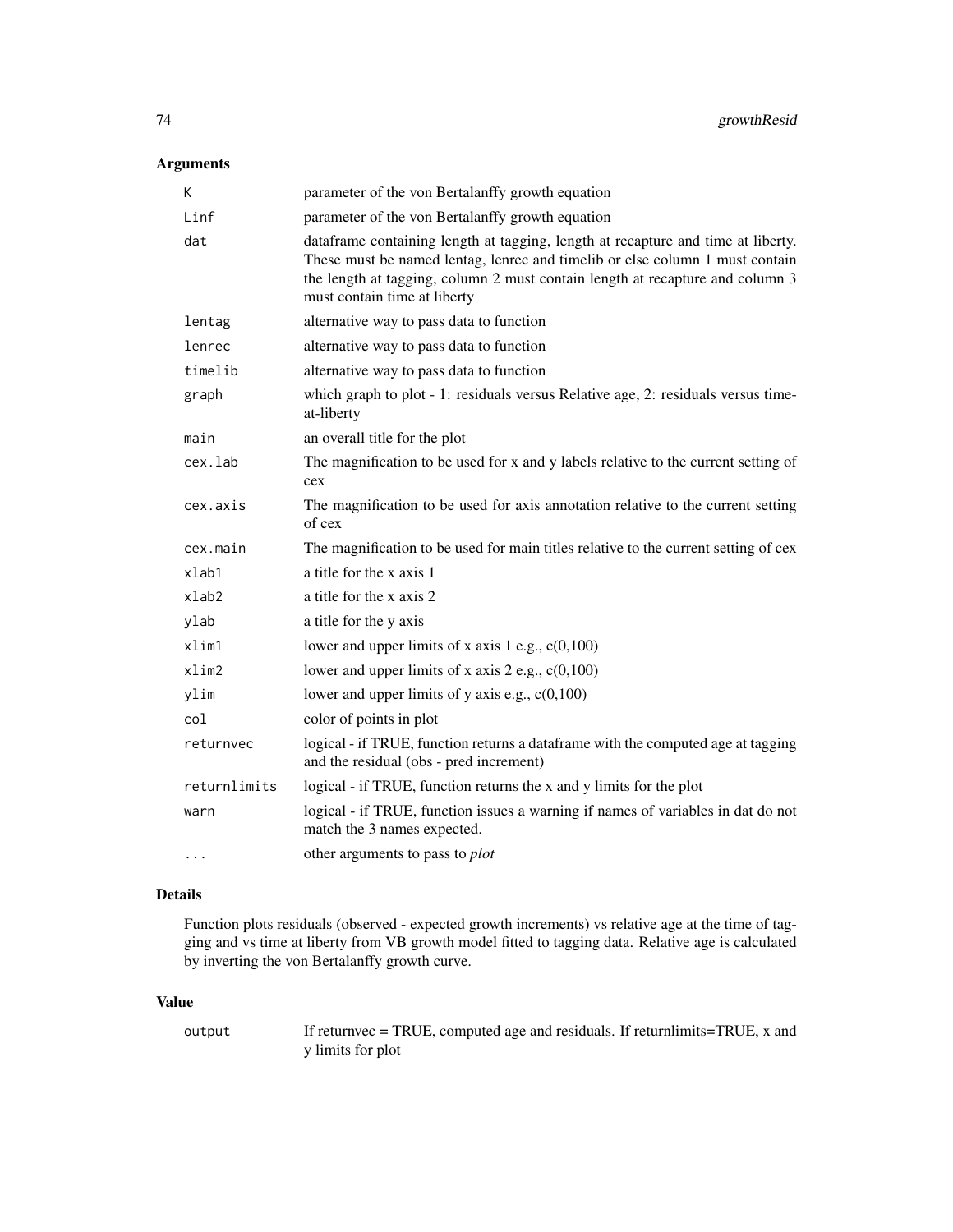## Arguments

| | |
|---|---|
| K | parameter of the von Bertalanffy growth equation |
| Linf | parameter of the von Bertalanffy growth equation |
| dat | dataframe containing length at tagging, length at recapture and time at liberty. These must be named lentag, lenrec and timelib or else column 1 must contain the length at tagging, column 2 must contain length at recapture and column 3 must contain time at liberty |
| lentag | alternative way to pass data to function |
| lenrec | alternative way to pass data to function |
| timelib | alternative way to pass data to function |
| graph | which graph to plot - 1: residuals versus Relative age, 2: residuals versus time-at-liberty |
| main | an overall title for the plot |
| cex.lab | The magnification to be used for x and y labels relative to the current setting of cex |
| cex.axis | The magnification to be used for axis annotation relative to the current setting of cex |
| cex.main | The magnification to be used for main titles relative to the current setting of cex |
| xlab1 | a title for the x axis 1 |
| xlab2 | a title for the x axis 2 |
| ylab | a title for the y axis |
| xlim1 | lower and upper limits of x axis 1 e.g., c(0,100) |
| xlim2 | lower and upper limits of x axis 2 e.g., c(0,100) |
| ylim | lower and upper limits of y axis e.g., c(0,100) |
| col | color of points in plot |
| returnvec | logical - if TRUE, function returns a dataframe with the computed age at tagging and the residual (obs - pred increment) |
| returnlimits | logical - if TRUE, function returns the x and y limits for the plot |
| warn | logical - if TRUE, function issues a warning if names of variables in dat do not match the 3 names expected. |
| ... | other arguments to pass to *plot* |

## Details

Function plots residuals (observed - expected growth increments) vs relative age at the time of tagging and vs time at liberty from VB growth model fitted to tagging data. Relative age is calculated by inverting the von Bertalanffy growth curve.

## Value

| | |
|---|---|
| output | If returnvec = TRUE, computed age and residuals. If returnlimits=TRUE, x and y limits for plot |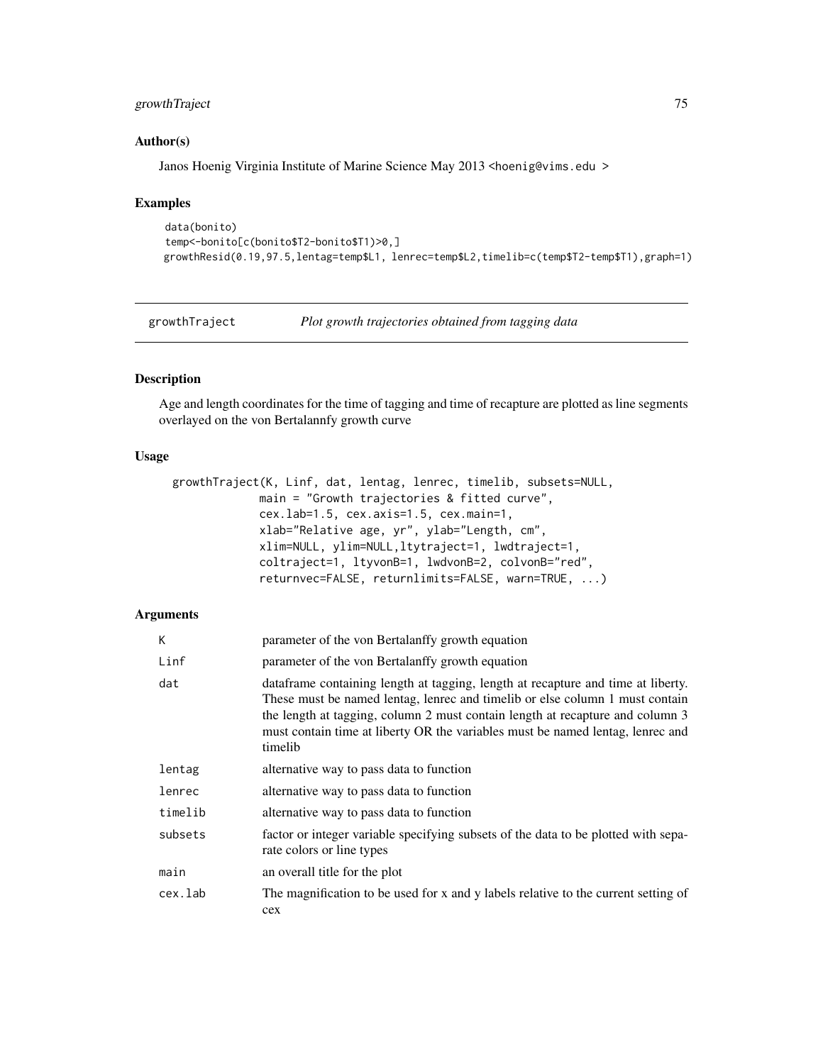## Author(s)

Janos Hoenig Virginia Institute of Marine Science May 2013 <hoenig@vims.edu >

## Examples

```
data(bonito)
temp<-bonito[c(bonito$T2-bonito$T1)>0,]
growthResid(0.19,97.5,lentag=temp$L1, lenrec=temp$L2,timelib=c(temp$T2-temp$T1),graph=1)
```

---

# growthTraject — *Plot growth trajectories obtained from tagging data*

## Description

Age and length coordinates for the time of tagging and time of recapture are plotted as line segments overlayed on the von Bertalannfy growth curve

## Usage

```
growthTraject(K, Linf, dat, lentag, lenrec, timelib, subsets=NULL,
              main = "Growth trajectories & fitted curve",
              cex.lab=1.5, cex.axis=1.5, cex.main=1,
              xlab="Relative age, yr", ylab="Length, cm",
              xlim=NULL, ylim=NULL,ltytraject=1, lwdtraject=1,
              coltraject=1, ltyvonB=1, lwdvonB=2, colvonB="red",
              returnvec=FALSE, returnlimits=FALSE, warn=TRUE, ...)
```

## Arguments

| | |
|---|---|
| K | parameter of the von Bertalanffy growth equation |
| Linf | parameter of the von Bertalanffy growth equation |
| dat | dataframe containing length at tagging, length at recapture and time at liberty. These must be named lentag, lenrec and timelib or else column 1 must contain the length at tagging, column 2 must contain length at recapture and column 3 must contain time at liberty OR the variables must be named lentag, lenrec and timelib |
| lentag | alternative way to pass data to function |
| lenrec | alternative way to pass data to function |
| timelib | alternative way to pass data to function |
| subsets | factor or integer variable specifying subsets of the data to be plotted with separate colors or line types |
| main | an overall title for the plot |
| cex.lab | The magnification to be used for x and y labels relative to the current setting of cex |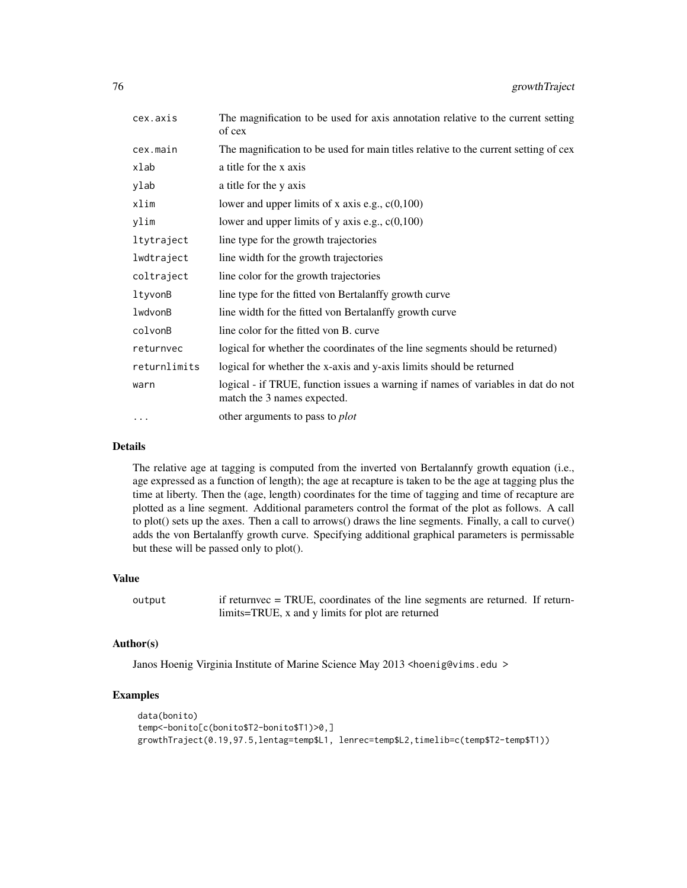| | |
|---|---|
| cex.axis | The magnification to be used for axis annotation relative to the current setting of cex |
| cex.main | The magnification to be used for main titles relative to the current setting of cex |
| xlab | a title for the x axis |
| ylab | a title for the y axis |
| xlim | lower and upper limits of x axis e.g., c(0,100) |
| ylim | lower and upper limits of y axis e.g., c(0,100) |
| ltytraject | line type for the growth trajectories |
| lwdtraject | line width for the growth trajectories |
| coltraject | line color for the growth trajectories |
| ltyvonB | line type for the fitted von Bertalanffy growth curve |
| lwdvonB | line width for the fitted von Bertalanffy growth curve |
| colvonB | line color for the fitted von B. curve |
| returnvec | logical for whether the coordinates of the line segments should be returned) |
| returnlimits | logical for whether the x-axis and y-axis limits should be returned |
| warn | logical - if TRUE, function issues a warning if names of variables in dat do not match the 3 names expected. |
| ... | other arguments to pass to *plot* |

## Details

The relative age at tagging is computed from the inverted von Bertalannfy growth equation (i.e., age expressed as a function of length); the age at recapture is taken to be the age at tagging plus the time at liberty. Then the (age, length) coordinates for the time of tagging and time of recapture are plotted as a line segment. Additional parameters control the format of the plot as follows. A call to plot() sets up the axes. Then a call to arrows() draws the line segments. Finally, a call to curve() adds the von Bertalanffy growth curve. Specifying additional graphical parameters is permissable but these will be passed only to plot().

## Value

| | |
|---|---|
| output | if returnvec = TRUE, coordinates of the line segments are returned. If returnlimits=TRUE, x and y limits for plot are returned |

## Author(s)

Janos Hoenig Virginia Institute of Marine Science May 2013 <hoenig@vims.edu >

## Examples

```
data(bonito)
temp<-bonito[c(bonito$T2-bonito$T1)>0,]
growthTraject(0.19,97.5,lentag=temp$L1, lenrec=temp$L2,timelib=c(temp$T2-temp$T1))
```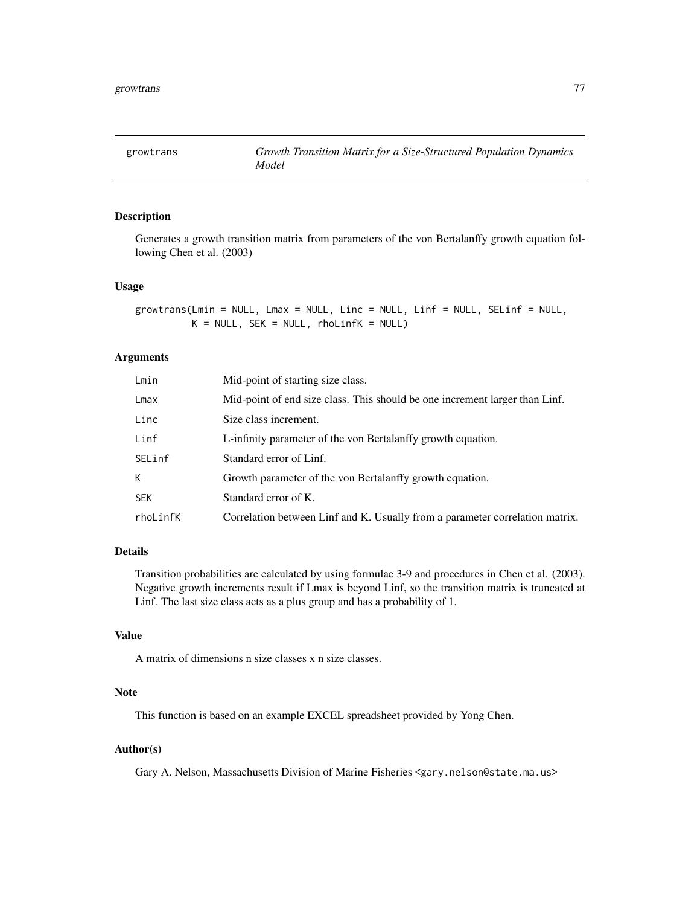growtrans *Growth Transition Matrix for a Size-Structured Population Dynamics Model*

## Description

Generates a growth transition matrix from parameters of the von Bertalanffy growth equation following Chen et al. (2003)

## Usage

```
growtrans(Lmin = NULL, Lmax = NULL, Linc = NULL, Linf = NULL, SELinf = NULL,
          K = NULL, SEK = NULL, rhoLinfK = NULL)
```

## Arguments

| | |
|---|---|
| Lmin | Mid-point of starting size class. |
| Lmax | Mid-point of end size class. This should be one increment larger than Linf. |
| Linc | Size class increment. |
| Linf | L-infinity parameter of the von Bertalanffy growth equation. |
| SELinf | Standard error of Linf. |
| K | Growth parameter of the von Bertalanffy growth equation. |
| SEK | Standard error of K. |
| rhoLinfK | Correlation between Linf and K. Usually from a parameter correlation matrix. |

## Details

Transition probabilities are calculated by using formulae 3-9 and procedures in Chen et al. (2003). Negative growth increments result if Lmax is beyond Linf, so the transition matrix is truncated at Linf. The last size class acts as a plus group and has a probability of 1.

## Value

A matrix of dimensions n size classes x n size classes.

## Note

This function is based on an example EXCEL spreadsheet provided by Yong Chen.

## Author(s)

Gary A. Nelson, Massachusetts Division of Marine Fisheries <gary.nelson@state.ma.us>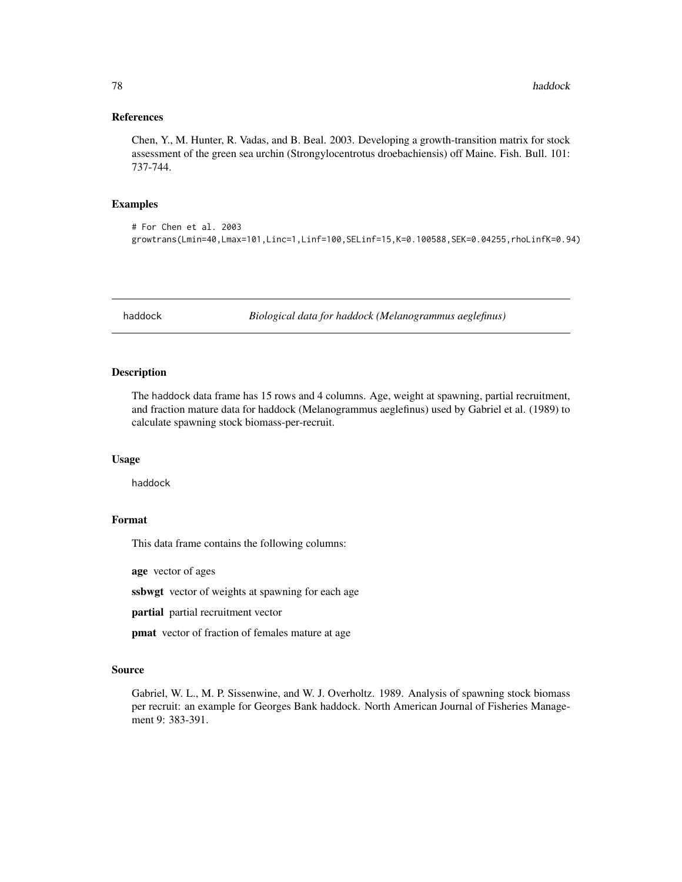### References

Chen, Y., M. Hunter, R. Vadas, and B. Beal. 2003. Developing a growth-transition matrix for stock assessment of the green sea urchin (Strongylocentrotus droebachiensis) off Maine. Fish. Bull. 101: 737-744.

### Examples

```
# For Chen et al. 2003
growtrans(Lmin=40,Lmax=101,Linc=1,Linf=100,SELinf=15,K=0.100588,SEK=0.04255,rhoLinfK=0.94)
```

---

## haddock *Biological data for haddock (Melanogrammus aeglefinus)*

---

### Description

The haddock data frame has 15 rows and 4 columns. Age, weight at spawning, partial recruitment, and fraction mature data for haddock (Melanogrammus aeglefinus) used by Gabriel et al. (1989) to calculate spawning stock biomass-per-recruit.

### Usage

haddock

### Format

This data frame contains the following columns:

**age** vector of ages

**ssbwgt** vector of weights at spawning for each age

**partial** partial recruitment vector

**pmat** vector of fraction of females mature at age

### Source

Gabriel, W. L., M. P. Sissenwine, and W. J. Overholtz. 1989. Analysis of spawning stock biomass per recruit: an example for Georges Bank haddock. North American Journal of Fisheries Management 9: 383-391.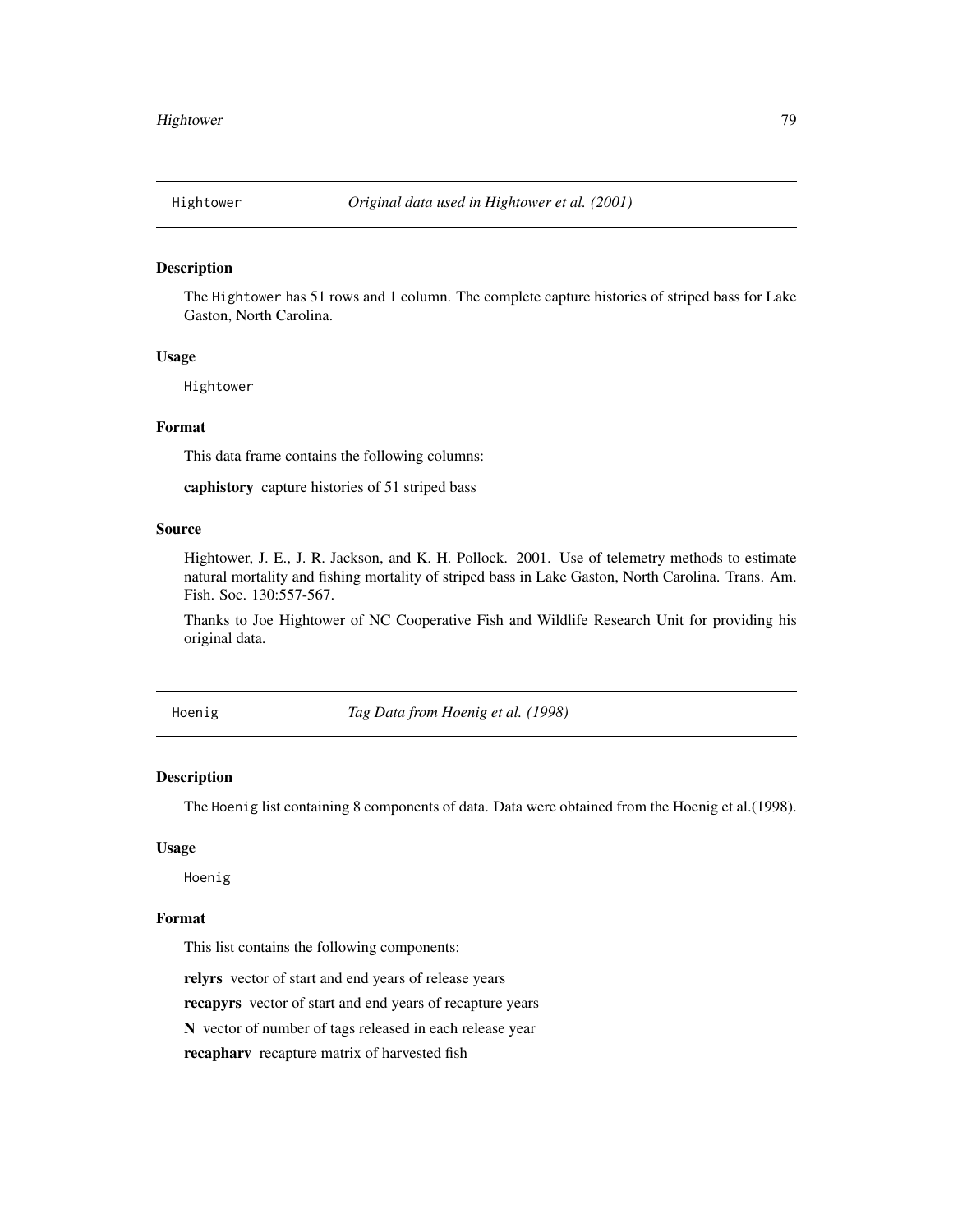## Hightower — *Original data used in Hightower et al. (2001)*

### Description

The `Hightower` has 51 rows and 1 column. The complete capture histories of striped bass for Lake Gaston, North Carolina.

### Usage

```
Hightower
```

### Format

This data frame contains the following columns:

**caphistory** capture histories of 51 striped bass

### Source

Hightower, J. E., J. R. Jackson, and K. H. Pollock. 2001. Use of telemetry methods to estimate natural mortality and fishing mortality of striped bass in Lake Gaston, North Carolina. Trans. Am. Fish. Soc. 130:557-567.

Thanks to Joe Hightower of NC Cooperative Fish and Wildlife Research Unit for providing his original data.

## Hoenig — *Tag Data from Hoenig et al. (1998)*

### Description

The `Hoenig` list containing 8 components of data. Data were obtained from the Hoenig et al.(1998).

### Usage

```
Hoenig
```

### Format

This list contains the following components:

**relyrs** vector of start and end years of release years

**recapyrs** vector of start and end years of recapture years

**N** vector of number of tags released in each release year

**recapharv** recapture matrix of harvested fish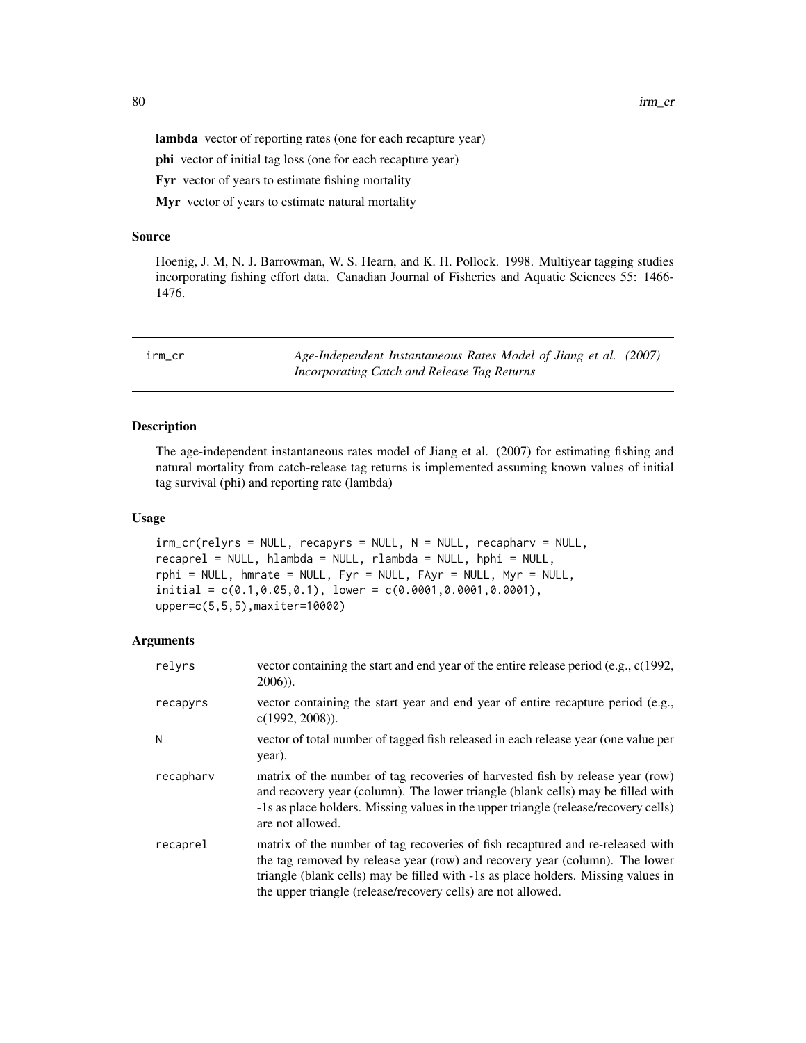**lambda** vector of reporting rates (one for each recapture year)

**phi** vector of initial tag loss (one for each recapture year)

**Fyr** vector of years to estimate fishing mortality

**Myr** vector of years to estimate natural mortality

### Source

Hoenig, J. M, N. J. Barrowman, W. S. Hearn, and K. H. Pollock. 1998. Multiyear tagging studies incorporating fishing effort data. Canadian Journal of Fisheries and Aquatic Sciences 55: 1466-1476.

---

## irm_cr — *Age-Independent Instantaneous Rates Model of Jiang et al. (2007) Incorporating Catch and Release Tag Returns*

### Description

The age-independent instantaneous rates model of Jiang et al. (2007) for estimating fishing and natural mortality from catch-release tag returns is implemented assuming known values of initial tag survival (phi) and reporting rate (lambda)

### Usage

```
irm_cr(relyrs = NULL, recapyrs = NULL, N = NULL, recapharv = NULL,
recaprel = NULL, hlambda = NULL, rlambda = NULL, hphi = NULL,
rphi = NULL, hmrate = NULL, Fyr = NULL, FAyr = NULL, Myr = NULL,
initial = c(0.1,0.05,0.1), lower = c(0.0001,0.0001,0.0001),
upper=c(5,5,5),maxiter=10000)
```

### Arguments

| | |
|---|---|
| relyrs | vector containing the start and end year of the entire release period (e.g., c(1992, 2006)). |
| recapyrs | vector containing the start year and end year of entire recapture period (e.g., c(1992, 2008)). |
| N | vector of total number of tagged fish released in each release year (one value per year). |
| recapharv | matrix of the number of tag recoveries of harvested fish by release year (row) and recovery year (column). The lower triangle (blank cells) may be filled with -1s as place holders. Missing values in the upper triangle (release/recovery cells) are not allowed. |
| recaprel | matrix of the number of tag recoveries of fish recaptured and re-released with the tag removed by release year (row) and recovery year (column). The lower triangle (blank cells) may be filled with -1s as place holders. Missing values in the upper triangle (release/recovery cells) are not allowed. |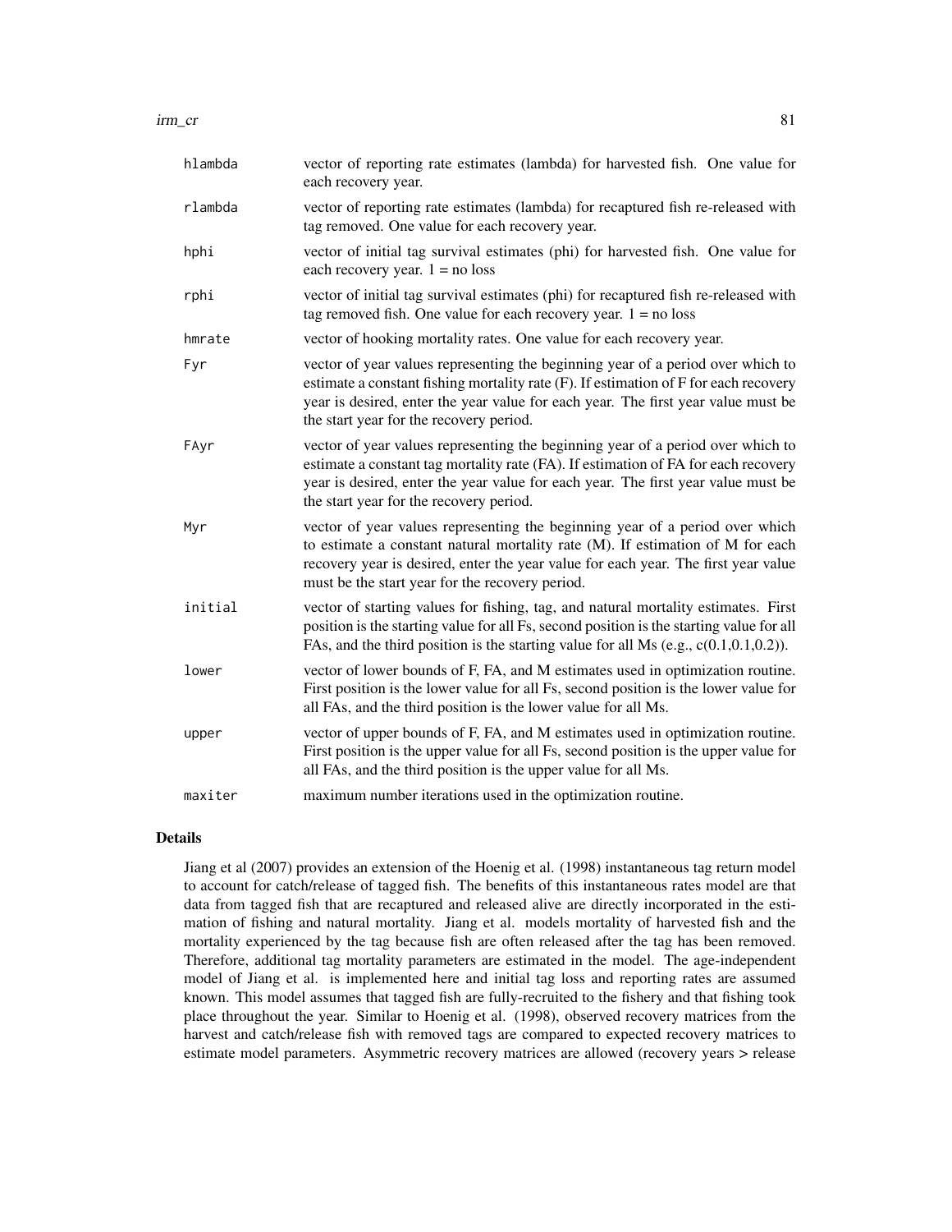| | |
|---|---|
| hlambda | vector of reporting rate estimates (lambda) for harvested fish. One value for each recovery year. |
| rlambda | vector of reporting rate estimates (lambda) for recaptured fish re-released with tag removed. One value for each recovery year. |
| hphi | vector of initial tag survival estimates (phi) for harvested fish. One value for each recovery year. 1 = no loss |
| rphi | vector of initial tag survival estimates (phi) for recaptured fish re-released with tag removed fish. One value for each recovery year. 1 = no loss |
| hmrate | vector of hooking mortality rates. One value for each recovery year. |
| Fyr | vector of year values representing the beginning year of a period over which to estimate a constant fishing mortality rate (F). If estimation of F for each recovery year is desired, enter the year value for each year. The first year value must be the start year for the recovery period. |
| FAyr | vector of year values representing the beginning year of a period over which to estimate a constant tag mortality rate (FA). If estimation of FA for each recovery year is desired, enter the year value for each year. The first year value must be the start year for the recovery period. |
| Myr | vector of year values representing the beginning year of a period over which to estimate a constant natural mortality rate (M). If estimation of M for each recovery year is desired, enter the year value for each year. The first year value must be the start year for the recovery period. |
| initial | vector of starting values for fishing, tag, and natural mortality estimates. First position is the starting value for all Fs, second position is the starting value for all FAs, and the third position is the starting value for all Ms (e.g., c(0.1,0.1,0.2)). |
| lower | vector of lower bounds of F, FA, and M estimates used in optimization routine. First position is the lower value for all Fs, second position is the lower value for all FAs, and the third position is the lower value for all Ms. |
| upper | vector of upper bounds of F, FA, and M estimates used in optimization routine. First position is the upper value for all Fs, second position is the upper value for all FAs, and the third position is the upper value for all Ms. |
| maxiter | maximum number iterations used in the optimization routine. |

## Details

Jiang et al (2007) provides an extension of the Hoenig et al. (1998) instantaneous tag return model to account for catch/release of tagged fish. The benefits of this instantaneous rates model are that data from tagged fish that are recaptured and released alive are directly incorporated in the estimation of fishing and natural mortality. Jiang et al. models mortality of harvested fish and the mortality experienced by the tag because fish are often released after the tag has been removed. Therefore, additional tag mortality parameters are estimated in the model. The age-independent model of Jiang et al. is implemented here and initial tag loss and reporting rates are assumed known. This model assumes that tagged fish are fully-recruited to the fishery and that fishing took place throughout the year. Similar to Hoenig et al. (1998), observed recovery matrices from the harvest and catch/release fish with removed tags are compared to expected recovery matrices to estimate model parameters. Asymmetric recovery matrices are allowed (recovery years > release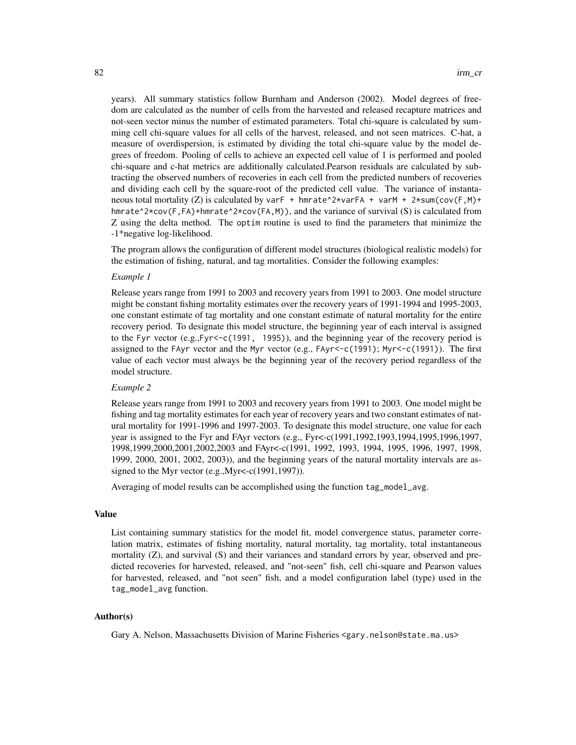years). All summary statistics follow Burnham and Anderson (2002). Model degrees of freedom are calculated as the number of cells from the harvested and released recapture matrices and not-seen vector minus the number of estimated parameters. Total chi-square is calculated by summing cell chi-square values for all cells of the harvest, released, and not seen matrices. C-hat, a measure of overdispersion, is estimated by dividing the total chi-square value by the model degrees of freedom. Pooling of cells to achieve an expected cell value of 1 is performed and pooled chi-square and c-hat metrics are additionally calculated.Pearson residuals are calculated by subtracting the observed numbers of recoveries in each cell from the predicted numbers of recoveries and dividing each cell by the square-root of the predicted cell value. The variance of instantaneous total mortality (Z) is calculated by `varF + hmrate^2*varFA + varM + 2*sum(cov(F,M)+ hmrate^2*cov(F,FA)+hmrate^2*cov(FA,M))`, and the variance of survival (S) is calculated from Z using the delta method. The `optim` routine is used to find the parameters that minimize the -1*negative log-likelihood.

The program allows the configuration of different model structures (biological realistic models) for the estimation of fishing, natural, and tag mortalities. Consider the following examples:

*Example 1*

Release years range from 1991 to 2003 and recovery years from 1991 to 2003. One model structure might be constant fishing mortality estimates over the recovery years of 1991-1994 and 1995-2003, one constant estimate of tag mortality and one constant estimate of natural mortality for the entire recovery period. To designate this model structure, the beginning year of each interval is assigned to the `Fyr` vector (e.g.,`Fyr<-c(1991, 1995)`), and the beginning year of the recovery period is assigned to the `FAyr` vector and the `Myr` vector (e.g., `FAyr<-c(1991)`; `Myr<-c(1991)`). The first value of each vector must always be the beginning year of the recovery period regardless of the model structure.

*Example 2*

Release years range from 1991 to 2003 and recovery years from 1991 to 2003. One model might be fishing and tag mortality estimates for each year of recovery years and two constant estimates of natural mortality for 1991-1996 and 1997-2003. To designate this model structure, one value for each year is assigned to the Fyr and FAyr vectors (e.g., Fyr<-c(1991,1992,1993,1994,1995,1996,1997, 1998,1999,2000,2001,2002,2003 and FAyr<-c(1991, 1992, 1993, 1994, 1995, 1996, 1997, 1998, 1999, 2000, 2001, 2002, 2003)), and the beginning years of the natural mortality intervals are assigned to the Myr vector (e.g.,Myr<-c(1991,1997)).

Averaging of model results can be accomplished using the function `tag_model_avg`.

### Value

List containing summary statistics for the model fit, model convergence status, parameter correlation matrix, estimates of fishing mortality, natural mortality, tag mortality, total instantaneous mortality (Z), and survival (S) and their variances and standard errors by year, observed and predicted recoveries for harvested, released, and "not-seen" fish, cell chi-square and Pearson values for harvested, released, and "not seen" fish, and a model configuration label (type) used in the `tag_model_avg` function.

### Author(s)

Gary A. Nelson, Massachusetts Division of Marine Fisheries <gary.nelson@state.ma.us>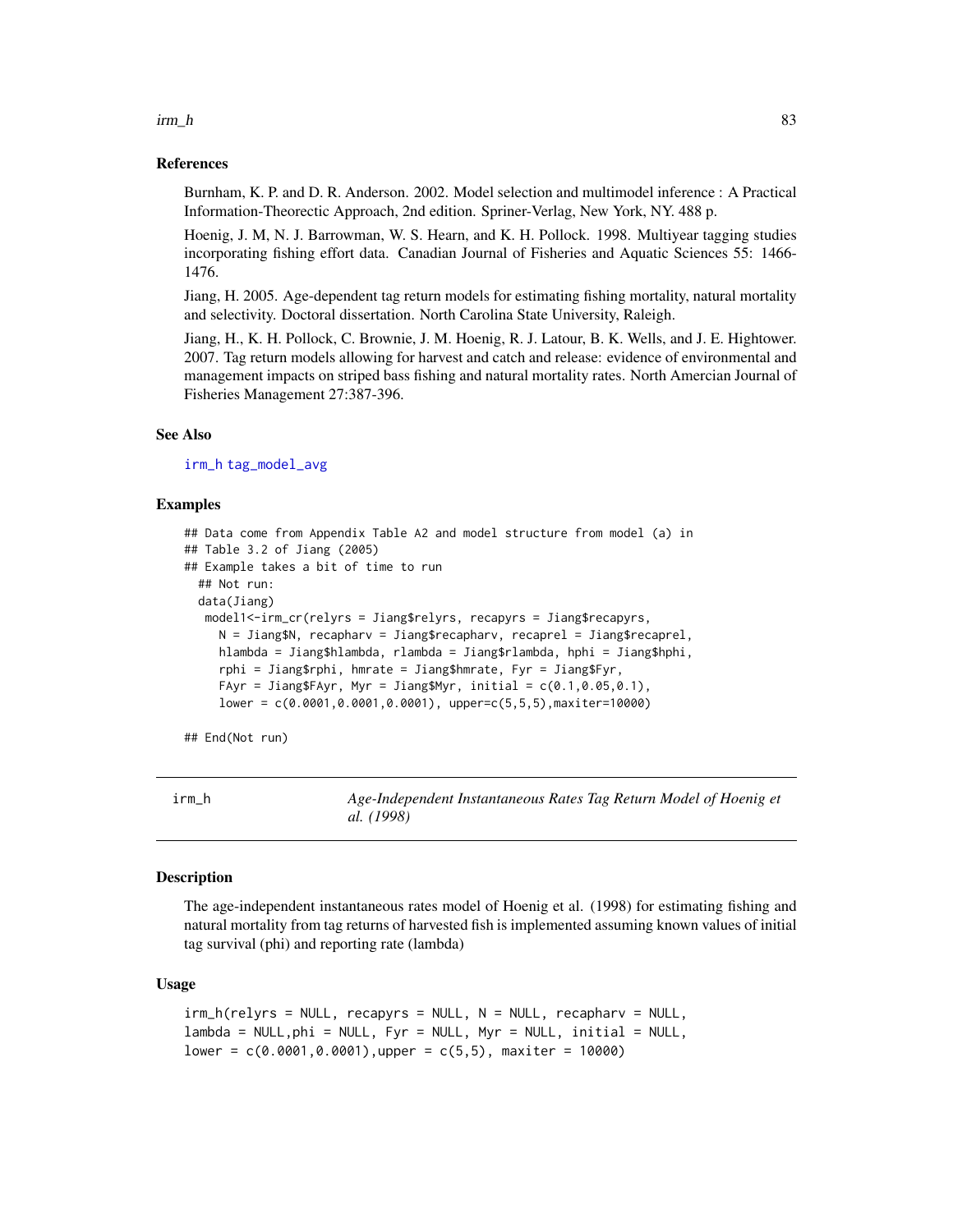### References

Burnham, K. P. and D. R. Anderson. 2002. Model selection and multimodel inference : A Practical Information-Theorectic Approach, 2nd edition. Spriner-Verlag, New York, NY. 488 p.

Hoenig, J. M, N. J. Barrowman, W. S. Hearn, and K. H. Pollock. 1998. Multiyear tagging studies incorporating fishing effort data. Canadian Journal of Fisheries and Aquatic Sciences 55: 1466-1476.

Jiang, H. 2005. Age-dependent tag return models for estimating fishing mortality, natural mortality and selectivity. Doctoral dissertation. North Carolina State University, Raleigh.

Jiang, H., K. H. Pollock, C. Brownie, J. M. Hoenig, R. J. Latour, B. K. Wells, and J. E. Hightower. 2007. Tag return models allowing for harvest and catch and release: evidence of environmental and management impacts on striped bass fishing and natural mortality rates. North Amercian Journal of Fisheries Management 27:387-396.

### See Also

irm_h tag_model_avg

### Examples

```
## Data come from Appendix Table A2 and model structure from model (a) in
## Table 3.2 of Jiang (2005)
## Example takes a bit of time to run
  ## Not run:
  data(Jiang)
   model1<-irm_cr(relyrs = Jiang$relyrs, recapyrs = Jiang$recapyrs,
     N = Jiang$N, recapharv = Jiang$recapharv, recaprel = Jiang$recaprel,
     hlambda = Jiang$hlambda, rlambda = Jiang$rlambda, hphi = Jiang$hphi,
     rphi = Jiang$rphi, hmrate = Jiang$hmrate, Fyr = Jiang$Fyr,
     FAyr = Jiang$FAyr, Myr = Jiang$Myr, initial = c(0.1,0.05,0.1),
     lower = c(0.0001,0.0001,0.0001), upper=c(5,5,5),maxiter=10000)

## End(Not run)
```

---

## irm_h — *Age-Independent Instantaneous Rates Tag Return Model of Hoenig et al. (1998)*

### Description

The age-independent instantaneous rates model of Hoenig et al. (1998) for estimating fishing and natural mortality from tag returns of harvested fish is implemented assuming known values of initial tag survival (phi) and reporting rate (lambda)

### Usage

```
irm_h(relyrs = NULL, recapyrs = NULL, N = NULL, recapharv = NULL,
lambda = NULL,phi = NULL, Fyr = NULL, Myr = NULL, initial = NULL,
lower = c(0.0001,0.0001),upper = c(5,5), maxiter = 10000)
```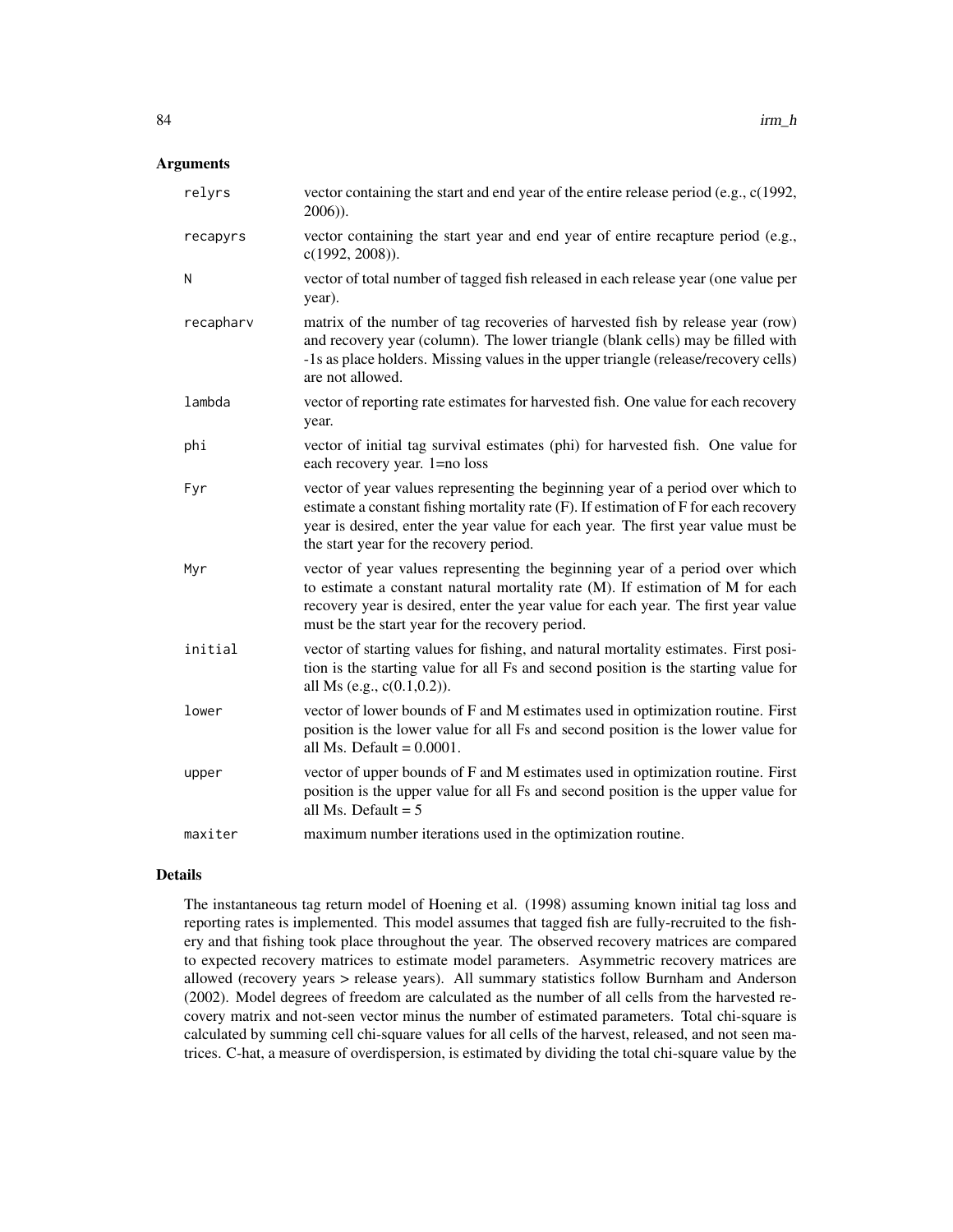## Arguments

| | |
|---|---|
| relyrs | vector containing the start and end year of the entire release period (e.g., c(1992, 2006)). |
| recapyrs | vector containing the start year and end year of entire recapture period (e.g., c(1992, 2008)). |
| N | vector of total number of tagged fish released in each release year (one value per year). |
| recapharv | matrix of the number of tag recoveries of harvested fish by release year (row) and recovery year (column). The lower triangle (blank cells) may be filled with -1s as place holders. Missing values in the upper triangle (release/recovery cells) are not allowed. |
| lambda | vector of reporting rate estimates for harvested fish. One value for each recovery year. |
| phi | vector of initial tag survival estimates (phi) for harvested fish. One value for each recovery year. 1=no loss |
| Fyr | vector of year values representing the beginning year of a period over which to estimate a constant fishing mortality rate (F). If estimation of F for each recovery year is desired, enter the year value for each year. The first year value must be the start year for the recovery period. |
| Myr | vector of year values representing the beginning year of a period over which to estimate a constant natural mortality rate (M). If estimation of M for each recovery year is desired, enter the year value for each year. The first year value must be the start year for the recovery period. |
| initial | vector of starting values for fishing, and natural mortality estimates. First position is the starting value for all Fs and second position is the starting value for all Ms (e.g., c(0.1,0.2)). |
| lower | vector of lower bounds of F and M estimates used in optimization routine. First position is the lower value for all Fs and second position is the lower value for all Ms. Default = 0.0001. |
| upper | vector of upper bounds of F and M estimates used in optimization routine. First position is the upper value for all Fs and second position is the upper value for all Ms. Default = 5 |
| maxiter | maximum number iterations used in the optimization routine. |

## Details

The instantaneous tag return model of Hoening et al. (1998) assuming known initial tag loss and reporting rates is implemented. This model assumes that tagged fish are fully-recruited to the fishery and that fishing took place throughout the year. The observed recovery matrices are compared to expected recovery matrices to estimate model parameters. Asymmetric recovery matrices are allowed (recovery years > release years). All summary statistics follow Burnham and Anderson (2002). Model degrees of freedom are calculated as the number of all cells from the harvested recovery matrix and not-seen vector minus the number of estimated parameters. Total chi-square is calculated by summing cell chi-square values for all cells of the harvest, released, and not seen matrices. C-hat, a measure of overdispersion, is estimated by dividing the total chi-square value by the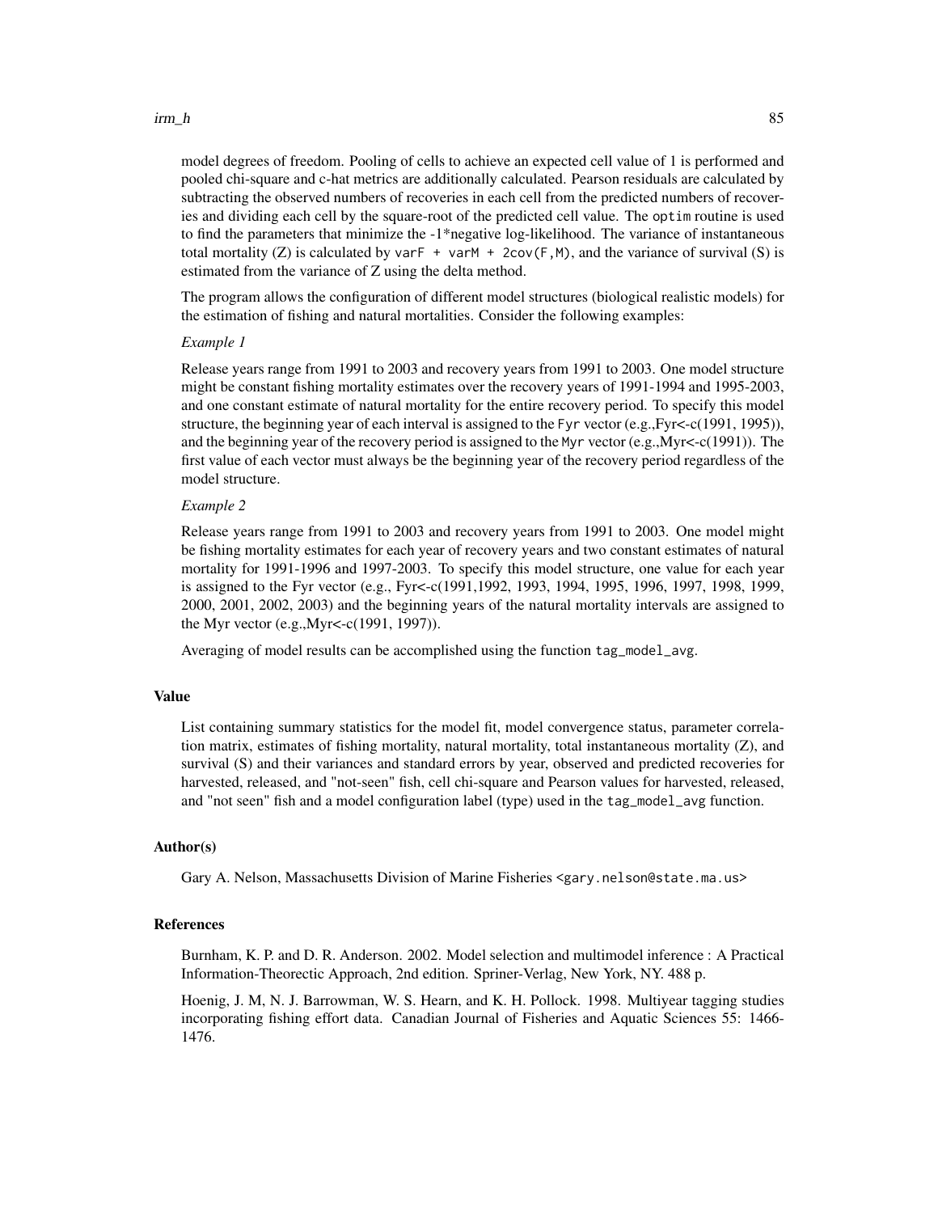model degrees of freedom. Pooling of cells to achieve an expected cell value of 1 is performed and pooled chi-square and c-hat metrics are additionally calculated. Pearson residuals are calculated by subtracting the observed numbers of recoveries in each cell from the predicted numbers of recoveries and dividing each cell by the square-root of the predicted cell value. The `optim` routine is used to find the parameters that minimize the -1*negative log-likelihood. The variance of instantaneous total mortality (Z) is calculated by `varF + varM + 2cov(F,M)`, and the variance of survival (S) is estimated from the variance of Z using the delta method.

The program allows the configuration of different model structures (biological realistic models) for the estimation of fishing and natural mortalities. Consider the following examples:

*Example 1*

Release years range from 1991 to 2003 and recovery years from 1991 to 2003. One model structure might be constant fishing mortality estimates over the recovery years of 1991-1994 and 1995-2003, and one constant estimate of natural mortality for the entire recovery period. To specify this model structure, the beginning year of each interval is assigned to the `Fyr` vector (e.g.,Fyr<-c(1991, 1995)), and the beginning year of the recovery period is assigned to the `Myr` vector (e.g.,Myr<-c(1991)). The first value of each vector must always be the beginning year of the recovery period regardless of the model structure.

*Example 2*

Release years range from 1991 to 2003 and recovery years from 1991 to 2003. One model might be fishing mortality estimates for each year of recovery years and two constant estimates of natural mortality for 1991-1996 and 1997-2003. To specify this model structure, one value for each year is assigned to the Fyr vector (e.g., Fyr<-c(1991,1992, 1993, 1994, 1995, 1996, 1997, 1998, 1999, 2000, 2001, 2002, 2003) and the beginning years of the natural mortality intervals are assigned to the Myr vector (e.g.,Myr<-c(1991, 1997)).

Averaging of model results can be accomplished using the function `tag_model_avg`.

### Value

List containing summary statistics for the model fit, model convergence status, parameter correlation matrix, estimates of fishing mortality, natural mortality, total instantaneous mortality (Z), and survival (S) and their variances and standard errors by year, observed and predicted recoveries for harvested, released, and "not-seen" fish, cell chi-square and Pearson values for harvested, released, and "not seen" fish and a model configuration label (type) used in the `tag_model_avg` function.

### Author(s)

Gary A. Nelson, Massachusetts Division of Marine Fisheries <gary.nelson@state.ma.us>

### References

Burnham, K. P. and D. R. Anderson. 2002. Model selection and multimodel inference : A Practical Information-Theorectic Approach, 2nd edition. Spriner-Verlag, New York, NY. 488 p.

Hoenig, J. M, N. J. Barrowman, W. S. Hearn, and K. H. Pollock. 1998. Multiyear tagging studies incorporating fishing effort data. Canadian Journal of Fisheries and Aquatic Sciences 55: 1466-1476.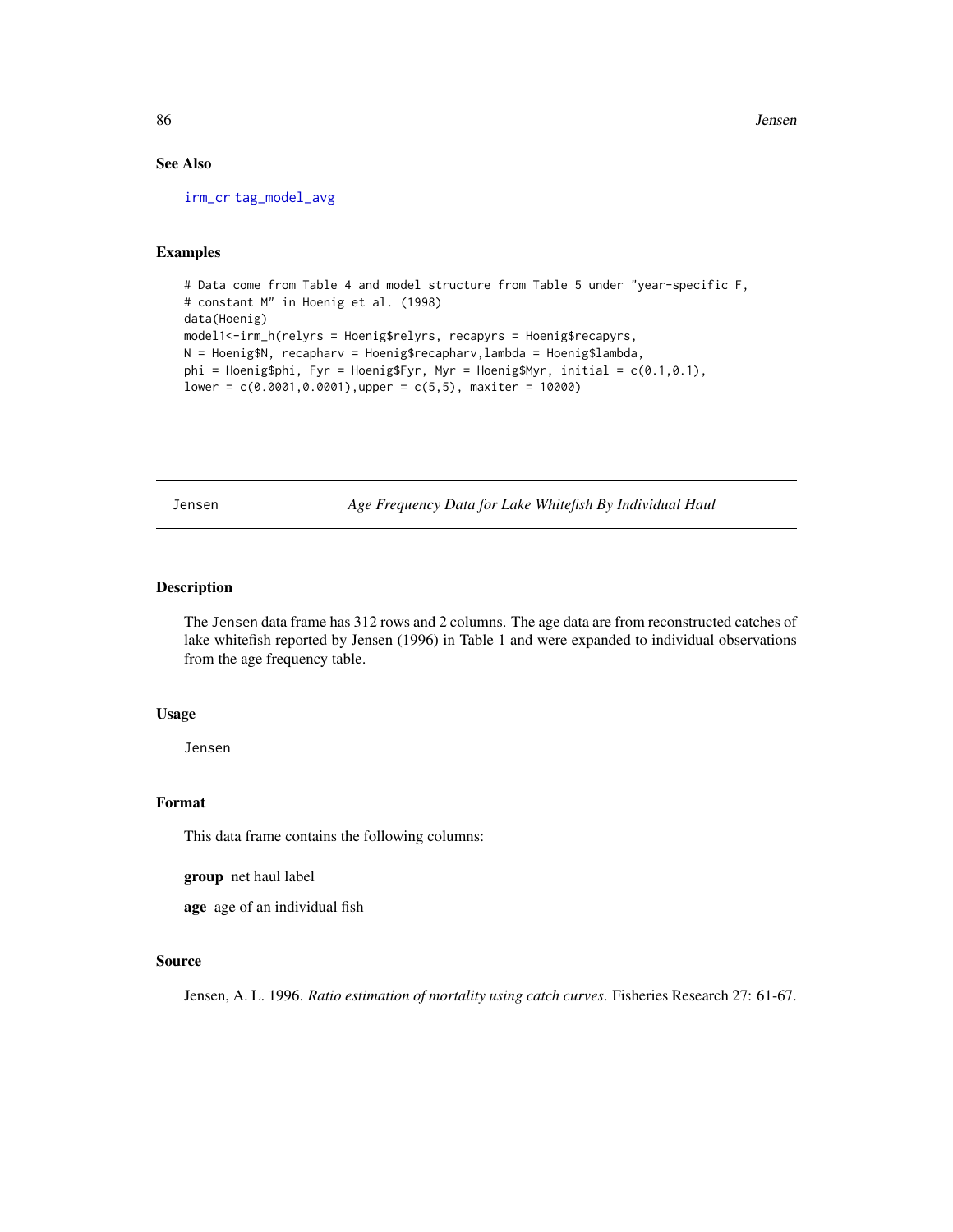## See Also

irm_cr tag_model_avg

## Examples

```
# Data come from Table 4 and model structure from Table 5 under "year-specific F,
# constant M" in Hoenig et al. (1998)
data(Hoenig)
model1<-irm_h(relyrs = Hoenig$relyrs, recapyrs = Hoenig$recapyrs,
N = Hoenig$N, recapharv = Hoenig$recapharv,lambda = Hoenig$lambda,
phi = Hoenig$phi, Fyr = Hoenig$Fyr, Myr = Hoenig$Myr, initial = c(0.1,0.1),
lower = c(0.0001,0.0001),upper = c(5,5), maxiter = 10000)
```

---

# Jensen — *Age Frequency Data for Lake Whitefish By Individual Haul*

---

## Description

The Jensen data frame has 312 rows and 2 columns. The age data are from reconstructed catches of lake whitefish reported by Jensen (1996) in Table 1 and were expanded to individual observations from the age frequency table.

## Usage

```
Jensen
```

## Format

This data frame contains the following columns:

**group** net haul label

**age** age of an individual fish

## Source

Jensen, A. L. 1996. *Ratio estimation of mortality using catch curves*. Fisheries Research 27: 61-67.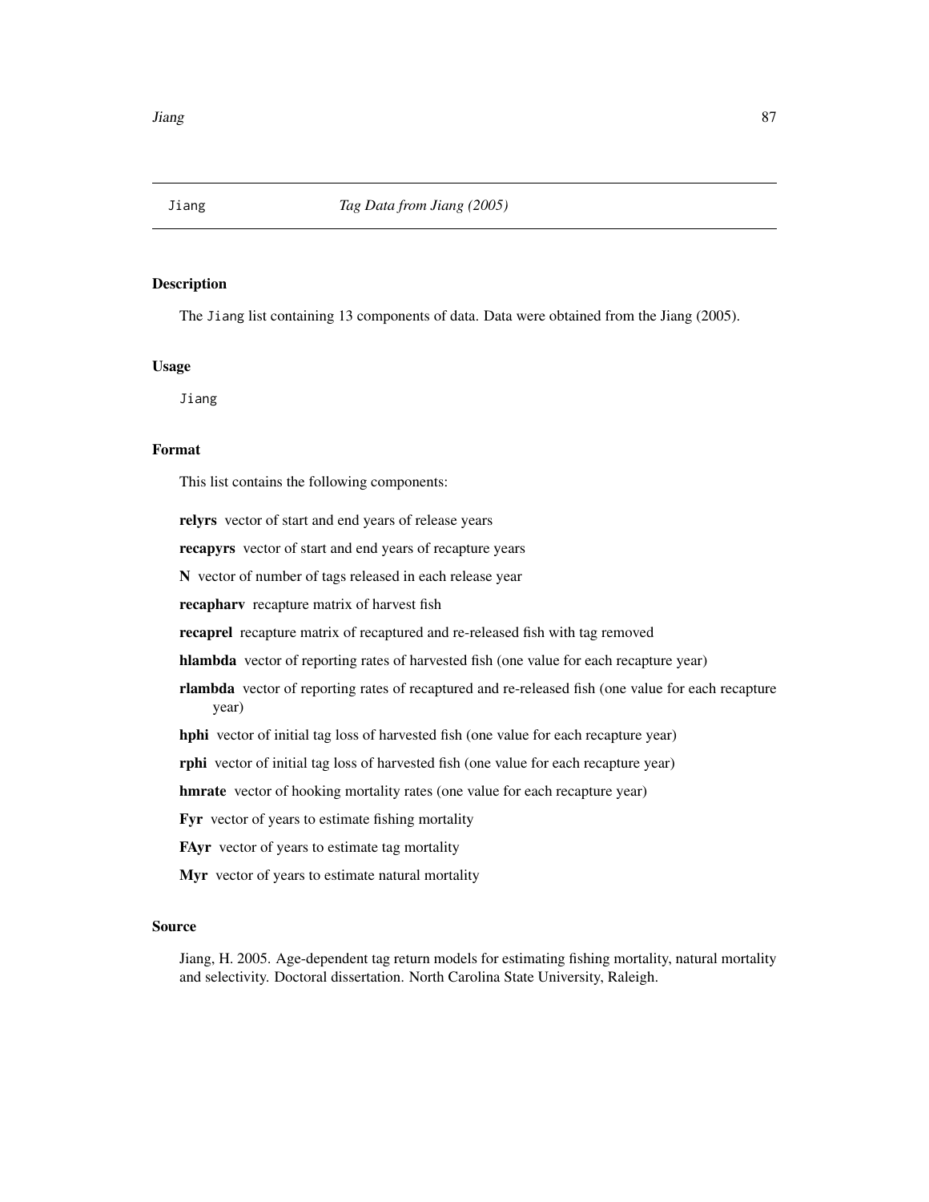# Jiang *Tag Data from Jiang (2005)*

## Description

The `Jiang` list containing 13 components of data. Data were obtained from the Jiang (2005).

## Usage

```
Jiang
```

## Format

This list contains the following components:

**relyrs** vector of start and end years of release years

**recapyrs** vector of start and end years of recapture years

**N** vector of number of tags released in each release year

**recapharv** recapture matrix of harvest fish

**recaprel** recapture matrix of recaptured and re-released fish with tag removed

**hlambda** vector of reporting rates of harvested fish (one value for each recapture year)

**rlambda** vector of reporting rates of recaptured and re-released fish (one value for each recapture year)

**hphi** vector of initial tag loss of harvested fish (one value for each recapture year)

**rphi** vector of initial tag loss of harvested fish (one value for each recapture year)

**hmrate** vector of hooking mortality rates (one value for each recapture year)

**Fyr** vector of years to estimate fishing mortality

**FAyr** vector of years to estimate tag mortality

**Myr** vector of years to estimate natural mortality

## Source

Jiang, H. 2005. Age-dependent tag return models for estimating fishing mortality, natural mortality and selectivity. Doctoral dissertation. North Carolina State University, Raleigh.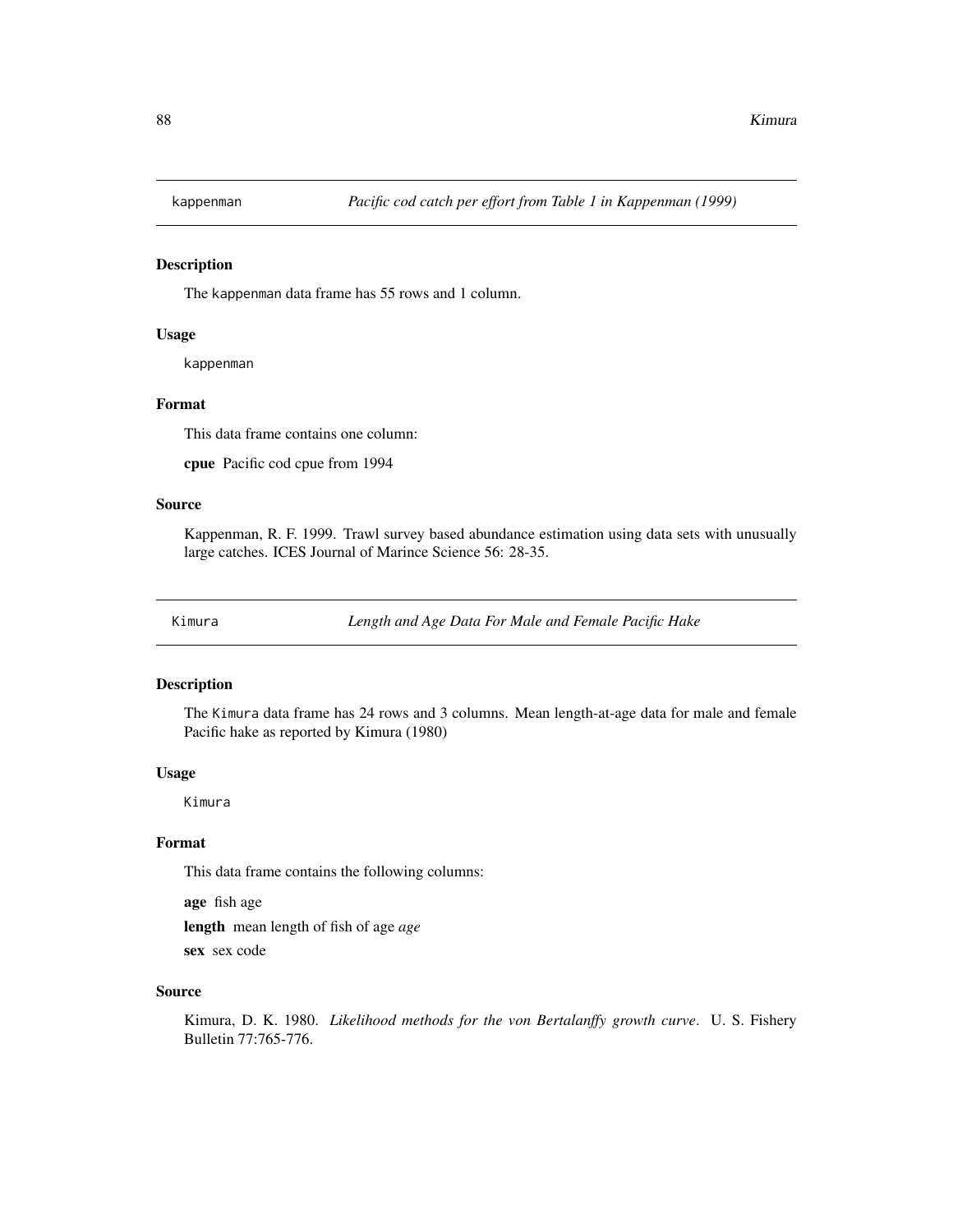## kappenman — *Pacific cod catch per effort from Table 1 in Kappenman (1999)*

### Description

The `kappenman` data frame has 55 rows and 1 column.

### Usage

```
kappenman
```

### Format

This data frame contains one column:

**cpue** Pacific cod cpue from 1994

### Source

Kappenman, R. F. 1999. Trawl survey based abundance estimation using data sets with unusually large catches. ICES Journal of Marince Science 56: 28-35.

## Kimura — *Length and Age Data For Male and Female Pacific Hake*

### Description

The `Kimura` data frame has 24 rows and 3 columns. Mean length-at-age data for male and female Pacific hake as reported by Kimura (1980)

### Usage

```
Kimura
```

### Format

This data frame contains the following columns:

**age** fish age

**length** mean length of fish of age *age*

**sex** sex code

### Source

Kimura, D. K. 1980. *Likelihood methods for the von Bertalanffy growth curve*. U. S. Fishery Bulletin 77:765-776.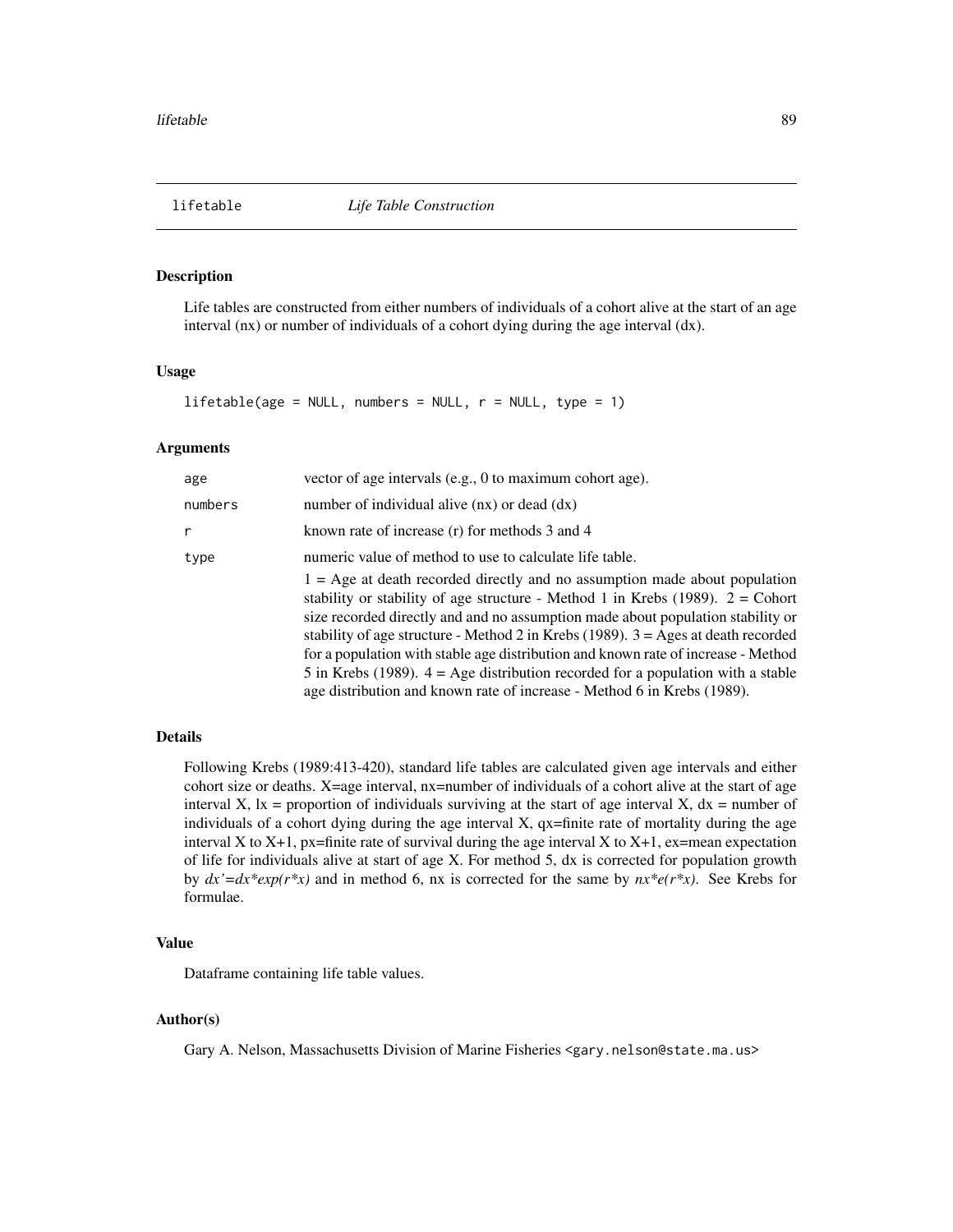# lifetable *Life Table Construction*

## Description

Life tables are constructed from either numbers of individuals of a cohort alive at the start of an age interval (nx) or number of individuals of a cohort dying during the age interval (dx).

## Usage

```
lifetable(age = NULL, numbers = NULL, r = NULL, type = 1)
```

## Arguments

| | |
|---|---|
| age | vector of age intervals (e.g., 0 to maximum cohort age). |
| numbers | number of individual alive (nx) or dead (dx) |
| r | known rate of increase (r) for methods 3 and 4 |
| type | numeric value of method to use to calculate life table.<br>1 = Age at death recorded directly and no assumption made about population stability or stability of age structure - Method 1 in Krebs (1989). 2 = Cohort size recorded directly and and no assumption made about population stability or stability of age structure - Method 2 in Krebs (1989). 3 = Ages at death recorded for a population with stable age distribution and known rate of increase - Method 5 in Krebs (1989). 4 = Age distribution recorded for a population with a stable age distribution and known rate of increase - Method 6 in Krebs (1989). |

## Details

Following Krebs (1989:413-420), standard life tables are calculated given age intervals and either cohort size or deaths. X=age interval, nx=number of individuals of a cohort alive at the start of age interval X, lx = proportion of individuals surviving at the start of age interval X, dx = number of individuals of a cohort dying during the age interval X, qx=finite rate of mortality during the age interval X to X+1, px=finite rate of survival during the age interval X to X+1, ex=mean expectation of life for individuals alive at start of age X. For method 5, dx is corrected for population growth by *dx'=dx\*exp(r\*x)* and in method 6, nx is corrected for the same by *nx\*e(r\*x)*. See Krebs for formulae.

## Value

Dataframe containing life table values.

## Author(s)

Gary A. Nelson, Massachusetts Division of Marine Fisheries <gary.nelson@state.ma.us>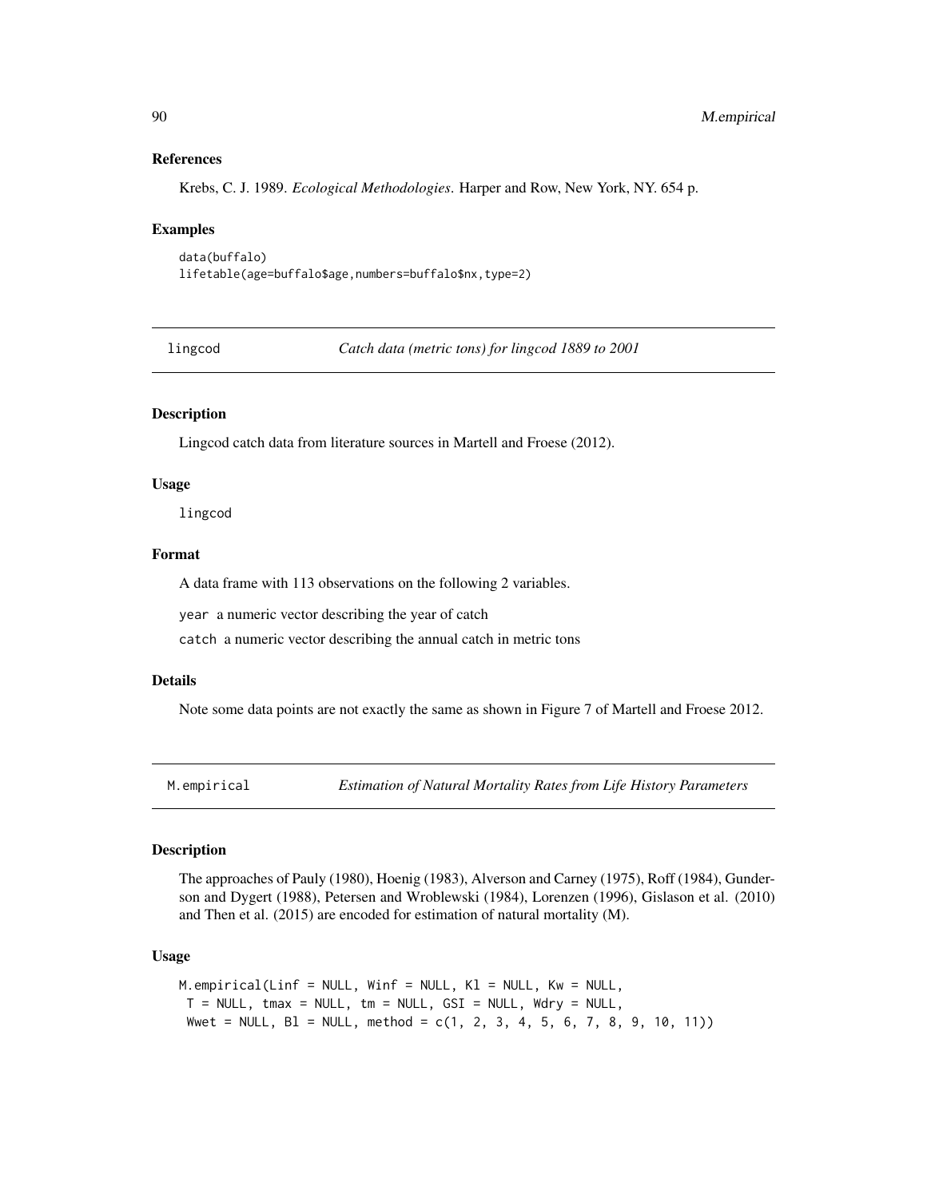### References

Krebs, C. J. 1989. *Ecological Methodologies*. Harper and Row, New York, NY. 654 p.

### Examples

```
data(buffalo)
lifetable(age=buffalo$age,numbers=buffalo$nx,type=2)
```

---

## lingcod — *Catch data (metric tons) for lingcod 1889 to 2001*

### Description

Lingcod catch data from literature sources in Martell and Froese (2012).

### Usage

```
lingcod
```

### Format

A data frame with 113 observations on the following 2 variables.

`year` a numeric vector describing the year of catch

`catch` a numeric vector describing the annual catch in metric tons

### Details

Note some data points are not exactly the same as shown in Figure 7 of Martell and Froese 2012.

---

## M.empirical — *Estimation of Natural Mortality Rates from Life History Parameters*

### Description

The approaches of Pauly (1980), Hoenig (1983), Alverson and Carney (1975), Roff (1984), Gunderson and Dygert (1988), Petersen and Wroblewski (1984), Lorenzen (1996), Gislason et al. (2010) and Then et al. (2015) are encoded for estimation of natural mortality (M).

### Usage

```
M.empirical(Linf = NULL, Winf = NULL, Kl = NULL, Kw = NULL,
 T = NULL, tmax = NULL, tm = NULL, GSI = NULL, Wdry = NULL,
 Wwet = NULL, Bl = NULL, method = c(1, 2, 3, 4, 5, 6, 7, 8, 9, 10, 11))
```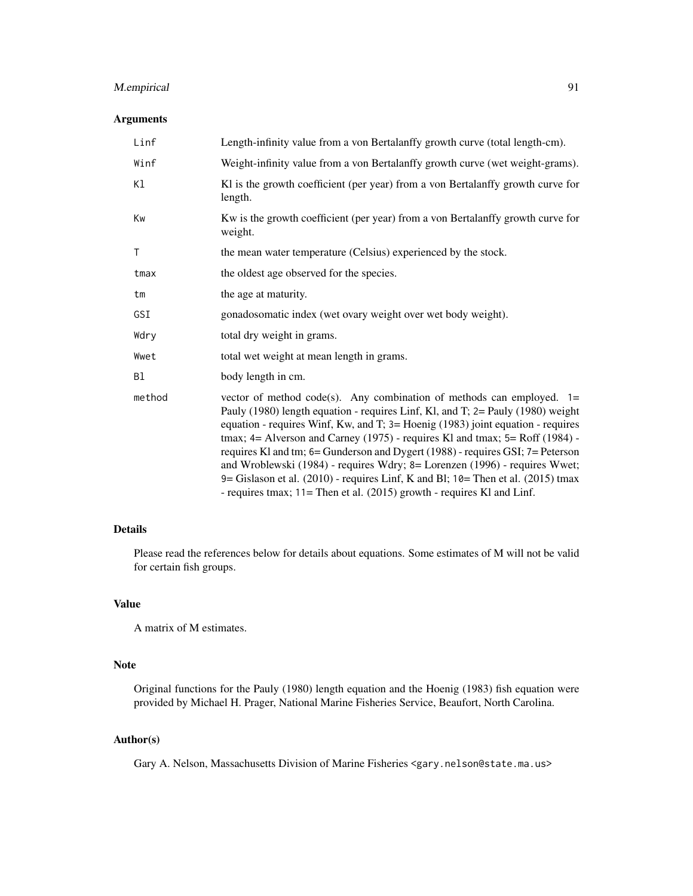### Arguments

| | |
|---|---|
| `Linf` | Length-infinity value from a von Bertalanffy growth curve (total length-cm). |
| `Winf` | Weight-infinity value from a von Bertalanffy growth curve (wet weight-grams). |
| `Kl` | Kl is the growth coefficient (per year) from a von Bertalanffy growth curve for length. |
| `Kw` | Kw is the growth coefficient (per year) from a von Bertalanffy growth curve for weight. |
| `T` | the mean water temperature (Celsius) experienced by the stock. |
| `tmax` | the oldest age observed for the species. |
| `tm` | the age at maturity. |
| `GSI` | gonadosomatic index (wet ovary weight over wet body weight). |
| `Wdry` | total dry weight in grams. |
| `Wwet` | total wet weight at mean length in grams. |
| `Bl` | body length in cm. |
| `method` | vector of method code(s). Any combination of methods can employed. `1`= Pauly (1980) length equation - requires Linf, Kl, and T; `2`= Pauly (1980) weight equation - requires Winf, Kw, and T; `3`= Hoenig (1983) joint equation - requires tmax; `4`= Alverson and Carney (1975) - requires Kl and tmax; `5`= Roff (1984) - requires Kl and tm; `6`= Gunderson and Dygert (1988) - requires GSI; `7`= Peterson and Wroblewski (1984) - requires Wdry; `8`= Lorenzen (1996) - requires Wwet; `9`= Gislason et al. (2010) - requires Linf, K and Bl; `10`= Then et al. (2015) tmax - requires tmax; `11`= Then et al. (2015) growth - requires Kl and Linf. |

### Details

Please read the references below for details about equations. Some estimates of M will not be valid for certain fish groups.

### Value

A matrix of M estimates.

### Note

Original functions for the Pauly (1980) length equation and the Hoenig (1983) fish equation were provided by Michael H. Prager, National Marine Fisheries Service, Beaufort, North Carolina.

### Author(s)

Gary A. Nelson, Massachusetts Division of Marine Fisheries <gary.nelson@state.ma.us>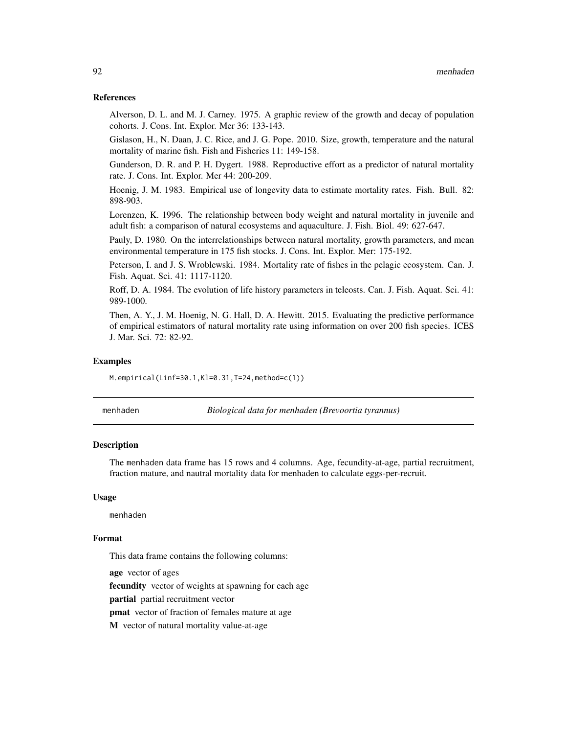### References

Alverson, D. L. and M. J. Carney. 1975. A graphic review of the growth and decay of population cohorts. J. Cons. Int. Explor. Mer 36: 133-143.

Gislason, H., N. Daan, J. C. Rice, and J. G. Pope. 2010. Size, growth, temperature and the natural mortality of marine fish. Fish and Fisheries 11: 149-158.

Gunderson, D. R. and P. H. Dygert. 1988. Reproductive effort as a predictor of natural mortality rate. J. Cons. Int. Explor. Mer 44: 200-209.

Hoenig, J. M. 1983. Empirical use of longevity data to estimate mortality rates. Fish. Bull. 82: 898-903.

Lorenzen, K. 1996. The relationship between body weight and natural mortality in juvenile and adult fish: a comparison of natural ecosystems and aquaculture. J. Fish. Biol. 49: 627-647.

Pauly, D. 1980. On the interrelationships between natural mortality, growth parameters, and mean environmental temperature in 175 fish stocks. J. Cons. Int. Explor. Mer: 175-192.

Peterson, I. and J. S. Wroblewski. 1984. Mortality rate of fishes in the pelagic ecosystem. Can. J. Fish. Aquat. Sci. 41: 1117-1120.

Roff, D. A. 1984. The evolution of life history parameters in teleosts. Can. J. Fish. Aquat. Sci. 41: 989-1000.

Then, A. Y., J. M. Hoenig, N. G. Hall, D. A. Hewitt. 2015. Evaluating the predictive performance of empirical estimators of natural mortality rate using information on over 200 fish species. ICES J. Mar. Sci. 72: 82-92.

### Examples

```
M.empirical(Linf=30.1,Kl=0.31,T=24,method=c(1))
```

---

## menhaden — *Biological data for menhaden (Brevoortia tyrannus)*

### Description

The menhaden data frame has 15 rows and 4 columns. Age, fecundity-at-age, partial recruitment, fraction mature, and nautral mortality data for menhaden to calculate eggs-per-recruit.

### Usage

```
menhaden
```

### Format

This data frame contains the following columns:

**age** vector of ages

**fecundity** vector of weights at spawning for each age

**partial** partial recruitment vector

**pmat** vector of fraction of females mature at age

**M** vector of natural mortality value-at-age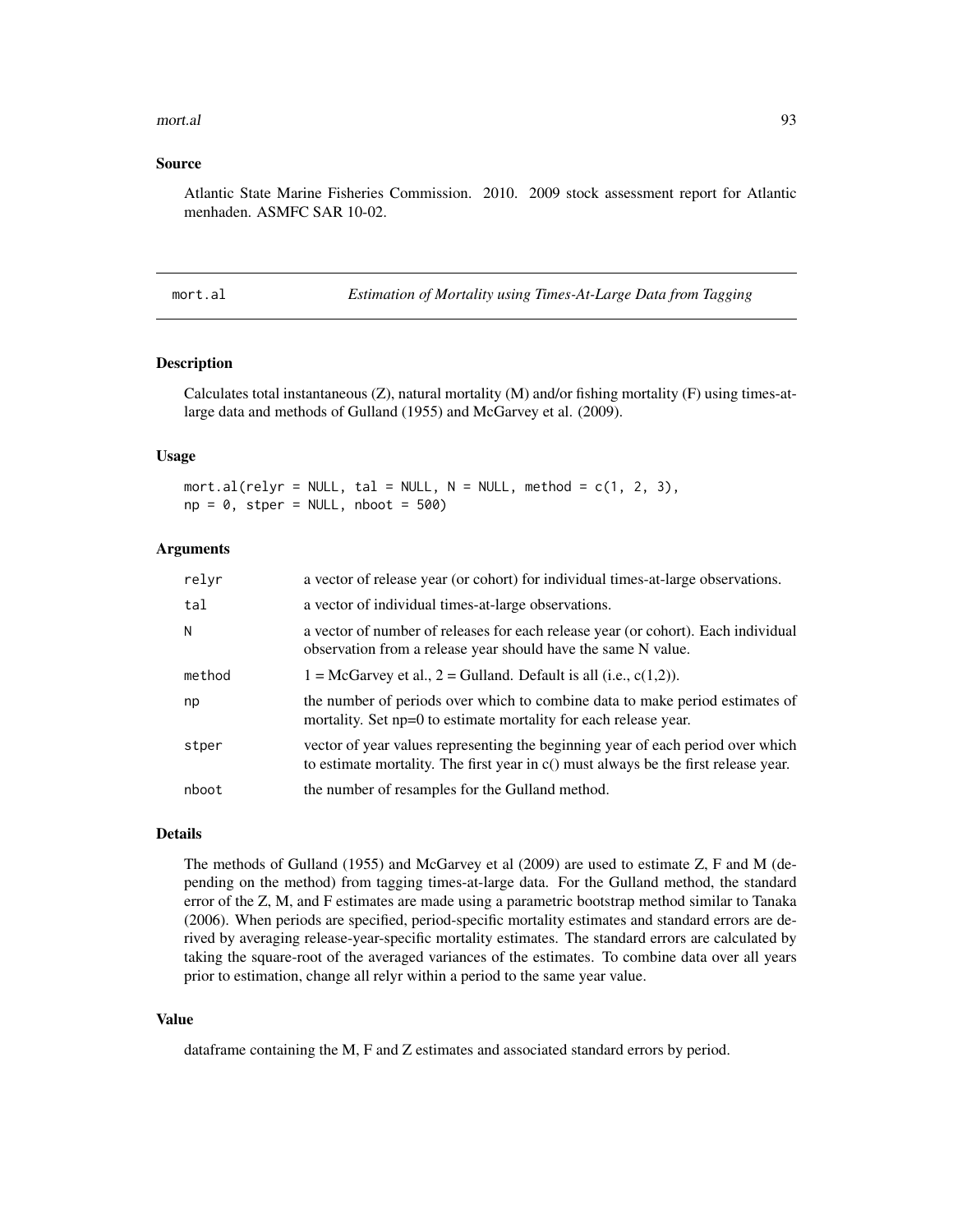## Source

Atlantic State Marine Fisheries Commission. 2010. 2009 stock assessment report for Atlantic menhaden. ASMFC SAR 10-02.

---

# mort.al — *Estimation of Mortality using Times-At-Large Data from Tagging*

---

## Description

Calculates total instantaneous (Z), natural mortality (M) and/or fishing mortality (F) using times-at-large data and methods of Gulland (1955) and McGarvey et al. (2009).

## Usage

```
mort.al(relyr = NULL, tal = NULL, N = NULL, method = c(1, 2, 3),
np = 0, stper = NULL, nboot = 500)
```

## Arguments

| | |
|---|---|
| relyr | a vector of release year (or cohort) for individual times-at-large observations. |
| tal | a vector of individual times-at-large observations. |
| N | a vector of number of releases for each release year (or cohort). Each individual observation from a release year should have the same N value. |
| method | 1 = McGarvey et al., 2 = Gulland. Default is all (i.e., c(1,2)). |
| np | the number of periods over which to combine data to make period estimates of mortality. Set np=0 to estimate mortality for each release year. |
| stper | vector of year values representing the beginning year of each period over which to estimate mortality. The first year in c() must always be the first release year. |
| nboot | the number of resamples for the Gulland method. |

## Details

The methods of Gulland (1955) and McGarvey et al (2009) are used to estimate Z, F and M (depending on the method) from tagging times-at-large data. For the Gulland method, the standard error of the Z, M, and F estimates are made using a parametric bootstrap method similar to Tanaka (2006). When periods are specified, period-specific mortality estimates and standard errors are derived by averaging release-year-specific mortality estimates. The standard errors are calculated by taking the square-root of the averaged variances of the estimates. To combine data over all years prior to estimation, change all relyr within a period to the same year value.

## Value

dataframe containing the M, F and Z estimates and associated standard errors by period.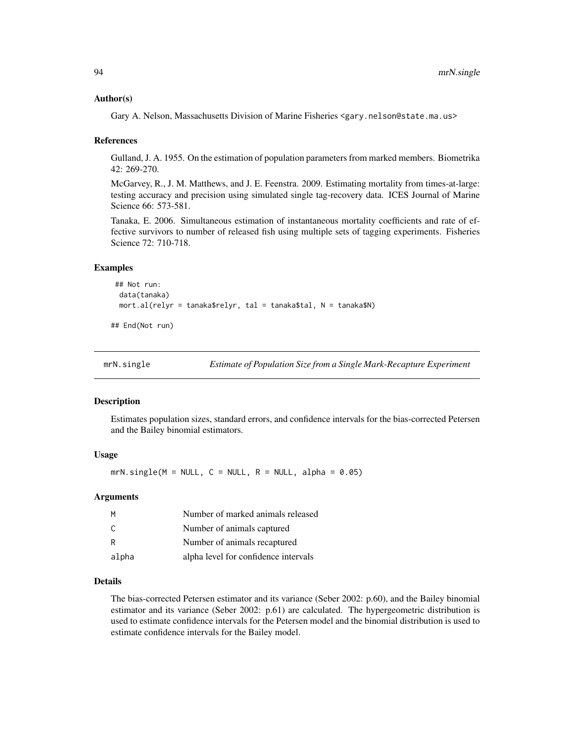### Author(s)

Gary A. Nelson, Massachusetts Division of Marine Fisheries <gary.nelson@state.ma.us>

### References

Gulland, J. A. 1955. On the estimation of population parameters from marked members. Biometrika 42: 269-270.

McGarvey, R., J. M. Matthews, and J. E. Feenstra. 2009. Estimating mortality from times-at-large: testing accuracy and precision using simulated single tag-recovery data. ICES Journal of Marine Science 66: 573-581.

Tanaka, E. 2006. Simultaneous estimation of instantaneous mortality coefficients and rate of effective survivors to number of released fish using multiple sets of tagging experiments. Fisheries Science 72: 710-718.

### Examples

```
 ## Not run:
  data(tanaka)
  mort.al(relyr = tanaka$relyr, tal = tanaka$tal, N = tanaka$N)

## End(Not run)
```

---

## mrN.single — *Estimate of Population Size from a Single Mark-Recapture Experiment*

### Description

Estimates population sizes, standard errors, and confidence intervals for the bias-corrected Petersen and the Bailey binomial estimators.

### Usage

```
mrN.single(M = NULL, C = NULL, R = NULL, alpha = 0.05)
```

### Arguments

| | |
|---|---|
| M | Number of marked animals released |
| C | Number of animals captured |
| R | Number of animals recaptured |
| alpha | alpha level for confidence intervals |

### Details

The bias-corrected Petersen estimator and its variance (Seber 2002: p.60), and the Bailey binomial estimator and its variance (Seber 2002: p.61) are calculated. The hypergeometric distribution is used to estimate confidence intervals for the Petersen model and the binomial distribution is used to estimate confidence intervals for the Bailey model.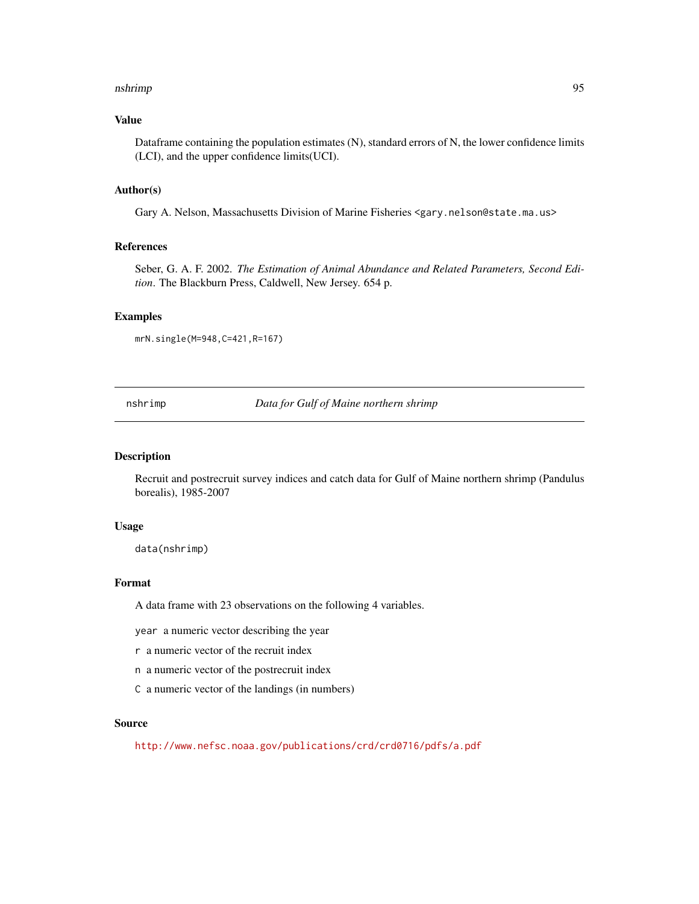### Value

Dataframe containing the population estimates (N), standard errors of N, the lower confidence limits (LCI), and the upper confidence limits(UCI).

### Author(s)

Gary A. Nelson, Massachusetts Division of Marine Fisheries <gary.nelson@state.ma.us>

### References

Seber, G. A. F. 2002. *The Estimation of Animal Abundance and Related Parameters, Second Edition*. The Blackburn Press, Caldwell, New Jersey. 654 p.

### Examples

```
mrN.single(M=948,C=421,R=167)
```

---

## nshrimp — *Data for Gulf of Maine northern shrimp*

---

### Description

Recruit and postrecruit survey indices and catch data for Gulf of Maine northern shrimp (Pandulus borealis), 1985-2007

### Usage

```
data(nshrimp)
```

### Format

A data frame with 23 observations on the following 4 variables.

`year` a numeric vector describing the year

`r` a numeric vector of the recruit index

`n` a numeric vector of the postrecruit index

`C` a numeric vector of the landings (in numbers)

### Source

http://www.nefsc.noaa.gov/publications/crd/crd0716/pdfs/a.pdf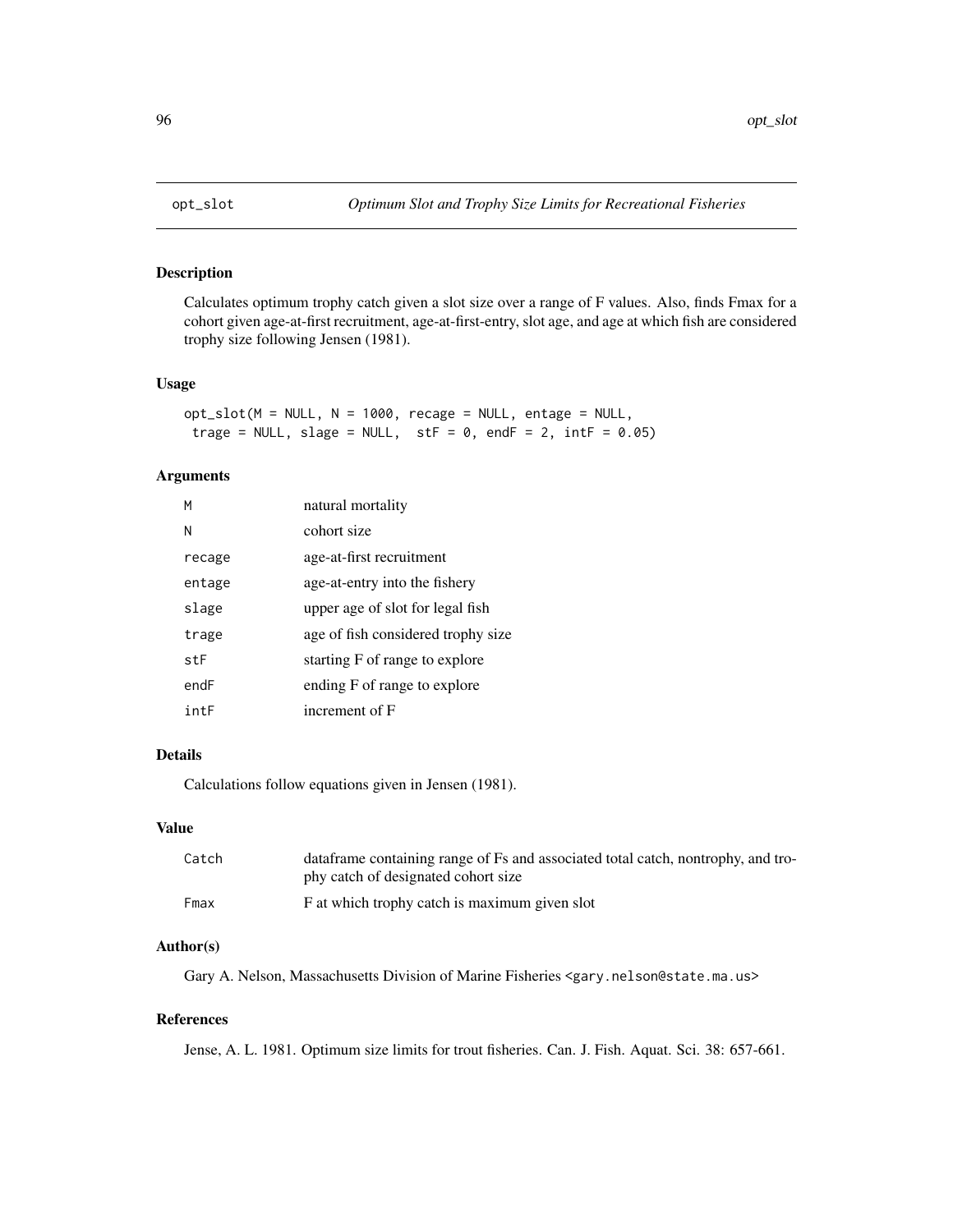# opt_slot — *Optimum Slot and Trophy Size Limits for Recreational Fisheries*

## Description

Calculates optimum trophy catch given a slot size over a range of F values. Also, finds Fmax for a cohort given age-at-first recruitment, age-at-first-entry, slot age, and age at which fish are considered trophy size following Jensen (1981).

## Usage

```
opt_slot(M = NULL, N = 1000, recage = NULL, entage = NULL,
 trage = NULL, slage = NULL,  stF = 0, endF = 2, intF = 0.05)
```

## Arguments

| | |
|---|---|
| M | natural mortality |
| N | cohort size |
| recage | age-at-first recruitment |
| entage | age-at-entry into the fishery |
| slage | upper age of slot for legal fish |
| trage | age of fish considered trophy size |
| stF | starting F of range to explore |
| endF | ending F of range to explore |
| intF | increment of F |

## Details

Calculations follow equations given in Jensen (1981).

## Value

| | |
|---|---|
| Catch | dataframe containing range of Fs and associated total catch, nontrophy, and trophy catch of designated cohort size |
| Fmax | F at which trophy catch is maximum given slot |

## Author(s)

Gary A. Nelson, Massachusetts Division of Marine Fisheries <gary.nelson@state.ma.us>

## References

Jense, A. L. 1981. Optimum size limits for trout fisheries. Can. J. Fish. Aquat. Sci. 38: 657-661.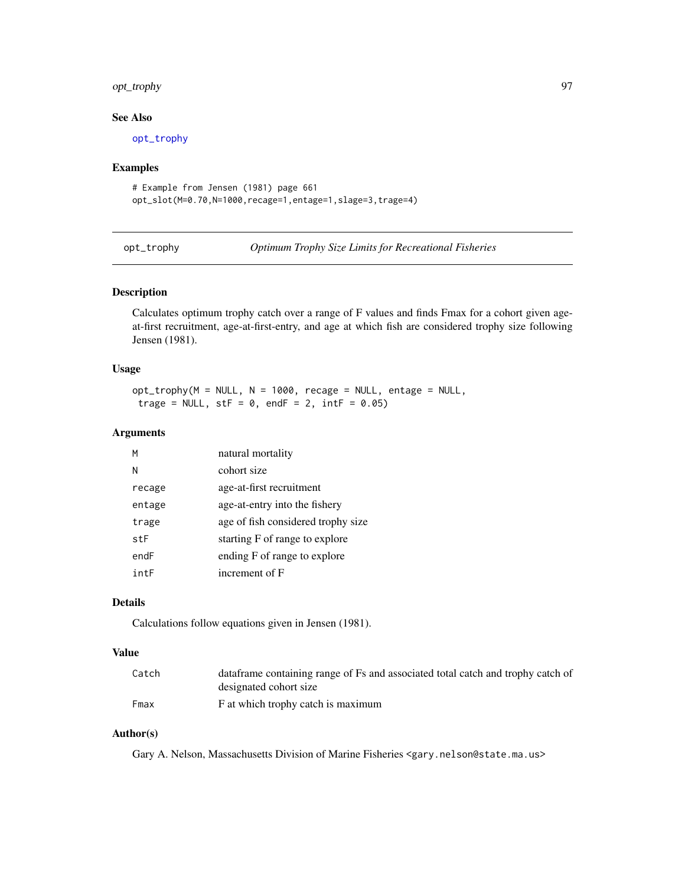## See Also

opt_trophy

## Examples

```
# Example from Jensen (1981) page 661
opt_slot(M=0.70,N=1000,recage=1,entage=1,slage=3,trage=4)
```

---

# opt_trophy *Optimum Trophy Size Limits for Recreational Fisheries*

---

## Description

Calculates optimum trophy catch over a range of F values and finds Fmax for a cohort given age-at-first recruitment, age-at-first-entry, and age at which fish are considered trophy size following Jensen (1981).

## Usage

```
opt_trophy(M = NULL, N = 1000, recage = NULL, entage = NULL,
 trage = NULL, stF = 0, endF = 2, intF = 0.05)
```

## Arguments

| | |
|---|---|
| M | natural mortality |
| N | cohort size |
| recage | age-at-first recruitment |
| entage | age-at-entry into the fishery |
| trage | age of fish considered trophy size |
| stF | starting F of range to explore |
| endF | ending F of range to explore |
| intF | increment of F |

## Details

Calculations follow equations given in Jensen (1981).

## Value

| | |
|---|---|
| Catch | dataframe containing range of Fs and associated total catch and trophy catch of designated cohort size |
| Fmax | F at which trophy catch is maximum |

## Author(s)

Gary A. Nelson, Massachusetts Division of Marine Fisheries <gary.nelson@state.ma.us>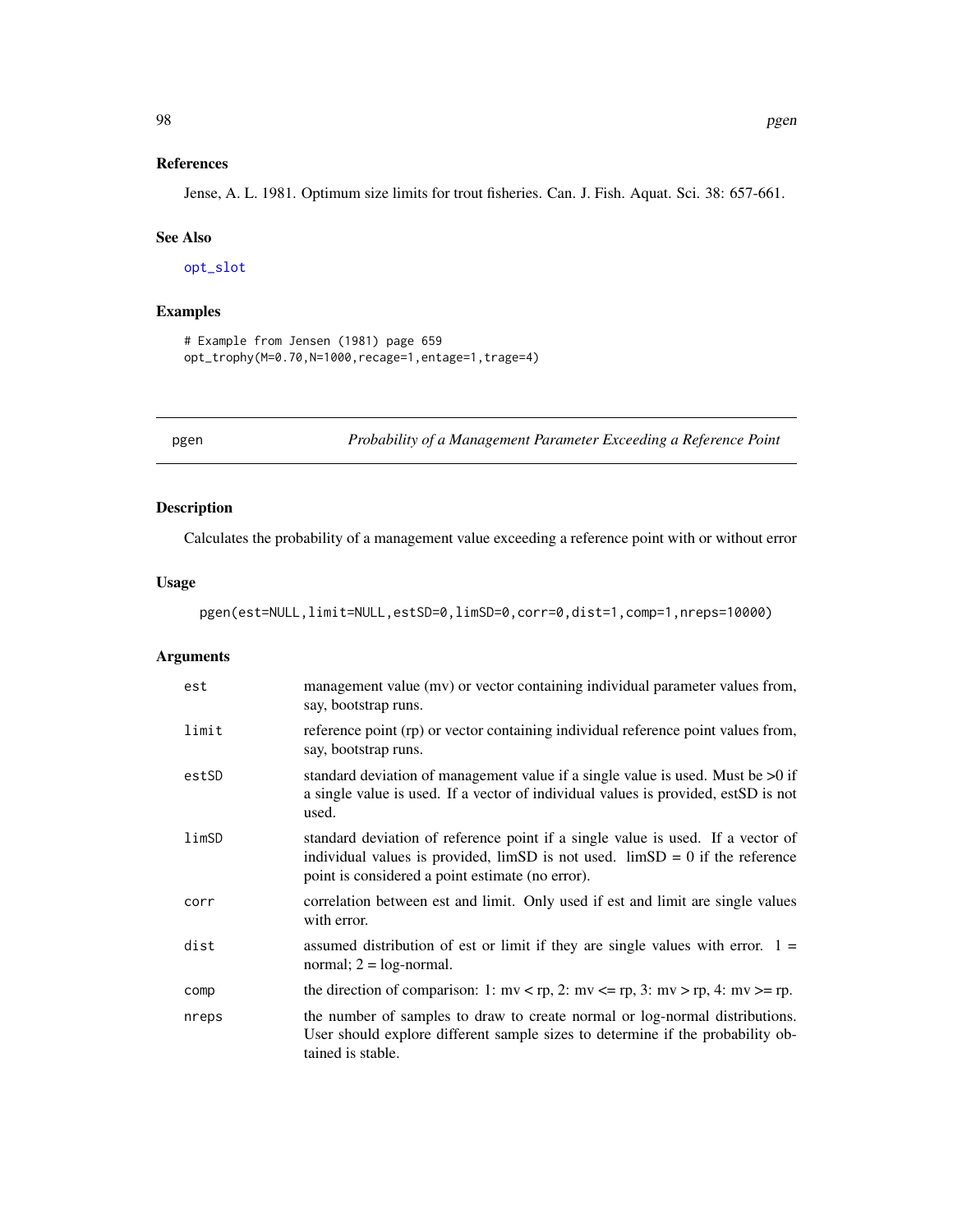## References

Jense, A. L. 1981. Optimum size limits for trout fisheries. Can. J. Fish. Aquat. Sci. 38: 657-661.

## See Also

opt_slot

## Examples

```
# Example from Jensen (1981) page 659
opt_trophy(M=0.70,N=1000,recage=1,entage=1,trage=4)
```

---

# pgen — *Probability of a Management Parameter Exceeding a Reference Point*

## Description

Calculates the probability of a management value exceeding a reference point with or without error

## Usage

```
pgen(est=NULL,limit=NULL,estSD=0,limSD=0,corr=0,dist=1,comp=1,nreps=10000)
```

## Arguments

| | |
|---|---|
| est | management value (mv) or vector containing individual parameter values from, say, bootstrap runs. |
| limit | reference point (rp) or vector containing individual reference point values from, say, bootstrap runs. |
| estSD | standard deviation of management value if a single value is used. Must be >0 if a single value is used. If a vector of individual values is provided, estSD is not used. |
| limSD | standard deviation of reference point if a single value is used. If a vector of individual values is provided, limSD is not used. limSD = 0 if the reference point is considered a point estimate (no error). |
| corr | correlation between est and limit. Only used if est and limit are single values with error. |
| dist | assumed distribution of est or limit if they are single values with error. 1 = normal; 2 = log-normal. |
| comp | the direction of comparison: 1: mv < rp, 2: mv <= rp, 3: mv > rp, 4: mv >= rp. |
| nreps | the number of samples to draw to create normal or log-normal distributions. User should explore different sample sizes to determine if the probability obtained is stable. |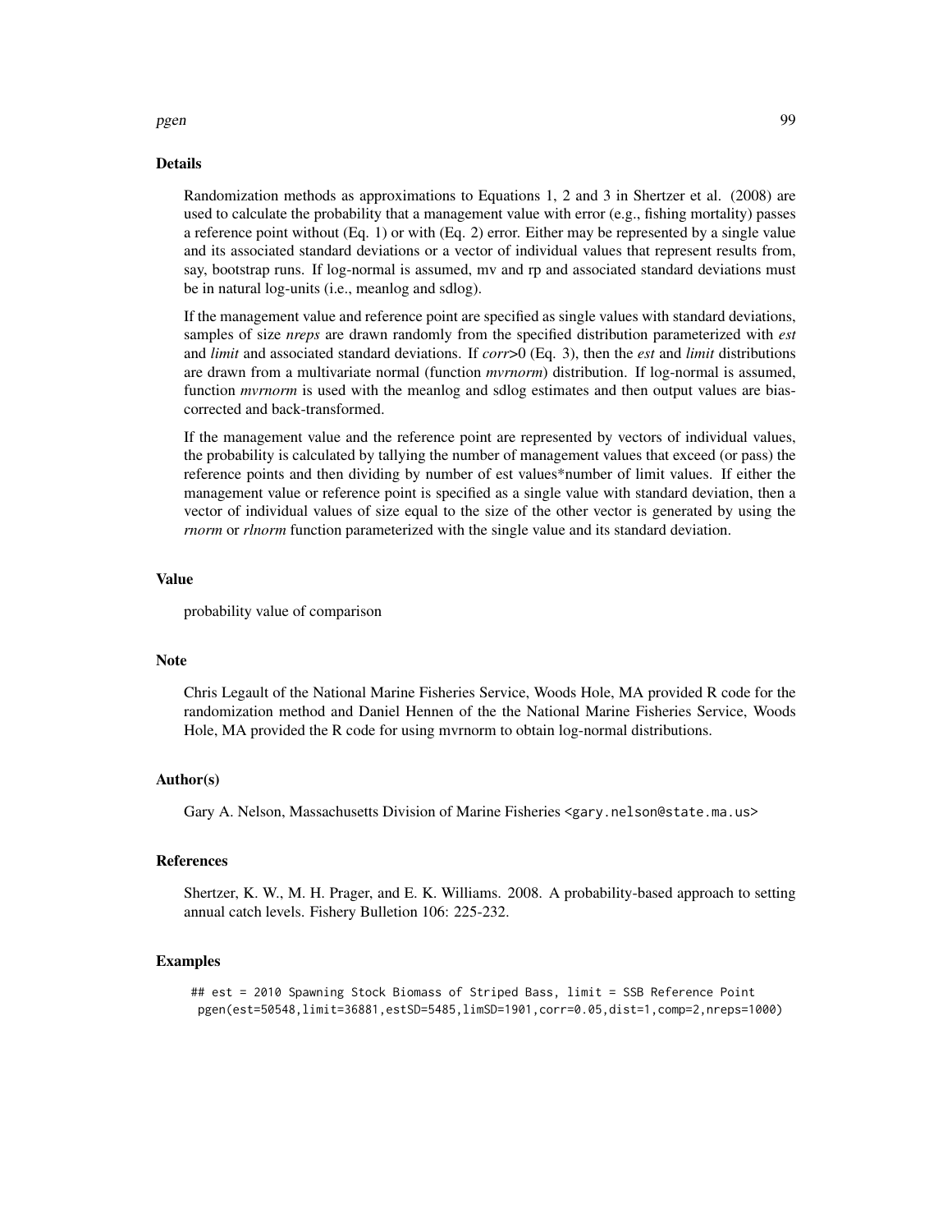## Details

Randomization methods as approximations to Equations 1, 2 and 3 in Shertzer et al. (2008) are used to calculate the probability that a management value with error (e.g., fishing mortality) passes a reference point without (Eq. 1) or with (Eq. 2) error. Either may be represented by a single value and its associated standard deviations or a vector of individual values that represent results from, say, bootstrap runs. If log-normal is assumed, mv and rp and associated standard deviations must be in natural log-units (i.e., meanlog and sdlog).

If the management value and reference point are specified as single values with standard deviations, samples of size *nreps* are drawn randomly from the specified distribution parameterized with *est* and *limit* and associated standard deviations. If *corr*>0 (Eq. 3), then the *est* and *limit* distributions are drawn from a multivariate normal (function *mvrnorm*) distribution. If log-normal is assumed, function *mvrnorm* is used with the meanlog and sdlog estimates and then output values are bias-corrected and back-transformed.

If the management value and the reference point are represented by vectors of individual values, the probability is calculated by tallying the number of management values that exceed (or pass) the reference points and then dividing by number of est values*number of limit values. If either the management value or reference point is specified as a single value with standard deviation, then a vector of individual values of size equal to the size of the other vector is generated by using the *rnorm* or *rlnorm* function parameterized with the single value and its standard deviation.

## Value

probability value of comparison

## Note

Chris Legault of the National Marine Fisheries Service, Woods Hole, MA provided R code for the randomization method and Daniel Hennen of the the National Marine Fisheries Service, Woods Hole, MA provided the R code for using mvrnorm to obtain log-normal distributions.

## Author(s)

Gary A. Nelson, Massachusetts Division of Marine Fisheries <gary.nelson@state.ma.us>

## References

Shertzer, K. W., M. H. Prager, and E. K. Williams. 2008. A probability-based approach to setting annual catch levels. Fishery Bulletion 106: 225-232.

## Examples

```
## est = 2010 Spawning Stock Biomass of Striped Bass, limit = SSB Reference Point
 pgen(est=50548,limit=36881,estSD=5485,limSD=1901,corr=0.05,dist=1,comp=2,nreps=1000)
```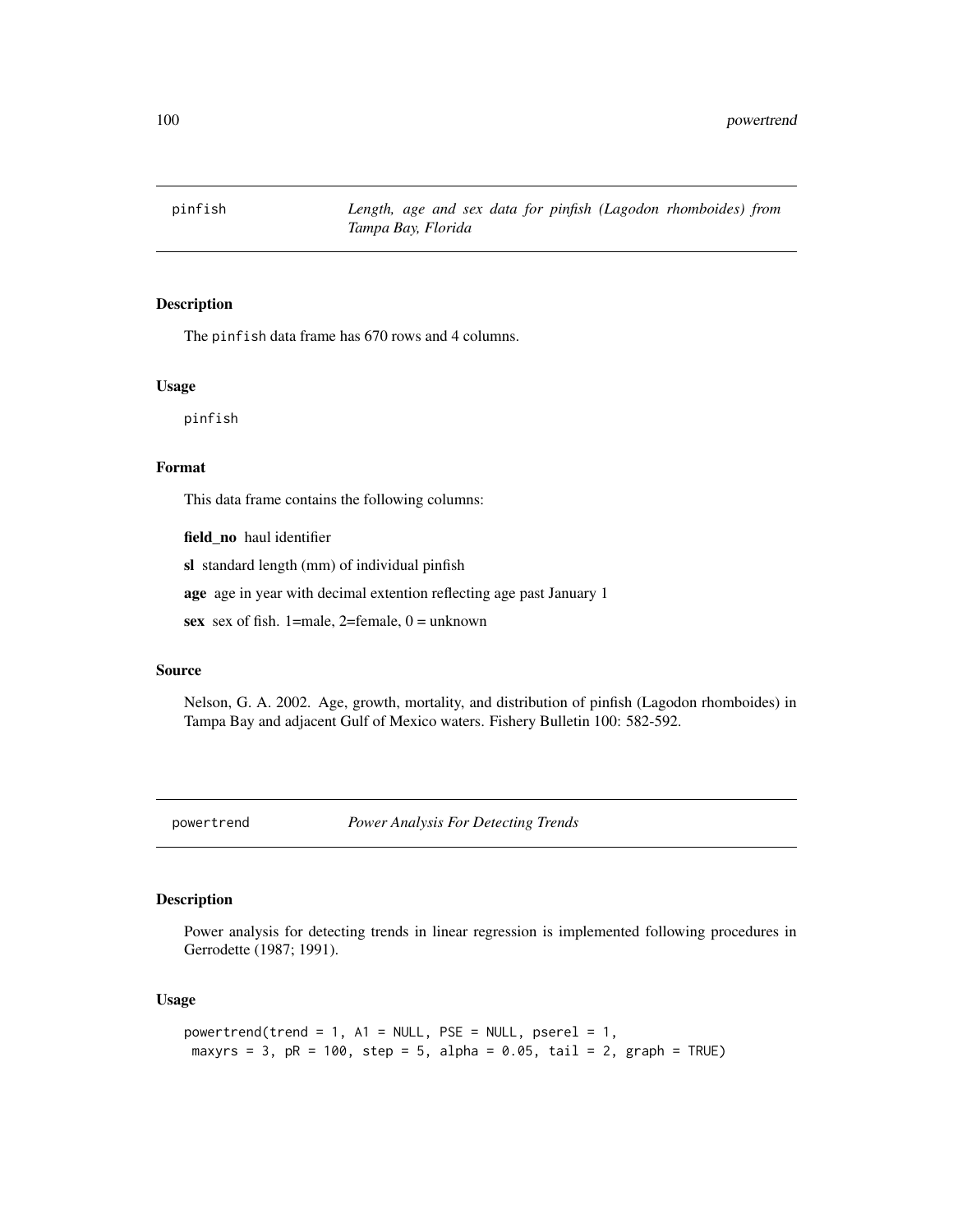## pinfish *Length, age and sex data for pinfish (Lagodon rhomboides) from Tampa Bay, Florida*

### Description

The pinfish data frame has 670 rows and 4 columns.

### Usage

```
pinfish
```

### Format

This data frame contains the following columns:

**field_no** haul identifier

**sl** standard length (mm) of individual pinfish

**age** age in year with decimal extention reflecting age past January 1

**sex** sex of fish. 1=male, 2=female, 0 = unknown

### Source

Nelson, G. A. 2002. Age, growth, mortality, and distribution of pinfish (Lagodon rhomboides) in Tampa Bay and adjacent Gulf of Mexico waters. Fishery Bulletin 100: 582-592.

## powertrend *Power Analysis For Detecting Trends*

### Description

Power analysis for detecting trends in linear regression is implemented following procedures in Gerrodette (1987; 1991).

### Usage

```
powertrend(trend = 1, A1 = NULL, PSE = NULL, pserel = 1,
 maxyrs = 3, pR = 100, step = 5, alpha = 0.05, tail = 2, graph = TRUE)
```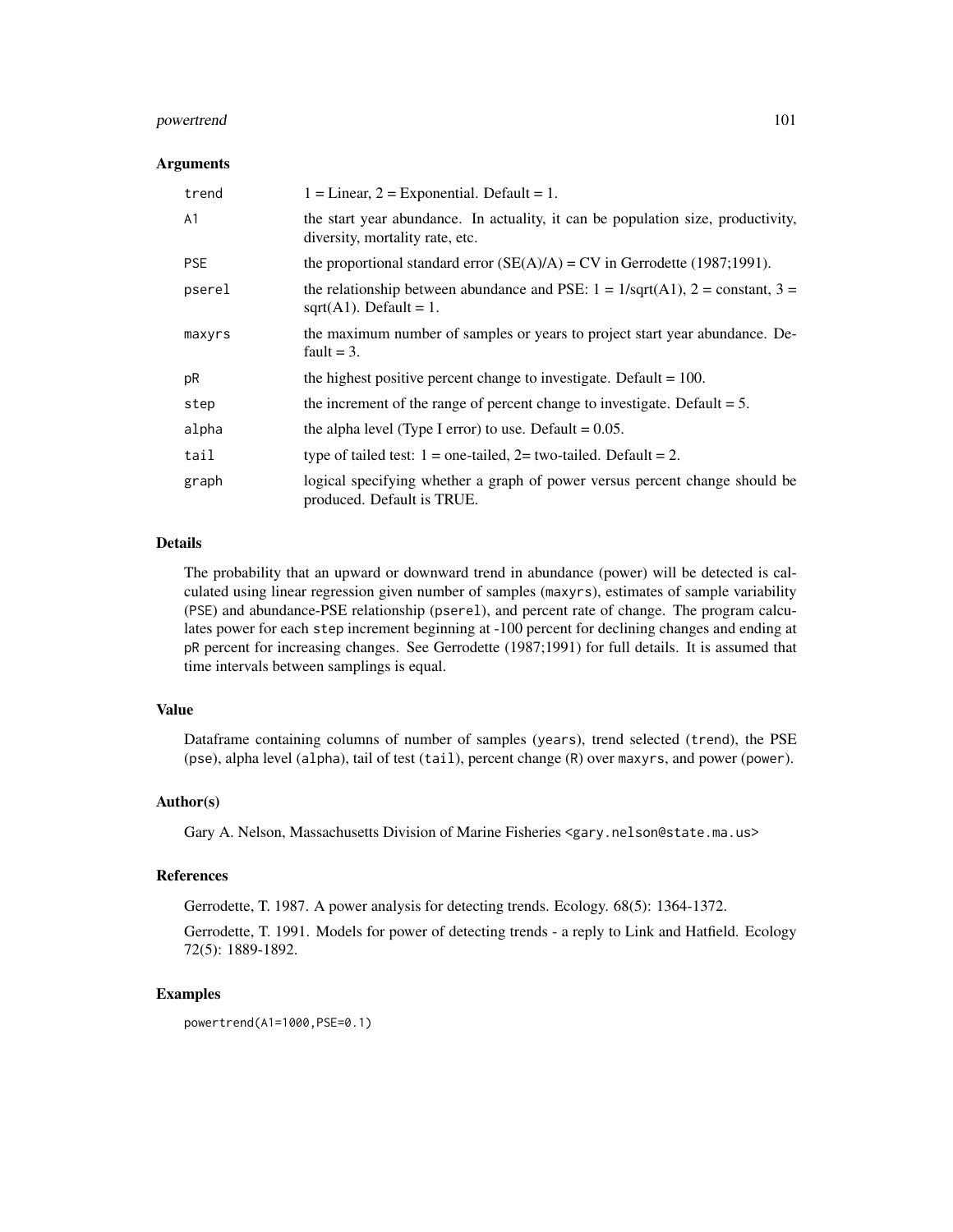## Arguments

| | |
|---|---|
| trend | 1 = Linear, 2 = Exponential. Default = 1. |
| A1 | the start year abundance. In actuality, it can be population size, productivity, diversity, mortality rate, etc. |
| PSE | the proportional standard error (SE(A)/A) = CV in Gerrodette (1987;1991). |
| pserel | the relationship between abundance and PSE: 1 = 1/sqrt(A1), 2 = constant, 3 = sqrt(A1). Default = 1. |
| maxyrs | the maximum number of samples or years to project start year abundance. Default = 3. |
| pR | the highest positive percent change to investigate. Default = 100. |
| step | the increment of the range of percent change to investigate. Default = 5. |
| alpha | the alpha level (Type I error) to use. Default = 0.05. |
| tail | type of tailed test: 1 = one-tailed, 2= two-tailed. Default = 2. |
| graph | logical specifying whether a graph of power versus percent change should be produced. Default is TRUE. |

## Details

The probability that an upward or downward trend in abundance (power) will be detected is calculated using linear regression given number of samples (maxyrs), estimates of sample variability (PSE) and abundance-PSE relationship (pserel), and percent rate of change. The program calculates power for each step increment beginning at -100 percent for declining changes and ending at pR percent for increasing changes. See Gerrodette (1987;1991) for full details. It is assumed that time intervals between samplings is equal.

## Value

Dataframe containing columns of number of samples (years), trend selected (trend), the PSE (pse), alpha level (alpha), tail of test (tail), percent change (R) over maxyrs, and power (power).

## Author(s)

Gary A. Nelson, Massachusetts Division of Marine Fisheries <gary.nelson@state.ma.us>

## References

Gerrodette, T. 1987. A power analysis for detecting trends. Ecology. 68(5): 1364-1372.

Gerrodette, T. 1991. Models for power of detecting trends - a reply to Link and Hatfield. Ecology 72(5): 1889-1892.

## Examples

```
powertrend(A1=1000,PSE=0.1)
```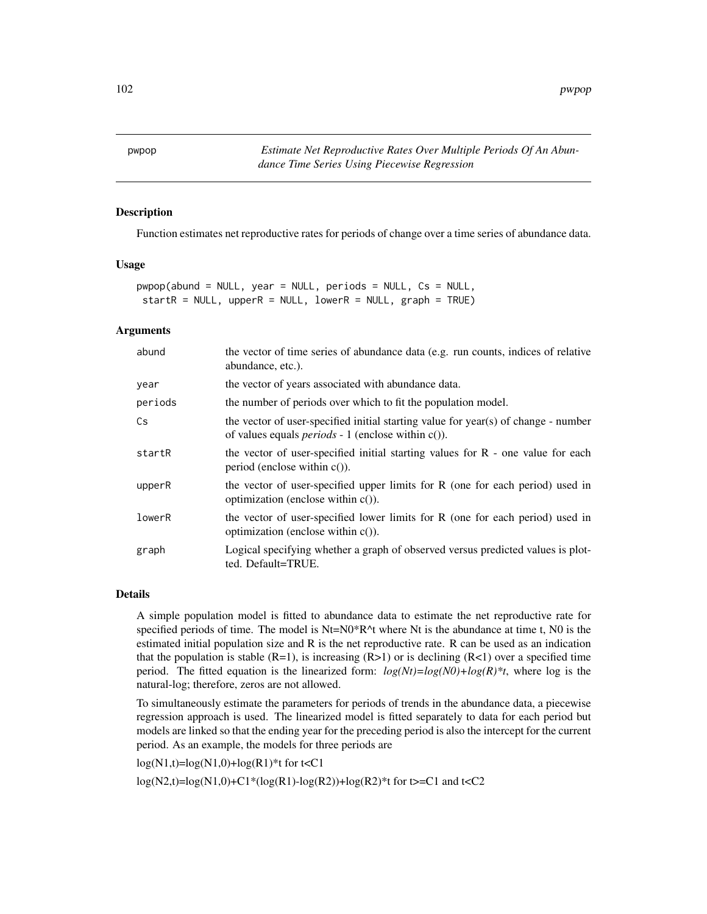## pwpop — Estimate Net Reproductive Rates Over Multiple Periods Of An Abundance Time Series Using Piecewise Regression

### Description

Function estimates net reproductive rates for periods of change over a time series of abundance data.

### Usage

```
pwpop(abund = NULL, year = NULL, periods = NULL, Cs = NULL,
 startR = NULL, upperR = NULL, lowerR = NULL, graph = TRUE)
```

### Arguments

| | |
|---|---|
| abund | the vector of time series of abundance data (e.g. run counts, indices of relative abundance, etc.). |
| year | the vector of years associated with abundance data. |
| periods | the number of periods over which to fit the population model. |
| Cs | the vector of user-specified initial starting value for year(s) of change - number of values equals *periods* - 1 (enclose within c()). |
| startR | the vector of user-specified initial starting values for R - one value for each period (enclose within c()). |
| upperR | the vector of user-specified upper limits for R (one for each period) used in optimization (enclose within c()). |
| lowerR | the vector of user-specified lower limits for R (one for each period) used in optimization (enclose within c()). |
| graph | Logical specifying whether a graph of observed versus predicted values is plotted. Default=TRUE. |

### Details

A simple population model is fitted to abundance data to estimate the net reproductive rate for specified periods of time. The model is $Nt=N0*R^t$ where Nt is the abundance at time t, N0 is the estimated initial population size and R is the net reproductive rate. R can be used as an indication that the population is stable (R=1), is increasing (R>1) or is declining (R<1) over a specified time period. The fitted equation is the linearized form: $log(Nt)=log(N0)+log(R)*t$, where log is the natural-log; therefore, zeros are not allowed.

To simultaneously estimate the parameters for periods of trends in the abundance data, a piecewise regression approach is used. The linearized model is fitted separately to data for each period but models are linked so that the ending year for the preceding period is also the intercept for the current period. As an example, the models for three periods are

$log(N1,t)=log(N1,0)+log(R1)*t$ for $t<C1$

$log(N2,t)=log(N1,0)+C1*(log(R1)-log(R2))+log(R2)*t$ for $t>=C1$ and $t<C2$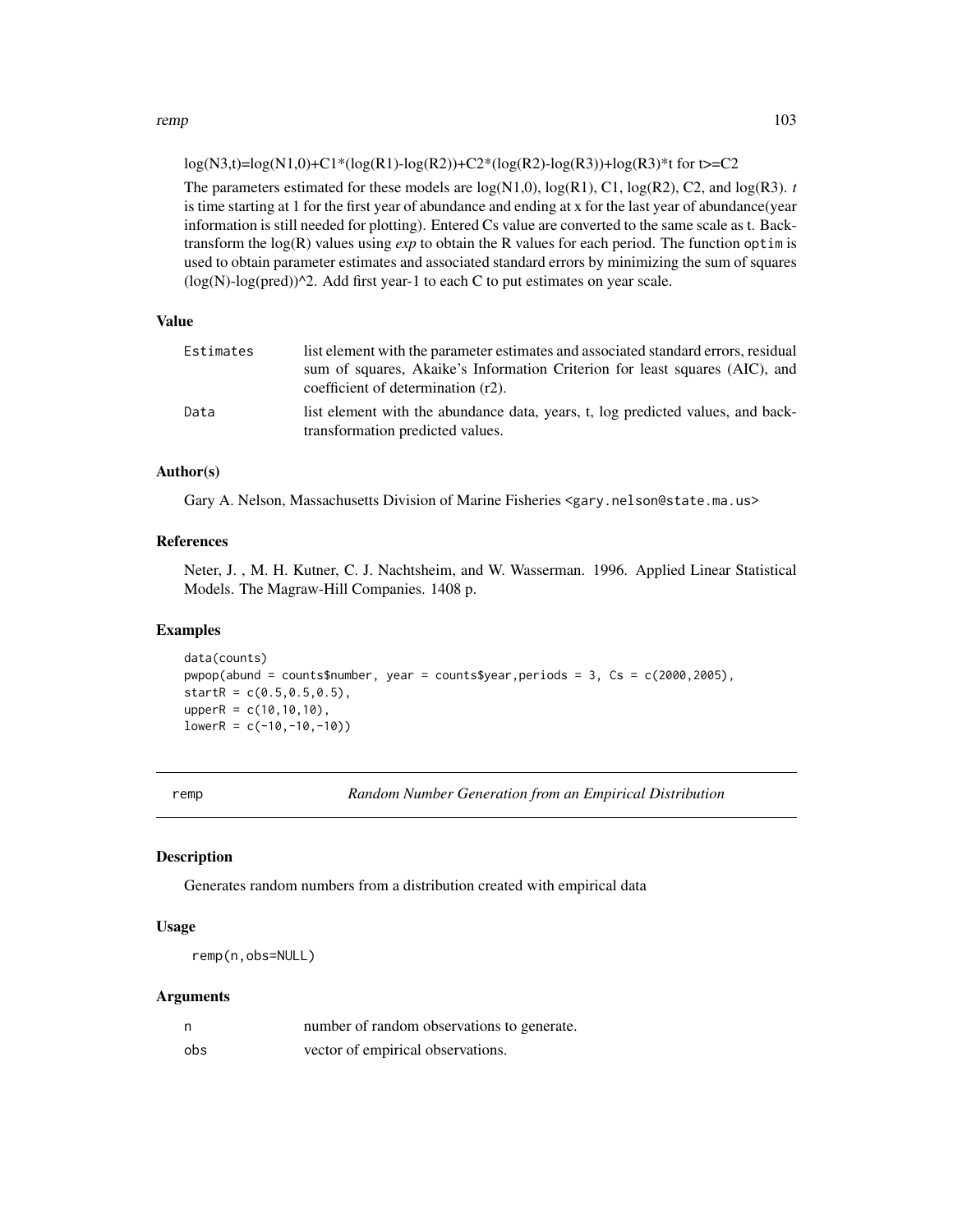$\log(N3,t)=\log(N1,0)+C1*(\log(R1)-\log(R2))+C2*(\log(R2)-\log(R3))+\log(R3)*t$ for $t>=C2$

The parameters estimated for these models are log(N1,0), log(R1), C1, log(R2), C2, and log(R3). *t* is time starting at 1 for the first year of abundance and ending at x for the last year of abundance(year information is still needed for plotting). Entered Cs value are converted to the same scale as t. Back-transform the log(R) values using *exp* to obtain the R values for each period. The function `optim` is used to obtain parameter estimates and associated standard errors by minimizing the sum of squares (log(N)-log(pred))^2. Add first year-1 to each C to put estimates on year scale.

### Value

| | |
|---|---|
| `Estimates` | list element with the parameter estimates and associated standard errors, residual sum of squares, Akaike's Information Criterion for least squares (AIC), and coefficient of determination (r2). |
| `Data` | list element with the abundance data, years, t, log predicted values, and back-transformation predicted values. |

### Author(s)

Gary A. Nelson, Massachusetts Division of Marine Fisheries <gary.nelson@state.ma.us>

### References

Neter, J. , M. H. Kutner, C. J. Nachtsheim, and W. Wasserman. 1996. Applied Linear Statistical Models. The Magraw-Hill Companies. 1408 p.

### Examples

```
data(counts)
pwpop(abund = counts$number, year = counts$year,periods = 3, Cs = c(2000,2005),
startR = c(0.5,0.5,0.5),
upperR = c(10,10,10),
lowerR = c(-10,-10,-10))
```

---

## remp — *Random Number Generation from an Empirical Distribution*

### Description

Generates random numbers from a distribution created with empirical data

### Usage

```
remp(n,obs=NULL)
```

### Arguments

| | |
|---|---|
| `n` | number of random observations to generate. |
| `obs` | vector of empirical observations. |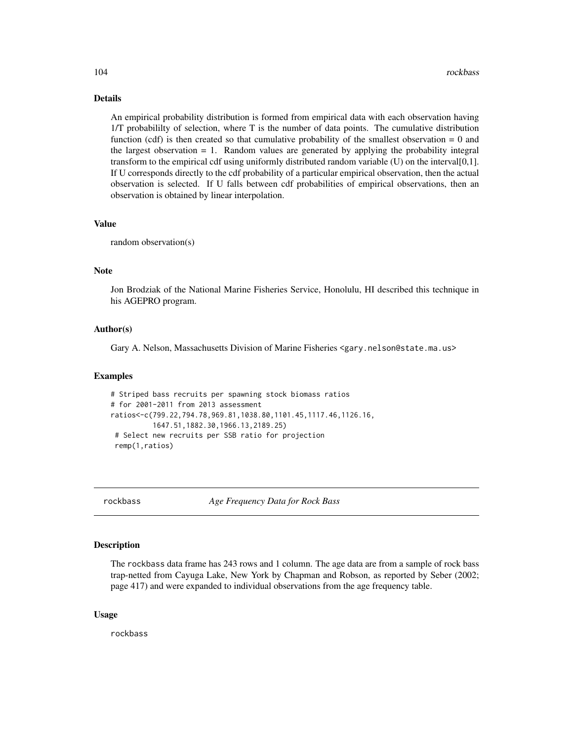## Details

An empirical probability distribution is formed from empirical data with each observation having 1/T probabililty of selection, where T is the number of data points. The cumulative distribution function (cdf) is then created so that cumulative probability of the smallest observation = 0 and the largest observation = 1. Random values are generated by applying the probability integral transform to the empirical cdf using uniformly distributed random variable (U) on the interval[0,1]. If U corresponds directly to the cdf probability of a particular empirical observation, then the actual observation is selected. If U falls between cdf probabilities of empirical observations, then an observation is obtained by linear interpolation.

## Value

random observation(s)

## Note

Jon Brodziak of the National Marine Fisheries Service, Honolulu, HI described this technique in his AGEPRO program.

## Author(s)

Gary A. Nelson, Massachusetts Division of Marine Fisheries <gary.nelson@state.ma.us>

## Examples

```
# Striped bass recruits per spawning stock biomass ratios
# for 2001-2011 from 2013 assessment
ratios<-c(799.22,794.78,969.81,1038.80,1101.45,1117.46,1126.16,
          1647.51,1882.30,1966.13,2189.25)
 # Select new recruits per SSB ratio for projection
 remp(1,ratios)
```

---

# rockbass    *Age Frequency Data for Rock Bass*

## Description

The rockbass data frame has 243 rows and 1 column. The age data are from a sample of rock bass trap-netted from Cayuga Lake, New York by Chapman and Robson, as reported by Seber (2002; page 417) and were expanded to individual observations from the age frequency table.

## Usage

```
rockbass
```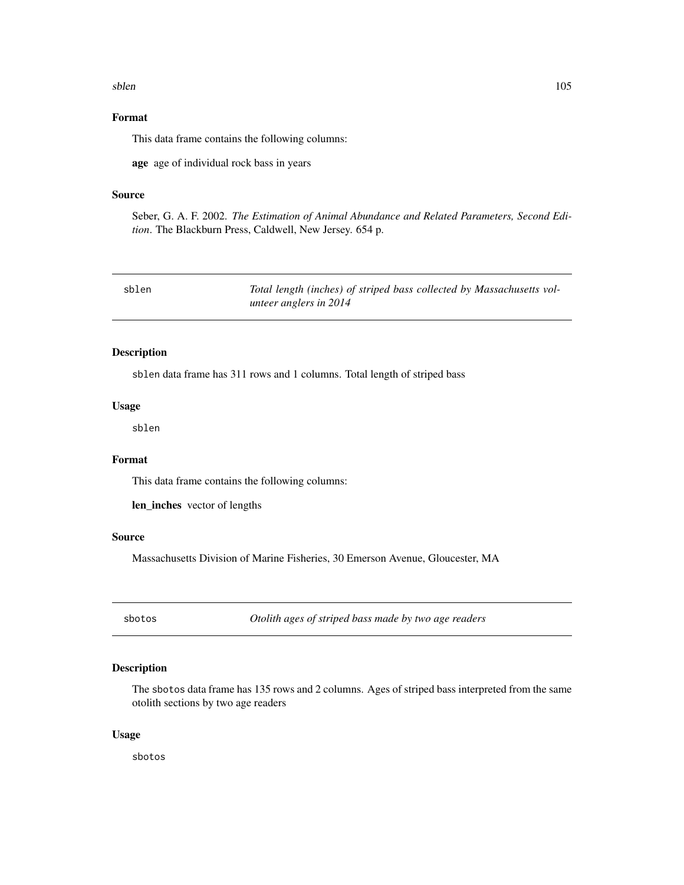## Format

This data frame contains the following columns:

**age** age of individual rock bass in years

## Source

Seber, G. A. F. 2002. *The Estimation of Animal Abundance and Related Parameters, Second Edition*. The Blackburn Press, Caldwell, New Jersey. 654 p.

---

# sblen — *Total length (inches) of striped bass collected by Massachusetts volunteer anglers in 2014*

## Description

sblen data frame has 311 rows and 1 columns. Total length of striped bass

## Usage

```
sblen
```

## Format

This data frame contains the following columns:

**len_inches** vector of lengths

## Source

Massachusetts Division of Marine Fisheries, 30 Emerson Avenue, Gloucester, MA

---

# sbotos — *Otolith ages of striped bass made by two age readers*

## Description

The sbotos data frame has 135 rows and 2 columns. Ages of striped bass interpreted from the same otolith sections by two age readers

## Usage

```
sbotos
```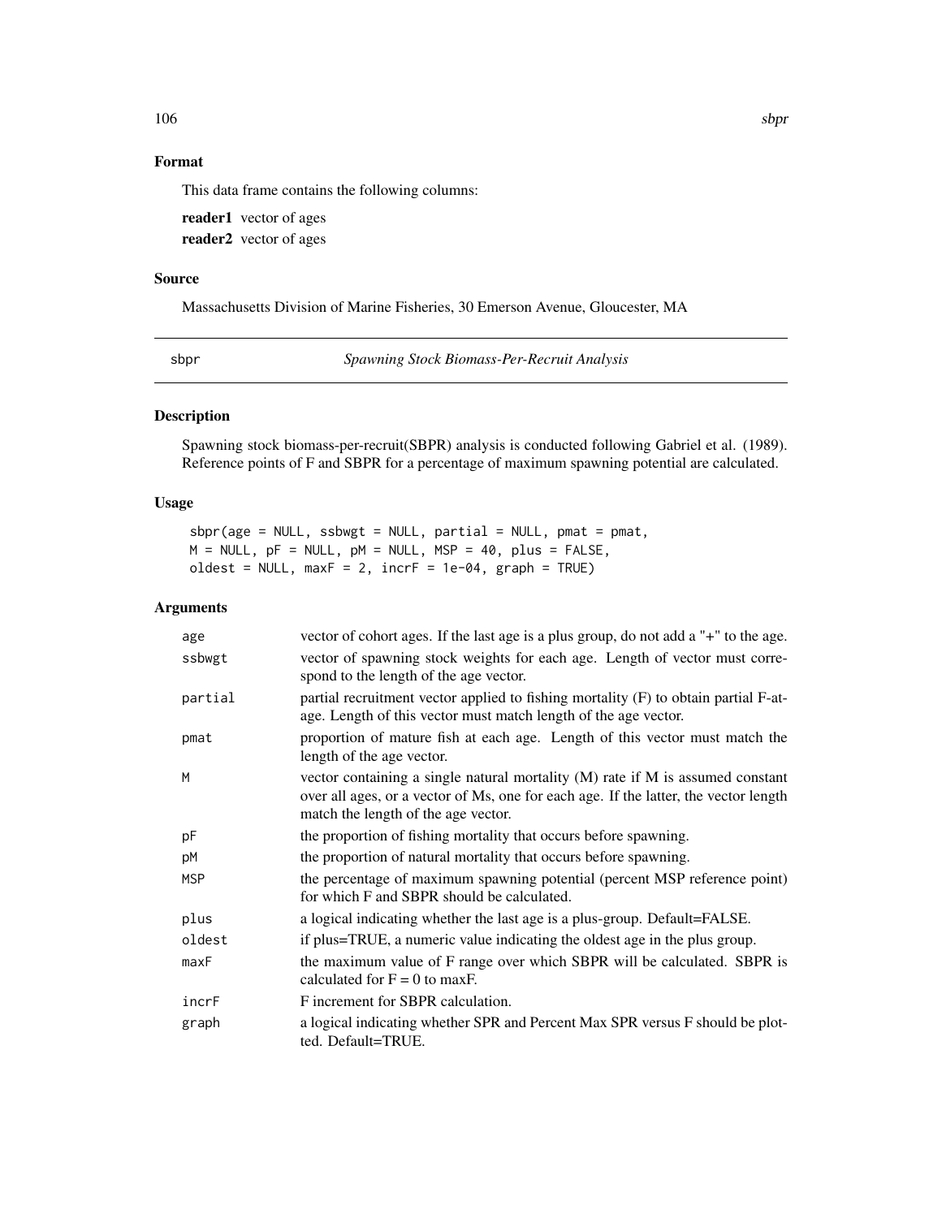## Format

This data frame contains the following columns:

**reader1** vector of ages

**reader2** vector of ages

## Source

Massachusetts Division of Marine Fisheries, 30 Emerson Avenue, Gloucester, MA

---

# sbpr — *Spawning Stock Biomass-Per-Recruit Analysis*

---

## Description

Spawning stock biomass-per-recruit(SBPR) analysis is conducted following Gabriel et al. (1989). Reference points of F and SBPR for a percentage of maximum spawning potential are calculated.

## Usage

```
sbpr(age = NULL, ssbwgt = NULL, partial = NULL, pmat = pmat,
M = NULL, pF = NULL, pM = NULL, MSP = 40, plus = FALSE,
oldest = NULL, maxF = 2, incrF = 1e-04, graph = TRUE)
```

## Arguments

| | |
|---|---|
| age | vector of cohort ages. If the last age is a plus group, do not add a "+" to the age. |
| ssbwgt | vector of spawning stock weights for each age. Length of vector must correspond to the length of the age vector. |
| partial | partial recruitment vector applied to fishing mortality (F) to obtain partial F-at-age. Length of this vector must match length of the age vector. |
| pmat | proportion of mature fish at each age. Length of this vector must match the length of the age vector. |
| M | vector containing a single natural mortality (M) rate if M is assumed constant over all ages, or a vector of Ms, one for each age. If the latter, the vector length match the length of the age vector. |
| pF | the proportion of fishing mortality that occurs before spawning. |
| pM | the proportion of natural mortality that occurs before spawning. |
| MSP | the percentage of maximum spawning potential (percent MSP reference point) for which F and SBPR should be calculated. |
| plus | a logical indicating whether the last age is a plus-group. Default=FALSE. |
| oldest | if plus=TRUE, a numeric value indicating the oldest age in the plus group. |
| maxF | the maximum value of F range over which SBPR will be calculated. SBPR is calculated for F = 0 to maxF. |
| incrF | F increment for SBPR calculation. |
| graph | a logical indicating whether SPR and Percent Max SPR versus F should be plotted. Default=TRUE. |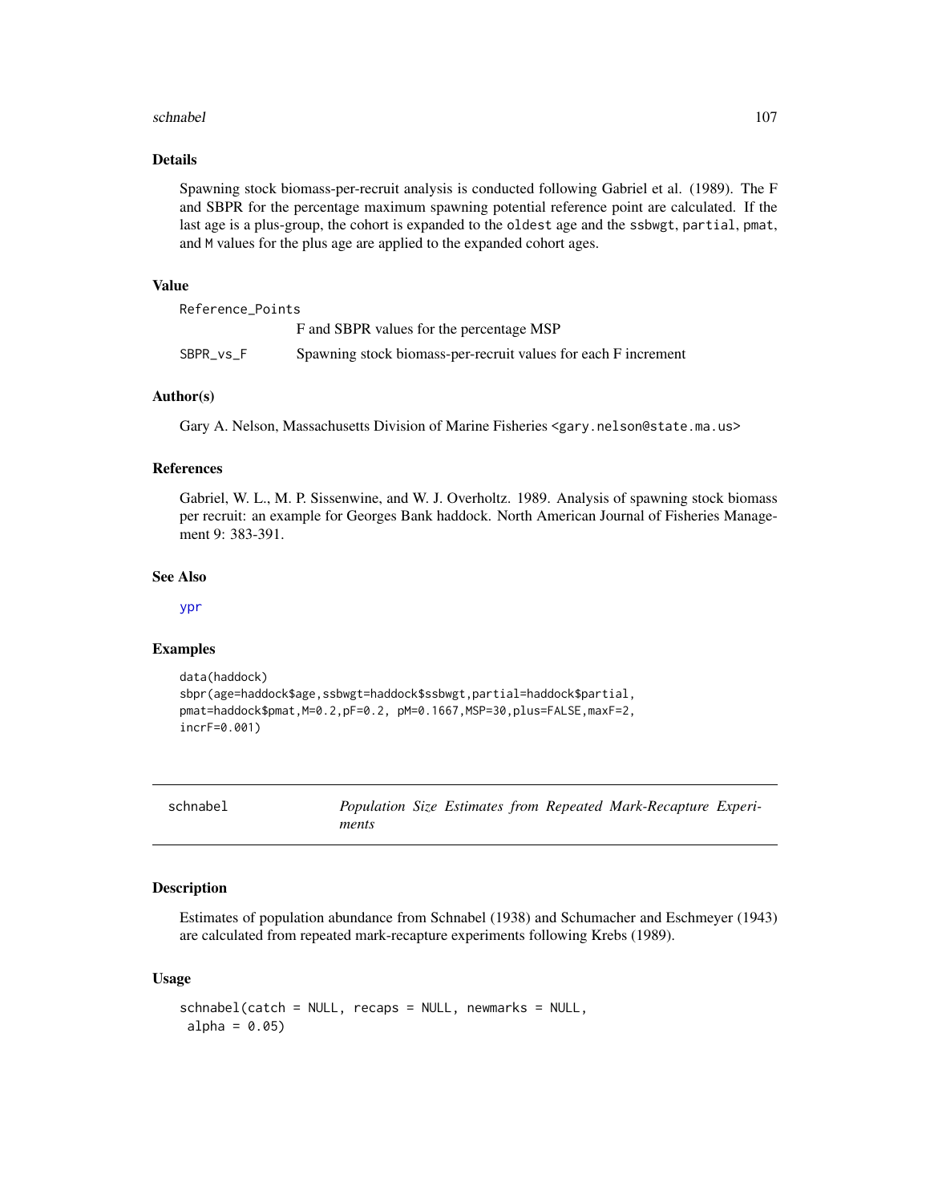### Details

Spawning stock biomass-per-recruit analysis is conducted following Gabriel et al. (1989). The F and SBPR for the percentage maximum spawning potential reference point are calculated. If the last age is a plus-group, the cohort is expanded to the `oldest` age and the `ssbwgt`, `partial`, `pmat`, and `M` values for the plus age are applied to the expanded cohort ages.

### Value

`Reference_Points`
F and SBPR values for the percentage MSP

`SBPR_vs_F` Spawning stock biomass-per-recruit values for each F increment

### Author(s)

Gary A. Nelson, Massachusetts Division of Marine Fisheries <gary.nelson@state.ma.us>

### References

Gabriel, W. L., M. P. Sissenwine, and W. J. Overholtz. 1989. Analysis of spawning stock biomass per recruit: an example for Georges Bank haddock. North American Journal of Fisheries Management 9: 383-391.

### See Also

`ypr`

### Examples

```
data(haddock)
sbpr(age=haddock$age,ssbwgt=haddock$ssbwgt,partial=haddock$partial,
pmat=haddock$pmat,M=0.2,pF=0.2, pM=0.1667,MSP=30,plus=FALSE,maxF=2,
incrF=0.001)
```

---

## schnabel *Population Size Estimates from Repeated Mark-Recapture Experiments*

---

### Description

Estimates of population abundance from Schnabel (1938) and Schumacher and Eschmeyer (1943) are calculated from repeated mark-recapture experiments following Krebs (1989).

### Usage

```
schnabel(catch = NULL, recaps = NULL, newmarks = NULL,
 alpha = 0.05)
```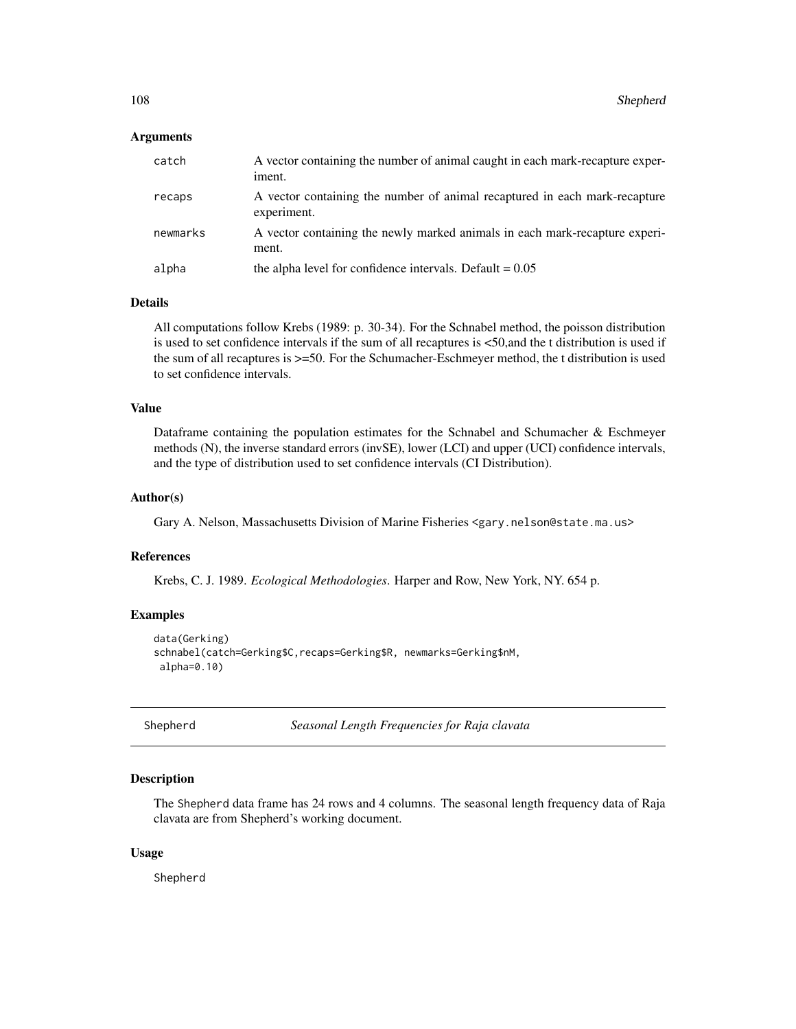### Arguments

| | |
|---|---|
| catch | A vector containing the number of animal caught in each mark-recapture experiment. |
| recaps | A vector containing the number of animal recaptured in each mark-recapture experiment. |
| newmarks | A vector containing the newly marked animals in each mark-recapture experiment. |
| alpha | the alpha level for confidence intervals. Default = 0.05 |

### Details

All computations follow Krebs (1989: p. 30-34). For the Schnabel method, the poisson distribution is used to set confidence intervals if the sum of all recaptures is <50,and the t distribution is used if the sum of all recaptures is >=50. For the Schumacher-Eschmeyer method, the t distribution is used to set confidence intervals.

### Value

Dataframe containing the population estimates for the Schnabel and Schumacher & Eschmeyer methods (N), the inverse standard errors (invSE), lower (LCI) and upper (UCI) confidence intervals, and the type of distribution used to set confidence intervals (CI Distribution).

### Author(s)

Gary A. Nelson, Massachusetts Division of Marine Fisheries <gary.nelson@state.ma.us>

### References

Krebs, C. J. 1989. *Ecological Methodologies*. Harper and Row, New York, NY. 654 p.

### Examples

```
data(Gerking)
schnabel(catch=Gerking$C,recaps=Gerking$R, newmarks=Gerking$nM,
 alpha=0.10)
```

---

## Shepherd — *Seasonal Length Frequencies for Raja clavata*

### Description

The Shepherd data frame has 24 rows and 4 columns. The seasonal length frequency data of Raja clavata are from Shepherd's working document.

### Usage

Shepherd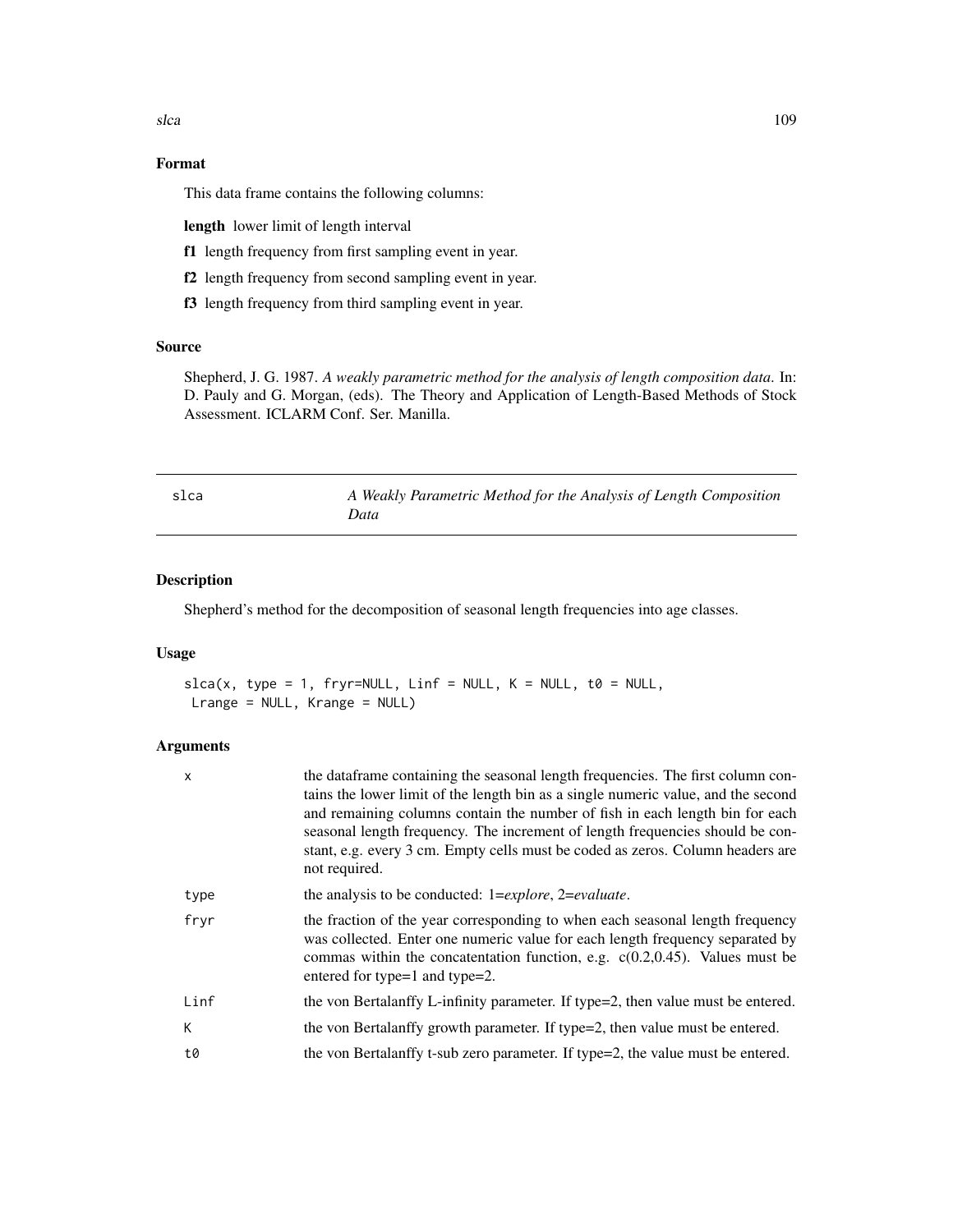### Format

This data frame contains the following columns:

**length** lower limit of length interval

**f1** length frequency from first sampling event in year.

**f2** length frequency from second sampling event in year.

**f3** length frequency from third sampling event in year.

### Source

Shepherd, J. G. 1987. *A weakly parametric method for the analysis of length composition data*. In: D. Pauly and G. Morgan, (eds). The Theory and Application of Length-Based Methods of Stock Assessment. ICLARM Conf. Ser. Manilla.

## slca — *A Weakly Parametric Method for the Analysis of Length Composition Data*

### Description

Shepherd's method for the decomposition of seasonal length frequencies into age classes.

### Usage

```
slca(x, type = 1, fryr=NULL, Linf = NULL, K = NULL, t0 = NULL,
 Lrange = NULL, Krange = NULL)
```

### Arguments

| | |
|---|---|
| x | the dataframe containing the seasonal length frequencies. The first column contains the lower limit of the length bin as a single numeric value, and the second and remaining columns contain the number of fish in each length bin for each seasonal length frequency. The increment of length frequencies should be constant, e.g. every 3 cm. Empty cells must be coded as zeros. Column headers are not required. |
| type | the analysis to be conducted: 1=*explore*, 2=*evaluate*. |
| fryr | the fraction of the year corresponding to when each seasonal length frequency was collected. Enter one numeric value for each length frequency separated by commas within the concatentation function, e.g. c(0.2,0.45). Values must be entered for type=1 and type=2. |
| Linf | the von Bertalanffy L-infinity parameter. If type=2, then value must be entered. |
| K | the von Bertalanffy growth parameter. If type=2, then value must be entered. |
| t0 | the von Bertalanffy t-sub zero parameter. If type=2, the value must be entered. |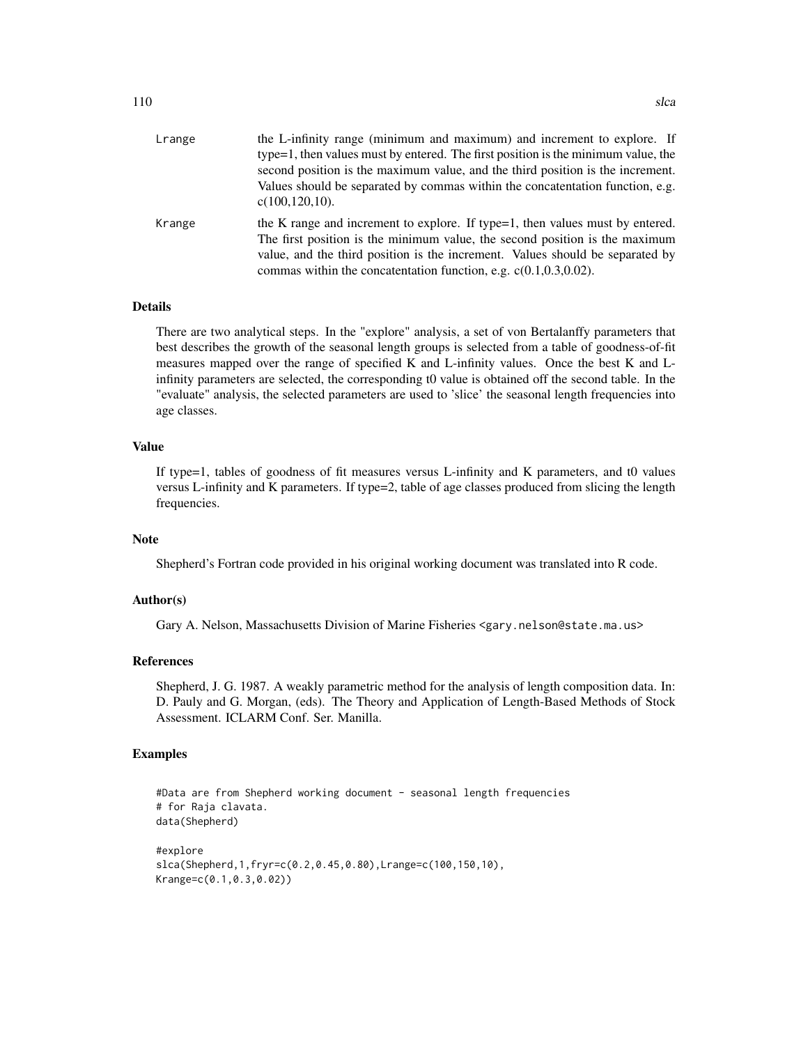Lrange the L-infinity range (minimum and maximum) and increment to explore. If type=1, then values must by entered. The first position is the minimum value, the second position is the maximum value, and the third position is the increment. Values should be separated by commas within the concatentation function, e.g. c(100,120,10).

Krange the K range and increment to explore. If type=1, then values must by entered. The first position is the minimum value, the second position is the maximum value, and the third position is the increment. Values should be separated by commas within the concatentation function, e.g. c(0.1,0.3,0.02).

### Details

There are two analytical steps. In the "explore" analysis, a set of von Bertalanffy parameters that best describes the growth of the seasonal length groups is selected from a table of goodness-of-fit measures mapped over the range of specified K and L-infinity values. Once the best K and L-infinity parameters are selected, the corresponding t0 value is obtained off the second table. In the "evaluate" analysis, the selected parameters are used to 'slice' the seasonal length frequencies into age classes.

### Value

If type=1, tables of goodness of fit measures versus L-infinity and K parameters, and t0 values versus L-infinity and K parameters. If type=2, table of age classes produced from slicing the length frequencies.

### Note

Shepherd's Fortran code provided in his original working document was translated into R code.

### Author(s)

Gary A. Nelson, Massachusetts Division of Marine Fisheries <gary.nelson@state.ma.us>

### References

Shepherd, J. G. 1987. A weakly parametric method for the analysis of length composition data. In: D. Pauly and G. Morgan, (eds). The Theory and Application of Length-Based Methods of Stock Assessment. ICLARM Conf. Ser. Manilla.

### Examples

```
#Data are from Shepherd working document - seasonal length frequencies
# for Raja clavata.
data(Shepherd)

#explore
slca(Shepherd,1,fryr=c(0.2,0.45,0.80),Lrange=c(100,150,10),
Krange=c(0.1,0.3,0.02))
```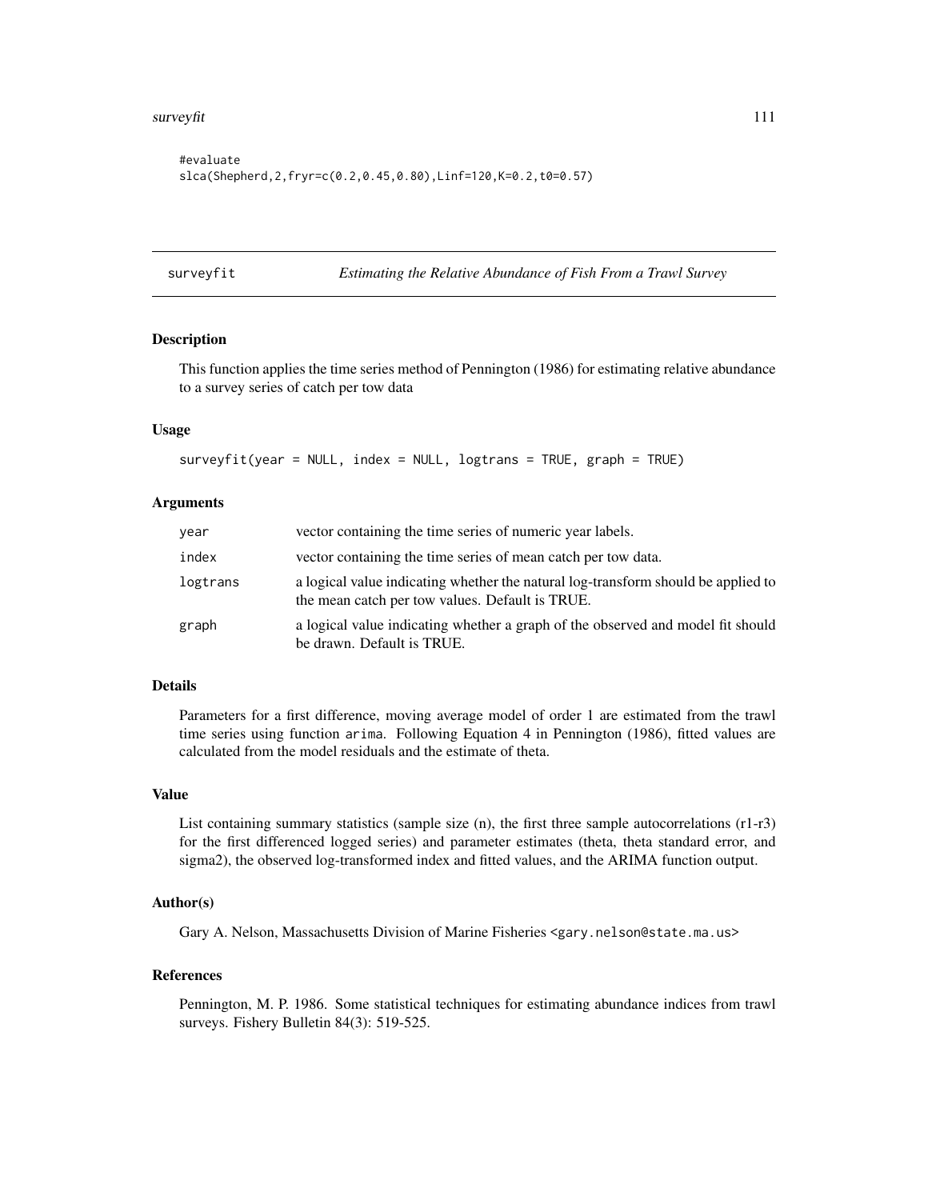```
#evaluate
slca(Shepherd,2,fryr=c(0.2,0.45,0.80),Linf=120,K=0.2,t0=0.57)
```

## surveyfit — *Estimating the Relative Abundance of Fish From a Trawl Survey*

### Description

This function applies the time series method of Pennington (1986) for estimating relative abundance to a survey series of catch per tow data

### Usage

```
surveyfit(year = NULL, index = NULL, logtrans = TRUE, graph = TRUE)
```

### Arguments

| | |
|---|---|
| year | vector containing the time series of numeric year labels. |
| index | vector containing the time series of mean catch per tow data. |
| logtrans | a logical value indicating whether the natural log-transform should be applied to the mean catch per tow values. Default is TRUE. |
| graph | a logical value indicating whether a graph of the observed and model fit should be drawn. Default is TRUE. |

### Details

Parameters for a first difference, moving average model of order 1 are estimated from the trawl time series using function `arima`. Following Equation 4 in Pennington (1986), fitted values are calculated from the model residuals and the estimate of theta.

### Value

List containing summary statistics (sample size (n), the first three sample autocorrelations (r1-r3) for the first differenced logged series) and parameter estimates (theta, theta standard error, and sigma2), the observed log-transformed index and fitted values, and the ARIMA function output.

### Author(s)

Gary A. Nelson, Massachusetts Division of Marine Fisheries <gary.nelson@state.ma.us>

### References

Pennington, M. P. 1986. Some statistical techniques for estimating abundance indices from trawl surveys. Fishery Bulletin 84(3): 519-525.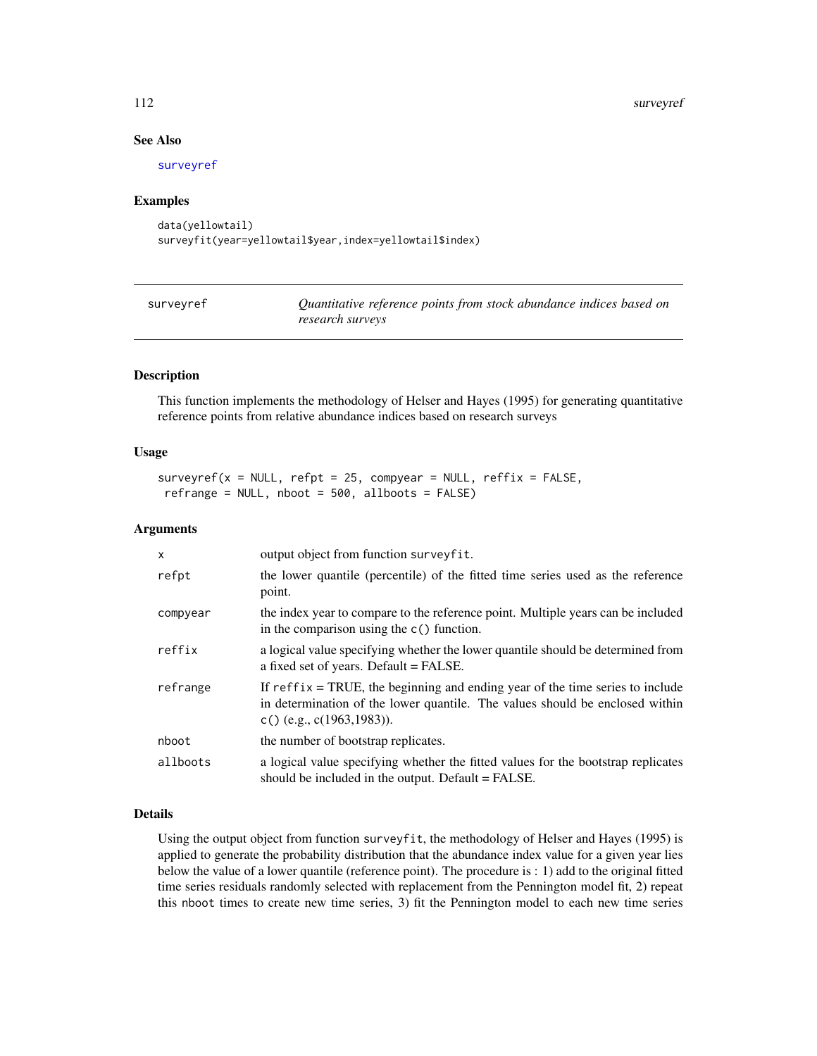### See Also

surveyref

### Examples

```
data(yellowtail)
surveyfit(year=yellowtail$year,index=yellowtail$index)
```

---

## surveyref — *Quantitative reference points from stock abundance indices based on research surveys*

---

### Description

This function implements the methodology of Helser and Hayes (1995) for generating quantitative reference points from relative abundance indices based on research surveys

### Usage

```
surveyref(x = NULL, refpt = 25, compyear = NULL, reffix = FALSE,
 refrange = NULL, nboot = 500, allboots = FALSE)
```

### Arguments

| | |
|---|---|
| x | output object from function surveyfit. |
| refpt | the lower quantile (percentile) of the fitted time series used as the reference point. |
| compyear | the index year to compare to the reference point. Multiple years can be included in the comparison using the c() function. |
| reffix | a logical value specifying whether the lower quantile should be determined from a fixed set of years. Default = FALSE. |
| refrange | If reffix = TRUE, the beginning and ending year of the time series to include in determination of the lower quantile. The values should be enclosed within c() (e.g., c(1963,1983)). |
| nboot | the number of bootstrap replicates. |
| allboots | a logical value specifying whether the fitted values for the bootstrap replicates should be included in the output. Default = FALSE. |

### Details

Using the output object from function surveyfit, the methodology of Helser and Hayes (1995) is applied to generate the probability distribution that the abundance index value for a given year lies below the value of a lower quantile (reference point). The procedure is : 1) add to the original fitted time series residuals randomly selected with replacement from the Pennington model fit, 2) repeat this nboot times to create new time series, 3) fit the Pennington model to each new time series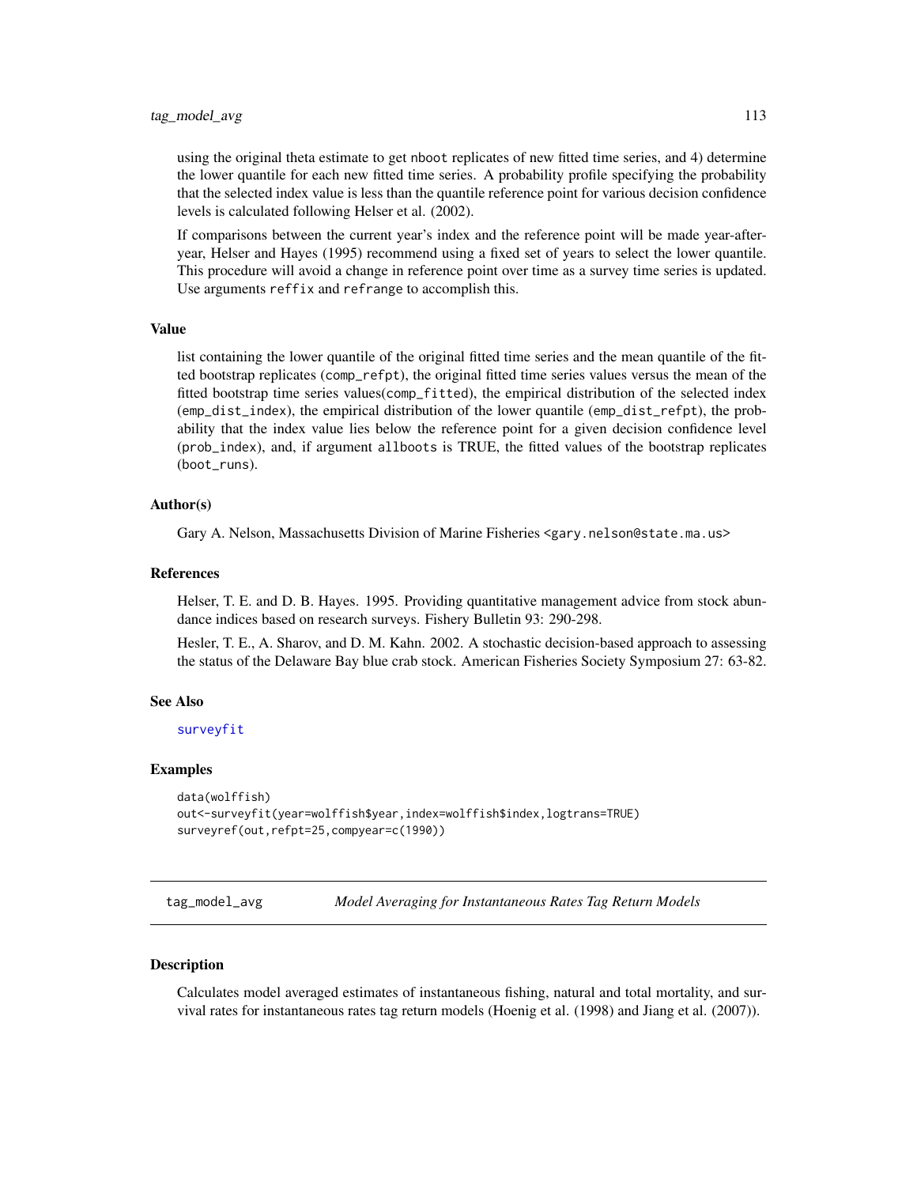using the original theta estimate to get nboot replicates of new fitted time series, and 4) determine the lower quantile for each new fitted time series. A probability profile specifying the probability that the selected index value is less than the quantile reference point for various decision confidence levels is calculated following Helser et al. (2002).

If comparisons between the current year's index and the reference point will be made year-after-year, Helser and Hayes (1995) recommend using a fixed set of years to select the lower quantile. This procedure will avoid a change in reference point over time as a survey time series is updated. Use arguments reffix and refrange to accomplish this.

### Value

list containing the lower quantile of the original fitted time series and the mean quantile of the fitted bootstrap replicates (comp_refpt), the original fitted time series values versus the mean of the fitted bootstrap time series values(comp_fitted), the empirical distribution of the selected index (emp_dist_index), the empirical distribution of the lower quantile (emp_dist_refpt), the probability that the index value lies below the reference point for a given decision confidence level (prob_index), and, if argument allboots is TRUE, the fitted values of the bootstrap replicates (boot_runs).

### Author(s)

Gary A. Nelson, Massachusetts Division of Marine Fisheries <gary.nelson@state.ma.us>

### References

Helser, T. E. and D. B. Hayes. 1995. Providing quantitative management advice from stock abundance indices based on research surveys. Fishery Bulletin 93: 290-298.

Hesler, T. E., A. Sharov, and D. M. Kahn. 2002. A stochastic decision-based approach to assessing the status of the Delaware Bay blue crab stock. American Fisheries Society Symposium 27: 63-82.

### See Also

surveyfit

### Examples

```
data(wolffish)
out<-surveyfit(year=wolffish$year,index=wolffish$index,logtrans=TRUE)
surveyref(out,refpt=25,compyear=c(1990))
```

---

## tag_model_avg *Model Averaging for Instantaneous Rates Tag Return Models*

### Description

Calculates model averaged estimates of instantaneous fishing, natural and total mortality, and survival rates for instantaneous rates tag return models (Hoenig et al. (1998) and Jiang et al. (2007)).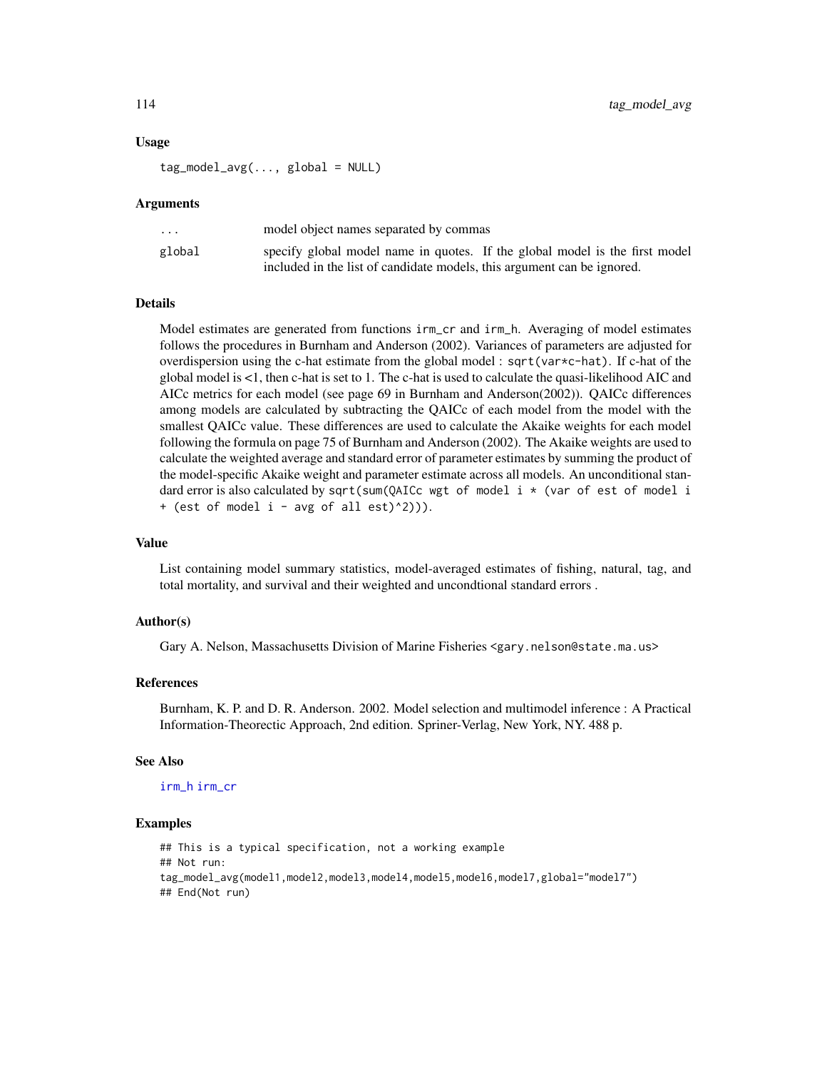## Usage

```
tag_model_avg(..., global = NULL)
```

## Arguments

| | |
|---|---|
| ... | model object names separated by commas |
| global | specify global model name in quotes. If the global model is the first model included in the list of candidate models, this argument can be ignored. |

## Details

Model estimates are generated from functions `irm_cr` and `irm_h`. Averaging of model estimates follows the procedures in Burnham and Anderson (2002). Variances of parameters are adjusted for overdispersion using the c-hat estimate from the global model : `sqrt(var*c-hat)`. If c-hat of the global model is <1, then c-hat is set to 1. The c-hat is used to calculate the quasi-likelihood AIC and AICc metrics for each model (see page 69 in Burnham and Anderson(2002)). QAICc differences among models are calculated by subtracting the QAICc of each model from the model with the smallest QAICc value. These differences are used to calculate the Akaike weights for each model following the formula on page 75 of Burnham and Anderson (2002). The Akaike weights are used to calculate the weighted average and standard error of parameter estimates by summing the product of the model-specific Akaike weight and parameter estimate across all models. An unconditional standard error is also calculated by `sqrt(sum(QAICc wgt of model i * (var of est of model i + (est of model i - avg of all est)^2)))`.

## Value

List containing model summary statistics, model-averaged estimates of fishing, natural, tag, and total mortality, and survival and their weighted and uncondtional standard errors .

## Author(s)

Gary A. Nelson, Massachusetts Division of Marine Fisheries <gary.nelson@state.ma.us>

## References

Burnham, K. P. and D. R. Anderson. 2002. Model selection and multimodel inference : A Practical Information-Theorectic Approach, 2nd edition. Spriner-Verlag, New York, NY. 488 p.

## See Also

`irm_h` `irm_cr`

## Examples

```
## This is a typical specification, not a working example
## Not run:
tag_model_avg(model1,model2,model3,model4,model5,model6,model7,global="model7")
## End(Not run)
```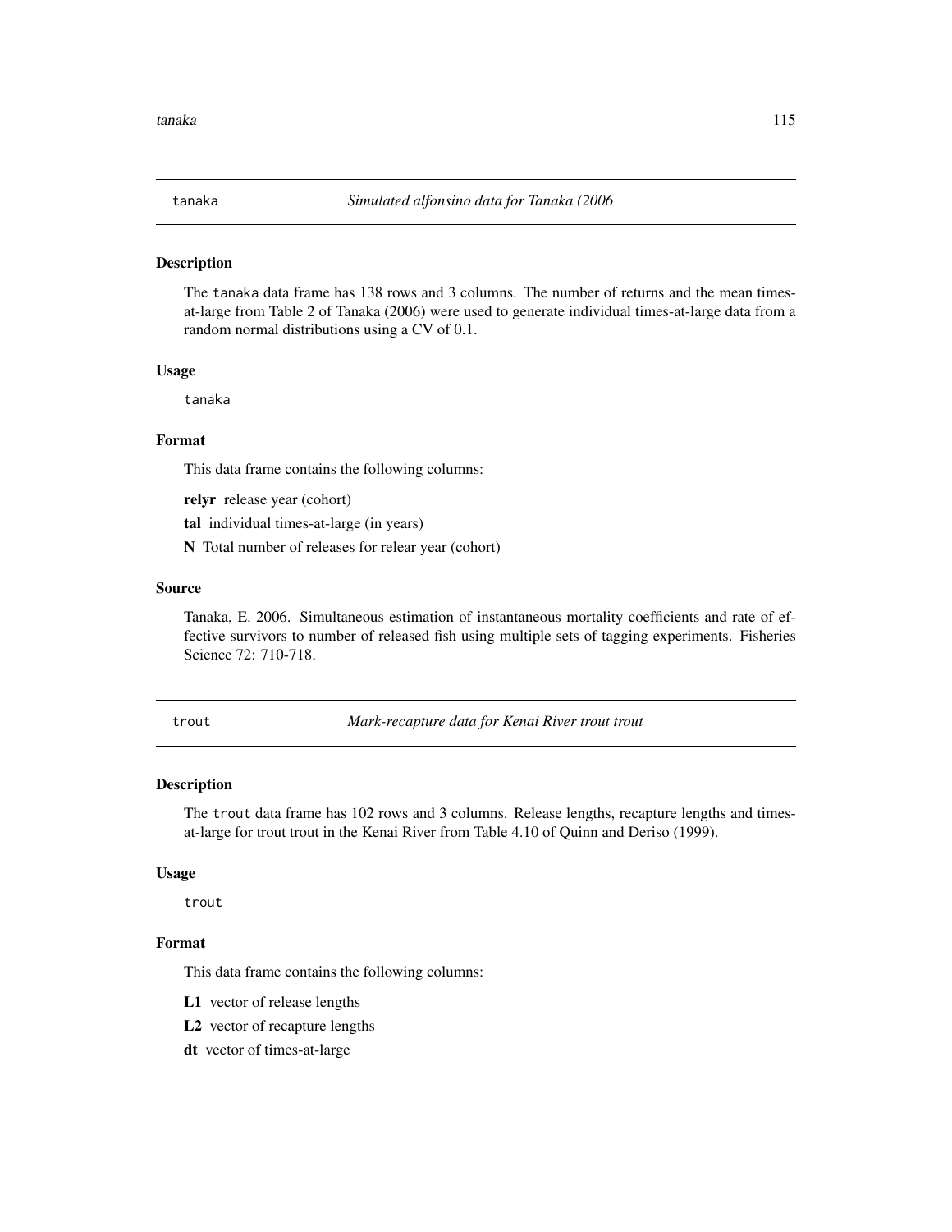## tanaka    *Simulated alfonsino data for Tanaka (2006*

### Description

The tanaka data frame has 138 rows and 3 columns. The number of returns and the mean times-at-large from Table 2 of Tanaka (2006) were used to generate individual times-at-large data from a random normal distributions using a CV of 0.1.

### Usage

```
tanaka
```

### Format

This data frame contains the following columns:

**relyr** release year (cohort)

**tal** individual times-at-large (in years)

**N** Total number of releases for relear year (cohort)

### Source

Tanaka, E. 2006. Simultaneous estimation of instantaneous mortality coefficients and rate of effective survivors to number of released fish using multiple sets of tagging experiments. Fisheries Science 72: 710-718.

## trout    *Mark-recapture data for Kenai River trout trout*

### Description

The trout data frame has 102 rows and 3 columns. Release lengths, recapture lengths and times-at-large for trout trout in the Kenai River from Table 4.10 of Quinn and Deriso (1999).

### Usage

```
trout
```

### Format

This data frame contains the following columns:

**L1** vector of release lengths

**L2** vector of recapture lengths

**dt** vector of times-at-large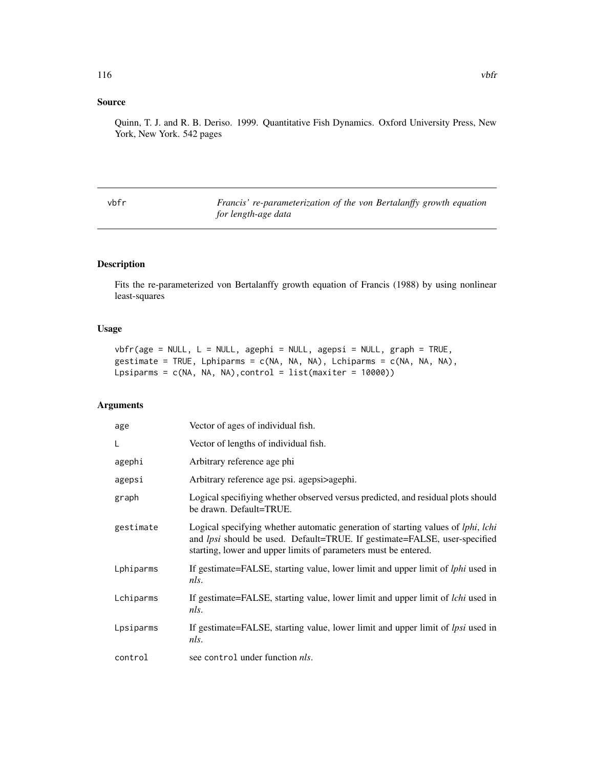## Source

Quinn, T. J. and R. B. Deriso. 1999. Quantitative Fish Dynamics. Oxford University Press, New York, New York. 542 pages

---

vbfr — *Francis' re-parameterization of the von Bertalanffy growth equation for length-age data*

---

### Description

Fits the re-parameterized von Bertalanffy growth equation of Francis (1988) by using nonlinear least-squares

### Usage

```
vbfr(age = NULL, L = NULL, agephi = NULL, agepsi = NULL, graph = TRUE,
gestimate = TRUE, Lphiparms = c(NA, NA, NA), Lchiparms = c(NA, NA, NA),
Lpsiparms = c(NA, NA, NA),control = list(maxiter = 10000))
```

### Arguments

| | |
|---|---|
| age | Vector of ages of individual fish. |
| L | Vector of lengths of individual fish. |
| agephi | Arbitrary reference age phi |
| agepsi | Arbitrary reference age psi. agepsi>agephi. |
| graph | Logical specifiying whether observed versus predicted, and residual plots should be drawn. Default=TRUE. |
| gestimate | Logical specifying whether automatic generation of starting values of *lphi*, *lchi* and *lpsi* should be used. Default=TRUE. If gestimate=FALSE, user-specified starting, lower and upper limits of parameters must be entered. |
| Lphiparms | If gestimate=FALSE, starting value, lower limit and upper limit of *lphi* used in *nls*. |
| Lchiparms | If gestimate=FALSE, starting value, lower limit and upper limit of *lchi* used in *nls*. |
| Lpsiparms | If gestimate=FALSE, starting value, lower limit and upper limit of *lpsi* used in *nls*. |
| control | see `control` under function *nls*. |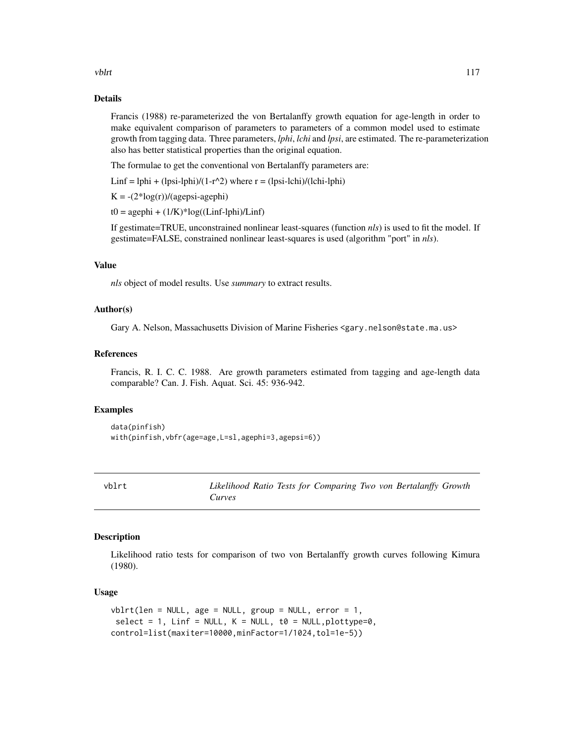### Details

Francis (1988) re-parameterized the von Bertalanffy growth equation for age-length in order to make equivalent comparison of parameters to parameters of a common model used to estimate growth from tagging data. Three parameters, *lphi*, *lchi* and *lpsi*, are estimated. The re-parameterization also has better statistical properties than the original equation.

The formulae to get the conventional von Bertalanffy parameters are:

Linf = lphi + (lpsi-lphi)/(1-r^2) where r = (lpsi-lchi)/(lchi-lphi)

K = -(2*log(r))/(agepsi-agephi)

t0 = agephi + (1/K)*log((Linf-lphi)/Linf)

If gestimate=TRUE, unconstrained nonlinear least-squares (function *nls*) is used to fit the model. If gestimate=FALSE, constrained nonlinear least-squares is used (algorithm "port" in *nls*).

### Value

*nls* object of model results. Use *summary* to extract results.

### Author(s)

Gary A. Nelson, Massachusetts Division of Marine Fisheries <gary.nelson@state.ma.us>

### References

Francis, R. I. C. C. 1988. Are growth parameters estimated from tagging and age-length data comparable? Can. J. Fish. Aquat. Sci. 45: 936-942.

### Examples

```
data(pinfish)
with(pinfish,vbfr(age=age,L=sl,agephi=3,agepsi=6))
```

---

## vblrt — *Likelihood Ratio Tests for Comparing Two von Bertalanffy Growth Curves*

### Description

Likelihood ratio tests for comparison of two von Bertalanffy growth curves following Kimura (1980).

### Usage

```
vblrt(len = NULL, age = NULL, group = NULL, error = 1,
 select = 1, Linf = NULL, K = NULL, t0 = NULL,plottype=0,
control=list(maxiter=10000,minFactor=1/1024,tol=1e-5))
```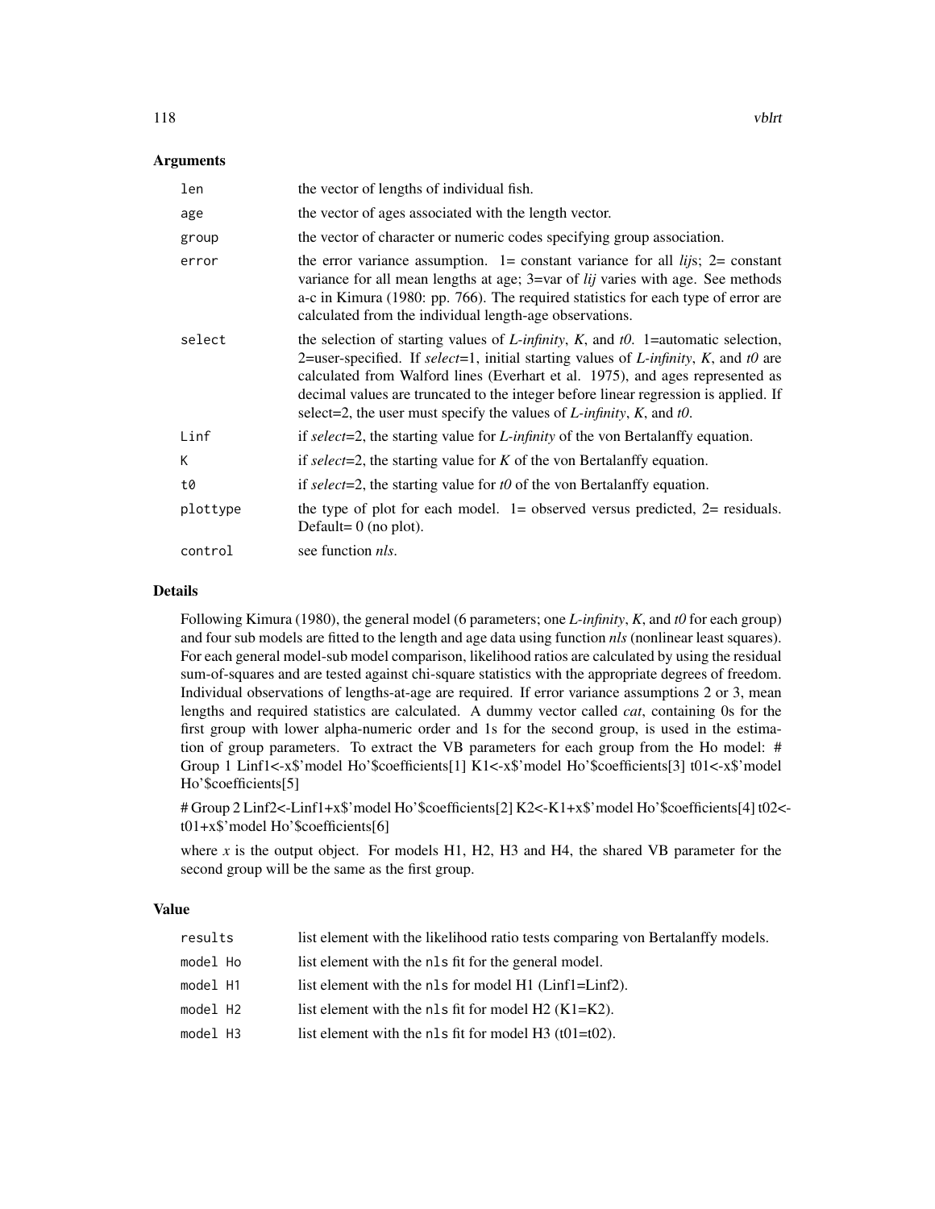## Arguments

| | |
|---|---|
| `len` | the vector of lengths of individual fish. |
| `age` | the vector of ages associated with the length vector. |
| `group` | the vector of character or numeric codes specifying group association. |
| `error` | the error variance assumption. 1= constant variance for all *lij*s; 2= constant variance for all mean lengths at age; 3=var of *lij* varies with age. See methods a-c in Kimura (1980: pp. 766). The required statistics for each type of error are calculated from the individual length-age observations. |
| `select` | the selection of starting values of *L-infinity*, *K*, and *t0*. 1=automatic selection, 2=user-specified. If *select*=1, initial starting values of *L-infinity*, *K*, and *t0* are calculated from Walford lines (Everhart et al. 1975), and ages represented as decimal values are truncated to the integer before linear regression is applied. If select=2, the user must specify the values of *L-infinity*, *K*, and *t0*. |
| `Linf` | if *select*=2, the starting value for *L-infinity* of the von Bertalanffy equation. |
| `K` | if *select*=2, the starting value for *K* of the von Bertalanffy equation. |
| `t0` | if *select*=2, the starting value for *t0* of the von Bertalanffy equation. |
| `plottype` | the type of plot for each model. 1= observed versus predicted, 2= residuals. Default= 0 (no plot). |
| `control` | see function *nls*. |

## Details

Following Kimura (1980), the general model (6 parameters; one *L-infinity*, *K*, and *t0* for each group) and four sub models are fitted to the length and age data using function *nls* (nonlinear least squares). For each general model-sub model comparison, likelihood ratios are calculated by using the residual sum-of-squares and are tested against chi-square statistics with the appropriate degrees of freedom. Individual observations of lengths-at-age are required. If error variance assumptions 2 or 3, mean lengths and required statistics are calculated. A dummy vector called *cat*, containing 0s for the first group with lower alpha-numeric order and 1s for the second group, is used in the estimation of group parameters. To extract the VB parameters for each group from the Ho model: # Group 1 Linf1<-x$'model Ho'$coefficients[1] K1<-x$'model Ho'$coefficients[3] t01<-x$'model Ho'$coefficients[5]

# Group 2 Linf2<-Linf1+x$'model Ho'$coefficients[2] K2<-K1+x$'model Ho'$coefficients[4] t02<-t01+x$'model Ho'$coefficients[6]

where *x* is the output object. For models H1, H2, H3 and H4, the shared VB parameter for the second group will be the same as the first group.

## Value

| | |
|---|---|
| `results` | list element with the likelihood ratio tests comparing von Bertalanffy models. |
| `model Ho` | list element with the `nls` fit for the general model. |
| `model H1` | list element with the `nls` for model H1 (Linf1=Linf2). |
| `model H2` | list element with the `nls` fit for model H2 (K1=K2). |
| `model H3` | list element with the `nls` fit for model H3 (t01=t02). |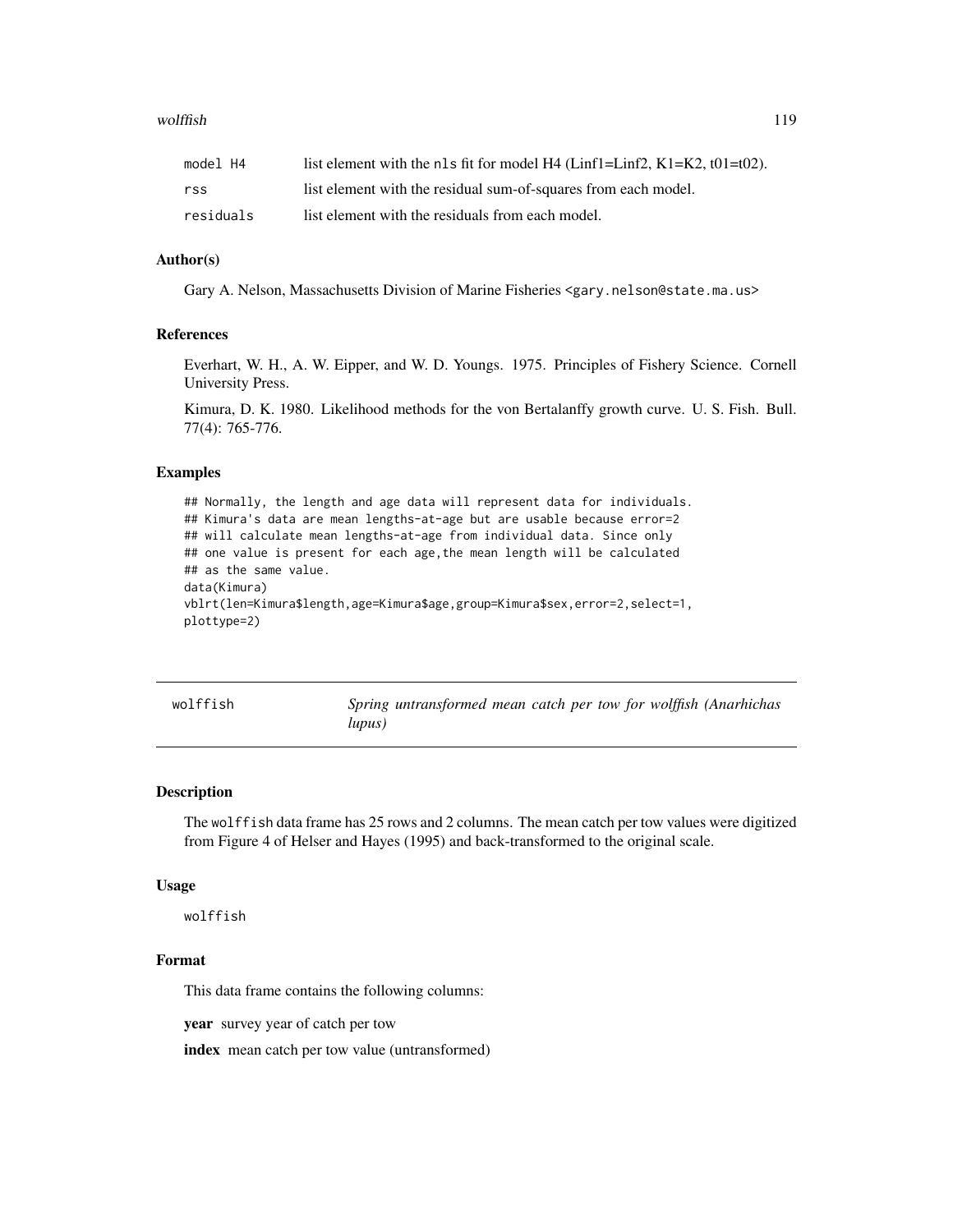| | |
|---|---|
| model H4 | list element with the nls fit for model H4 (Linf1=Linf2, K1=K2, t01=t02). |
| rss | list element with the residual sum-of-squares from each model. |
| residuals | list element with the residuals from each model. |

### Author(s)

Gary A. Nelson, Massachusetts Division of Marine Fisheries <gary.nelson@state.ma.us>

### References

Everhart, W. H., A. W. Eipper, and W. D. Youngs. 1975. Principles of Fishery Science. Cornell University Press.

Kimura, D. K. 1980. Likelihood methods for the von Bertalanffy growth curve. U. S. Fish. Bull. 77(4): 765-776.

### Examples

```
## Normally, the length and age data will represent data for individuals.
## Kimura's data are mean lengths-at-age but are usable because error=2
## will calculate mean lengths-at-age from individual data. Since only
## one value is present for each age,the mean length will be calculated
## as the same value.
data(Kimura)
vblrt(len=Kimura$length,age=Kimura$age,group=Kimura$sex,error=2,select=1,
plottype=2)
```

---

## wolffish — *Spring untransformed mean catch per tow for wolffish (Anarhichas lupus)*

### Description

The wolffish data frame has 25 rows and 2 columns. The mean catch per tow values were digitized from Figure 4 of Helser and Hayes (1995) and back-transformed to the original scale.

### Usage

wolffish

### Format

This data frame contains the following columns:

**year** survey year of catch per tow

**index** mean catch per tow value (untransformed)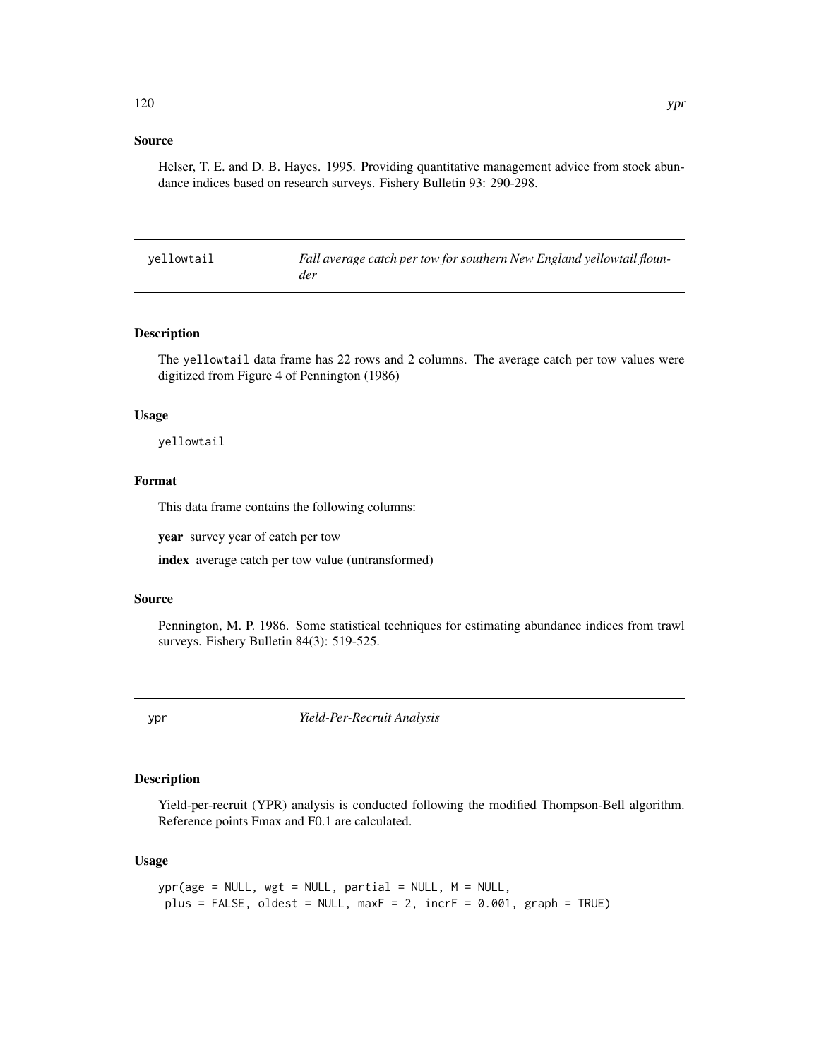### Source

Helser, T. E. and D. B. Hayes. 1995. Providing quantitative management advice from stock abundance indices based on research surveys. Fishery Bulletin 93: 290-298.

---

## yellowtail — *Fall average catch per tow for southern New England yellowtail flounder*

### Description

The yellowtail data frame has 22 rows and 2 columns. The average catch per tow values were digitized from Figure 4 of Pennington (1986)

### Usage

```
yellowtail
```

### Format

This data frame contains the following columns:

**year** survey year of catch per tow

**index** average catch per tow value (untransformed)

### Source

Pennington, M. P. 1986. Some statistical techniques for estimating abundance indices from trawl surveys. Fishery Bulletin 84(3): 519-525.

---

## ypr — *Yield-Per-Recruit Analysis*

### Description

Yield-per-recruit (YPR) analysis is conducted following the modified Thompson-Bell algorithm. Reference points Fmax and F0.1 are calculated.

### Usage

```
ypr(age = NULL, wgt = NULL, partial = NULL, M = NULL,
 plus = FALSE, oldest = NULL, maxF = 2, incrF = 0.001, graph = TRUE)
```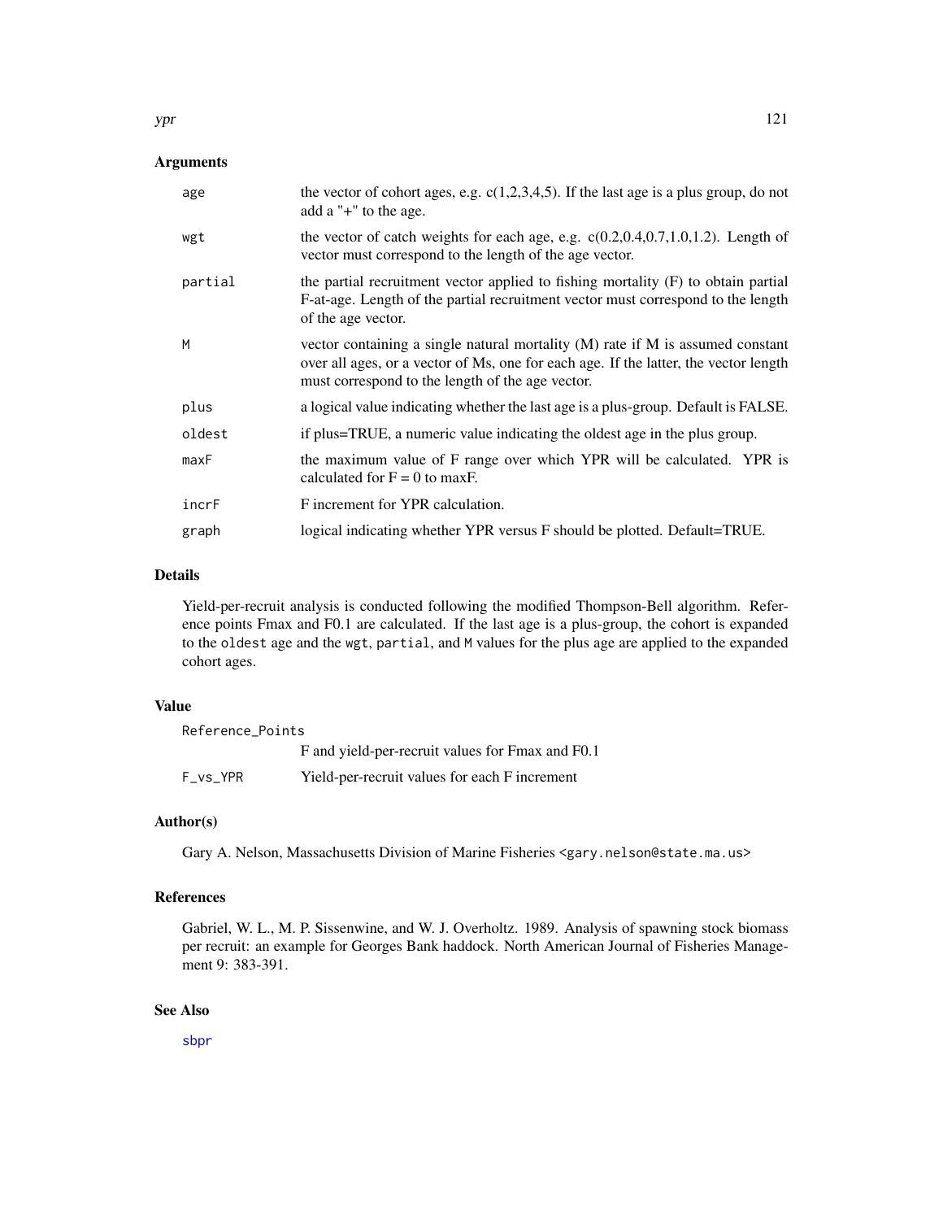## Arguments

| | |
|---|---|
| age | the vector of cohort ages, e.g. c(1,2,3,4,5). If the last age is a plus group, do not add a "+" to the age. |
| wgt | the vector of catch weights for each age, e.g. c(0.2,0.4,0.7,1.0,1.2). Length of vector must correspond to the length of the age vector. |
| partial | the partial recruitment vector applied to fishing mortality (F) to obtain partial F-at-age. Length of the partial recruitment vector must correspond to the length of the age vector. |
| M | vector containing a single natural mortality (M) rate if M is assumed constant over all ages, or a vector of Ms, one for each age. If the latter, the vector length must correspond to the length of the age vector. |
| plus | a logical value indicating whether the last age is a plus-group. Default is FALSE. |
| oldest | if plus=TRUE, a numeric value indicating the oldest age in the plus group. |
| maxF | the maximum value of F range over which YPR will be calculated. YPR is calculated for F = 0 to maxF. |
| incrF | F increment for YPR calculation. |
| graph | logical indicating whether YPR versus F should be plotted. Default=TRUE. |

## Details

Yield-per-recruit analysis is conducted following the modified Thompson-Bell algorithm. Reference points Fmax and F0.1 are calculated. If the last age is a plus-group, the cohort is expanded to the `oldest` age and the `wgt`, `partial`, and `M` values for the plus age are applied to the expanded cohort ages.

## Value

| | |
|---|---|
| Reference_Points | F and yield-per-recruit values for Fmax and F0.1 |
| F_vs_YPR | Yield-per-recruit values for each F increment |

## Author(s)

Gary A. Nelson, Massachusetts Division of Marine Fisheries <gary.nelson@state.ma.us>

## References

Gabriel, W. L., M. P. Sissenwine, and W. J. Overholtz. 1989. Analysis of spawning stock biomass per recruit: an example for Georges Bank haddock. North American Journal of Fisheries Management 9: 383-391.

## See Also

sbpr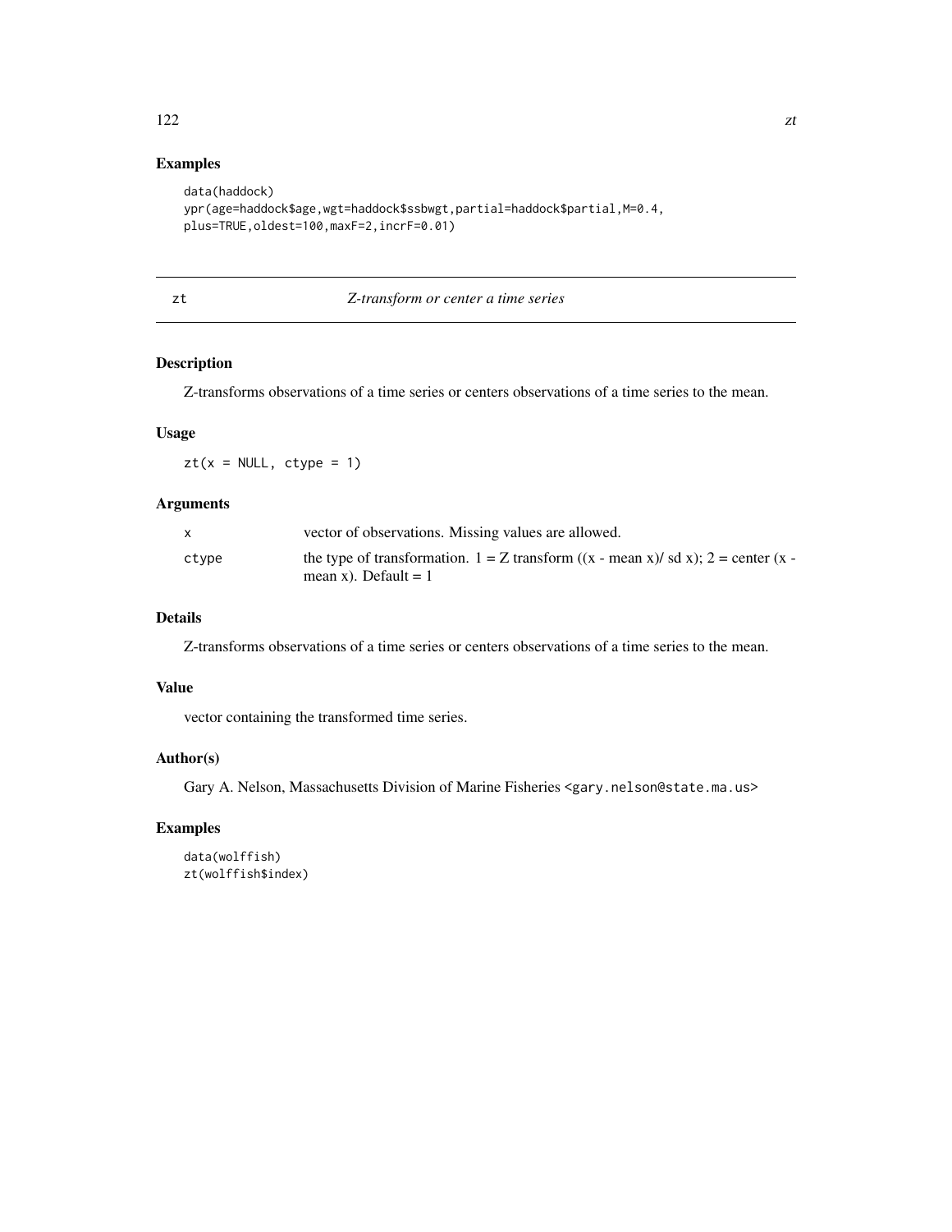## Examples

```
data(haddock)
ypr(age=haddock$age,wgt=haddock$ssbwgt,partial=haddock$partial,M=0.4,
plus=TRUE,oldest=100,maxF=2,incrF=0.01)
```

---

# zt *Z-transform or center a time series*

---

## Description

Z-transforms observations of a time series or centers observations of a time series to the mean.

## Usage

```
zt(x = NULL, ctype = 1)
```

## Arguments

| | |
|---|---|
| x | vector of observations. Missing values are allowed. |
| ctype | the type of transformation. 1 = Z transform ((x - mean x)/ sd x); 2 = center (x - mean x). Default = 1 |

## Details

Z-transforms observations of a time series or centers observations of a time series to the mean.

## Value

vector containing the transformed time series.

## Author(s)

Gary A. Nelson, Massachusetts Division of Marine Fisheries <gary.nelson@state.ma.us>

## Examples

```
data(wolffish)
zt(wolffish$index)
```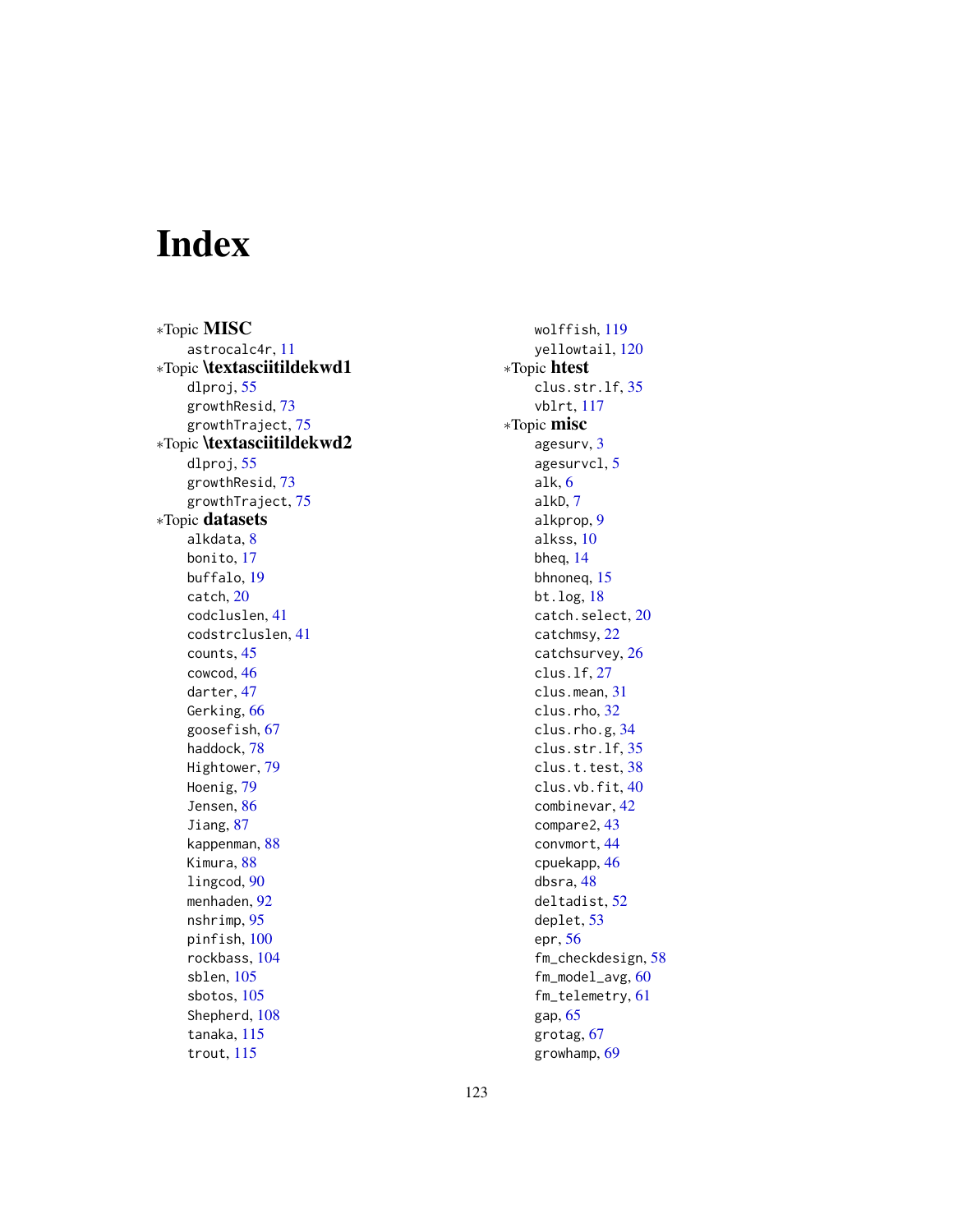# Index

∗Topic **MISC**
- astrocalc4r, 11

∗Topic **\textasciitildekwd1**
- dlproj, 55
- growthResid, 73
- growthTraject, 75

∗Topic **\textasciitildekwd2**
- dlproj, 55
- growthResid, 73
- growthTraject, 75

∗Topic **datasets**
- alkdata, 8
- bonito, 17
- buffalo, 19
- catch, 20
- codcluslen, 41
- codstrcluslen, 41
- counts, 45
- cowcod, 46
- darter, 47
- Gerking, 66
- goosefish, 67
- haddock, 78
- Hightower, 79
- Hoenig, 79
- Jensen, 86
- Jiang, 87
- kappenman, 88
- Kimura, 88
- lingcod, 90
- menhaden, 92
- nshrimp, 95
- pinfish, 100
- rockbass, 104
- sblen, 105
- sbotos, 105
- Shepherd, 108
- tanaka, 115
- trout, 115
- wolffish, 119
- yellowtail, 120

∗Topic **htest**
- clus.str.lf, 35
- vblrt, 117

∗Topic **misc**
- agesurv, 3
- agesurvcl, 5
- alk, 6
- alkD, 7
- alkprop, 9
- alkss, 10
- bheq, 14
- bhnoneq, 15
- bt.log, 18
- catch.select, 20
- catchmsy, 22
- catchsurvey, 26
- clus.lf, 27
- clus.mean, 31
- clus.rho, 32
- clus.rho.g, 34
- clus.str.lf, 35
- clus.t.test, 38
- clus.vb.fit, 40
- combinevar, 42
- compare2, 43
- convmort, 44
- cpuekapp, 46
- dbsra, 48
- deltadist, 52
- deplet, 53
- epr, 56
- fm_checkdesign, 58
- fm_model_avg, 60
- fm_telemetry, 61
- gap, 65
- grotag, 67
- growhamp, 69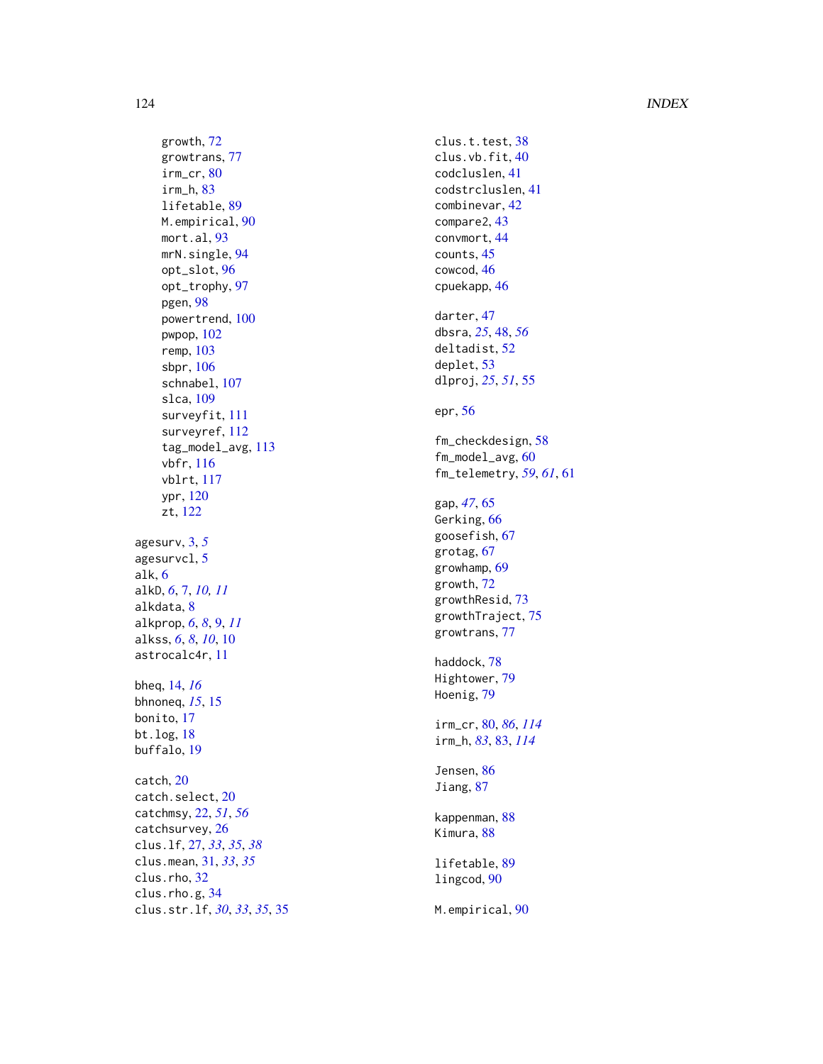growth, 72
growtrans, 77
irm_cr, 80
irm_h, 83
lifetable, 89
M.empirical, 90
mort.al, 93
mrN.single, 94
opt_slot, 96
opt_trophy, 97
pgen, 98
powertrend, 100
pwpop, 102
remp, 103
sbpr, 106
schnabel, 107
slca, 109
surveyfit, 111
surveyref, 112
tag_model_avg, 113
vbfr, 116
vblrt, 117
ypr, 120
zt, 122

agesurv, 3, *5*
agesurvcl, 5
alk, 6
alkD, *6*, 7, *10*, *11*
alkdata, 8
alkprop, *6*, *8*, 9, *11*
alkss, *6*, *8*, *10*, 10
astrocalc4r, 11

bheq, 14, *16*
bhnoneq, *15*, 15
bonito, 17
bt.log, 18
buffalo, 19

catch, 20
catch.select, 20
catchmsy, 22, *51*, *56*
catchsurvey, 26
clus.lf, 27, *33*, *35*, *38*
clus.mean, 31, *33*, *35*
clus.rho, 32
clus.rho.g, 34
clus.str.lf, *30*, *33*, *35*, 35

clus.t.test, 38
clus.vb.fit, 40
codcluslen, 41
codstrcluslen, 41
combinevar, 42
compare2, 43
convmort, 44
counts, 45
cowcod, 46
cpuekapp, 46

darter, 47
dbsra, *25*, 48, *56*
deltadist, 52
deplet, 53
dlproj, *25*, *51*, 55

epr, 56

fm_checkdesign, 58
fm_model_avg, 60
fm_telemetry, *59*, *61*, 61

gap, *47*, 65
Gerking, 66
goosefish, 67
grotag, 67
growhamp, 69
growth, 72
growthResid, 73
growthTraject, 75
growtrans, 77

haddock, 78
Hightower, 79
Hoenig, 79

irm_cr, 80, *86*, *114*
irm_h, *83*, 83, *114*

Jensen, 86
Jiang, 87

kappenman, 88
Kimura, 88

lifetable, 89
lingcod, 90

M.empirical, 90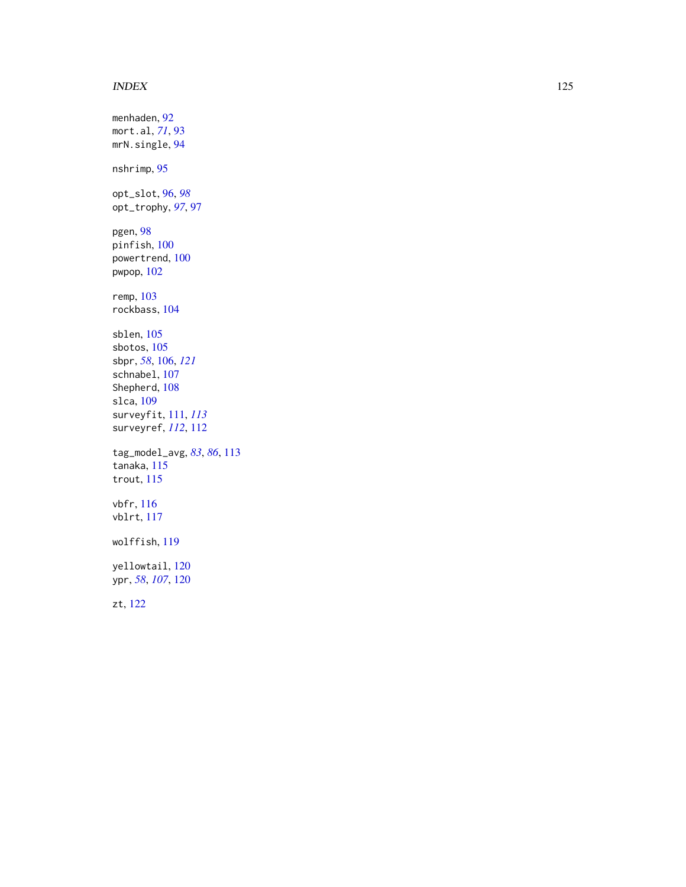menhaden, 92
mort.al, *71*, 93
mrN.single, 94

nshrimp, 95

opt_slot, 96, *98*
opt_trophy, *97*, 97

pgen, 98
pinfish, 100
powertrend, 100
pwpop, 102

remp, 103
rockbass, 104

sblen, 105
sbotos, 105
sbpr, *58*, 106, *121*
schnabel, 107
Shepherd, 108
slca, 109
surveyfit, 111, *113*
surveyref, *112*, 112

tag_model_avg, *83*, *86*, 113
tanaka, 115
trout, 115

vbfr, 116
vblrt, 117

wolffish, 119

yellowtail, 120
ypr, *58*, *107*, 120

zt, 122